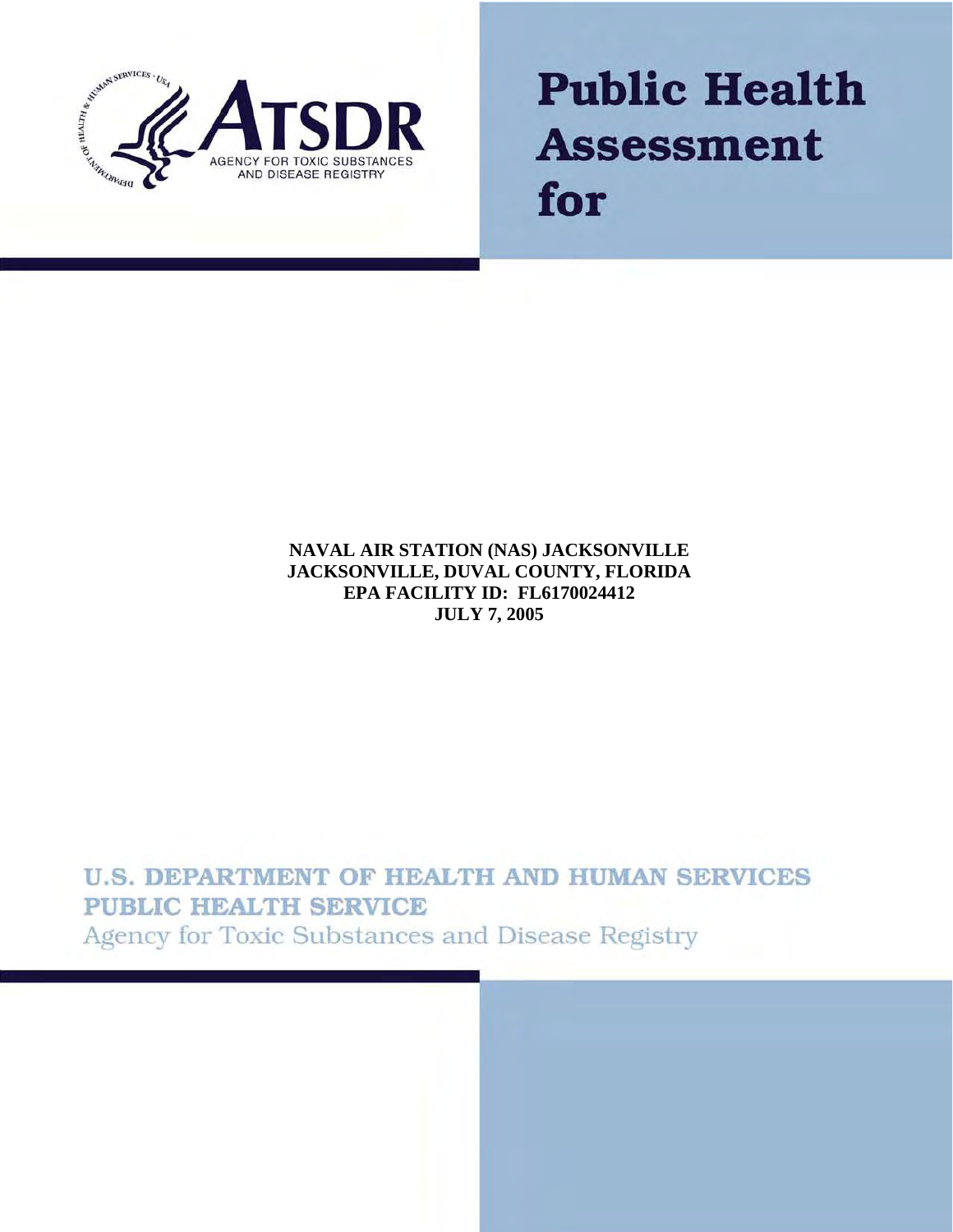ATSDR

AGENCY FOR TOXIC SUBSTANCES AND DISEASE REGISTRY

# Public Health Assessment for

**NAVAL AIR STATION (NAS) JACKSONVILLE**
**JACKSONVILLE, DUVAL COUNTY, FLORIDA**
**EPA FACILITY ID: FL6170024412**
**JULY 7, 2005**

**U.S. DEPARTMENT OF HEALTH AND HUMAN SERVICES**
**PUBLIC HEALTH SERVICE**
Agency for Toxic Substances and Disease Registry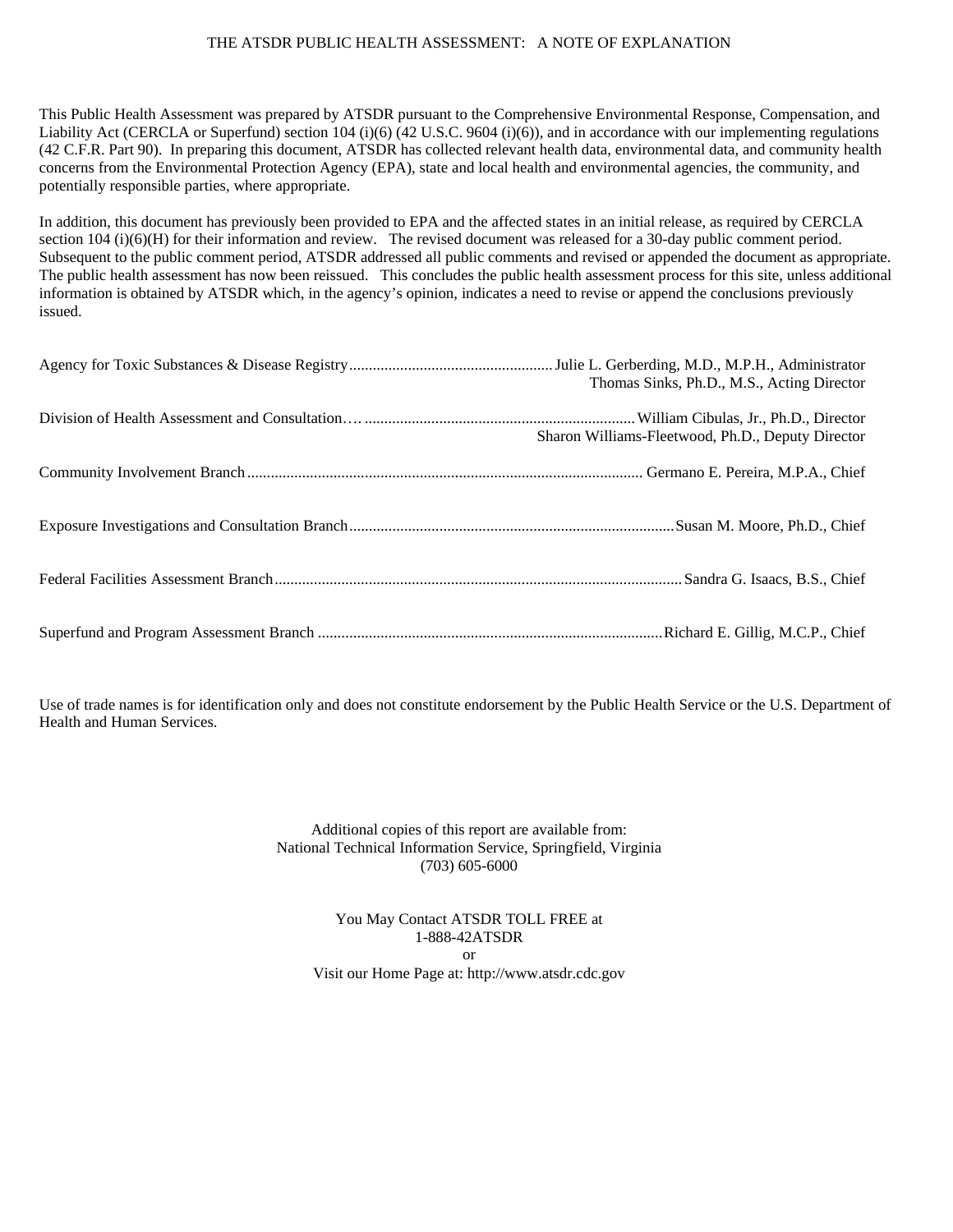THE ATSDR PUBLIC HEALTH ASSESSMENT: A NOTE OF EXPLANATION

This Public Health Assessment was prepared by ATSDR pursuant to the Comprehensive Environmental Response, Compensation, and Liability Act (CERCLA or Superfund) section 104 (i)(6) (42 U.S.C. 9604 (i)(6)), and in accordance with our implementing regulations (42 C.F.R. Part 90). In preparing this document, ATSDR has collected relevant health data, environmental data, and community health concerns from the Environmental Protection Agency (EPA), state and local health and environmental agencies, the community, and potentially responsible parties, where appropriate.

In addition, this document has previously been provided to EPA and the affected states in an initial release, as required by CERCLA section 104 (i)(6)(H) for their information and review. The revised document was released for a 30-day public comment period. Subsequent to the public comment period, ATSDR addressed all public comments and revised or appended the document as appropriate. The public health assessment has now been reissued. This concludes the public health assessment process for this site, unless additional information is obtained by ATSDR which, in the agency's opinion, indicates a need to revise or append the conclusions previously issued.

Agency for Toxic Substances & Disease Registry.................................................... Julie L. Gerberding, M.D., M.P.H., Administrator
Thomas Sinks, Ph.D., M.S., Acting Director

Division of Health Assessment and Consultation…. ..................................................................... William Cibulas, Jr., Ph.D., Director
Sharon Williams-Fleetwood, Ph.D., Deputy Director

Community Involvement Branch.................................................................................................... Germano E. Pereira, M.P.A., Chief

Exposure Investigations and Consultation Branch.................................................................................. Susan M. Moore, Ph.D., Chief

Federal Facilities Assessment Branch....................................................................................................... Sandra G. Isaacs, B.S., Chief

Superfund and Program Assessment Branch ....................................................................................... Richard E. Gillig, M.C.P., Chief

Use of trade names is for identification only and does not constitute endorsement by the Public Health Service or the U.S. Department of Health and Human Services.

Additional copies of this report are available from:
National Technical Information Service, Springfield, Virginia
(703) 605-6000

You May Contact ATSDR TOLL FREE at
1-888-42ATSDR
or
Visit our Home Page at: http://www.atsdr.cdc.gov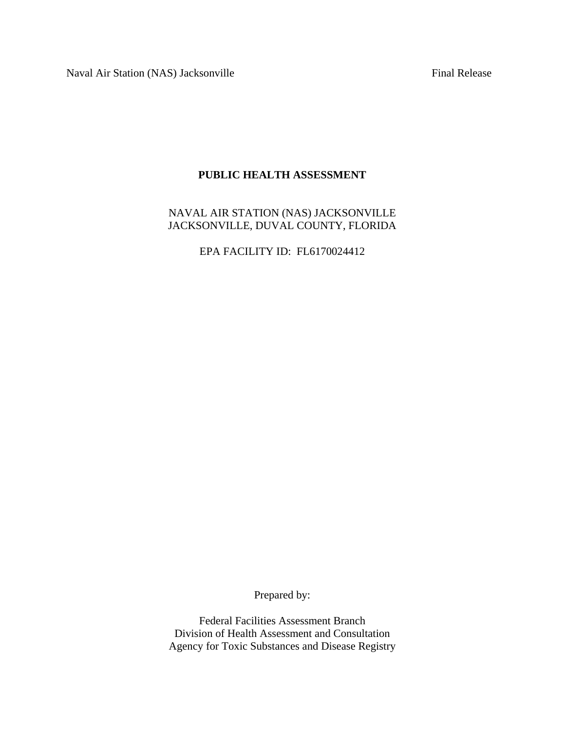# PUBLIC HEALTH ASSESSMENT

NAVAL AIR STATION (NAS) JACKSONVILLE
JACKSONVILLE, DUVAL COUNTY, FLORIDA

EPA FACILITY ID: FL6170024412

Prepared by:

Federal Facilities Assessment Branch
Division of Health Assessment and Consultation
Agency for Toxic Substances and Disease Registry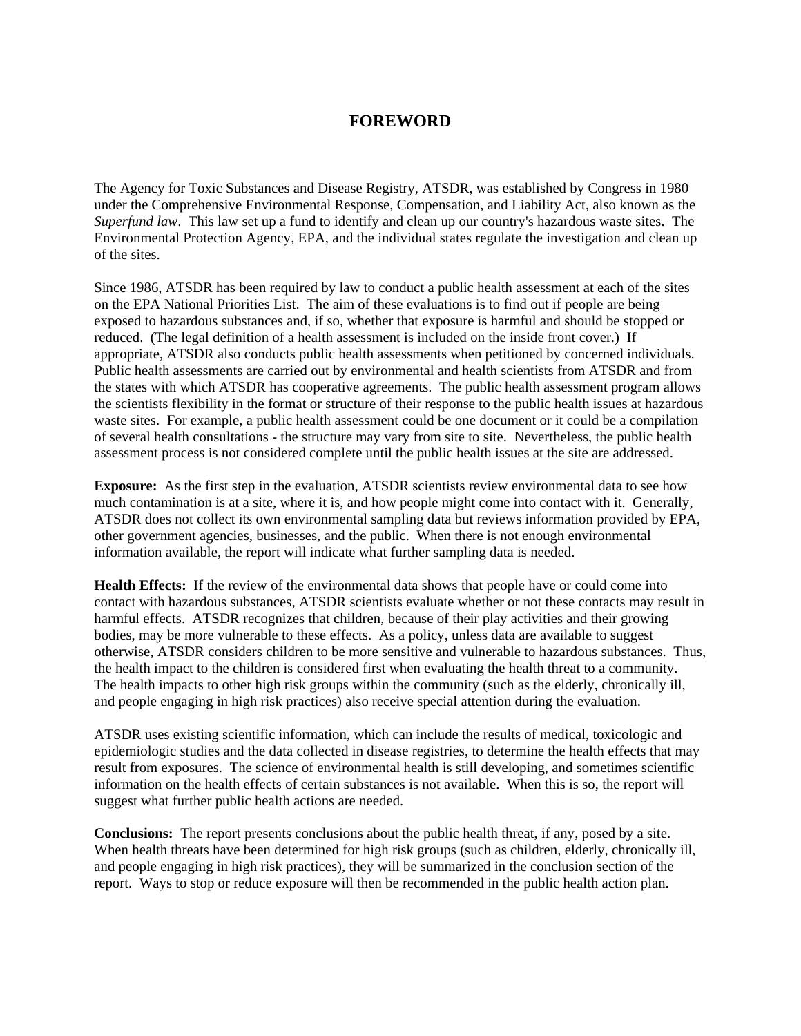# FOREWORD

The Agency for Toxic Substances and Disease Registry, ATSDR, was established by Congress in 1980 under the Comprehensive Environmental Response, Compensation, and Liability Act, also known as the *Superfund law*. This law set up a fund to identify and clean up our country's hazardous waste sites. The Environmental Protection Agency, EPA, and the individual states regulate the investigation and clean up of the sites.

Since 1986, ATSDR has been required by law to conduct a public health assessment at each of the sites on the EPA National Priorities List. The aim of these evaluations is to find out if people are being exposed to hazardous substances and, if so, whether that exposure is harmful and should be stopped or reduced. (The legal definition of a health assessment is included on the inside front cover.) If appropriate, ATSDR also conducts public health assessments when petitioned by concerned individuals. Public health assessments are carried out by environmental and health scientists from ATSDR and from the states with which ATSDR has cooperative agreements. The public health assessment program allows the scientists flexibility in the format or structure of their response to the public health issues at hazardous waste sites. For example, a public health assessment could be one document or it could be a compilation of several health consultations - the structure may vary from site to site. Nevertheless, the public health assessment process is not considered complete until the public health issues at the site are addressed.

**Exposure:** As the first step in the evaluation, ATSDR scientists review environmental data to see how much contamination is at a site, where it is, and how people might come into contact with it. Generally, ATSDR does not collect its own environmental sampling data but reviews information provided by EPA, other government agencies, businesses, and the public. When there is not enough environmental information available, the report will indicate what further sampling data is needed.

**Health Effects:** If the review of the environmental data shows that people have or could come into contact with hazardous substances, ATSDR scientists evaluate whether or not these contacts may result in harmful effects. ATSDR recognizes that children, because of their play activities and their growing bodies, may be more vulnerable to these effects. As a policy, unless data are available to suggest otherwise, ATSDR considers children to be more sensitive and vulnerable to hazardous substances. Thus, the health impact to the children is considered first when evaluating the health threat to a community. The health impacts to other high risk groups within the community (such as the elderly, chronically ill, and people engaging in high risk practices) also receive special attention during the evaluation.

ATSDR uses existing scientific information, which can include the results of medical, toxicologic and epidemiologic studies and the data collected in disease registries, to determine the health effects that may result from exposures. The science of environmental health is still developing, and sometimes scientific information on the health effects of certain substances is not available. When this is so, the report will suggest what further public health actions are needed.

**Conclusions:** The report presents conclusions about the public health threat, if any, posed by a site. When health threats have been determined for high risk groups (such as children, elderly, chronically ill, and people engaging in high risk practices), they will be summarized in the conclusion section of the report. Ways to stop or reduce exposure will then be recommended in the public health action plan.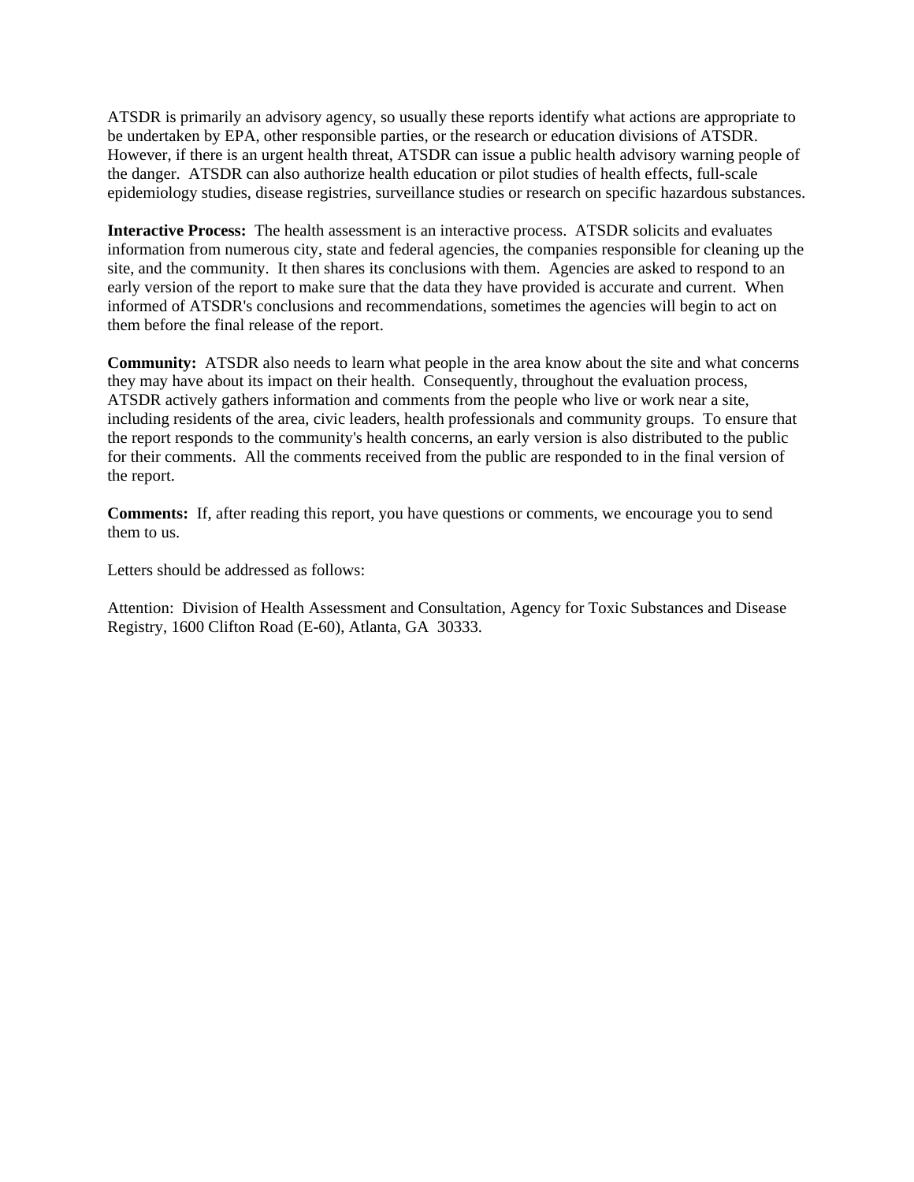ATSDR is primarily an advisory agency, so usually these reports identify what actions are appropriate to be undertaken by EPA, other responsible parties, or the research or education divisions of ATSDR. However, if there is an urgent health threat, ATSDR can issue a public health advisory warning people of the danger. ATSDR can also authorize health education or pilot studies of health effects, full-scale epidemiology studies, disease registries, surveillance studies or research on specific hazardous substances.

**Interactive Process:** The health assessment is an interactive process. ATSDR solicits and evaluates information from numerous city, state and federal agencies, the companies responsible for cleaning up the site, and the community. It then shares its conclusions with them. Agencies are asked to respond to an early version of the report to make sure that the data they have provided is accurate and current. When informed of ATSDR's conclusions and recommendations, sometimes the agencies will begin to act on them before the final release of the report.

**Community:** ATSDR also needs to learn what people in the area know about the site and what concerns they may have about its impact on their health. Consequently, throughout the evaluation process, ATSDR actively gathers information and comments from the people who live or work near a site, including residents of the area, civic leaders, health professionals and community groups. To ensure that the report responds to the community's health concerns, an early version is also distributed to the public for their comments. All the comments received from the public are responded to in the final version of the report.

**Comments:** If, after reading this report, you have questions or comments, we encourage you to send them to us.

Letters should be addressed as follows:

Attention: Division of Health Assessment and Consultation, Agency for Toxic Substances and Disease Registry, 1600 Clifton Road (E-60), Atlanta, GA 30333.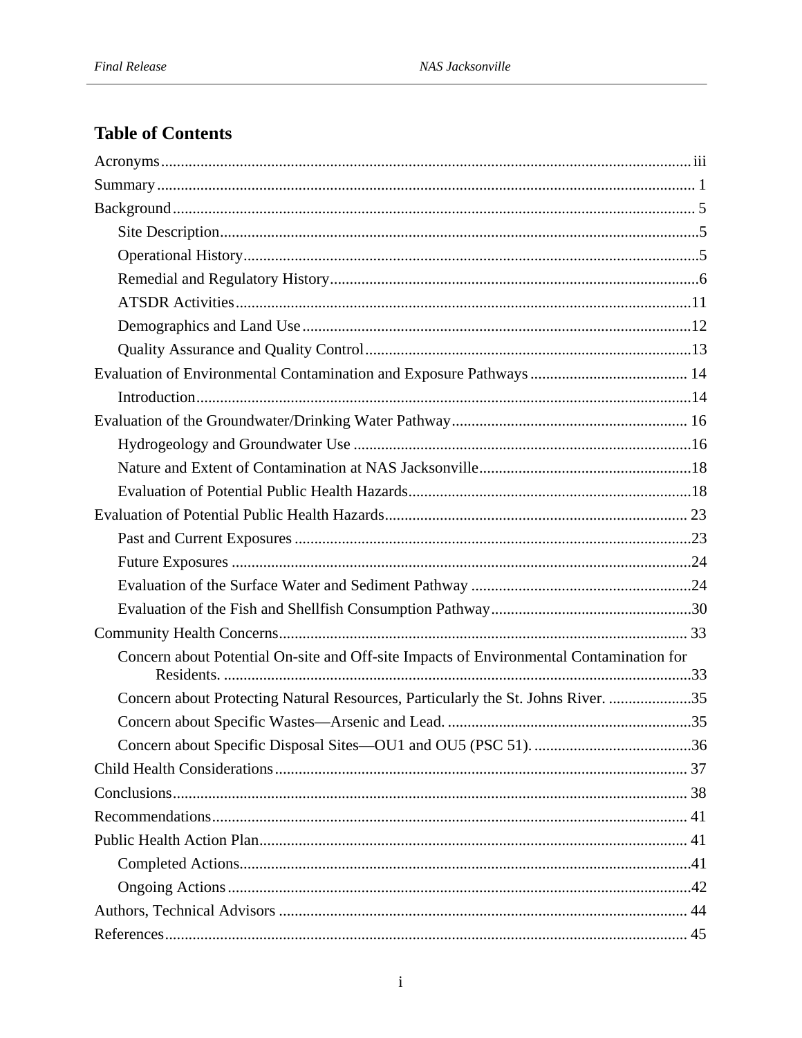# Table of Contents

- Acronyms ..... iii
- Summary ..... 1
- Background ..... 5
  - Site Description ..... 5
  - Operational History ..... 5
  - Remedial and Regulatory History ..... 6
  - ATSDR Activities ..... 11
  - Demographics and Land Use ..... 12
  - Quality Assurance and Quality Control ..... 13
- Evaluation of Environmental Contamination and Exposure Pathways ..... 14
  - Introduction ..... 14
- Evaluation of the Groundwater/Drinking Water Pathway ..... 16
  - Hydrogeology and Groundwater Use ..... 16
  - Nature and Extent of Contamination at NAS Jacksonville ..... 18
  - Evaluation of Potential Public Health Hazards ..... 18
- Evaluation of Potential Public Health Hazards ..... 23
  - Past and Current Exposures ..... 23
  - Future Exposures ..... 24
  - Evaluation of the Surface Water and Sediment Pathway ..... 24
  - Evaluation of the Fish and Shellfish Consumption Pathway ..... 30
- Community Health Concerns ..... 33
  - Concern about Potential On-site and Off-site Impacts of Environmental Contamination for Residents. ..... 33
  - Concern about Protecting Natural Resources, Particularly the St. Johns River. ..... 35
  - Concern about Specific Wastes—Arsenic and Lead. ..... 35
  - Concern about Specific Disposal Sites—OU1 and OU5 (PSC 51). ..... 36
- Child Health Considerations ..... 37
- Conclusions ..... 38
- Recommendations ..... 41
- Public Health Action Plan ..... 41
  - Completed Actions ..... 41
  - Ongoing Actions ..... 42
- Authors, Technical Advisors ..... 44
- References ..... 45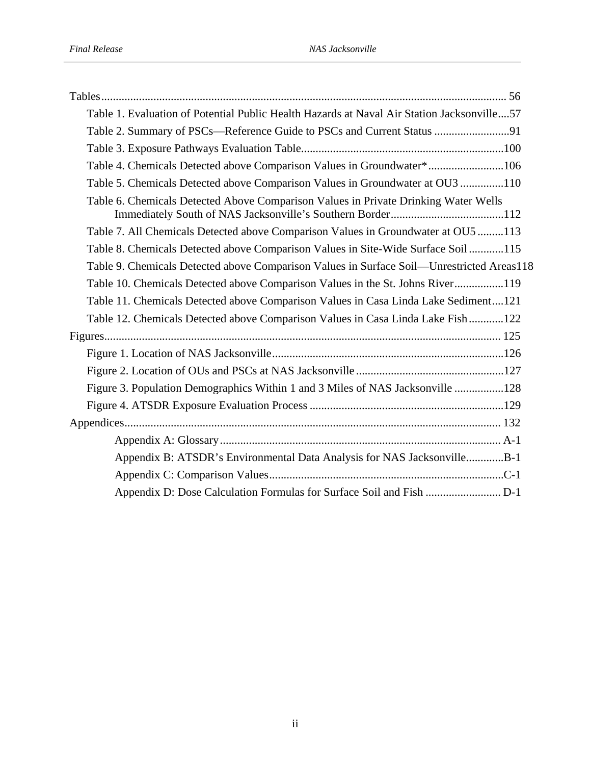Tables ........................................................................................................................................ 56

- Table 1. Evaluation of Potential Public Health Hazards at Naval Air Station Jacksonville....57
- Table 2. Summary of PSCs—Reference Guide to PSCs and Current Status ..........................91
- Table 3. Exposure Pathways Evaluation Table.....................................................................100
- Table 4. Chemicals Detected above Comparison Values in Groundwater* ..........................106
- Table 5. Chemicals Detected above Comparison Values in Groundwater at OU3 ...............110
- Table 6. Chemicals Detected Above Comparison Values in Private Drinking Water Wells Immediately South of NAS Jacksonville's Southern Border.......................................112
- Table 7. All Chemicals Detected above Comparison Values in Groundwater at OU5 .........113
- Table 8. Chemicals Detected above Comparison Values in Site-Wide Surface Soil ............115
- Table 9. Chemicals Detected above Comparison Values in Surface Soil—Unrestricted Areas118
- Table 10. Chemicals Detected above Comparison Values in the St. Johns River .................119
- Table 11. Chemicals Detected above Comparison Values in Casa Linda Lake Sediment....121
- Table 12. Chemicals Detected above Comparison Values in Casa Linda Lake Fish ............122

Figures ....................................................................................................................................... 125

- Figure 1. Location of NAS Jacksonville ................................................................................126
- Figure 2. Location of OUs and PSCs at NAS Jacksonville ...................................................127
- Figure 3. Population Demographics Within 1 and 3 Miles of NAS Jacksonville .................128
- Figure 4. ATSDR Exposure Evaluation Process ...................................................................129

Appendices ................................................................................................................................. 132

- Appendix A: Glossary ................................................................................................. A-1
- Appendix B: ATSDR's Environmental Data Analysis for NAS Jacksonville.............B-1
- Appendix C: Comparison Values.................................................................................C-1
- Appendix D: Dose Calculation Formulas for Surface Soil and Fish .......................... D-1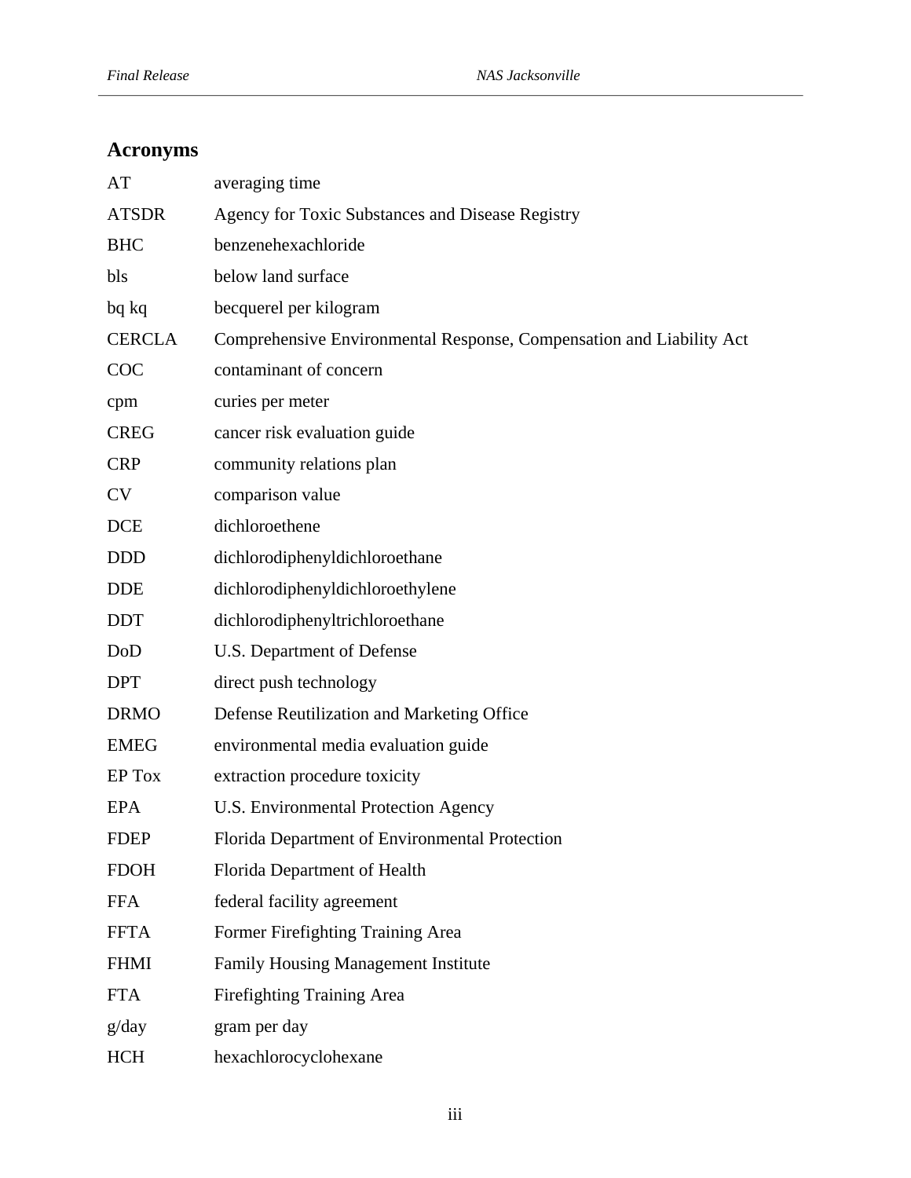## Acronyms

| | |
|---|---|
| AT | averaging time |
| ATSDR | Agency for Toxic Substances and Disease Registry |
| BHC | benzenehexachloride |
| bls | below land surface |
| bq kq | becquerel per kilogram |
| CERCLA | Comprehensive Environmental Response, Compensation and Liability Act |
| COC | contaminant of concern |
| cpm | curies per meter |
| CREG | cancer risk evaluation guide |
| CRP | community relations plan |
| CV | comparison value |
| DCE | dichloroethene |
| DDD | dichlorodiphenyldichloroethane |
| DDE | dichlorodiphenyldichloroethylene |
| DDT | dichlorodiphenyltrichloroethane |
| DoD | U.S. Department of Defense |
| DPT | direct push technology |
| DRMO | Defense Reutilization and Marketing Office |
| EMEG | environmental media evaluation guide |
| EP Tox | extraction procedure toxicity |
| EPA | U.S. Environmental Protection Agency |
| FDEP | Florida Department of Environmental Protection |
| FDOH | Florida Department of Health |
| FFA | federal facility agreement |
| FFTA | Former Firefighting Training Area |
| FHMI | Family Housing Management Institute |
| FTA | Firefighting Training Area |
| g/day | gram per day |
| HCH | hexachlorocyclohexane |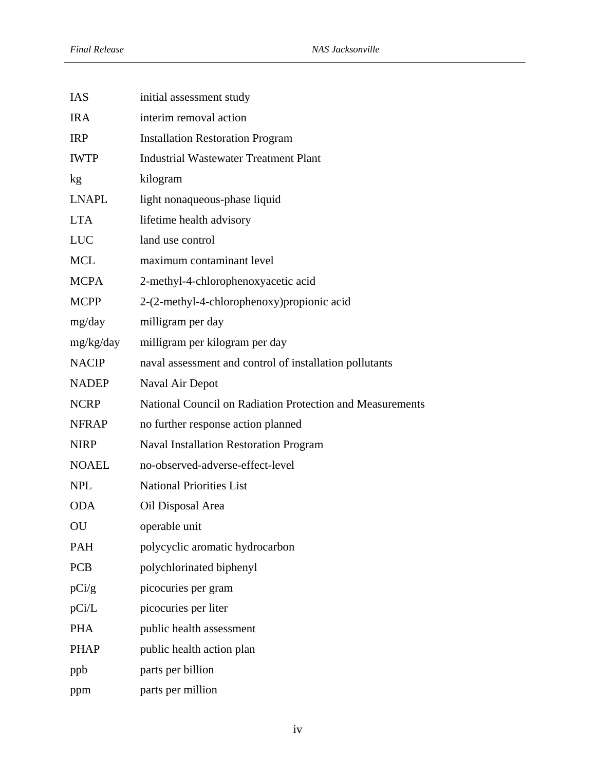| | |
|---|---|
| IAS | initial assessment study |
| IRA | interim removal action |
| IRP | Installation Restoration Program |
| IWTP | Industrial Wastewater Treatment Plant |
| kg | kilogram |
| LNAPL | light nonaqueous-phase liquid |
| LTA | lifetime health advisory |
| LUC | land use control |
| MCL | maximum contaminant level |
| MCPA | 2-methyl-4-chlorophenoxyacetic acid |
| MCPP | 2-(2-methyl-4-chlorophenoxy)propionic acid |
| mg/day | milligram per day |
| mg/kg/day | milligram per kilogram per day |
| NACIP | naval assessment and control of installation pollutants |
| NADEP | Naval Air Depot |
| NCRP | National Council on Radiation Protection and Measurements |
| NFRAP | no further response action planned |
| NIRP | Naval Installation Restoration Program |
| NOAEL | no-observed-adverse-effect-level |
| NPL | National Priorities List |
| ODA | Oil Disposal Area |
| OU | operable unit |
| PAH | polycyclic aromatic hydrocarbon |
| PCB | polychlorinated biphenyl |
| pCi/g | picocuries per gram |
| pCi/L | picocuries per liter |
| PHA | public health assessment |
| PHAP | public health action plan |
| ppb | parts per billion |
| ppm | parts per million |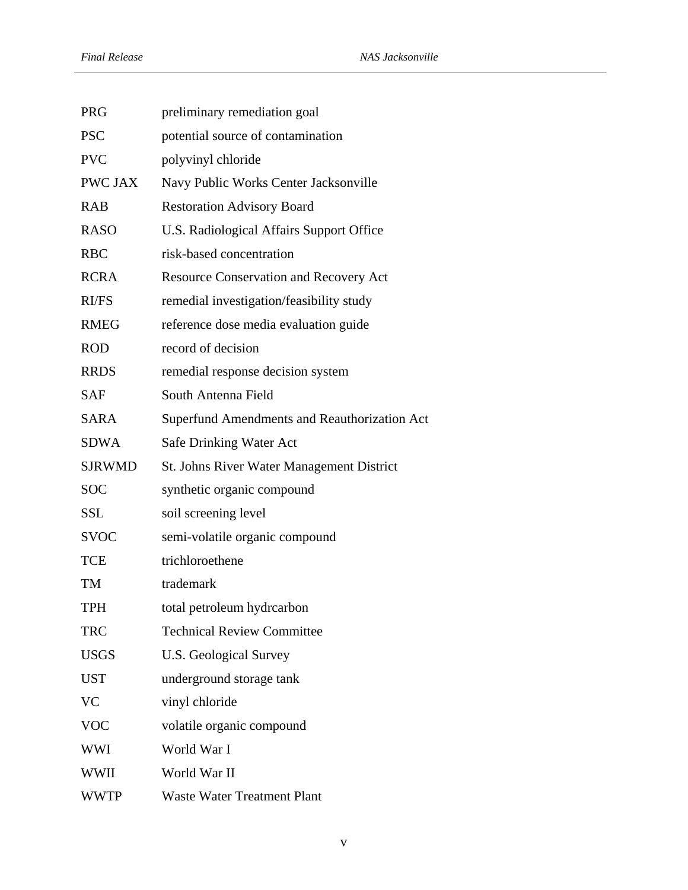| | |
|---|---|
| PRG | preliminary remediation goal |
| PSC | potential source of contamination |
| PVC | polyvinyl chloride |
| PWC JAX | Navy Public Works Center Jacksonville |
| RAB | Restoration Advisory Board |
| RASO | U.S. Radiological Affairs Support Office |
| RBC | risk-based concentration |
| RCRA | Resource Conservation and Recovery Act |
| RI/FS | remedial investigation/feasibility study |
| RMEG | reference dose media evaluation guide |
| ROD | record of decision |
| RRDS | remedial response decision system |
| SAF | South Antenna Field |
| SARA | Superfund Amendments and Reauthorization Act |
| SDWA | Safe Drinking Water Act |
| SJRWMD | St. Johns River Water Management District |
| SOC | synthetic organic compound |
| SSL | soil screening level |
| SVOC | semi-volatile organic compound |
| TCE | trichloroethene |
| TM | trademark |
| TPH | total petroleum hydrcarbon |
| TRC | Technical Review Committee |
| USGS | U.S. Geological Survey |
| UST | underground storage tank |
| VC | vinyl chloride |
| VOC | volatile organic compound |
| WWI | World War I |
| WWII | World War II |
| WWTP | Waste Water Treatment Plant |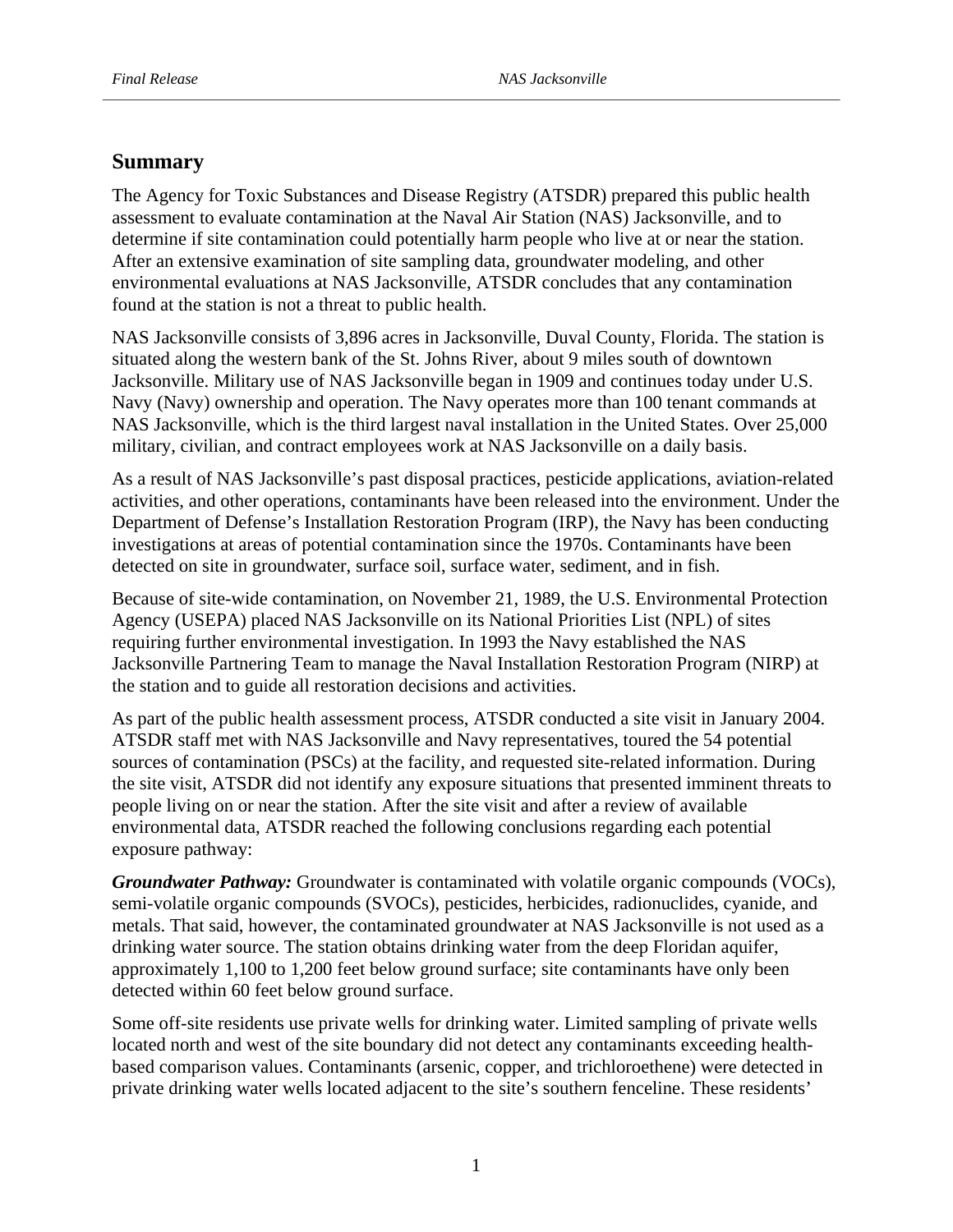## Summary

The Agency for Toxic Substances and Disease Registry (ATSDR) prepared this public health assessment to evaluate contamination at the Naval Air Station (NAS) Jacksonville, and to determine if site contamination could potentially harm people who live at or near the station. After an extensive examination of site sampling data, groundwater modeling, and other environmental evaluations at NAS Jacksonville, ATSDR concludes that any contamination found at the station is not a threat to public health.

NAS Jacksonville consists of 3,896 acres in Jacksonville, Duval County, Florida. The station is situated along the western bank of the St. Johns River, about 9 miles south of downtown Jacksonville. Military use of NAS Jacksonville began in 1909 and continues today under U.S. Navy (Navy) ownership and operation. The Navy operates more than 100 tenant commands at NAS Jacksonville, which is the third largest naval installation in the United States. Over 25,000 military, civilian, and contract employees work at NAS Jacksonville on a daily basis.

As a result of NAS Jacksonville's past disposal practices, pesticide applications, aviation-related activities, and other operations, contaminants have been released into the environment. Under the Department of Defense's Installation Restoration Program (IRP), the Navy has been conducting investigations at areas of potential contamination since the 1970s. Contaminants have been detected on site in groundwater, surface soil, surface water, sediment, and in fish.

Because of site-wide contamination, on November 21, 1989, the U.S. Environmental Protection Agency (USEPA) placed NAS Jacksonville on its National Priorities List (NPL) of sites requiring further environmental investigation. In 1993 the Navy established the NAS Jacksonville Partnering Team to manage the Naval Installation Restoration Program (NIRP) at the station and to guide all restoration decisions and activities.

As part of the public health assessment process, ATSDR conducted a site visit in January 2004. ATSDR staff met with NAS Jacksonville and Navy representatives, toured the 54 potential sources of contamination (PSCs) at the facility, and requested site-related information. During the site visit, ATSDR did not identify any exposure situations that presented imminent threats to people living on or near the station. After the site visit and after a review of available environmental data, ATSDR reached the following conclusions regarding each potential exposure pathway:

***Groundwater Pathway:*** Groundwater is contaminated with volatile organic compounds (VOCs), semi-volatile organic compounds (SVOCs), pesticides, herbicides, radionuclides, cyanide, and metals. That said, however, the contaminated groundwater at NAS Jacksonville is not used as a drinking water source. The station obtains drinking water from the deep Floridan aquifer, approximately 1,100 to 1,200 feet below ground surface; site contaminants have only been detected within 60 feet below ground surface.

Some off-site residents use private wells for drinking water. Limited sampling of private wells located north and west of the site boundary did not detect any contaminants exceeding health-based comparison values. Contaminants (arsenic, copper, and trichloroethene) were detected in private drinking water wells located adjacent to the site's southern fenceline. These residents'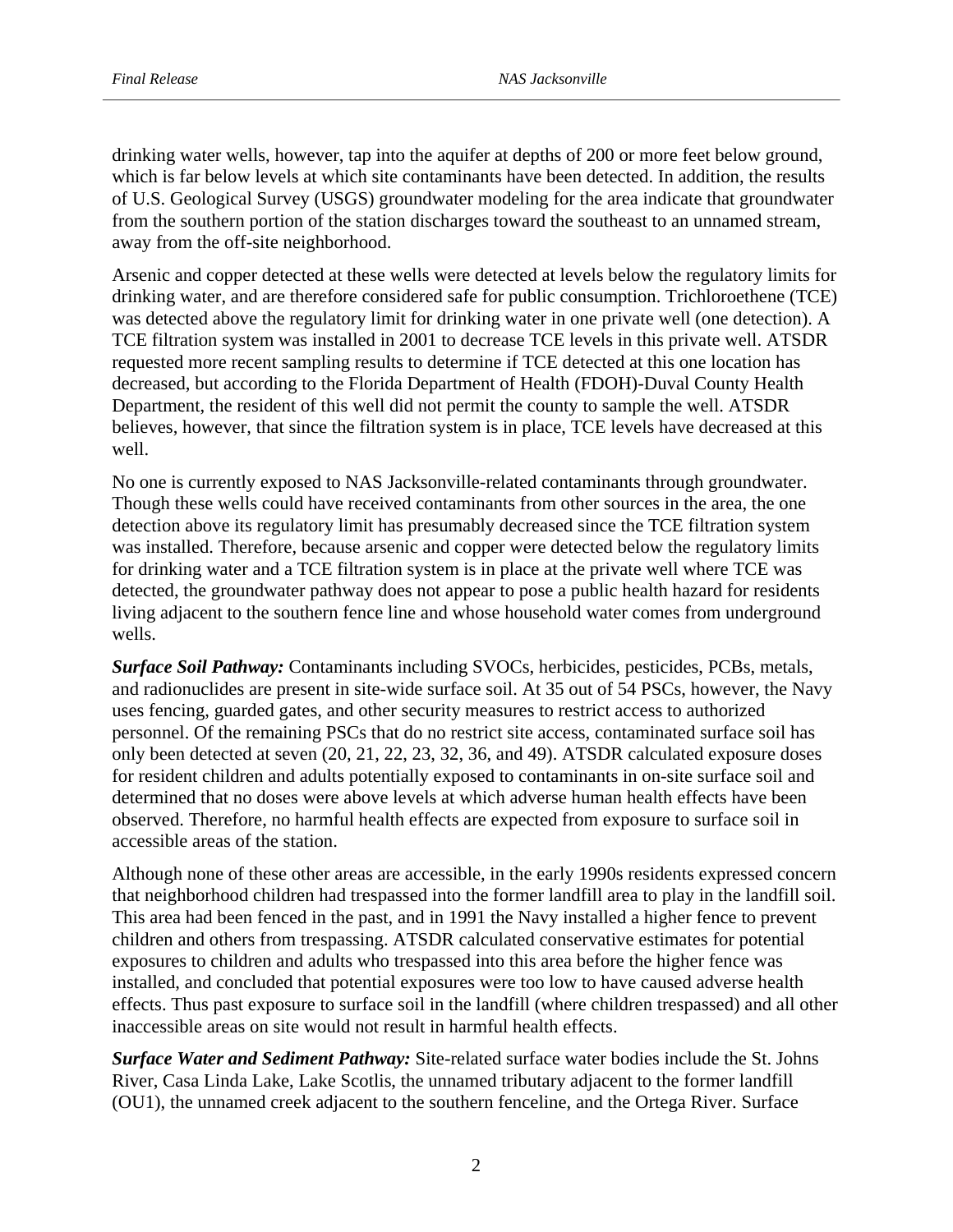drinking water wells, however, tap into the aquifer at depths of 200 or more feet below ground, which is far below levels at which site contaminants have been detected. In addition, the results of U.S. Geological Survey (USGS) groundwater modeling for the area indicate that groundwater from the southern portion of the station discharges toward the southeast to an unnamed stream, away from the off-site neighborhood.

Arsenic and copper detected at these wells were detected at levels below the regulatory limits for drinking water, and are therefore considered safe for public consumption. Trichloroethene (TCE) was detected above the regulatory limit for drinking water in one private well (one detection). A TCE filtration system was installed in 2001 to decrease TCE levels in this private well. ATSDR requested more recent sampling results to determine if TCE detected at this one location has decreased, but according to the Florida Department of Health (FDOH)-Duval County Health Department, the resident of this well did not permit the county to sample the well. ATSDR believes, however, that since the filtration system is in place, TCE levels have decreased at this well.

No one is currently exposed to NAS Jacksonville-related contaminants through groundwater. Though these wells could have received contaminants from other sources in the area, the one detection above its regulatory limit has presumably decreased since the TCE filtration system was installed. Therefore, because arsenic and copper were detected below the regulatory limits for drinking water and a TCE filtration system is in place at the private well where TCE was detected, the groundwater pathway does not appear to pose a public health hazard for residents living adjacent to the southern fence line and whose household water comes from underground wells.

***Surface Soil Pathway:*** Contaminants including SVOCs, herbicides, pesticides, PCBs, metals, and radionuclides are present in site-wide surface soil. At 35 out of 54 PSCs, however, the Navy uses fencing, guarded gates, and other security measures to restrict access to authorized personnel. Of the remaining PSCs that do no restrict site access, contaminated surface soil has only been detected at seven (20, 21, 22, 23, 32, 36, and 49). ATSDR calculated exposure doses for resident children and adults potentially exposed to contaminants in on-site surface soil and determined that no doses were above levels at which adverse human health effects have been observed. Therefore, no harmful health effects are expected from exposure to surface soil in accessible areas of the station.

Although none of these other areas are accessible, in the early 1990s residents expressed concern that neighborhood children had trespassed into the former landfill area to play in the landfill soil. This area had been fenced in the past, and in 1991 the Navy installed a higher fence to prevent children and others from trespassing. ATSDR calculated conservative estimates for potential exposures to children and adults who trespassed into this area before the higher fence was installed, and concluded that potential exposures were too low to have caused adverse health effects. Thus past exposure to surface soil in the landfill (where children trespassed) and all other inaccessible areas on site would not result in harmful health effects.

***Surface Water and Sediment Pathway:*** Site-related surface water bodies include the St. Johns River, Casa Linda Lake, Lake Scotlis, the unnamed tributary adjacent to the former landfill (OU1), the unnamed creek adjacent to the southern fenceline, and the Ortega River. Surface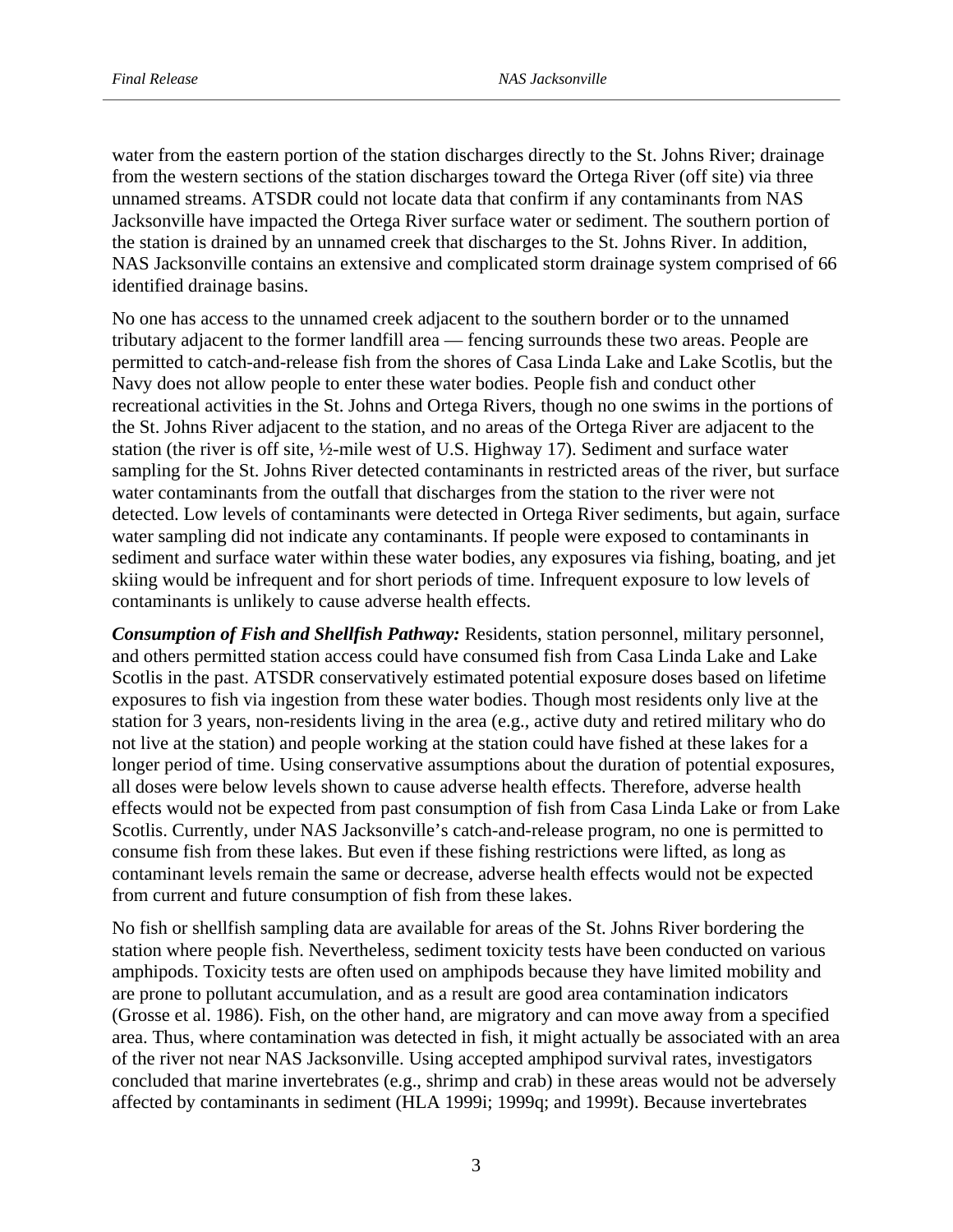water from the eastern portion of the station discharges directly to the St. Johns River; drainage from the western sections of the station discharges toward the Ortega River (off site) via three unnamed streams. ATSDR could not locate data that confirm if any contaminants from NAS Jacksonville have impacted the Ortega River surface water or sediment. The southern portion of the station is drained by an unnamed creek that discharges to the St. Johns River. In addition, NAS Jacksonville contains an extensive and complicated storm drainage system comprised of 66 identified drainage basins.

No one has access to the unnamed creek adjacent to the southern border or to the unnamed tributary adjacent to the former landfill area — fencing surrounds these two areas. People are permitted to catch-and-release fish from the shores of Casa Linda Lake and Lake Scotlis, but the Navy does not allow people to enter these water bodies. People fish and conduct other recreational activities in the St. Johns and Ortega Rivers, though no one swims in the portions of the St. Johns River adjacent to the station, and no areas of the Ortega River are adjacent to the station (the river is off site, ½-mile west of U.S. Highway 17). Sediment and surface water sampling for the St. Johns River detected contaminants in restricted areas of the river, but surface water contaminants from the outfall that discharges from the station to the river were not detected. Low levels of contaminants were detected in Ortega River sediments, but again, surface water sampling did not indicate any contaminants. If people were exposed to contaminants in sediment and surface water within these water bodies, any exposures via fishing, boating, and jet skiing would be infrequent and for short periods of time. Infrequent exposure to low levels of contaminants is unlikely to cause adverse health effects.

***Consumption of Fish and Shellfish Pathway:*** Residents, station personnel, military personnel, and others permitted station access could have consumed fish from Casa Linda Lake and Lake Scotlis in the past. ATSDR conservatively estimated potential exposure doses based on lifetime exposures to fish via ingestion from these water bodies. Though most residents only live at the station for 3 years, non-residents living in the area (e.g., active duty and retired military who do not live at the station) and people working at the station could have fished at these lakes for a longer period of time. Using conservative assumptions about the duration of potential exposures, all doses were below levels shown to cause adverse health effects. Therefore, adverse health effects would not be expected from past consumption of fish from Casa Linda Lake or from Lake Scotlis. Currently, under NAS Jacksonville's catch-and-release program, no one is permitted to consume fish from these lakes. But even if these fishing restrictions were lifted, as long as contaminant levels remain the same or decrease, adverse health effects would not be expected from current and future consumption of fish from these lakes.

No fish or shellfish sampling data are available for areas of the St. Johns River bordering the station where people fish. Nevertheless, sediment toxicity tests have been conducted on various amphipods. Toxicity tests are often used on amphipods because they have limited mobility and are prone to pollutant accumulation, and as a result are good area contamination indicators (Grosse et al. 1986). Fish, on the other hand, are migratory and can move away from a specified area. Thus, where contamination was detected in fish, it might actually be associated with an area of the river not near NAS Jacksonville. Using accepted amphipod survival rates, investigators concluded that marine invertebrates (e.g., shrimp and crab) in these areas would not be adversely affected by contaminants in sediment (HLA 1999i; 1999q; and 1999t). Because invertebrates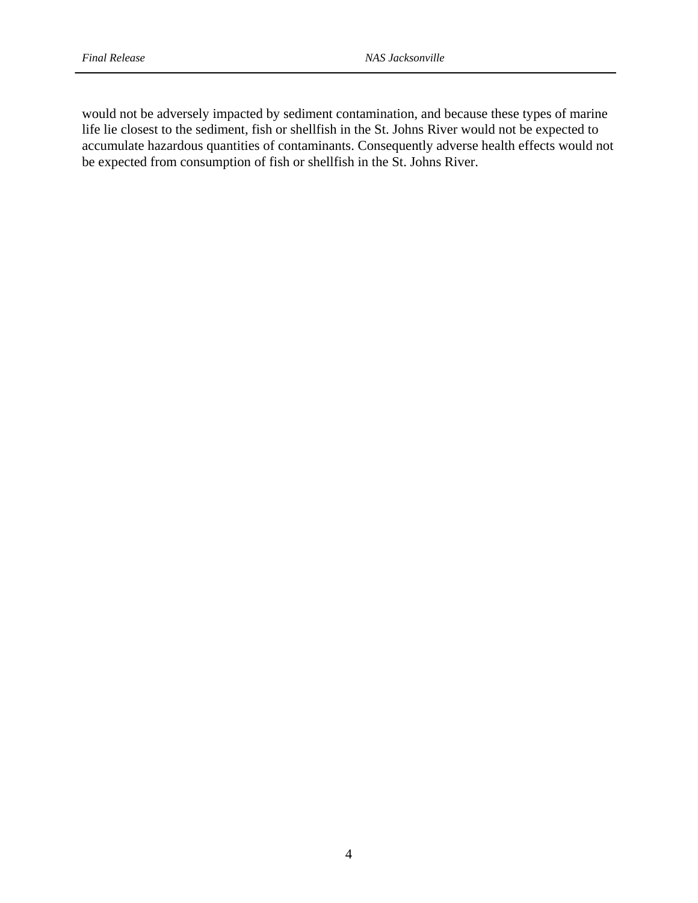would not be adversely impacted by sediment contamination, and because these types of marine life lie closest to the sediment, fish or shellfish in the St. Johns River would not be expected to accumulate hazardous quantities of contaminants. Consequently adverse health effects would not be expected from consumption of fish or shellfish in the St. Johns River.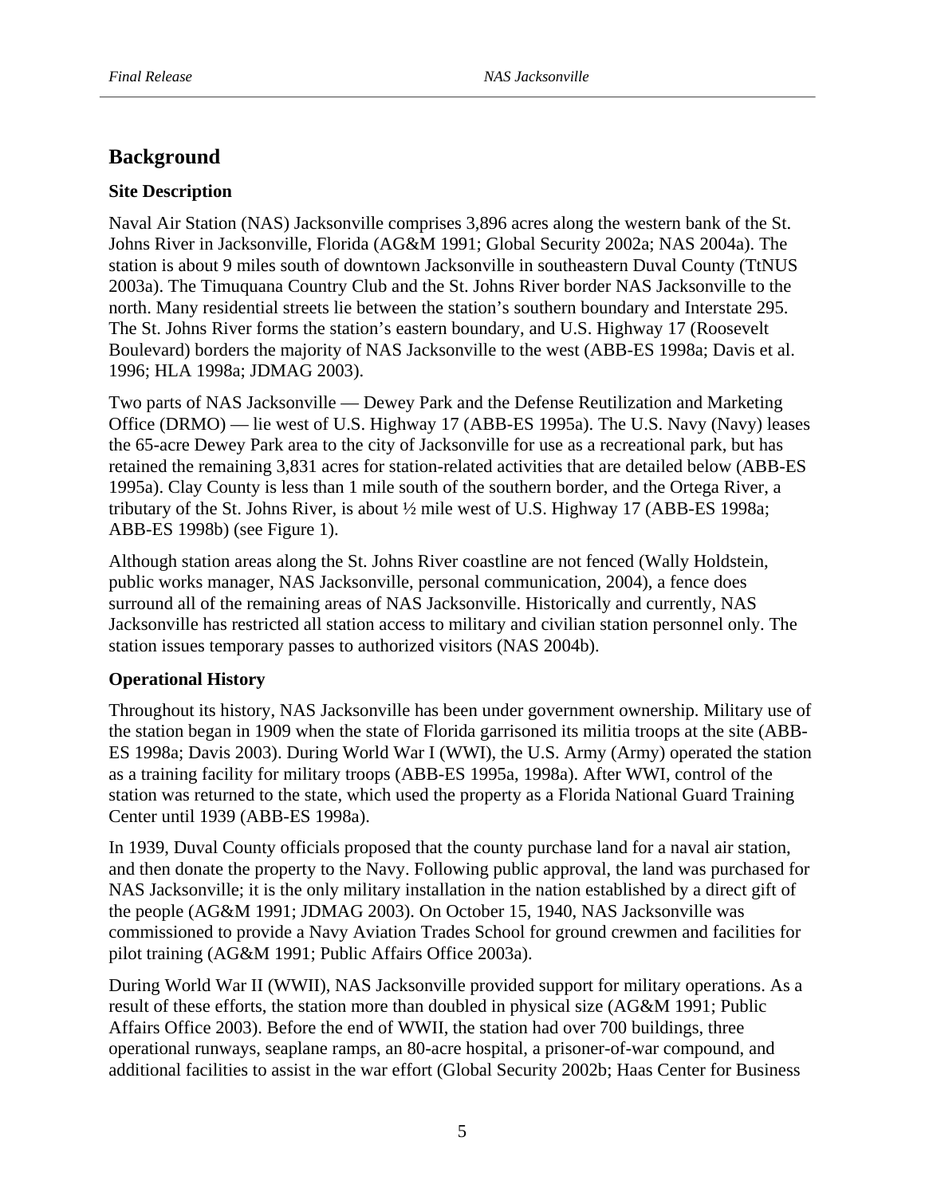## Background

### Site Description

Naval Air Station (NAS) Jacksonville comprises 3,896 acres along the western bank of the St. Johns River in Jacksonville, Florida (AG&M 1991; Global Security 2002a; NAS 2004a). The station is about 9 miles south of downtown Jacksonville in southeastern Duval County (TtNUS 2003a). The Timuquana Country Club and the St. Johns River border NAS Jacksonville to the north. Many residential streets lie between the station's southern boundary and Interstate 295. The St. Johns River forms the station's eastern boundary, and U.S. Highway 17 (Roosevelt Boulevard) borders the majority of NAS Jacksonville to the west (ABB-ES 1998a; Davis et al. 1996; HLA 1998a; JDMAG 2003).

Two parts of NAS Jacksonville — Dewey Park and the Defense Reutilization and Marketing Office (DRMO) — lie west of U.S. Highway 17 (ABB-ES 1995a). The U.S. Navy (Navy) leases the 65-acre Dewey Park area to the city of Jacksonville for use as a recreational park, but has retained the remaining 3,831 acres for station-related activities that are detailed below (ABB-ES 1995a). Clay County is less than 1 mile south of the southern border, and the Ortega River, a tributary of the St. Johns River, is about ½ mile west of U.S. Highway 17 (ABB-ES 1998a; ABB-ES 1998b) (see Figure 1).

Although station areas along the St. Johns River coastline are not fenced (Wally Holdstein, public works manager, NAS Jacksonville, personal communication, 2004), a fence does surround all of the remaining areas of NAS Jacksonville. Historically and currently, NAS Jacksonville has restricted all station access to military and civilian station personnel only. The station issues temporary passes to authorized visitors (NAS 2004b).

### Operational History

Throughout its history, NAS Jacksonville has been under government ownership. Military use of the station began in 1909 when the state of Florida garrisoned its militia troops at the site (ABB-ES 1998a; Davis 2003). During World War I (WWI), the U.S. Army (Army) operated the station as a training facility for military troops (ABB-ES 1995a, 1998a). After WWI, control of the station was returned to the state, which used the property as a Florida National Guard Training Center until 1939 (ABB-ES 1998a).

In 1939, Duval County officials proposed that the county purchase land for a naval air station, and then donate the property to the Navy. Following public approval, the land was purchased for NAS Jacksonville; it is the only military installation in the nation established by a direct gift of the people (AG&M 1991; JDMAG 2003). On October 15, 1940, NAS Jacksonville was commissioned to provide a Navy Aviation Trades School for ground crewmen and facilities for pilot training (AG&M 1991; Public Affairs Office 2003a).

During World War II (WWII), NAS Jacksonville provided support for military operations. As a result of these efforts, the station more than doubled in physical size (AG&M 1991; Public Affairs Office 2003). Before the end of WWII, the station had over 700 buildings, three operational runways, seaplane ramps, an 80-acre hospital, a prisoner-of-war compound, and additional facilities to assist in the war effort (Global Security 2002b; Haas Center for Business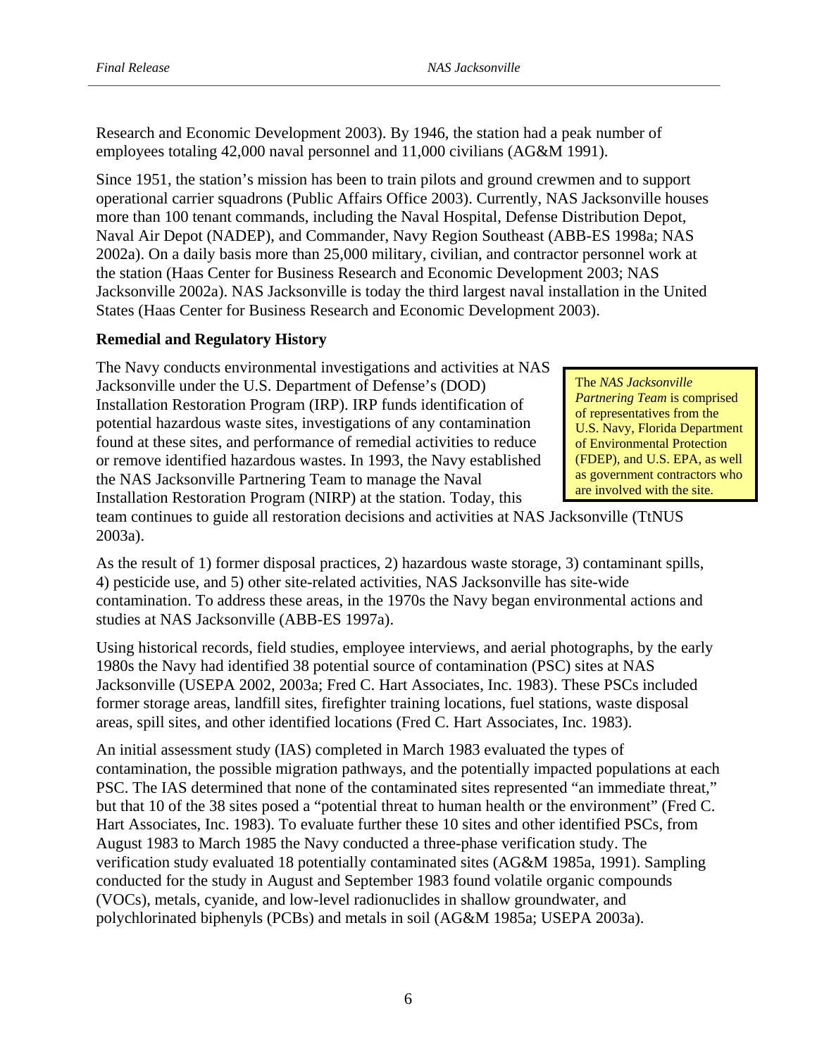Research and Economic Development 2003). By 1946, the station had a peak number of employees totaling 42,000 naval personnel and 11,000 civilians (AG&M 1991).

Since 1951, the station's mission has been to train pilots and ground crewmen and to support operational carrier squadrons (Public Affairs Office 2003). Currently, NAS Jacksonville houses more than 100 tenant commands, including the Naval Hospital, Defense Distribution Depot, Naval Air Depot (NADEP), and Commander, Navy Region Southeast (ABB-ES 1998a; NAS 2002a). On a daily basis more than 25,000 military, civilian, and contractor personnel work at the station (Haas Center for Business Research and Economic Development 2003; NAS Jacksonville 2002a). NAS Jacksonville is today the third largest naval installation in the United States (Haas Center for Business Research and Economic Development 2003).

**Remedial and Regulatory History**

The Navy conducts environmental investigations and activities at NAS Jacksonville under the U.S. Department of Defense's (DOD) Installation Restoration Program (IRP). IRP funds identification of potential hazardous waste sites, investigations of any contamination found at these sites, and performance of remedial activities to reduce or remove identified hazardous wastes. In 1993, the Navy established the NAS Jacksonville Partnering Team to manage the Naval Installation Restoration Program (NIRP) at the station. Today, this team continues to guide all restoration decisions and activities at NAS Jacksonville (TtNUS 2003a).

> The *NAS Jacksonville Partnering Team* is comprised of representatives from the U.S. Navy, Florida Department of Environmental Protection (FDEP), and U.S. EPA, as well as government contractors who are involved with the site.

As the result of 1) former disposal practices, 2) hazardous waste storage, 3) contaminant spills, 4) pesticide use, and 5) other site-related activities, NAS Jacksonville has site-wide contamination. To address these areas, in the 1970s the Navy began environmental actions and studies at NAS Jacksonville (ABB-ES 1997a).

Using historical records, field studies, employee interviews, and aerial photographs, by the early 1980s the Navy had identified 38 potential source of contamination (PSC) sites at NAS Jacksonville (USEPA 2002, 2003a; Fred C. Hart Associates, Inc. 1983). These PSCs included former storage areas, landfill sites, firefighter training locations, fuel stations, waste disposal areas, spill sites, and other identified locations (Fred C. Hart Associates, Inc. 1983).

An initial assessment study (IAS) completed in March 1983 evaluated the types of contamination, the possible migration pathways, and the potentially impacted populations at each PSC. The IAS determined that none of the contaminated sites represented "an immediate threat," but that 10 of the 38 sites posed a "potential threat to human health or the environment" (Fred C. Hart Associates, Inc. 1983). To evaluate further these 10 sites and other identified PSCs, from August 1983 to March 1985 the Navy conducted a three-phase verification study. The verification study evaluated 18 potentially contaminated sites (AG&M 1985a, 1991). Sampling conducted for the study in August and September 1983 found volatile organic compounds (VOCs), metals, cyanide, and low-level radionuclides in shallow groundwater, and polychlorinated biphenyls (PCBs) and metals in soil (AG&M 1985a; USEPA 2003a).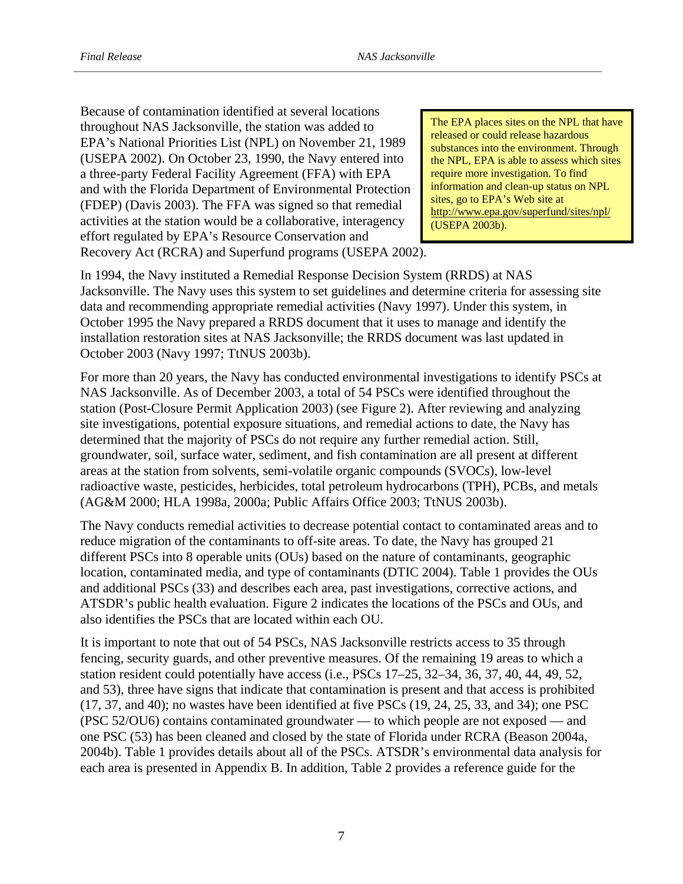Because of contamination identified at several locations throughout NAS Jacksonville, the station was added to EPA's National Priorities List (NPL) on November 21, 1989 (USEPA 2002). On October 23, 1990, the Navy entered into a three-party Federal Facility Agreement (FFA) with EPA and with the Florida Department of Environmental Protection (FDEP) (Davis 2003). The FFA was signed so that remedial activities at the station would be a collaborative, interagency effort regulated by EPA's Resource Conservation and Recovery Act (RCRA) and Superfund programs (USEPA 2002).

> The EPA places sites on the NPL that have released or could release hazardous substances into the environment. Through the NPL, EPA is able to assess which sites require more investigation. To find information and clean-up status on NPL sites, go to EPA's Web site at http://www.epa.gov/superfund/sites/npl/ (USEPA 2003b).

In 1994, the Navy instituted a Remedial Response Decision System (RRDS) at NAS Jacksonville. The Navy uses this system to set guidelines and determine criteria for assessing site data and recommending appropriate remedial activities (Navy 1997). Under this system, in October 1995 the Navy prepared a RRDS document that it uses to manage and identify the installation restoration sites at NAS Jacksonville; the RRDS document was last updated in October 2003 (Navy 1997; TtNUS 2003b).

For more than 20 years, the Navy has conducted environmental investigations to identify PSCs at NAS Jacksonville. As of December 2003, a total of 54 PSCs were identified throughout the station (Post-Closure Permit Application 2003) (see Figure 2). After reviewing and analyzing site investigations, potential exposure situations, and remedial actions to date, the Navy has determined that the majority of PSCs do not require any further remedial action. Still, groundwater, soil, surface water, sediment, and fish contamination are all present at different areas at the station from solvents, semi-volatile organic compounds (SVOCs), low-level radioactive waste, pesticides, herbicides, total petroleum hydrocarbons (TPH), PCBs, and metals (AG&M 2000; HLA 1998a, 2000a; Public Affairs Office 2003; TtNUS 2003b).

The Navy conducts remedial activities to decrease potential contact to contaminated areas and to reduce migration of the contaminants to off-site areas. To date, the Navy has grouped 21 different PSCs into 8 operable units (OUs) based on the nature of contaminants, geographic location, contaminated media, and type of contaminants (DTIC 2004). Table 1 provides the OUs and additional PSCs (33) and describes each area, past investigations, corrective actions, and ATSDR's public health evaluation. Figure 2 indicates the locations of the PSCs and OUs, and also identifies the PSCs that are located within each OU.

It is important to note that out of 54 PSCs, NAS Jacksonville restricts access to 35 through fencing, security guards, and other preventive measures. Of the remaining 19 areas to which a station resident could potentially have access (i.e., PSCs 17–25, 32–34, 36, 37, 40, 44, 49, 52, and 53), three have signs that indicate that contamination is present and that access is prohibited (17, 37, and 40); no wastes have been identified at five PSCs (19, 24, 25, 33, and 34); one PSC (PSC 52/OU6) contains contaminated groundwater — to which people are not exposed — and one PSC (53) has been cleaned and closed by the state of Florida under RCRA (Beason 2004a, 2004b). Table 1 provides details about all of the PSCs. ATSDR's environmental data analysis for each area is presented in Appendix B. In addition, Table 2 provides a reference guide for the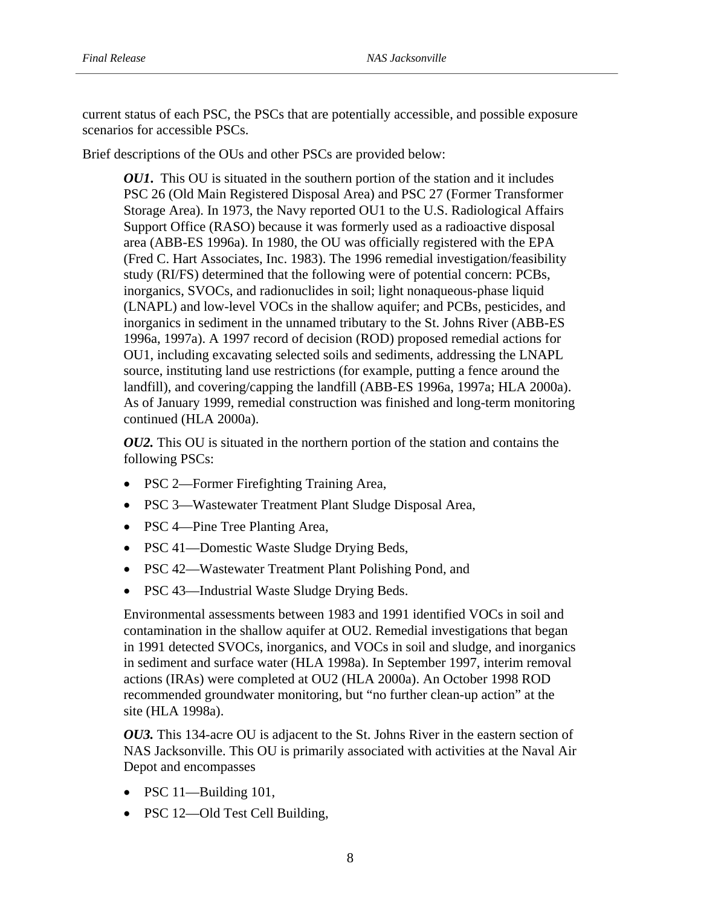current status of each PSC, the PSCs that are potentially accessible, and possible exposure scenarios for accessible PSCs.

Brief descriptions of the OUs and other PSCs are provided below:

***OU1.*** This OU is situated in the southern portion of the station and it includes PSC 26 (Old Main Registered Disposal Area) and PSC 27 (Former Transformer Storage Area). In 1973, the Navy reported OU1 to the U.S. Radiological Affairs Support Office (RASO) because it was formerly used as a radioactive disposal area (ABB-ES 1996a). In 1980, the OU was officially registered with the EPA (Fred C. Hart Associates, Inc. 1983). The 1996 remedial investigation/feasibility study (RI/FS) determined that the following were of potential concern: PCBs, inorganics, SVOCs, and radionuclides in soil; light nonaqueous-phase liquid (LNAPL) and low-level VOCs in the shallow aquifer; and PCBs, pesticides, and inorganics in sediment in the unnamed tributary to the St. Johns River (ABB-ES 1996a, 1997a). A 1997 record of decision (ROD) proposed remedial actions for OU1, including excavating selected soils and sediments, addressing the LNAPL source, instituting land use restrictions (for example, putting a fence around the landfill), and covering/capping the landfill (ABB-ES 1996a, 1997a; HLA 2000a). As of January 1999, remedial construction was finished and long-term monitoring continued (HLA 2000a).

***OU2.*** This OU is situated in the northern portion of the station and contains the following PSCs:

- PSC 2—Former Firefighting Training Area,
- PSC 3—Wastewater Treatment Plant Sludge Disposal Area,
- PSC 4—Pine Tree Planting Area,
- PSC 41—Domestic Waste Sludge Drying Beds,
- PSC 42—Wastewater Treatment Plant Polishing Pond, and
- PSC 43—Industrial Waste Sludge Drying Beds.

Environmental assessments between 1983 and 1991 identified VOCs in soil and contamination in the shallow aquifer at OU2. Remedial investigations that began in 1991 detected SVOCs, inorganics, and VOCs in soil and sludge, and inorganics in sediment and surface water (HLA 1998a). In September 1997, interim removal actions (IRAs) were completed at OU2 (HLA 2000a). An October 1998 ROD recommended groundwater monitoring, but "no further clean-up action" at the site (HLA 1998a).

***OU3.*** This 134-acre OU is adjacent to the St. Johns River in the eastern section of NAS Jacksonville. This OU is primarily associated with activities at the Naval Air Depot and encompasses

- PSC 11—Building 101,
- PSC 12—Old Test Cell Building,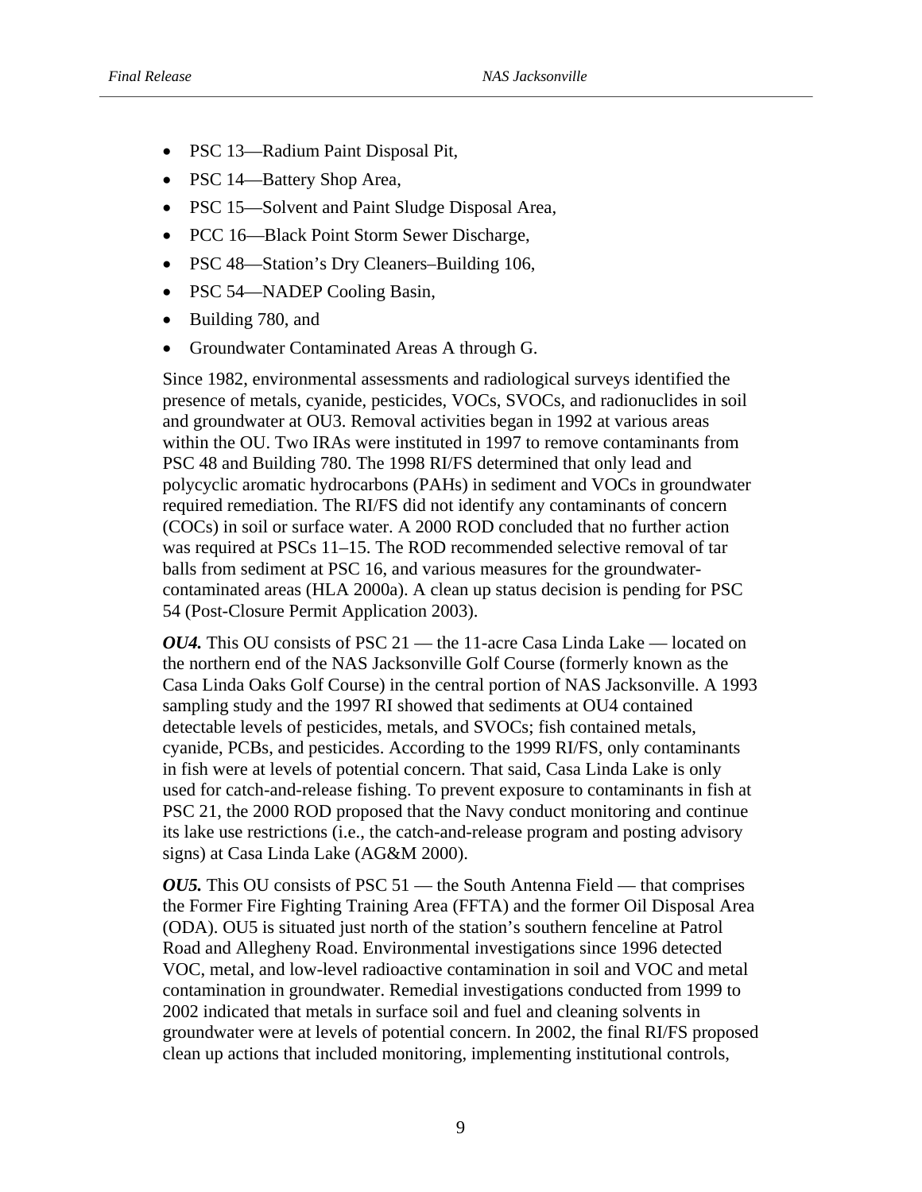- PSC 13—Radium Paint Disposal Pit,
- PSC 14—Battery Shop Area,
- PSC 15—Solvent and Paint Sludge Disposal Area,
- PCC 16—Black Point Storm Sewer Discharge,
- PSC 48—Station's Dry Cleaners–Building 106,
- PSC 54—NADEP Cooling Basin,
- Building 780, and
- Groundwater Contaminated Areas A through G.

Since 1982, environmental assessments and radiological surveys identified the presence of metals, cyanide, pesticides, VOCs, SVOCs, and radionuclides in soil and groundwater at OU3. Removal activities began in 1992 at various areas within the OU. Two IRAs were instituted in 1997 to remove contaminants from PSC 48 and Building 780. The 1998 RI/FS determined that only lead and polycyclic aromatic hydrocarbons (PAHs) in sediment and VOCs in groundwater required remediation. The RI/FS did not identify any contaminants of concern (COCs) in soil or surface water. A 2000 ROD concluded that no further action was required at PSCs 11–15. The ROD recommended selective removal of tar balls from sediment at PSC 16, and various measures for the groundwater-contaminated areas (HLA 2000a). A clean up status decision is pending for PSC 54 (Post-Closure Permit Application 2003).

***OU4.*** This OU consists of PSC 21 — the 11-acre Casa Linda Lake — located on the northern end of the NAS Jacksonville Golf Course (formerly known as the Casa Linda Oaks Golf Course) in the central portion of NAS Jacksonville. A 1993 sampling study and the 1997 RI showed that sediments at OU4 contained detectable levels of pesticides, metals, and SVOCs; fish contained metals, cyanide, PCBs, and pesticides. According to the 1999 RI/FS, only contaminants in fish were at levels of potential concern. That said, Casa Linda Lake is only used for catch-and-release fishing. To prevent exposure to contaminants in fish at PSC 21, the 2000 ROD proposed that the Navy conduct monitoring and continue its lake use restrictions (i.e., the catch-and-release program and posting advisory signs) at Casa Linda Lake (AG&M 2000).

***OU5.*** This OU consists of PSC 51 — the South Antenna Field — that comprises the Former Fire Fighting Training Area (FFTA) and the former Oil Disposal Area (ODA). OU5 is situated just north of the station's southern fenceline at Patrol Road and Allegheny Road. Environmental investigations since 1996 detected VOC, metal, and low-level radioactive contamination in soil and VOC and metal contamination in groundwater. Remedial investigations conducted from 1999 to 2002 indicated that metals in surface soil and fuel and cleaning solvents in groundwater were at levels of potential concern. In 2002, the final RI/FS proposed clean up actions that included monitoring, implementing institutional controls,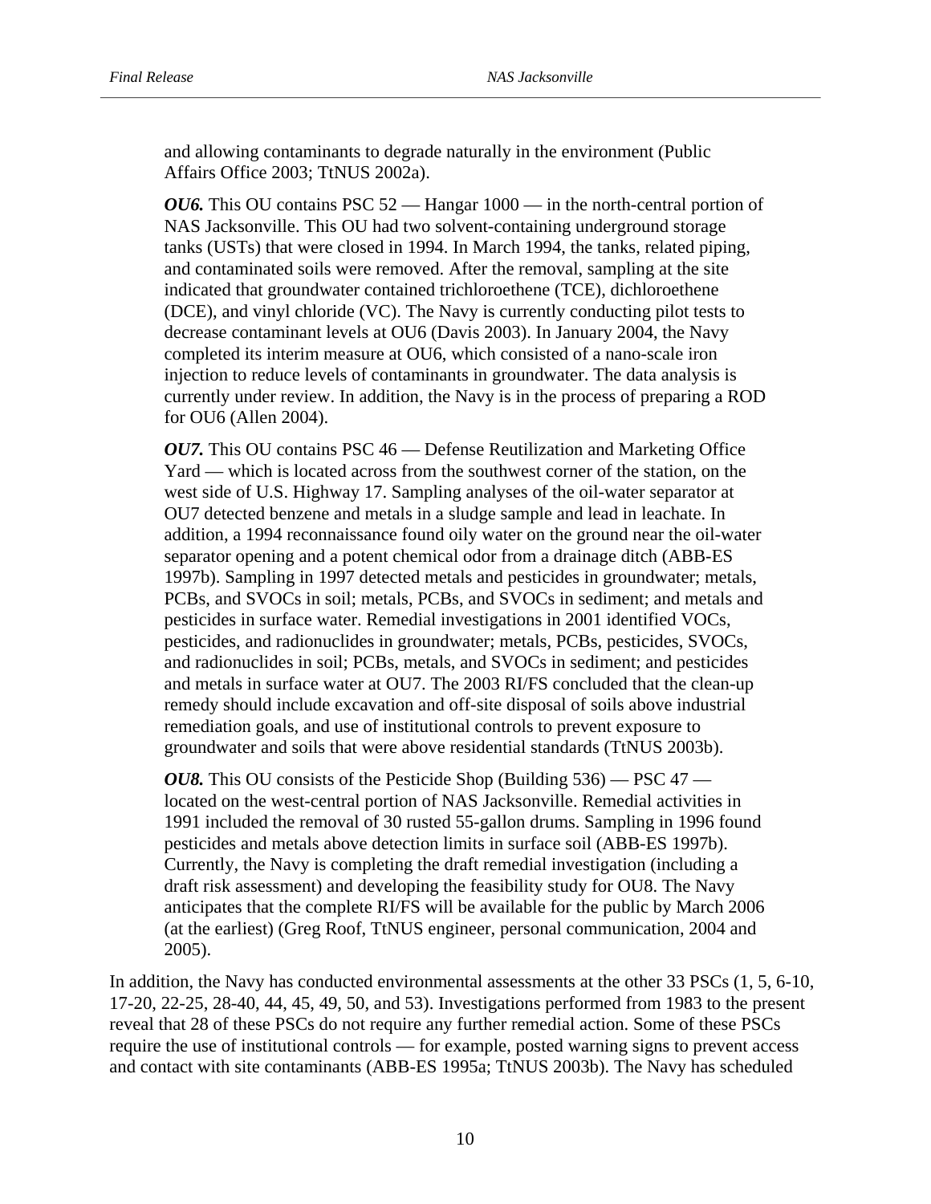and allowing contaminants to degrade naturally in the environment (Public Affairs Office 2003; TtNUS 2002a).

***OU6.*** This OU contains PSC 52 — Hangar 1000 — in the north-central portion of NAS Jacksonville. This OU had two solvent-containing underground storage tanks (USTs) that were closed in 1994. In March 1994, the tanks, related piping, and contaminated soils were removed. After the removal, sampling at the site indicated that groundwater contained trichloroethene (TCE), dichloroethene (DCE), and vinyl chloride (VC). The Navy is currently conducting pilot tests to decrease contaminant levels at OU6 (Davis 2003). In January 2004, the Navy completed its interim measure at OU6, which consisted of a nano-scale iron injection to reduce levels of contaminants in groundwater. The data analysis is currently under review. In addition, the Navy is in the process of preparing a ROD for OU6 (Allen 2004).

***OU7.*** This OU contains PSC 46 — Defense Reutilization and Marketing Office Yard — which is located across from the southwest corner of the station, on the west side of U.S. Highway 17. Sampling analyses of the oil-water separator at OU7 detected benzene and metals in a sludge sample and lead in leachate. In addition, a 1994 reconnaissance found oily water on the ground near the oil-water separator opening and a potent chemical odor from a drainage ditch (ABB-ES 1997b). Sampling in 1997 detected metals and pesticides in groundwater; metals, PCBs, and SVOCs in soil; metals, PCBs, and SVOCs in sediment; and metals and pesticides in surface water. Remedial investigations in 2001 identified VOCs, pesticides, and radionuclides in groundwater; metals, PCBs, pesticides, SVOCs, and radionuclides in soil; PCBs, metals, and SVOCs in sediment; and pesticides and metals in surface water at OU7. The 2003 RI/FS concluded that the clean-up remedy should include excavation and off-site disposal of soils above industrial remediation goals, and use of institutional controls to prevent exposure to groundwater and soils that were above residential standards (TtNUS 2003b).

***OU8.*** This OU consists of the Pesticide Shop (Building 536) — PSC 47 — located on the west-central portion of NAS Jacksonville. Remedial activities in 1991 included the removal of 30 rusted 55-gallon drums. Sampling in 1996 found pesticides and metals above detection limits in surface soil (ABB-ES 1997b). Currently, the Navy is completing the draft remedial investigation (including a draft risk assessment) and developing the feasibility study for OU8. The Navy anticipates that the complete RI/FS will be available for the public by March 2006 (at the earliest) (Greg Roof, TtNUS engineer, personal communication, 2004 and 2005).

In addition, the Navy has conducted environmental assessments at the other 33 PSCs (1, 5, 6-10, 17-20, 22-25, 28-40, 44, 45, 49, 50, and 53). Investigations performed from 1983 to the present reveal that 28 of these PSCs do not require any further remedial action. Some of these PSCs require the use of institutional controls — for example, posted warning signs to prevent access and contact with site contaminants (ABB-ES 1995a; TtNUS 2003b). The Navy has scheduled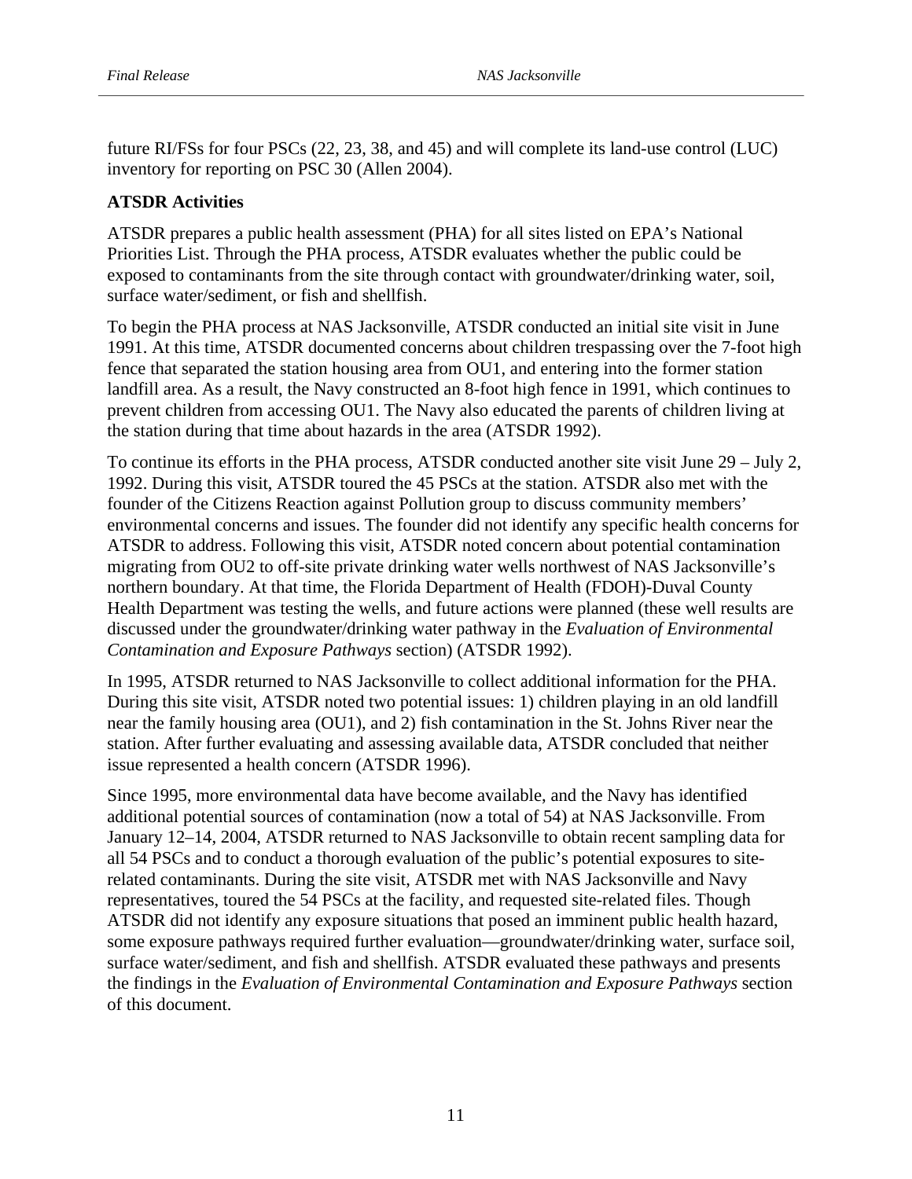future RI/FSs for four PSCs (22, 23, 38, and 45) and will complete its land-use control (LUC) inventory for reporting on PSC 30 (Allen 2004).

**ATSDR Activities**

ATSDR prepares a public health assessment (PHA) for all sites listed on EPA's National Priorities List. Through the PHA process, ATSDR evaluates whether the public could be exposed to contaminants from the site through contact with groundwater/drinking water, soil, surface water/sediment, or fish and shellfish.

To begin the PHA process at NAS Jacksonville, ATSDR conducted an initial site visit in June 1991. At this time, ATSDR documented concerns about children trespassing over the 7-foot high fence that separated the station housing area from OU1, and entering into the former station landfill area. As a result, the Navy constructed an 8-foot high fence in 1991, which continues to prevent children from accessing OU1. The Navy also educated the parents of children living at the station during that time about hazards in the area (ATSDR 1992).

To continue its efforts in the PHA process, ATSDR conducted another site visit June 29 – July 2, 1992. During this visit, ATSDR toured the 45 PSCs at the station. ATSDR also met with the founder of the Citizens Reaction against Pollution group to discuss community members' environmental concerns and issues. The founder did not identify any specific health concerns for ATSDR to address. Following this visit, ATSDR noted concern about potential contamination migrating from OU2 to off-site private drinking water wells northwest of NAS Jacksonville's northern boundary. At that time, the Florida Department of Health (FDOH)-Duval County Health Department was testing the wells, and future actions were planned (these well results are discussed under the groundwater/drinking water pathway in the *Evaluation of Environmental Contamination and Exposure Pathways* section) (ATSDR 1992).

In 1995, ATSDR returned to NAS Jacksonville to collect additional information for the PHA. During this site visit, ATSDR noted two potential issues: 1) children playing in an old landfill near the family housing area (OU1), and 2) fish contamination in the St. Johns River near the station. After further evaluating and assessing available data, ATSDR concluded that neither issue represented a health concern (ATSDR 1996).

Since 1995, more environmental data have become available, and the Navy has identified additional potential sources of contamination (now a total of 54) at NAS Jacksonville. From January 12–14, 2004, ATSDR returned to NAS Jacksonville to obtain recent sampling data for all 54 PSCs and to conduct a thorough evaluation of the public's potential exposures to site-related contaminants. During the site visit, ATSDR met with NAS Jacksonville and Navy representatives, toured the 54 PSCs at the facility, and requested site-related files. Though ATSDR did not identify any exposure situations that posed an imminent public health hazard, some exposure pathways required further evaluation—groundwater/drinking water, surface soil, surface water/sediment, and fish and shellfish. ATSDR evaluated these pathways and presents the findings in the *Evaluation of Environmental Contamination and Exposure Pathways* section of this document.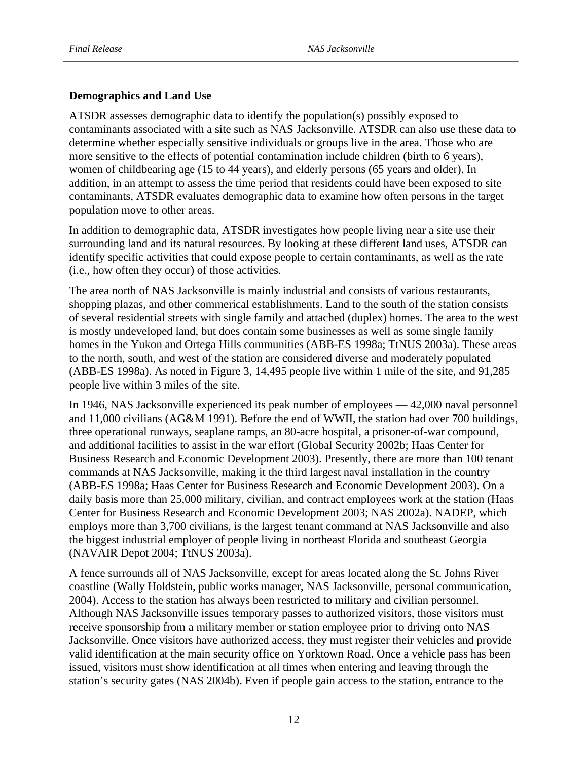### Demographics and Land Use

ATSDR assesses demographic data to identify the population(s) possibly exposed to contaminants associated with a site such as NAS Jacksonville. ATSDR can also use these data to determine whether especially sensitive individuals or groups live in the area. Those who are more sensitive to the effects of potential contamination include children (birth to 6 years), women of childbearing age (15 to 44 years), and elderly persons (65 years and older). In addition, in an attempt to assess the time period that residents could have been exposed to site contaminants, ATSDR evaluates demographic data to examine how often persons in the target population move to other areas.

In addition to demographic data, ATSDR investigates how people living near a site use their surrounding land and its natural resources. By looking at these different land uses, ATSDR can identify specific activities that could expose people to certain contaminants, as well as the rate (i.e., how often they occur) of those activities.

The area north of NAS Jacksonville is mainly industrial and consists of various restaurants, shopping plazas, and other commerical establishments. Land to the south of the station consists of several residential streets with single family and attached (duplex) homes. The area to the west is mostly undeveloped land, but does contain some businesses as well as some single family homes in the Yukon and Ortega Hills communities (ABB-ES 1998a; TtNUS 2003a). These areas to the north, south, and west of the station are considered diverse and moderately populated (ABB-ES 1998a). As noted in Figure 3, 14,495 people live within 1 mile of the site, and 91,285 people live within 3 miles of the site.

In 1946, NAS Jacksonville experienced its peak number of employees — 42,000 naval personnel and 11,000 civilians (AG&M 1991). Before the end of WWII, the station had over 700 buildings, three operational runways, seaplane ramps, an 80-acre hospital, a prisoner-of-war compound, and additional facilities to assist in the war effort (Global Security 2002b; Haas Center for Business Research and Economic Development 2003). Presently, there are more than 100 tenant commands at NAS Jacksonville, making it the third largest naval installation in the country (ABB-ES 1998a; Haas Center for Business Research and Economic Development 2003). On a daily basis more than 25,000 military, civilian, and contract employees work at the station (Haas Center for Business Research and Economic Development 2003; NAS 2002a). NADEP, which employs more than 3,700 civilians, is the largest tenant command at NAS Jacksonville and also the biggest industrial employer of people living in northeast Florida and southeast Georgia (NAVAIR Depot 2004; TtNUS 2003a).

A fence surrounds all of NAS Jacksonville, except for areas located along the St. Johns River coastline (Wally Holdstein, public works manager, NAS Jacksonville, personal communication, 2004). Access to the station has always been restricted to military and civilian personnel. Although NAS Jacksonville issues temporary passes to authorized visitors, those visitors must receive sponsorship from a military member or station employee prior to driving onto NAS Jacksonville. Once visitors have authorized access, they must register their vehicles and provide valid identification at the main security office on Yorktown Road. Once a vehicle pass has been issued, visitors must show identification at all times when entering and leaving through the station's security gates (NAS 2004b). Even if people gain access to the station, entrance to the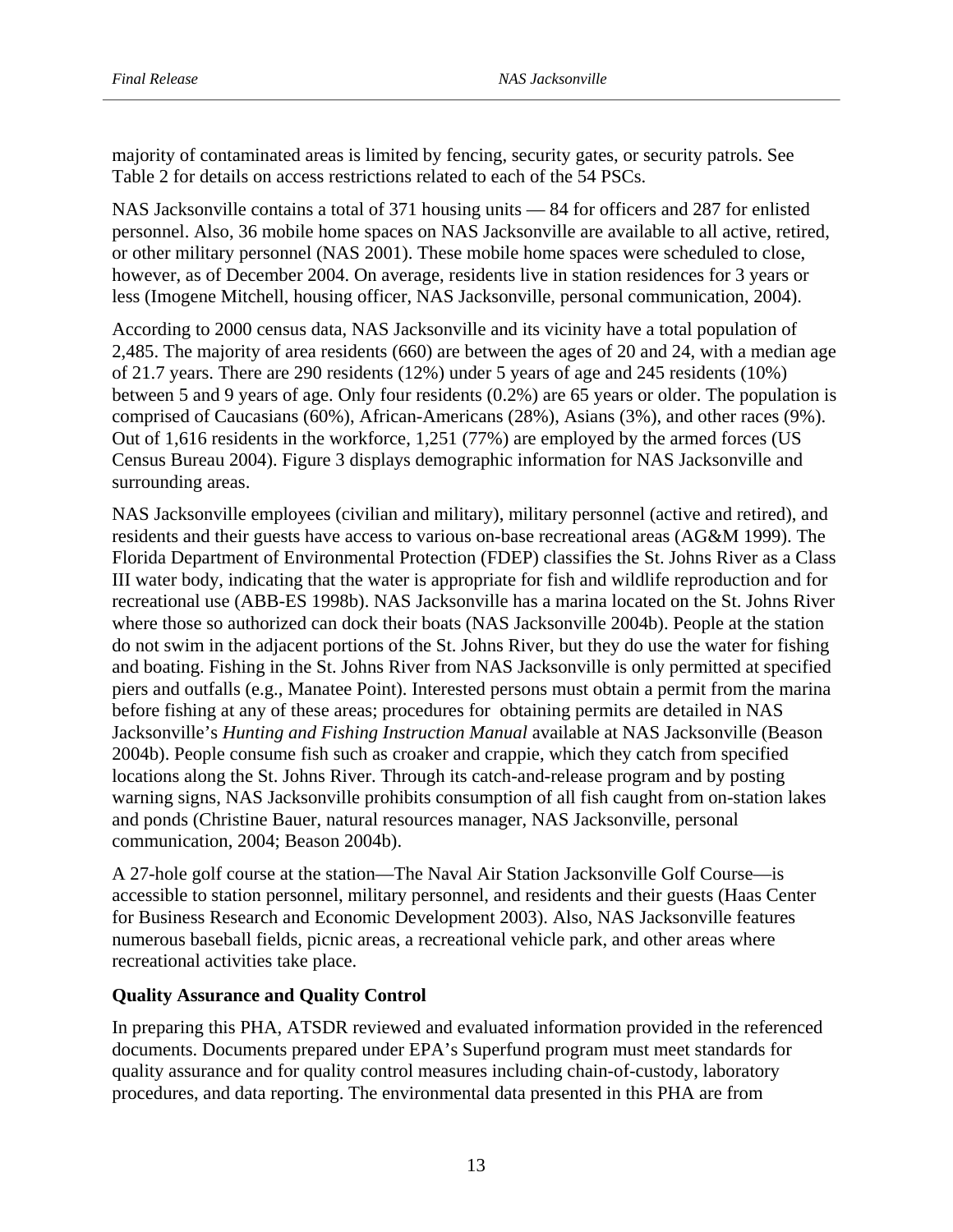majority of contaminated areas is limited by fencing, security gates, or security patrols. See Table 2 for details on access restrictions related to each of the 54 PSCs.

NAS Jacksonville contains a total of 371 housing units — 84 for officers and 287 for enlisted personnel. Also, 36 mobile home spaces on NAS Jacksonville are available to all active, retired, or other military personnel (NAS 2001). These mobile home spaces were scheduled to close, however, as of December 2004. On average, residents live in station residences for 3 years or less (Imogene Mitchell, housing officer, NAS Jacksonville, personal communication, 2004).

According to 2000 census data, NAS Jacksonville and its vicinity have a total population of 2,485. The majority of area residents (660) are between the ages of 20 and 24, with a median age of 21.7 years. There are 290 residents (12%) under 5 years of age and 245 residents (10%) between 5 and 9 years of age. Only four residents (0.2%) are 65 years or older. The population is comprised of Caucasians (60%), African-Americans (28%), Asians (3%), and other races (9%). Out of 1,616 residents in the workforce, 1,251 (77%) are employed by the armed forces (US Census Bureau 2004). Figure 3 displays demographic information for NAS Jacksonville and surrounding areas.

NAS Jacksonville employees (civilian and military), military personnel (active and retired), and residents and their guests have access to various on-base recreational areas (AG&M 1999). The Florida Department of Environmental Protection (FDEP) classifies the St. Johns River as a Class III water body, indicating that the water is appropriate for fish and wildlife reproduction and for recreational use (ABB-ES 1998b). NAS Jacksonville has a marina located on the St. Johns River where those so authorized can dock their boats (NAS Jacksonville 2004b). People at the station do not swim in the adjacent portions of the St. Johns River, but they do use the water for fishing and boating. Fishing in the St. Johns River from NAS Jacksonville is only permitted at specified piers and outfalls (e.g., Manatee Point). Interested persons must obtain a permit from the marina before fishing at any of these areas; procedures for obtaining permits are detailed in NAS Jacksonville's *Hunting and Fishing Instruction Manual* available at NAS Jacksonville (Beason 2004b). People consume fish such as croaker and crappie, which they catch from specified locations along the St. Johns River. Through its catch-and-release program and by posting warning signs, NAS Jacksonville prohibits consumption of all fish caught from on-station lakes and ponds (Christine Bauer, natural resources manager, NAS Jacksonville, personal communication, 2004; Beason 2004b).

A 27-hole golf course at the station—The Naval Air Station Jacksonville Golf Course—is accessible to station personnel, military personnel, and residents and their guests (Haas Center for Business Research and Economic Development 2003). Also, NAS Jacksonville features numerous baseball fields, picnic areas, a recreational vehicle park, and other areas where recreational activities take place.

**Quality Assurance and Quality Control**

In preparing this PHA, ATSDR reviewed and evaluated information provided in the referenced documents. Documents prepared under EPA's Superfund program must meet standards for quality assurance and for quality control measures including chain-of-custody, laboratory procedures, and data reporting. The environmental data presented in this PHA are from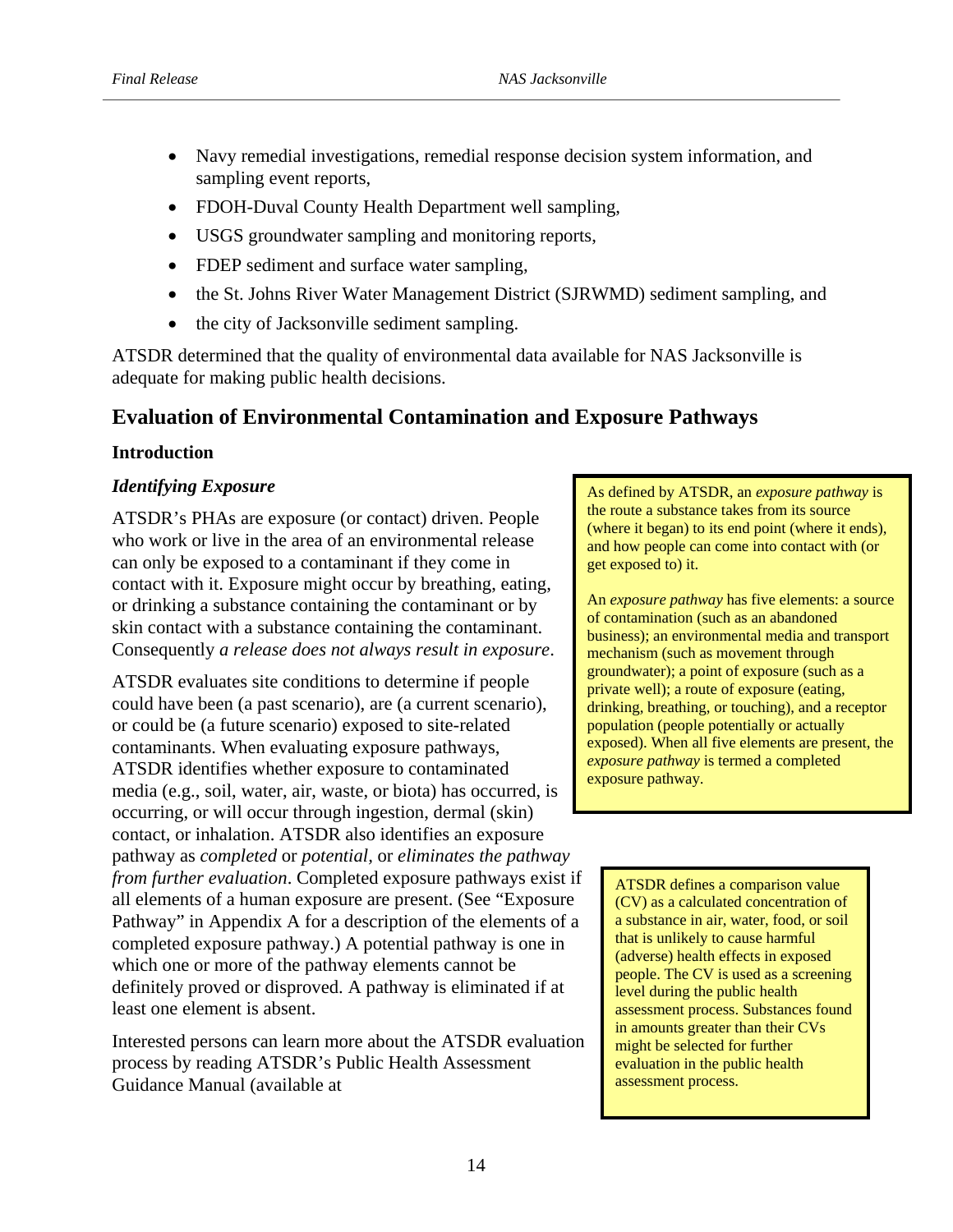- Navy remedial investigations, remedial response decision system information, and sampling event reports,
- FDOH-Duval County Health Department well sampling,
- USGS groundwater sampling and monitoring reports,
- FDEP sediment and surface water sampling,
- the St. Johns River Water Management District (SJRWMD) sediment sampling, and
- the city of Jacksonville sediment sampling.

ATSDR determined that the quality of environmental data available for NAS Jacksonville is adequate for making public health decisions.

## Evaluation of Environmental Contamination and Exposure Pathways

### Introduction

#### *Identifying Exposure*

ATSDR's PHAs are exposure (or contact) driven. People who work or live in the area of an environmental release can only be exposed to a contaminant if they come in contact with it. Exposure might occur by breathing, eating, or drinking a substance containing the contaminant or by skin contact with a substance containing the contaminant. Consequently *a release does not always result in exposure*.

ATSDR evaluates site conditions to determine if people could have been (a past scenario), are (a current scenario), or could be (a future scenario) exposed to site-related contaminants. When evaluating exposure pathways, ATSDR identifies whether exposure to contaminated media (e.g., soil, water, air, waste, or biota) has occurred, is occurring, or will occur through ingestion, dermal (skin) contact, or inhalation. ATSDR also identifies an exposure pathway as *completed* or *potential,* or *eliminates the pathway from further evaluation*. Completed exposure pathways exist if all elements of a human exposure are present. (See "Exposure Pathway" in Appendix A for a description of the elements of a completed exposure pathway.) A potential pathway is one in which one or more of the pathway elements cannot be definitely proved or disproved. A pathway is eliminated if at least one element is absent.

Interested persons can learn more about the ATSDR evaluation process by reading ATSDR's Public Health Assessment Guidance Manual (available at

> As defined by ATSDR, an *exposure pathway* is the route a substance takes from its source (where it began) to its end point (where it ends), and how people can come into contact with (or get exposed to) it.
>
> An *exposure pathway* has five elements: a source of contamination (such as an abandoned business); an environmental media and transport mechanism (such as movement through groundwater); a point of exposure (such as a private well); a route of exposure (eating, drinking, breathing, or touching), and a receptor population (people potentially or actually exposed). When all five elements are present, the *exposure pathway* is termed a completed exposure pathway.

> ATSDR defines a comparison value (CV) as a calculated concentration of a substance in air, water, food, or soil that is unlikely to cause harmful (adverse) health effects in exposed people. The CV is used as a screening level during the public health assessment process. Substances found in amounts greater than their CVs might be selected for further evaluation in the public health assessment process.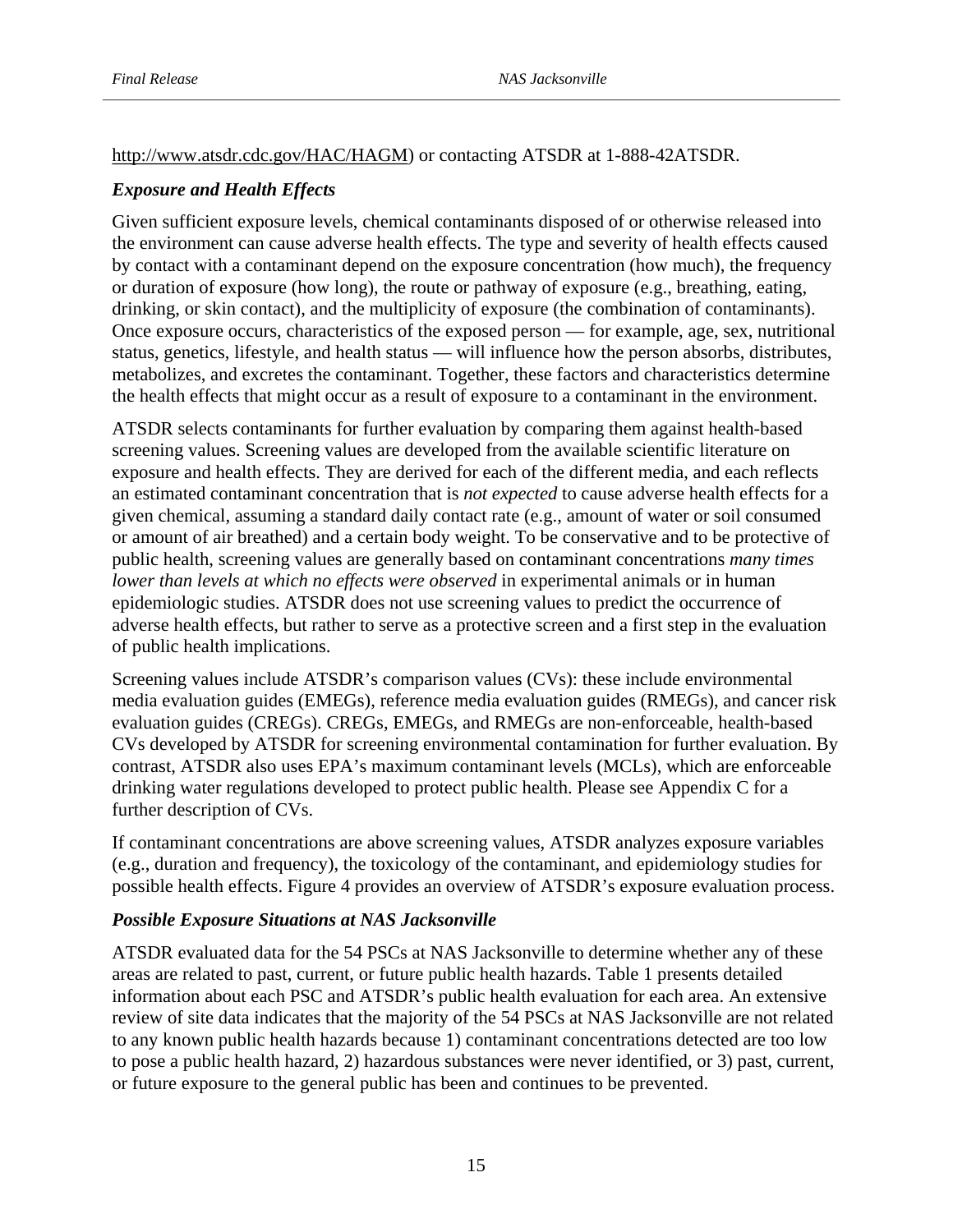http://www.atsdr.cdc.gov/HAC/HAGM) or contacting ATSDR at 1-888-42ATSDR.

### *Exposure and Health Effects*

Given sufficient exposure levels, chemical contaminants disposed of or otherwise released into the environment can cause adverse health effects. The type and severity of health effects caused by contact with a contaminant depend on the exposure concentration (how much), the frequency or duration of exposure (how long), the route or pathway of exposure (e.g., breathing, eating, drinking, or skin contact), and the multiplicity of exposure (the combination of contaminants). Once exposure occurs, characteristics of the exposed person — for example, age, sex, nutritional status, genetics, lifestyle, and health status — will influence how the person absorbs, distributes, metabolizes, and excretes the contaminant. Together, these factors and characteristics determine the health effects that might occur as a result of exposure to a contaminant in the environment.

ATSDR selects contaminants for further evaluation by comparing them against health-based screening values. Screening values are developed from the available scientific literature on exposure and health effects. They are derived for each of the different media, and each reflects an estimated contaminant concentration that is *not expected* to cause adverse health effects for a given chemical, assuming a standard daily contact rate (e.g., amount of water or soil consumed or amount of air breathed) and a certain body weight. To be conservative and to be protective of public health, screening values are generally based on contaminant concentrations *many times lower than levels at which no effects were observed* in experimental animals or in human epidemiologic studies. ATSDR does not use screening values to predict the occurrence of adverse health effects, but rather to serve as a protective screen and a first step in the evaluation of public health implications.

Screening values include ATSDR's comparison values (CVs): these include environmental media evaluation guides (EMEGs), reference media evaluation guides (RMEGs), and cancer risk evaluation guides (CREGs). CREGs, EMEGs, and RMEGs are non-enforceable, health-based CVs developed by ATSDR for screening environmental contamination for further evaluation. By contrast, ATSDR also uses EPA's maximum contaminant levels (MCLs), which are enforceable drinking water regulations developed to protect public health. Please see Appendix C for a further description of CVs.

If contaminant concentrations are above screening values, ATSDR analyzes exposure variables (e.g., duration and frequency), the toxicology of the contaminant, and epidemiology studies for possible health effects. Figure 4 provides an overview of ATSDR's exposure evaluation process.

### *Possible Exposure Situations at NAS Jacksonville*

ATSDR evaluated data for the 54 PSCs at NAS Jacksonville to determine whether any of these areas are related to past, current, or future public health hazards. Table 1 presents detailed information about each PSC and ATSDR's public health evaluation for each area. An extensive review of site data indicates that the majority of the 54 PSCs at NAS Jacksonville are not related to any known public health hazards because 1) contaminant concentrations detected are too low to pose a public health hazard, 2) hazardous substances were never identified, or 3) past, current, or future exposure to the general public has been and continues to be prevented.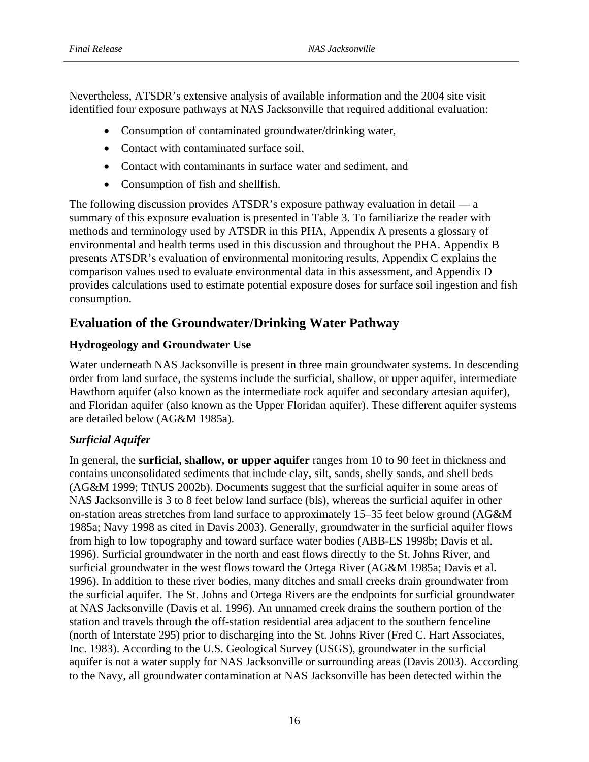Nevertheless, ATSDR's extensive analysis of available information and the 2004 site visit identified four exposure pathways at NAS Jacksonville that required additional evaluation:

- Consumption of contaminated groundwater/drinking water,
- Contact with contaminated surface soil,
- Contact with contaminants in surface water and sediment, and
- Consumption of fish and shellfish.

The following discussion provides ATSDR's exposure pathway evaluation in detail — a summary of this exposure evaluation is presented in Table 3. To familiarize the reader with methods and terminology used by ATSDR in this PHA, Appendix A presents a glossary of environmental and health terms used in this discussion and throughout the PHA. Appendix B presents ATSDR's evaluation of environmental monitoring results, Appendix C explains the comparison values used to evaluate environmental data in this assessment, and Appendix D provides calculations used to estimate potential exposure doses for surface soil ingestion and fish consumption.

## Evaluation of the Groundwater/Drinking Water Pathway

### Hydrogeology and Groundwater Use

Water underneath NAS Jacksonville is present in three main groundwater systems. In descending order from land surface, the systems include the surficial, shallow, or upper aquifer, intermediate Hawthorn aquifer (also known as the intermediate rock aquifer and secondary artesian aquifer), and Floridan aquifer (also known as the Upper Floridan aquifer). These different aquifer systems are detailed below (AG&M 1985a).

#### *Surficial Aquifer*

In general, the **surficial, shallow, or upper aquifer** ranges from 10 to 90 feet in thickness and contains unconsolidated sediments that include clay, silt, sands, shelly sands, and shell beds (AG&M 1999; TtNUS 2002b). Documents suggest that the surficial aquifer in some areas of NAS Jacksonville is 3 to 8 feet below land surface (bls), whereas the surficial aquifer in other on-station areas stretches from land surface to approximately 15–35 feet below ground (AG&M 1985a; Navy 1998 as cited in Davis 2003). Generally, groundwater in the surficial aquifer flows from high to low topography and toward surface water bodies (ABB-ES 1998b; Davis et al. 1996). Surficial groundwater in the north and east flows directly to the St. Johns River, and surficial groundwater in the west flows toward the Ortega River (AG&M 1985a; Davis et al. 1996). In addition to these river bodies, many ditches and small creeks drain groundwater from the surficial aquifer. The St. Johns and Ortega Rivers are the endpoints for surficial groundwater at NAS Jacksonville (Davis et al. 1996). An unnamed creek drains the southern portion of the station and travels through the off-station residential area adjacent to the southern fenceline (north of Interstate 295) prior to discharging into the St. Johns River (Fred C. Hart Associates, Inc. 1983). According to the U.S. Geological Survey (USGS), groundwater in the surficial aquifer is not a water supply for NAS Jacksonville or surrounding areas (Davis 2003). According to the Navy, all groundwater contamination at NAS Jacksonville has been detected within the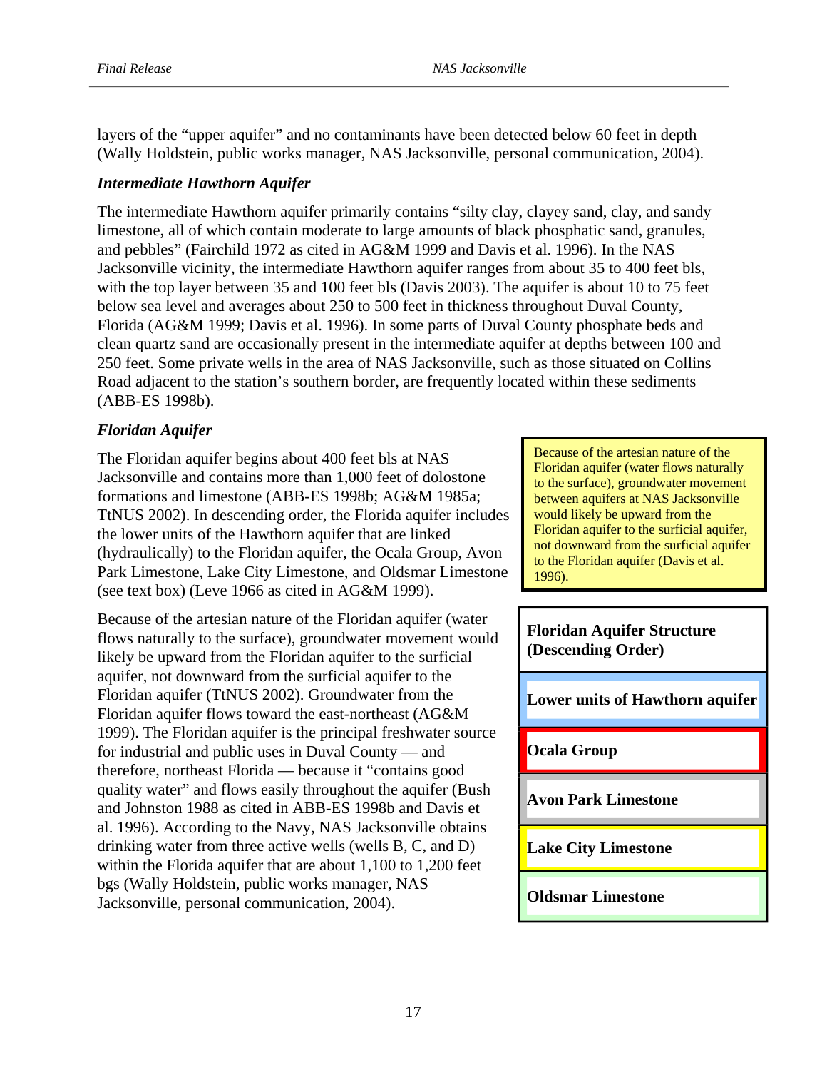layers of the "upper aquifer" and no contaminants have been detected below 60 feet in depth (Wally Holdstein, public works manager, NAS Jacksonville, personal communication, 2004).

### *Intermediate Hawthorn Aquifer*

The intermediate Hawthorn aquifer primarily contains "silty clay, clayey sand, clay, and sandy limestone, all of which contain moderate to large amounts of black phosphatic sand, granules, and pebbles" (Fairchild 1972 as cited in AG&M 1999 and Davis et al. 1996). In the NAS Jacksonville vicinity, the intermediate Hawthorn aquifer ranges from about 35 to 400 feet bls, with the top layer between 35 and 100 feet bls (Davis 2003). The aquifer is about 10 to 75 feet below sea level and averages about 250 to 500 feet in thickness throughout Duval County, Florida (AG&M 1999; Davis et al. 1996). In some parts of Duval County phosphate beds and clean quartz sand are occasionally present in the intermediate aquifer at depths between 100 and 250 feet. Some private wells in the area of NAS Jacksonville, such as those situated on Collins Road adjacent to the station's southern border, are frequently located within these sediments (ABB-ES 1998b).

### *Floridan Aquifer*

The Floridan aquifer begins about 400 feet bls at NAS Jacksonville and contains more than 1,000 feet of dolostone formations and limestone (ABB-ES 1998b; AG&M 1985a; TtNUS 2002). In descending order, the Florida aquifer includes the lower units of the Hawthorn aquifer that are linked (hydraulically) to the Floridan aquifer, the Ocala Group, Avon Park Limestone, Lake City Limestone, and Oldsmar Limestone (see text box) (Leve 1966 as cited in AG&M 1999).

> Because of the artesian nature of the Floridan aquifer (water flows naturally to the surface), groundwater movement between aquifers at NAS Jacksonville would likely be upward from the Floridan aquifer to the surficial aquifer, not downward from the surficial aquifer to the Floridan aquifer (Davis et al. 1996).

| **Floridan Aquifer Structure (Descending Order)** |
|---|
| **Lower units of Hawthorn aquifer** |
| **Ocala Group** |
| **Avon Park Limestone** |
| **Lake City Limestone** |
| **Oldsmar Limestone** |

Because of the artesian nature of the Floridan aquifer (water flows naturally to the surface), groundwater movement would likely be upward from the Floridan aquifer to the surficial aquifer, not downward from the surficial aquifer to the Floridan aquifer (TtNUS 2002). Groundwater from the Floridan aquifer flows toward the east-northeast (AG&M 1999). The Floridan aquifer is the principal freshwater source for industrial and public uses in Duval County — and therefore, northeast Florida — because it "contains good quality water" and flows easily throughout the aquifer (Bush and Johnston 1988 as cited in ABB-ES 1998b and Davis et al. 1996). According to the Navy, NAS Jacksonville obtains drinking water from three active wells (wells B, C, and D) within the Florida aquifer that are about 1,100 to 1,200 feet bgs (Wally Holdstein, public works manager, NAS Jacksonville, personal communication, 2004).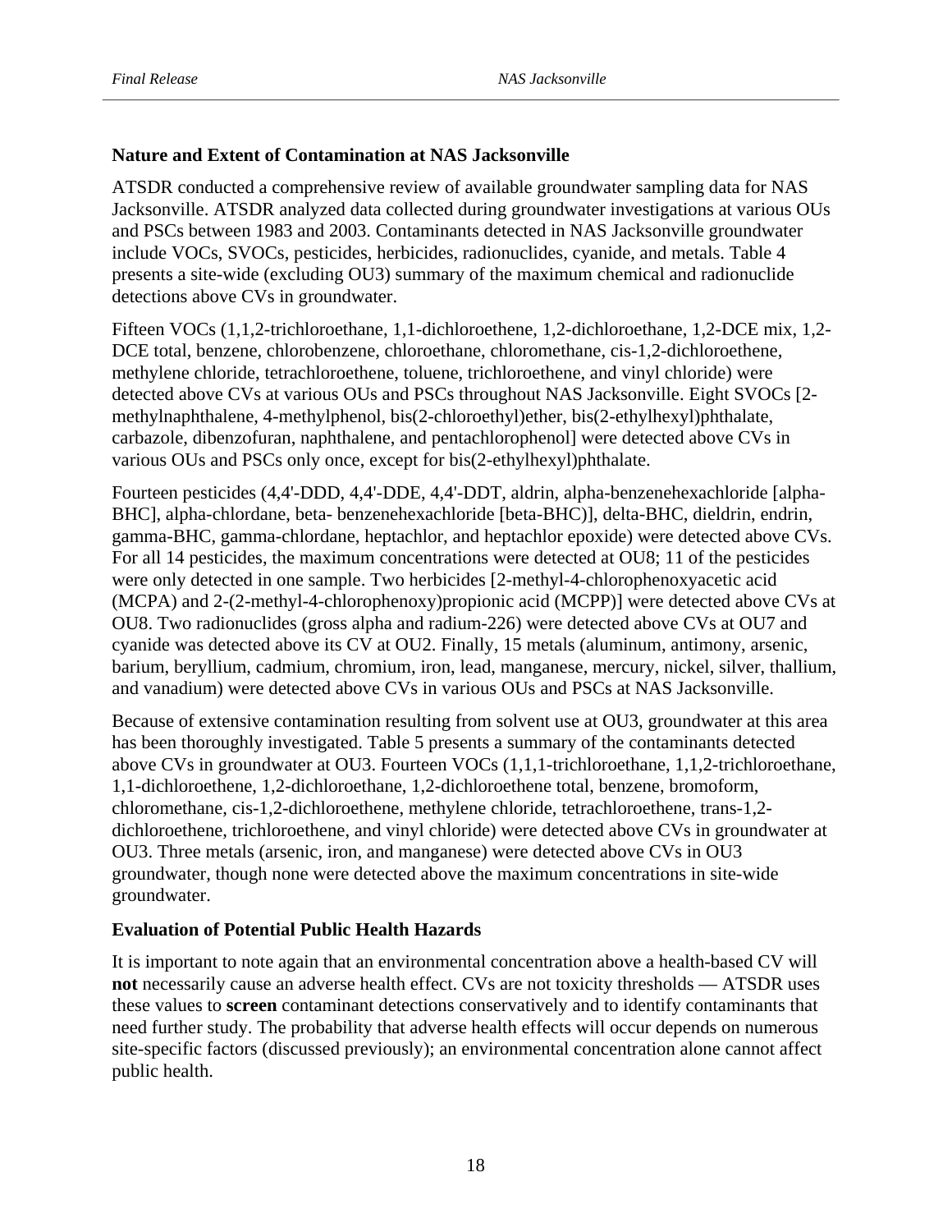**Nature and Extent of Contamination at NAS Jacksonville**

ATSDR conducted a comprehensive review of available groundwater sampling data for NAS Jacksonville. ATSDR analyzed data collected during groundwater investigations at various OUs and PSCs between 1983 and 2003. Contaminants detected in NAS Jacksonville groundwater include VOCs, SVOCs, pesticides, herbicides, radionuclides, cyanide, and metals. Table 4 presents a site-wide (excluding OU3) summary of the maximum chemical and radionuclide detections above CVs in groundwater.

Fifteen VOCs (1,1,2-trichloroethane, 1,1-dichloroethene, 1,2-dichloroethane, 1,2-DCE mix, 1,2-DCE total, benzene, chlorobenzene, chloroethane, chloromethane, cis-1,2-dichloroethene, methylene chloride, tetrachloroethene, toluene, trichloroethene, and vinyl chloride) were detected above CVs at various OUs and PSCs throughout NAS Jacksonville. Eight SVOCs [2-methylnaphthalene, 4-methylphenol, bis(2-chloroethyl)ether, bis(2-ethylhexyl)phthalate, carbazole, dibenzofuran, naphthalene, and pentachlorophenol] were detected above CVs in various OUs and PSCs only once, except for bis(2-ethylhexyl)phthalate.

Fourteen pesticides (4,4'-DDD, 4,4'-DDE, 4,4'-DDT, aldrin, alpha-benzenehexachloride [alpha-BHC], alpha-chlordane, beta- benzenehexachloride [beta-BHC)], delta-BHC, dieldrin, endrin, gamma-BHC, gamma-chlordane, heptachlor, and heptachlor epoxide) were detected above CVs. For all 14 pesticides, the maximum concentrations were detected at OU8; 11 of the pesticides were only detected in one sample. Two herbicides [2-methyl-4-chlorophenoxyacetic acid (MCPA) and 2-(2-methyl-4-chlorophenoxy)propionic acid (MCPP)] were detected above CVs at OU8. Two radionuclides (gross alpha and radium-226) were detected above CVs at OU7 and cyanide was detected above its CV at OU2. Finally, 15 metals (aluminum, antimony, arsenic, barium, beryllium, cadmium, chromium, iron, lead, manganese, mercury, nickel, silver, thallium, and vanadium) were detected above CVs in various OUs and PSCs at NAS Jacksonville.

Because of extensive contamination resulting from solvent use at OU3, groundwater at this area has been thoroughly investigated. Table 5 presents a summary of the contaminants detected above CVs in groundwater at OU3. Fourteen VOCs (1,1,1-trichloroethane, 1,1,2-trichloroethane, 1,1-dichloroethene, 1,2-dichloroethane, 1,2-dichloroethene total, benzene, bromoform, chloromethane, cis-1,2-dichloroethene, methylene chloride, tetrachloroethene, trans-1,2-dichloroethene, trichloroethene, and vinyl chloride) were detected above CVs in groundwater at OU3. Three metals (arsenic, iron, and manganese) were detected above CVs in OU3 groundwater, though none were detected above the maximum concentrations in site-wide groundwater.

**Evaluation of Potential Public Health Hazards**

It is important to note again that an environmental concentration above a health-based CV will **not** necessarily cause an adverse health effect. CVs are not toxicity thresholds — ATSDR uses these values to **screen** contaminant detections conservatively and to identify contaminants that need further study. The probability that adverse health effects will occur depends on numerous site-specific factors (discussed previously); an environmental concentration alone cannot affect public health.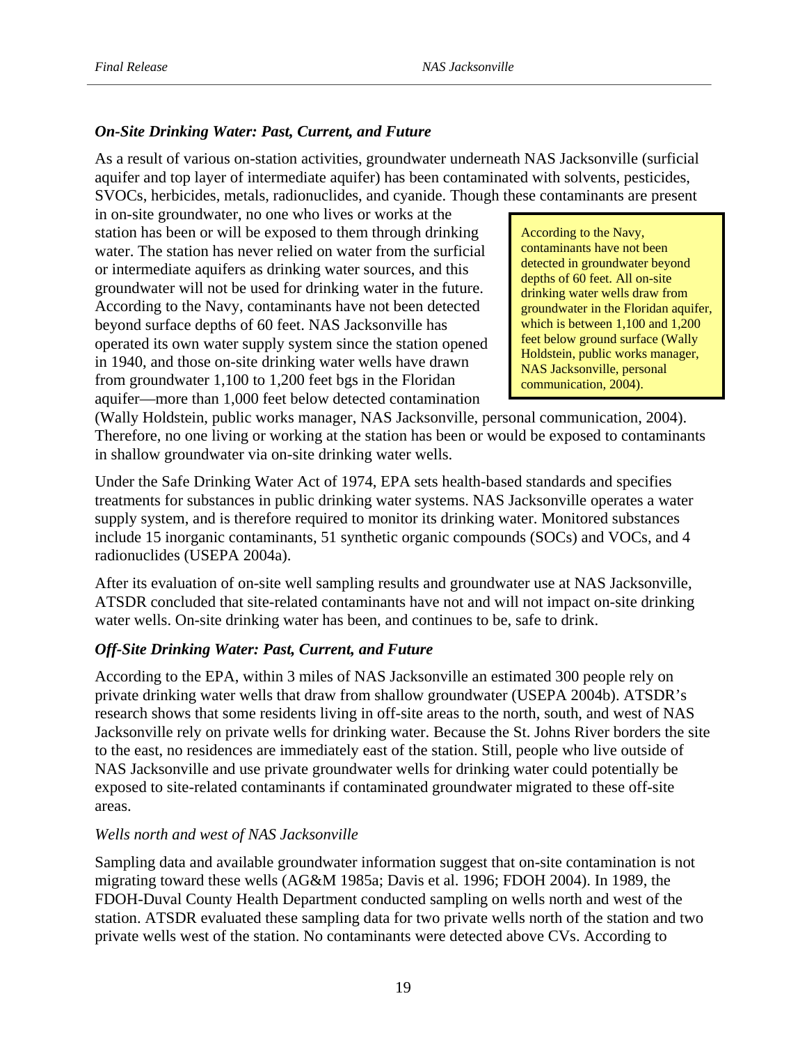### *On-Site Drinking Water: Past, Current, and Future*

As a result of various on-station activities, groundwater underneath NAS Jacksonville (surficial aquifer and top layer of intermediate aquifer) has been contaminated with solvents, pesticides, SVOCs, herbicides, metals, radionuclides, and cyanide. Though these contaminants are present in on-site groundwater, no one who lives or works at the station has been or will be exposed to them through drinking water. The station has never relied on water from the surficial or intermediate aquifers as drinking water sources, and this groundwater will not be used for drinking water in the future. According to the Navy, contaminants have not been detected beyond surface depths of 60 feet. NAS Jacksonville has operated its own water supply system since the station opened in 1940, and those on-site drinking water wells have drawn from groundwater 1,100 to 1,200 feet bgs in the Floridan aquifer—more than 1,000 feet below detected contamination (Wally Holdstein, public works manager, NAS Jacksonville, personal communication, 2004). Therefore, no one living or working at the station has been or would be exposed to contaminants in shallow groundwater via on-site drinking water wells.

> According to the Navy, contaminants have not been detected in groundwater beyond depths of 60 feet. All on-site drinking water wells draw from groundwater in the Floridan aquifer, which is between 1,100 and 1,200 feet below ground surface (Wally Holdstein, public works manager, NAS Jacksonville, personal communication, 2004).

Under the Safe Drinking Water Act of 1974, EPA sets health-based standards and specifies treatments for substances in public drinking water systems. NAS Jacksonville operates a water supply system, and is therefore required to monitor its drinking water. Monitored substances include 15 inorganic contaminants, 51 synthetic organic compounds (SOCs) and VOCs, and 4 radionuclides (USEPA 2004a).

After its evaluation of on-site well sampling results and groundwater use at NAS Jacksonville, ATSDR concluded that site-related contaminants have not and will not impact on-site drinking water wells. On-site drinking water has been, and continues to be, safe to drink.

### *Off-Site Drinking Water: Past, Current, and Future*

According to the EPA, within 3 miles of NAS Jacksonville an estimated 300 people rely on private drinking water wells that draw from shallow groundwater (USEPA 2004b). ATSDR's research shows that some residents living in off-site areas to the north, south, and west of NAS Jacksonville rely on private wells for drinking water. Because the St. Johns River borders the site to the east, no residences are immediately east of the station. Still, people who live outside of NAS Jacksonville and use private groundwater wells for drinking water could potentially be exposed to site-related contaminants if contaminated groundwater migrated to these off-site areas.

*Wells north and west of NAS Jacksonville*

Sampling data and available groundwater information suggest that on-site contamination is not migrating toward these wells (AG&M 1985a; Davis et al. 1996; FDOH 2004). In 1989, the FDOH-Duval County Health Department conducted sampling on wells north and west of the station. ATSDR evaluated these sampling data for two private wells north of the station and two private wells west of the station. No contaminants were detected above CVs. According to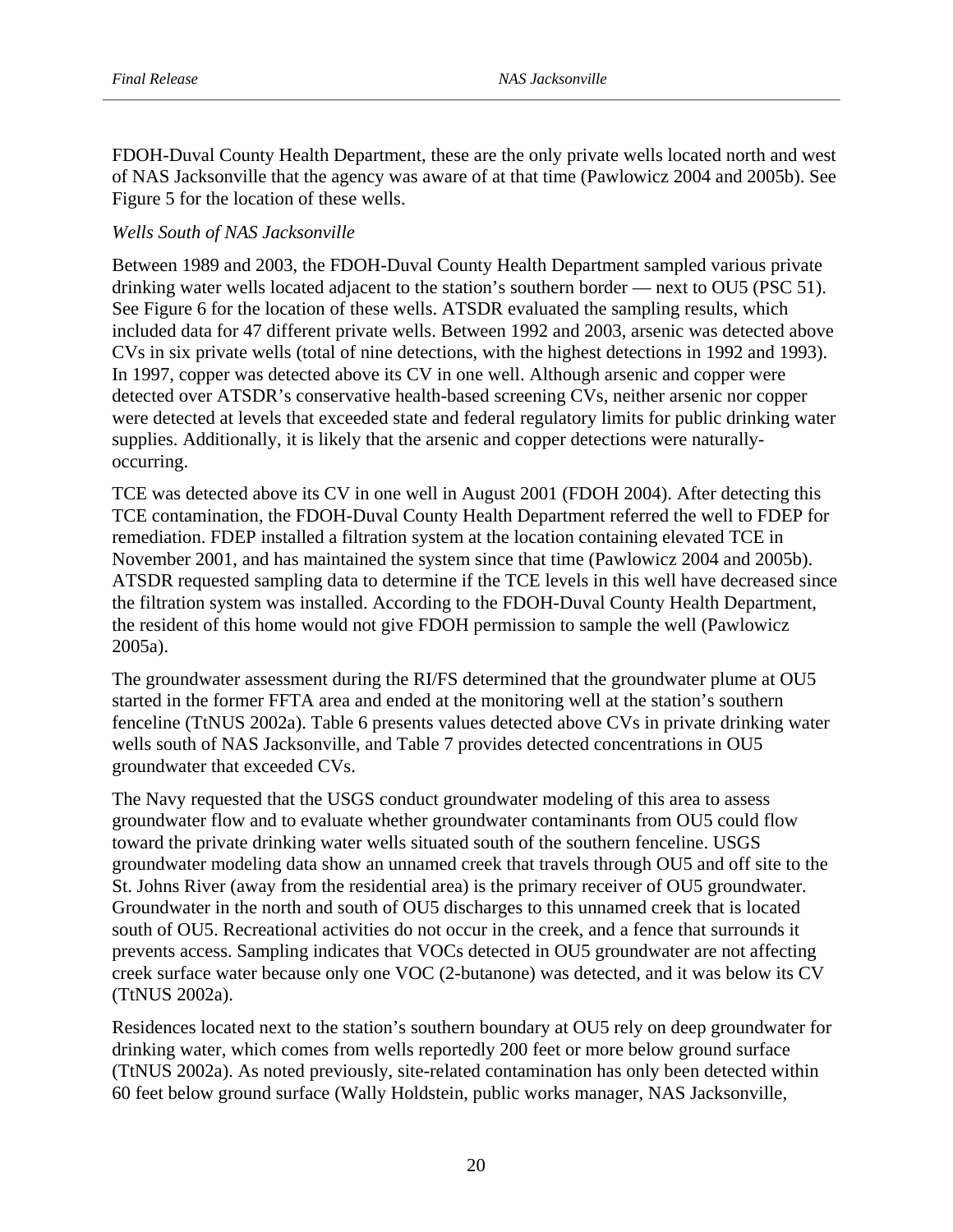FDOH-Duval County Health Department, these are the only private wells located north and west of NAS Jacksonville that the agency was aware of at that time (Pawlowicz 2004 and 2005b). See Figure 5 for the location of these wells.

*Wells South of NAS Jacksonville*

Between 1989 and 2003, the FDOH-Duval County Health Department sampled various private drinking water wells located adjacent to the station's southern border — next to OU5 (PSC 51). See Figure 6 for the location of these wells. ATSDR evaluated the sampling results, which included data for 47 different private wells. Between 1992 and 2003, arsenic was detected above CVs in six private wells (total of nine detections, with the highest detections in 1992 and 1993). In 1997, copper was detected above its CV in one well. Although arsenic and copper were detected over ATSDR's conservative health-based screening CVs, neither arsenic nor copper were detected at levels that exceeded state and federal regulatory limits for public drinking water supplies. Additionally, it is likely that the arsenic and copper detections were naturally-occurring.

TCE was detected above its CV in one well in August 2001 (FDOH 2004). After detecting this TCE contamination, the FDOH-Duval County Health Department referred the well to FDEP for remediation. FDEP installed a filtration system at the location containing elevated TCE in November 2001, and has maintained the system since that time (Pawlowicz 2004 and 2005b). ATSDR requested sampling data to determine if the TCE levels in this well have decreased since the filtration system was installed. According to the FDOH-Duval County Health Department, the resident of this home would not give FDOH permission to sample the well (Pawlowicz 2005a).

The groundwater assessment during the RI/FS determined that the groundwater plume at OU5 started in the former FFTA area and ended at the monitoring well at the station's southern fenceline (TtNUS 2002a). Table 6 presents values detected above CVs in private drinking water wells south of NAS Jacksonville, and Table 7 provides detected concentrations in OU5 groundwater that exceeded CVs.

The Navy requested that the USGS conduct groundwater modeling of this area to assess groundwater flow and to evaluate whether groundwater contaminants from OU5 could flow toward the private drinking water wells situated south of the southern fenceline. USGS groundwater modeling data show an unnamed creek that travels through OU5 and off site to the St. Johns River (away from the residential area) is the primary receiver of OU5 groundwater. Groundwater in the north and south of OU5 discharges to this unnamed creek that is located south of OU5. Recreational activities do not occur in the creek, and a fence that surrounds it prevents access. Sampling indicates that VOCs detected in OU5 groundwater are not affecting creek surface water because only one VOC (2-butanone) was detected, and it was below its CV (TtNUS 2002a).

Residences located next to the station's southern boundary at OU5 rely on deep groundwater for drinking water, which comes from wells reportedly 200 feet or more below ground surface (TtNUS 2002a). As noted previously, site-related contamination has only been detected within 60 feet below ground surface (Wally Holdstein, public works manager, NAS Jacksonville,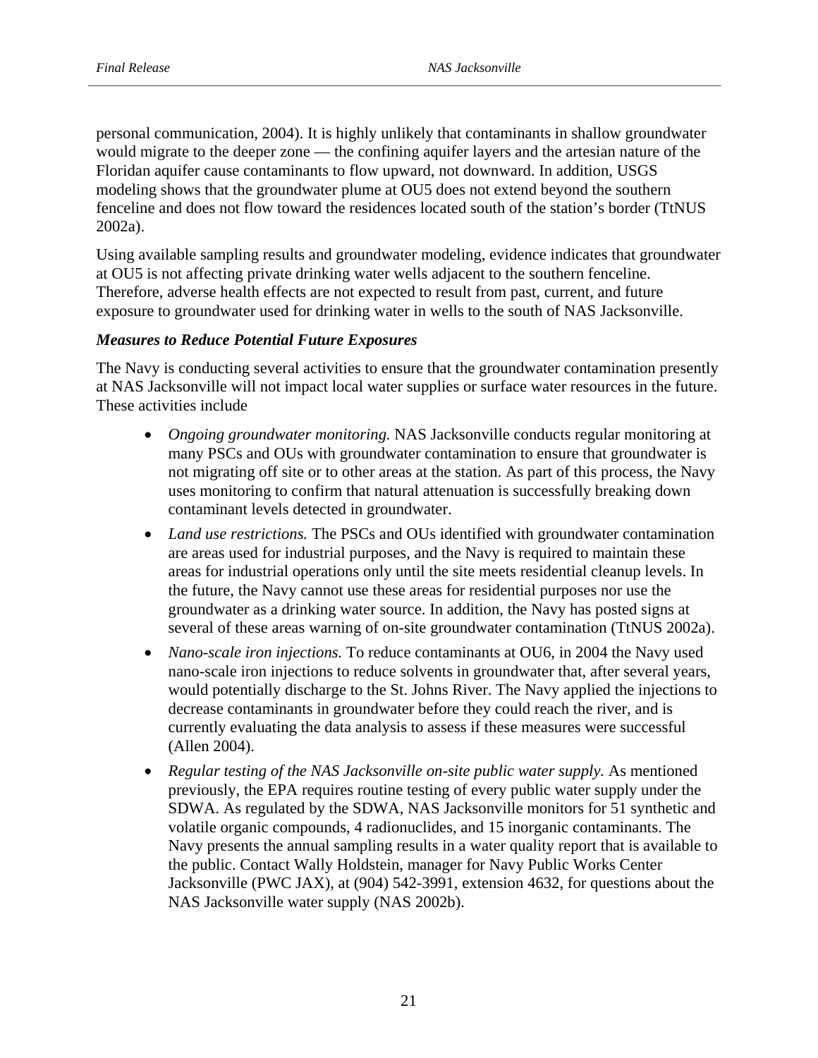personal communication, 2004). It is highly unlikely that contaminants in shallow groundwater would migrate to the deeper zone — the confining aquifer layers and the artesian nature of the Floridan aquifer cause contaminants to flow upward, not downward. In addition, USGS modeling shows that the groundwater plume at OU5 does not extend beyond the southern fenceline and does not flow toward the residences located south of the station's border (TtNUS 2002a).

Using available sampling results and groundwater modeling, evidence indicates that groundwater at OU5 is not affecting private drinking water wells adjacent to the southern fenceline. Therefore, adverse health effects are not expected to result from past, current, and future exposure to groundwater used for drinking water in wells to the south of NAS Jacksonville.

***Measures to Reduce Potential Future Exposures***

The Navy is conducting several activities to ensure that the groundwater contamination presently at NAS Jacksonville will not impact local water supplies or surface water resources in the future. These activities include

- *Ongoing groundwater monitoring.* NAS Jacksonville conducts regular monitoring at many PSCs and OUs with groundwater contamination to ensure that groundwater is not migrating off site or to other areas at the station. As part of this process, the Navy uses monitoring to confirm that natural attenuation is successfully breaking down contaminant levels detected in groundwater.
- *Land use restrictions.* The PSCs and OUs identified with groundwater contamination are areas used for industrial purposes, and the Navy is required to maintain these areas for industrial operations only until the site meets residential cleanup levels. In the future, the Navy cannot use these areas for residential purposes nor use the groundwater as a drinking water source. In addition, the Navy has posted signs at several of these areas warning of on-site groundwater contamination (TtNUS 2002a).
- *Nano-scale iron injections.* To reduce contaminants at OU6, in 2004 the Navy used nano-scale iron injections to reduce solvents in groundwater that, after several years, would potentially discharge to the St. Johns River. The Navy applied the injections to decrease contaminants in groundwater before they could reach the river, and is currently evaluating the data analysis to assess if these measures were successful (Allen 2004).
- *Regular testing of the NAS Jacksonville on-site public water supply.* As mentioned previously, the EPA requires routine testing of every public water supply under the SDWA. As regulated by the SDWA, NAS Jacksonville monitors for 51 synthetic and volatile organic compounds, 4 radionuclides, and 15 inorganic contaminants. The Navy presents the annual sampling results in a water quality report that is available to the public. Contact Wally Holdstein, manager for Navy Public Works Center Jacksonville (PWC JAX), at (904) 542-3991, extension 4632, for questions about the NAS Jacksonville water supply (NAS 2002b).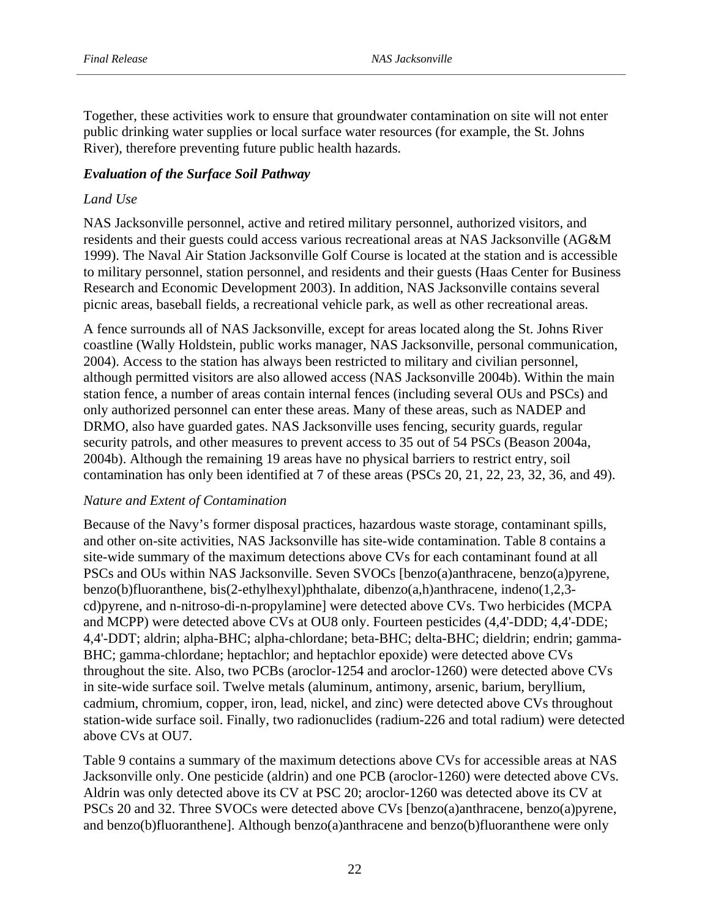Together, these activities work to ensure that groundwater contamination on site will not enter public drinking water supplies or local surface water resources (for example, the St. Johns River), therefore preventing future public health hazards.

***Evaluation of the Surface Soil Pathway***

*Land Use*

NAS Jacksonville personnel, active and retired military personnel, authorized visitors, and residents and their guests could access various recreational areas at NAS Jacksonville (AG&M 1999). The Naval Air Station Jacksonville Golf Course is located at the station and is accessible to military personnel, station personnel, and residents and their guests (Haas Center for Business Research and Economic Development 2003). In addition, NAS Jacksonville contains several picnic areas, baseball fields, a recreational vehicle park, as well as other recreational areas.

A fence surrounds all of NAS Jacksonville, except for areas located along the St. Johns River coastline (Wally Holdstein, public works manager, NAS Jacksonville, personal communication, 2004). Access to the station has always been restricted to military and civilian personnel, although permitted visitors are also allowed access (NAS Jacksonville 2004b). Within the main station fence, a number of areas contain internal fences (including several OUs and PSCs) and only authorized personnel can enter these areas. Many of these areas, such as NADEP and DRMO, also have guarded gates. NAS Jacksonville uses fencing, security guards, regular security patrols, and other measures to prevent access to 35 out of 54 PSCs (Beason 2004a, 2004b). Although the remaining 19 areas have no physical barriers to restrict entry, soil contamination has only been identified at 7 of these areas (PSCs 20, 21, 22, 23, 32, 36, and 49).

*Nature and Extent of Contamination*

Because of the Navy's former disposal practices, hazardous waste storage, contaminant spills, and other on-site activities, NAS Jacksonville has site-wide contamination. Table 8 contains a site-wide summary of the maximum detections above CVs for each contaminant found at all PSCs and OUs within NAS Jacksonville. Seven SVOCs [benzo(a)anthracene, benzo(a)pyrene, benzo(b)fluoranthene, bis(2-ethylhexyl)phthalate, dibenzo(a,h)anthracene, indeno(1,2,3-cd)pyrene, and n-nitroso-di-n-propylamine] were detected above CVs. Two herbicides (MCPA and MCPP) were detected above CVs at OU8 only. Fourteen pesticides (4,4'-DDD; 4,4'-DDE; 4,4'-DDT; aldrin; alpha-BHC; alpha-chlordane; beta-BHC; delta-BHC; dieldrin; endrin; gamma-BHC; gamma-chlordane; heptachlor; and heptachlor epoxide) were detected above CVs throughout the site. Also, two PCBs (aroclor-1254 and aroclor-1260) were detected above CVs in site-wide surface soil. Twelve metals (aluminum, antimony, arsenic, barium, beryllium, cadmium, chromium, copper, iron, lead, nickel, and zinc) were detected above CVs throughout station-wide surface soil. Finally, two radionuclides (radium-226 and total radium) were detected above CVs at OU7.

Table 9 contains a summary of the maximum detections above CVs for accessible areas at NAS Jacksonville only. One pesticide (aldrin) and one PCB (aroclor-1260) were detected above CVs. Aldrin was only detected above its CV at PSC 20; aroclor-1260 was detected above its CV at PSCs 20 and 32. Three SVOCs were detected above CVs [benzo(a)anthracene, benzo(a)pyrene, and benzo(b)fluoranthene]. Although benzo(a)anthracene and benzo(b)fluoranthene were only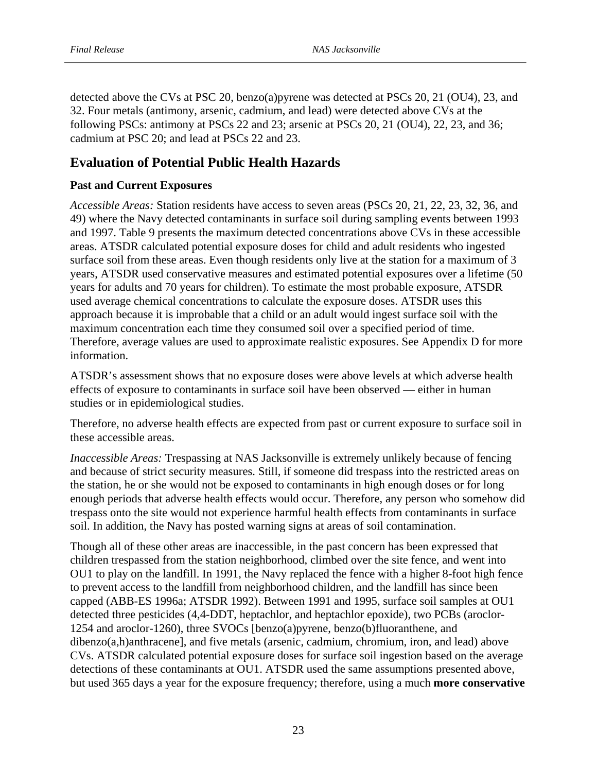detected above the CVs at PSC 20, benzo(a)pyrene was detected at PSCs 20, 21 (OU4), 23, and 32. Four metals (antimony, arsenic, cadmium, and lead) were detected above CVs at the following PSCs: antimony at PSCs 22 and 23; arsenic at PSCs 20, 21 (OU4), 22, 23, and 36; cadmium at PSC 20; and lead at PSCs 22 and 23.

## Evaluation of Potential Public Health Hazards

### Past and Current Exposures

*Accessible Areas:* Station residents have access to seven areas (PSCs 20, 21, 22, 23, 32, 36, and 49) where the Navy detected contaminants in surface soil during sampling events between 1993 and 1997. Table 9 presents the maximum detected concentrations above CVs in these accessible areas. ATSDR calculated potential exposure doses for child and adult residents who ingested surface soil from these areas. Even though residents only live at the station for a maximum of 3 years, ATSDR used conservative measures and estimated potential exposures over a lifetime (50 years for adults and 70 years for children). To estimate the most probable exposure, ATSDR used average chemical concentrations to calculate the exposure doses. ATSDR uses this approach because it is improbable that a child or an adult would ingest surface soil with the maximum concentration each time they consumed soil over a specified period of time. Therefore, average values are used to approximate realistic exposures. See Appendix D for more information.

ATSDR's assessment shows that no exposure doses were above levels at which adverse health effects of exposure to contaminants in surface soil have been observed — either in human studies or in epidemiological studies.

Therefore, no adverse health effects are expected from past or current exposure to surface soil in these accessible areas.

*Inaccessible Areas:* Trespassing at NAS Jacksonville is extremely unlikely because of fencing and because of strict security measures. Still, if someone did trespass into the restricted areas on the station, he or she would not be exposed to contaminants in high enough doses or for long enough periods that adverse health effects would occur. Therefore, any person who somehow did trespass onto the site would not experience harmful health effects from contaminants in surface soil. In addition, the Navy has posted warning signs at areas of soil contamination.

Though all of these other areas are inaccessible, in the past concern has been expressed that children trespassed from the station neighborhood, climbed over the site fence, and went into OU1 to play on the landfill. In 1991, the Navy replaced the fence with a higher 8-foot high fence to prevent access to the landfill from neighborhood children, and the landfill has since been capped (ABB-ES 1996a; ATSDR 1992). Between 1991 and 1995, surface soil samples at OU1 detected three pesticides (4,4-DDT, heptachlor, and heptachlor epoxide), two PCBs (aroclor-1254 and aroclor-1260), three SVOCs [benzo(a)pyrene, benzo(b)fluoranthene, and dibenzo(a,h)anthracene], and five metals (arsenic, cadmium, chromium, iron, and lead) above CVs. ATSDR calculated potential exposure doses for surface soil ingestion based on the average detections of these contaminants at OU1. ATSDR used the same assumptions presented above, but used 365 days a year for the exposure frequency; therefore, using a much **more conservative**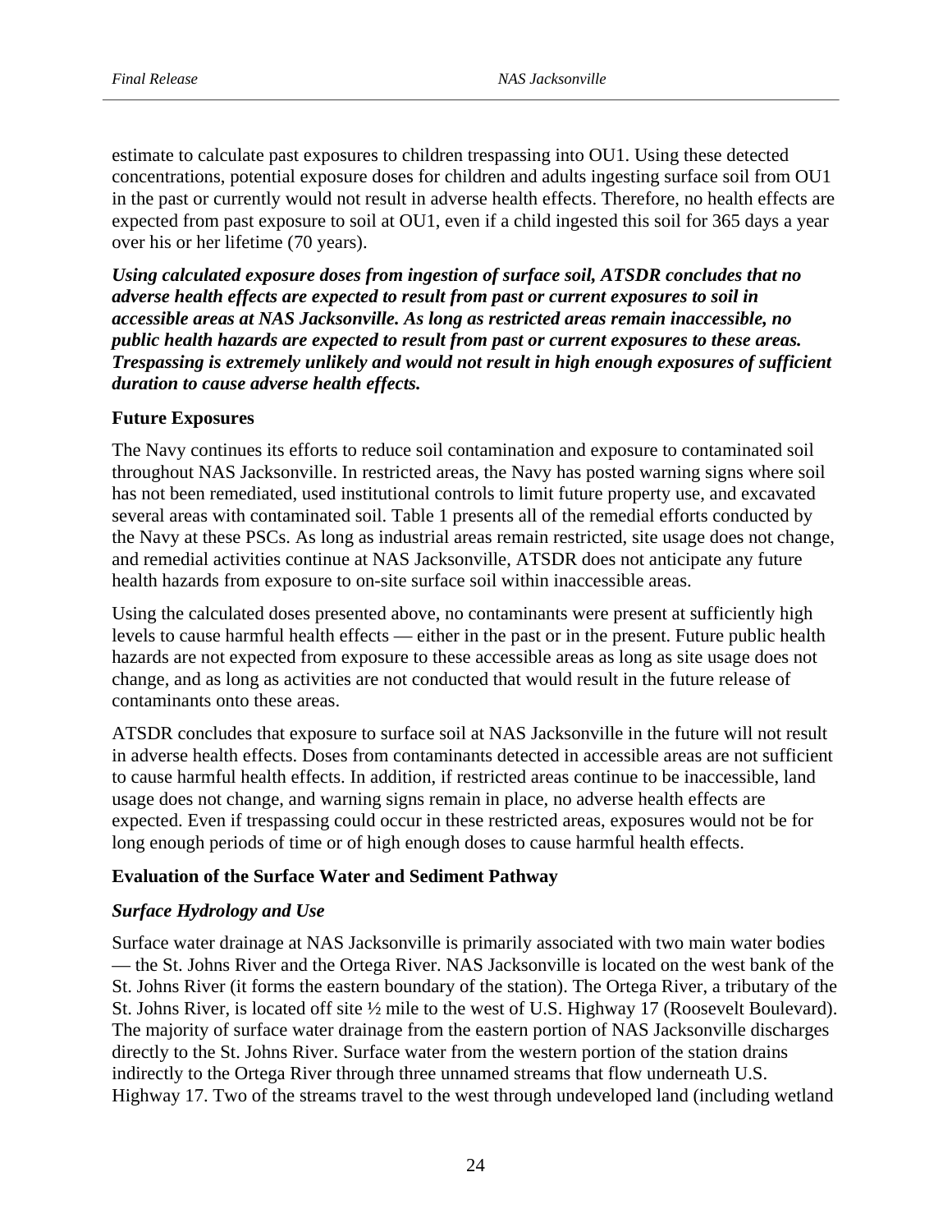estimate to calculate past exposures to children trespassing into OU1. Using these detected concentrations, potential exposure doses for children and adults ingesting surface soil from OU1 in the past or currently would not result in adverse health effects. Therefore, no health effects are expected from past exposure to soil at OU1, even if a child ingested this soil for 365 days a year over his or her lifetime (70 years).

***Using calculated exposure doses from ingestion of surface soil, ATSDR concludes that no adverse health effects are expected to result from past or current exposures to soil in accessible areas at NAS Jacksonville. As long as restricted areas remain inaccessible, no public health hazards are expected to result from past or current exposures to these areas. Trespassing is extremely unlikely and would not result in high enough exposures of sufficient duration to cause adverse health effects.***

**Future Exposures**

The Navy continues its efforts to reduce soil contamination and exposure to contaminated soil throughout NAS Jacksonville. In restricted areas, the Navy has posted warning signs where soil has not been remediated, used institutional controls to limit future property use, and excavated several areas with contaminated soil. Table 1 presents all of the remedial efforts conducted by the Navy at these PSCs. As long as industrial areas remain restricted, site usage does not change, and remedial activities continue at NAS Jacksonville, ATSDR does not anticipate any future health hazards from exposure to on-site surface soil within inaccessible areas.

Using the calculated doses presented above, no contaminants were present at sufficiently high levels to cause harmful health effects — either in the past or in the present. Future public health hazards are not expected from exposure to these accessible areas as long as site usage does not change, and as long as activities are not conducted that would result in the future release of contaminants onto these areas.

ATSDR concludes that exposure to surface soil at NAS Jacksonville in the future will not result in adverse health effects. Doses from contaminants detected in accessible areas are not sufficient to cause harmful health effects. In addition, if restricted areas continue to be inaccessible, land usage does not change, and warning signs remain in place, no adverse health effects are expected. Even if trespassing could occur in these restricted areas, exposures would not be for long enough periods of time or of high enough doses to cause harmful health effects.

**Evaluation of the Surface Water and Sediment Pathway**

***Surface Hydrology and Use***

Surface water drainage at NAS Jacksonville is primarily associated with two main water bodies — the St. Johns River and the Ortega River. NAS Jacksonville is located on the west bank of the St. Johns River (it forms the eastern boundary of the station). The Ortega River, a tributary of the St. Johns River, is located off site ½ mile to the west of U.S. Highway 17 (Roosevelt Boulevard). The majority of surface water drainage from the eastern portion of NAS Jacksonville discharges directly to the St. Johns River. Surface water from the western portion of the station drains indirectly to the Ortega River through three unnamed streams that flow underneath U.S. Highway 17. Two of the streams travel to the west through undeveloped land (including wetland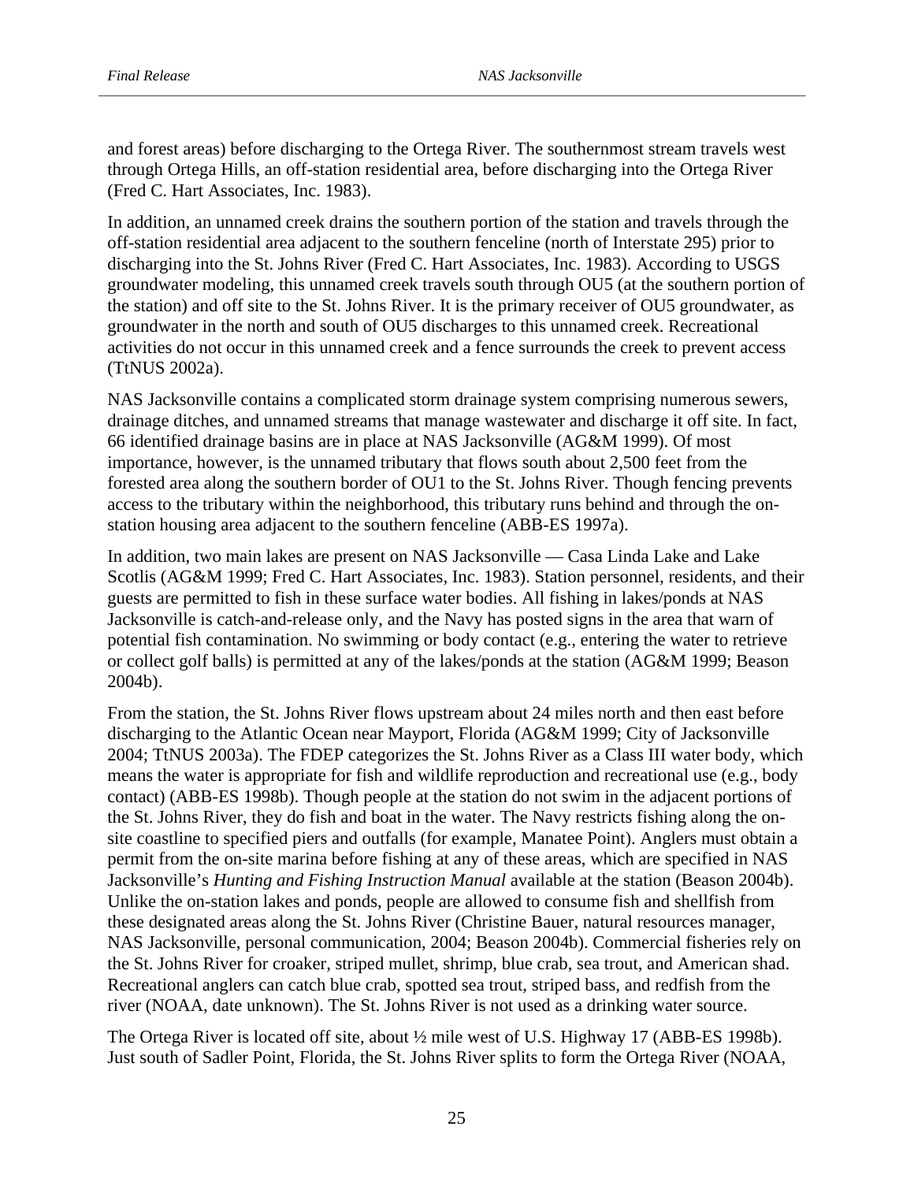and forest areas) before discharging to the Ortega River. The southernmost stream travels west through Ortega Hills, an off-station residential area, before discharging into the Ortega River (Fred C. Hart Associates, Inc. 1983).

In addition, an unnamed creek drains the southern portion of the station and travels through the off-station residential area adjacent to the southern fenceline (north of Interstate 295) prior to discharging into the St. Johns River (Fred C. Hart Associates, Inc. 1983). According to USGS groundwater modeling, this unnamed creek travels south through OU5 (at the southern portion of the station) and off site to the St. Johns River. It is the primary receiver of OU5 groundwater, as groundwater in the north and south of OU5 discharges to this unnamed creek. Recreational activities do not occur in this unnamed creek and a fence surrounds the creek to prevent access (TtNUS 2002a).

NAS Jacksonville contains a complicated storm drainage system comprising numerous sewers, drainage ditches, and unnamed streams that manage wastewater and discharge it off site. In fact, 66 identified drainage basins are in place at NAS Jacksonville (AG&M 1999). Of most importance, however, is the unnamed tributary that flows south about 2,500 feet from the forested area along the southern border of OU1 to the St. Johns River. Though fencing prevents access to the tributary within the neighborhood, this tributary runs behind and through the on-station housing area adjacent to the southern fenceline (ABB-ES 1997a).

In addition, two main lakes are present on NAS Jacksonville — Casa Linda Lake and Lake Scotlis (AG&M 1999; Fred C. Hart Associates, Inc. 1983). Station personnel, residents, and their guests are permitted to fish in these surface water bodies. All fishing in lakes/ponds at NAS Jacksonville is catch-and-release only, and the Navy has posted signs in the area that warn of potential fish contamination. No swimming or body contact (e.g., entering the water to retrieve or collect golf balls) is permitted at any of the lakes/ponds at the station (AG&M 1999; Beason 2004b).

From the station, the St. Johns River flows upstream about 24 miles north and then east before discharging to the Atlantic Ocean near Mayport, Florida (AG&M 1999; City of Jacksonville 2004; TtNUS 2003a). The FDEP categorizes the St. Johns River as a Class III water body, which means the water is appropriate for fish and wildlife reproduction and recreational use (e.g., body contact) (ABB-ES 1998b). Though people at the station do not swim in the adjacent portions of the St. Johns River, they do fish and boat in the water. The Navy restricts fishing along the on-site coastline to specified piers and outfalls (for example, Manatee Point). Anglers must obtain a permit from the on-site marina before fishing at any of these areas, which are specified in NAS Jacksonville's *Hunting and Fishing Instruction Manual* available at the station (Beason 2004b). Unlike the on-station lakes and ponds, people are allowed to consume fish and shellfish from these designated areas along the St. Johns River (Christine Bauer, natural resources manager, NAS Jacksonville, personal communication, 2004; Beason 2004b). Commercial fisheries rely on the St. Johns River for croaker, striped mullet, shrimp, blue crab, sea trout, and American shad. Recreational anglers can catch blue crab, spotted sea trout, striped bass, and redfish from the river (NOAA, date unknown). The St. Johns River is not used as a drinking water source.

The Ortega River is located off site, about ½ mile west of U.S. Highway 17 (ABB-ES 1998b). Just south of Sadler Point, Florida, the St. Johns River splits to form the Ortega River (NOAA,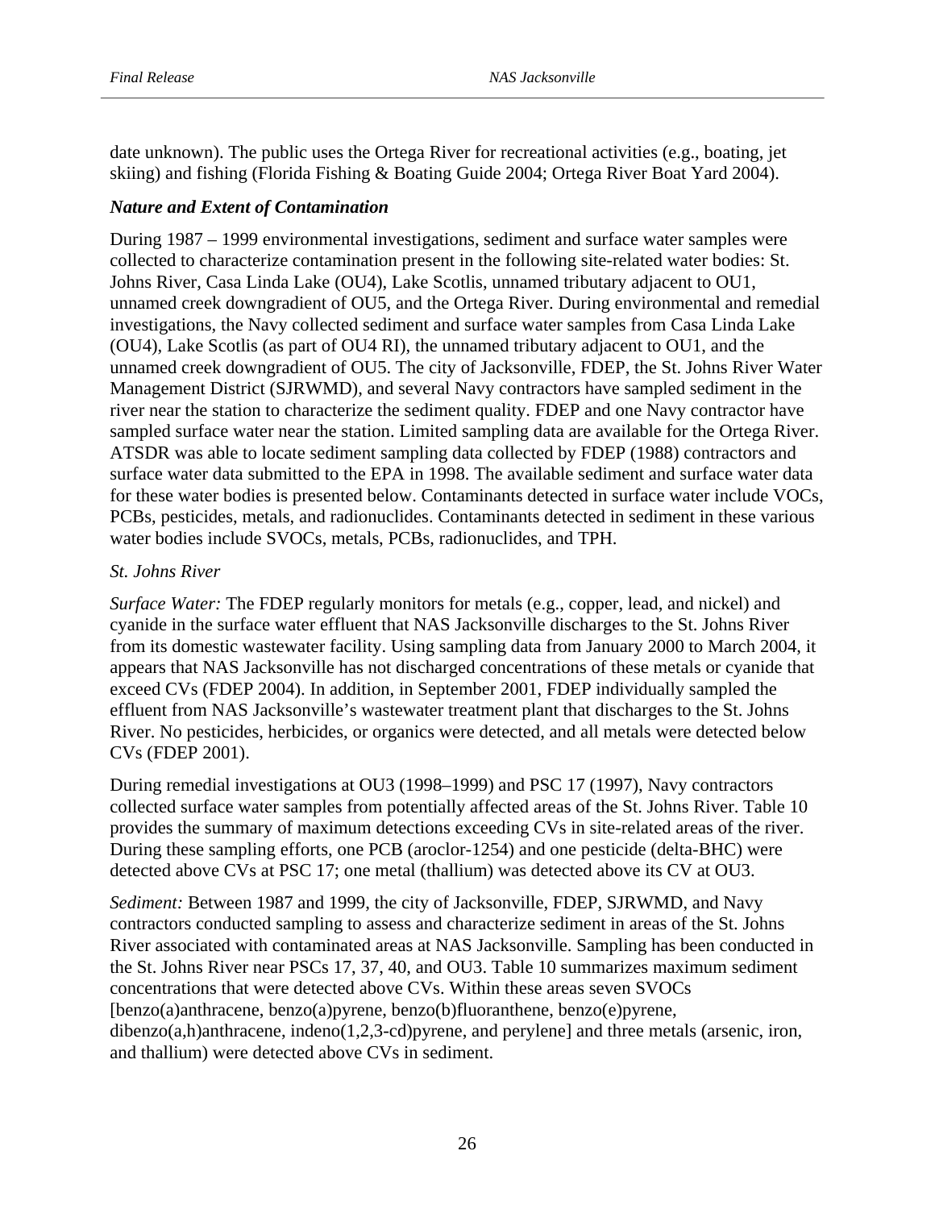date unknown). The public uses the Ortega River for recreational activities (e.g., boating, jet skiing) and fishing (Florida Fishing & Boating Guide 2004; Ortega River Boat Yard 2004).

### *Nature and Extent of Contamination*

During 1987 – 1999 environmental investigations, sediment and surface water samples were collected to characterize contamination present in the following site-related water bodies: St. Johns River, Casa Linda Lake (OU4), Lake Scotlis, unnamed tributary adjacent to OU1, unnamed creek downgradient of OU5, and the Ortega River. During environmental and remedial investigations, the Navy collected sediment and surface water samples from Casa Linda Lake (OU4), Lake Scotlis (as part of OU4 RI), the unnamed tributary adjacent to OU1, and the unnamed creek downgradient of OU5. The city of Jacksonville, FDEP, the St. Johns River Water Management District (SJRWMD), and several Navy contractors have sampled sediment in the river near the station to characterize the sediment quality. FDEP and one Navy contractor have sampled surface water near the station. Limited sampling data are available for the Ortega River. ATSDR was able to locate sediment sampling data collected by FDEP (1988) contractors and surface water data submitted to the EPA in 1998. The available sediment and surface water data for these water bodies is presented below. Contaminants detected in surface water include VOCs, PCBs, pesticides, metals, and radionuclides. Contaminants detected in sediment in these various water bodies include SVOCs, metals, PCBs, radionuclides, and TPH.

*St. Johns River*

*Surface Water:* The FDEP regularly monitors for metals (e.g., copper, lead, and nickel) and cyanide in the surface water effluent that NAS Jacksonville discharges to the St. Johns River from its domestic wastewater facility. Using sampling data from January 2000 to March 2004, it appears that NAS Jacksonville has not discharged concentrations of these metals or cyanide that exceed CVs (FDEP 2004). In addition, in September 2001, FDEP individually sampled the effluent from NAS Jacksonville's wastewater treatment plant that discharges to the St. Johns River. No pesticides, herbicides, or organics were detected, and all metals were detected below CVs (FDEP 2001).

During remedial investigations at OU3 (1998–1999) and PSC 17 (1997), Navy contractors collected surface water samples from potentially affected areas of the St. Johns River. Table 10 provides the summary of maximum detections exceeding CVs in site-related areas of the river. During these sampling efforts, one PCB (aroclor-1254) and one pesticide (delta-BHC) were detected above CVs at PSC 17; one metal (thallium) was detected above its CV at OU3.

*Sediment:* Between 1987 and 1999, the city of Jacksonville, FDEP, SJRWMD, and Navy contractors conducted sampling to assess and characterize sediment in areas of the St. Johns River associated with contaminated areas at NAS Jacksonville. Sampling has been conducted in the St. Johns River near PSCs 17, 37, 40, and OU3. Table 10 summarizes maximum sediment concentrations that were detected above CVs. Within these areas seven SVOCs [benzo(a)anthracene, benzo(a)pyrene, benzo(b)fluoranthene, benzo(e)pyrene, dibenzo(a,h)anthracene, indeno(1,2,3-cd)pyrene, and perylene] and three metals (arsenic, iron, and thallium) were detected above CVs in sediment.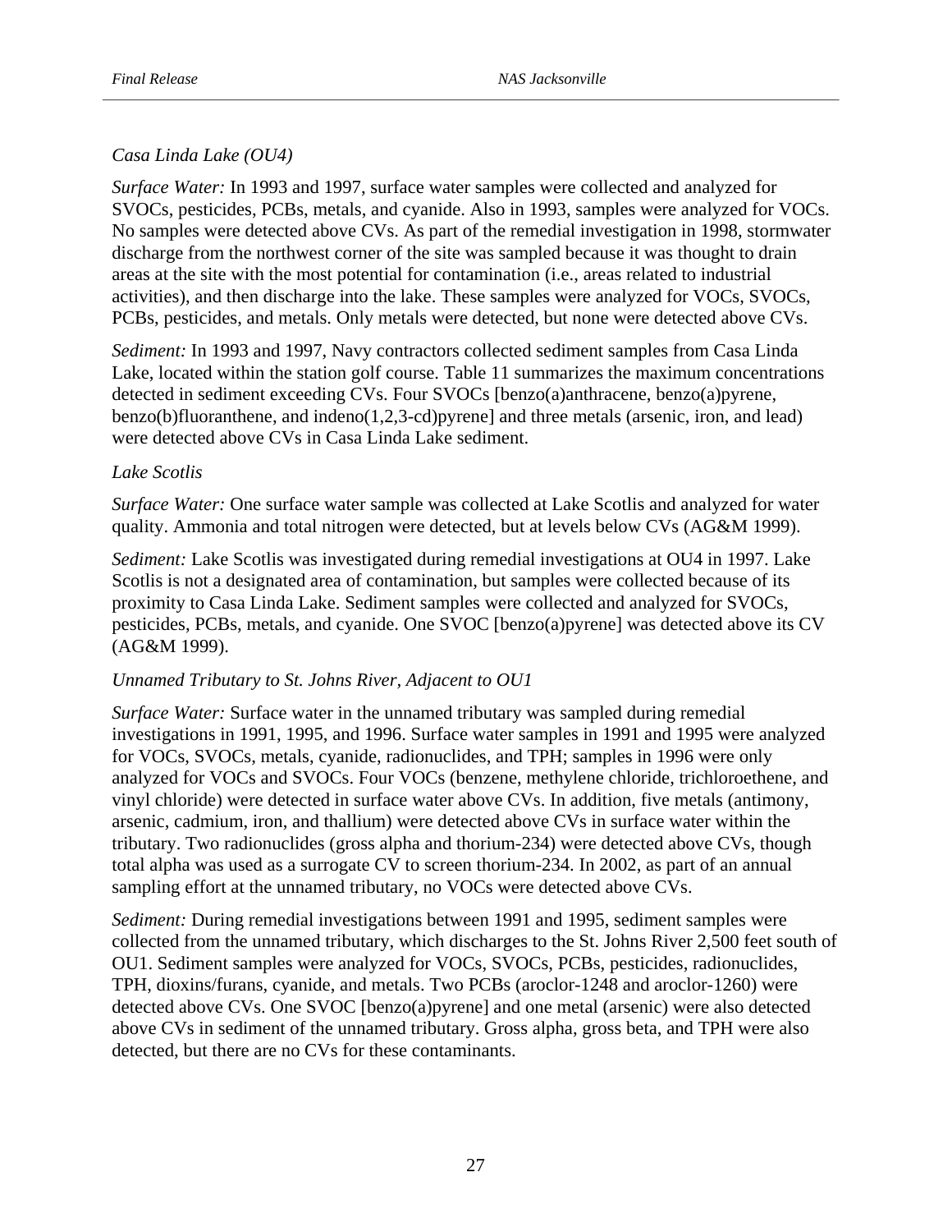*Casa Linda Lake (OU4)*

*Surface Water:* In 1993 and 1997, surface water samples were collected and analyzed for SVOCs, pesticides, PCBs, metals, and cyanide. Also in 1993, samples were analyzed for VOCs. No samples were detected above CVs. As part of the remedial investigation in 1998, stormwater discharge from the northwest corner of the site was sampled because it was thought to drain areas at the site with the most potential for contamination (i.e., areas related to industrial activities), and then discharge into the lake. These samples were analyzed for VOCs, SVOCs, PCBs, pesticides, and metals. Only metals were detected, but none were detected above CVs.

*Sediment:* In 1993 and 1997, Navy contractors collected sediment samples from Casa Linda Lake, located within the station golf course. Table 11 summarizes the maximum concentrations detected in sediment exceeding CVs. Four SVOCs [benzo(a)anthracene, benzo(a)pyrene, benzo(b)fluoranthene, and indeno(1,2,3-cd)pyrene] and three metals (arsenic, iron, and lead) were detected above CVs in Casa Linda Lake sediment.

*Lake Scotlis*

*Surface Water:* One surface water sample was collected at Lake Scotlis and analyzed for water quality. Ammonia and total nitrogen were detected, but at levels below CVs (AG&M 1999).

*Sediment:* Lake Scotlis was investigated during remedial investigations at OU4 in 1997. Lake Scotlis is not a designated area of contamination, but samples were collected because of its proximity to Casa Linda Lake. Sediment samples were collected and analyzed for SVOCs, pesticides, PCBs, metals, and cyanide. One SVOC [benzo(a)pyrene] was detected above its CV (AG&M 1999).

*Unnamed Tributary to St. Johns River, Adjacent to OU1*

*Surface Water:* Surface water in the unnamed tributary was sampled during remedial investigations in 1991, 1995, and 1996. Surface water samples in 1991 and 1995 were analyzed for VOCs, SVOCs, metals, cyanide, radionuclides, and TPH; samples in 1996 were only analyzed for VOCs and SVOCs. Four VOCs (benzene, methylene chloride, trichloroethene, and vinyl chloride) were detected in surface water above CVs. In addition, five metals (antimony, arsenic, cadmium, iron, and thallium) were detected above CVs in surface water within the tributary. Two radionuclides (gross alpha and thorium-234) were detected above CVs, though total alpha was used as a surrogate CV to screen thorium-234. In 2002, as part of an annual sampling effort at the unnamed tributary, no VOCs were detected above CVs.

*Sediment:* During remedial investigations between 1991 and 1995, sediment samples were collected from the unnamed tributary, which discharges to the St. Johns River 2,500 feet south of OU1. Sediment samples were analyzed for VOCs, SVOCs, PCBs, pesticides, radionuclides, TPH, dioxins/furans, cyanide, and metals. Two PCBs (aroclor-1248 and aroclor-1260) were detected above CVs. One SVOC [benzo(a)pyrene] and one metal (arsenic) were also detected above CVs in sediment of the unnamed tributary. Gross alpha, gross beta, and TPH were also detected, but there are no CVs for these contaminants.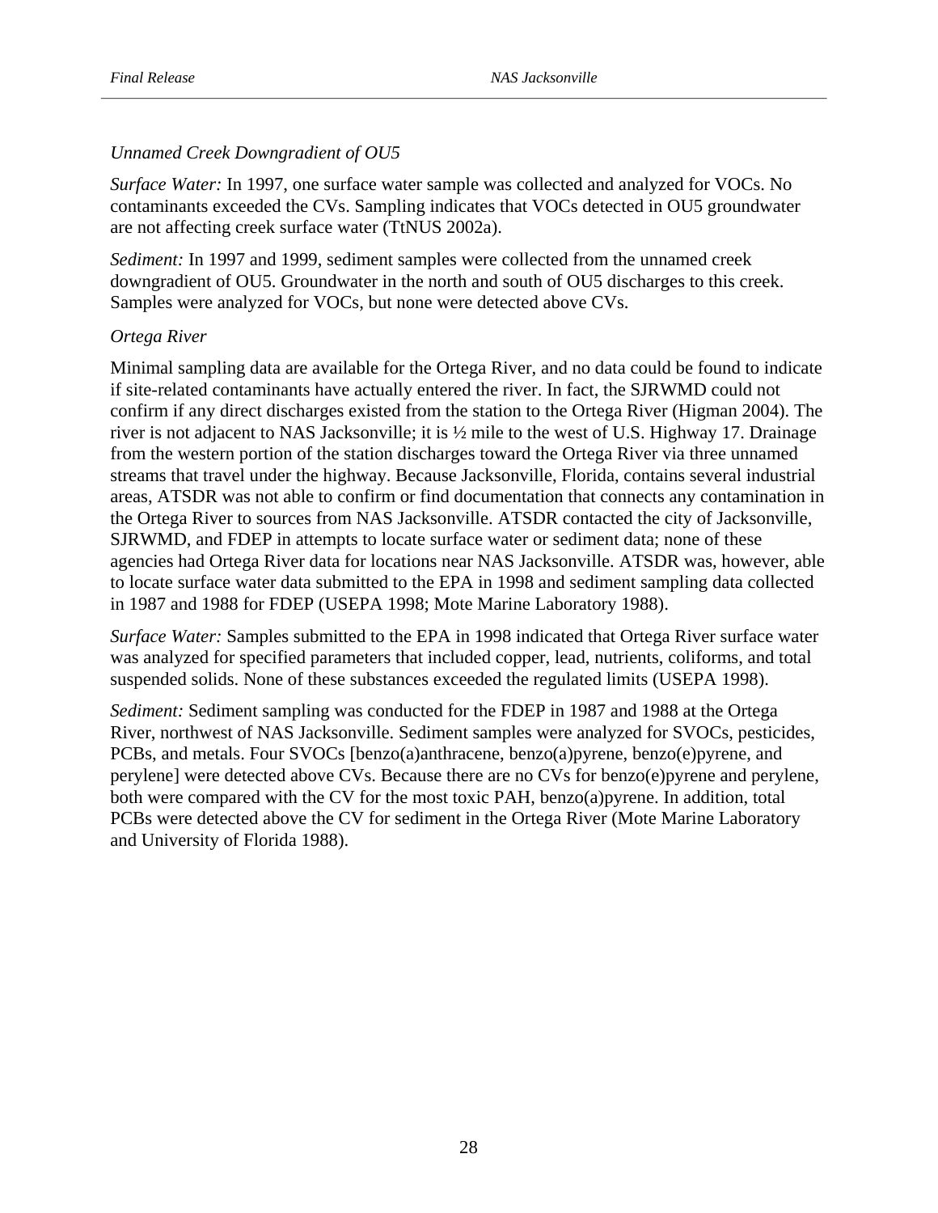*Unnamed Creek Downgradient of OU5*

*Surface Water:* In 1997, one surface water sample was collected and analyzed for VOCs. No contaminants exceeded the CVs. Sampling indicates that VOCs detected in OU5 groundwater are not affecting creek surface water (TtNUS 2002a).

*Sediment:* In 1997 and 1999, sediment samples were collected from the unnamed creek downgradient of OU5. Groundwater in the north and south of OU5 discharges to this creek. Samples were analyzed for VOCs, but none were detected above CVs.

*Ortega River*

Minimal sampling data are available for the Ortega River, and no data could be found to indicate if site-related contaminants have actually entered the river. In fact, the SJRWMD could not confirm if any direct discharges existed from the station to the Ortega River (Higman 2004). The river is not adjacent to NAS Jacksonville; it is ½ mile to the west of U.S. Highway 17. Drainage from the western portion of the station discharges toward the Ortega River via three unnamed streams that travel under the highway. Because Jacksonville, Florida, contains several industrial areas, ATSDR was not able to confirm or find documentation that connects any contamination in the Ortega River to sources from NAS Jacksonville. ATSDR contacted the city of Jacksonville, SJRWMD, and FDEP in attempts to locate surface water or sediment data; none of these agencies had Ortega River data for locations near NAS Jacksonville. ATSDR was, however, able to locate surface water data submitted to the EPA in 1998 and sediment sampling data collected in 1987 and 1988 for FDEP (USEPA 1998; Mote Marine Laboratory 1988).

*Surface Water:* Samples submitted to the EPA in 1998 indicated that Ortega River surface water was analyzed for specified parameters that included copper, lead, nutrients, coliforms, and total suspended solids. None of these substances exceeded the regulated limits (USEPA 1998).

*Sediment:* Sediment sampling was conducted for the FDEP in 1987 and 1988 at the Ortega River, northwest of NAS Jacksonville. Sediment samples were analyzed for SVOCs, pesticides, PCBs, and metals. Four SVOCs [benzo(a)anthracene, benzo(a)pyrene, benzo(e)pyrene, and perylene] were detected above CVs. Because there are no CVs for benzo(e)pyrene and perylene, both were compared with the CV for the most toxic PAH, benzo(a)pyrene. In addition, total PCBs were detected above the CV for sediment in the Ortega River (Mote Marine Laboratory and University of Florida 1988).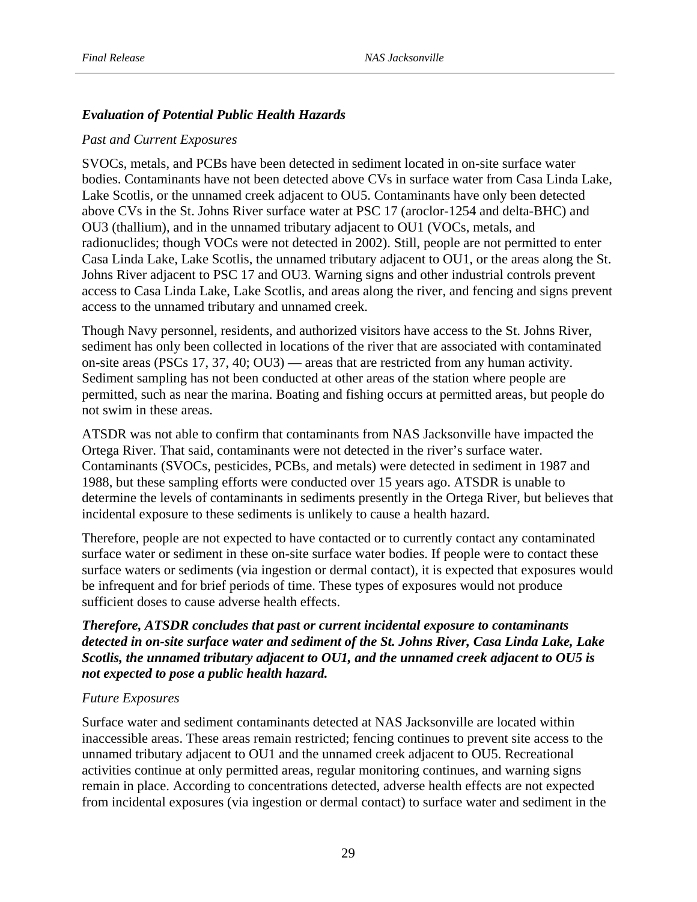### *Evaluation of Potential Public Health Hazards*

*Past and Current Exposures*

SVOCs, metals, and PCBs have been detected in sediment located in on-site surface water bodies. Contaminants have not been detected above CVs in surface water from Casa Linda Lake, Lake Scotlis, or the unnamed creek adjacent to OU5. Contaminants have only been detected above CVs in the St. Johns River surface water at PSC 17 (aroclor-1254 and delta-BHC) and OU3 (thallium), and in the unnamed tributary adjacent to OU1 (VOCs, metals, and radionuclides; though VOCs were not detected in 2002). Still, people are not permitted to enter Casa Linda Lake, Lake Scotlis, the unnamed tributary adjacent to OU1, or the areas along the St. Johns River adjacent to PSC 17 and OU3. Warning signs and other industrial controls prevent access to Casa Linda Lake, Lake Scotlis, and areas along the river, and fencing and signs prevent access to the unnamed tributary and unnamed creek.

Though Navy personnel, residents, and authorized visitors have access to the St. Johns River, sediment has only been collected in locations of the river that are associated with contaminated on-site areas (PSCs 17, 37, 40; OU3) — areas that are restricted from any human activity. Sediment sampling has not been conducted at other areas of the station where people are permitted, such as near the marina. Boating and fishing occurs at permitted areas, but people do not swim in these areas.

ATSDR was not able to confirm that contaminants from NAS Jacksonville have impacted the Ortega River. That said, contaminants were not detected in the river's surface water. Contaminants (SVOCs, pesticides, PCBs, and metals) were detected in sediment in 1987 and 1988, but these sampling efforts were conducted over 15 years ago. ATSDR is unable to determine the levels of contaminants in sediments presently in the Ortega River, but believes that incidental exposure to these sediments is unlikely to cause a health hazard.

Therefore, people are not expected to have contacted or to currently contact any contaminated surface water or sediment in these on-site surface water bodies. If people were to contact these surface waters or sediments (via ingestion or dermal contact), it is expected that exposures would be infrequent and for brief periods of time. These types of exposures would not produce sufficient doses to cause adverse health effects.

***Therefore, ATSDR concludes that past or current incidental exposure to contaminants detected in on-site surface water and sediment of the St. Johns River, Casa Linda Lake, Lake Scotlis, the unnamed tributary adjacent to OU1, and the unnamed creek adjacent to OU5 is not expected to pose a public health hazard.***

*Future Exposures*

Surface water and sediment contaminants detected at NAS Jacksonville are located within inaccessible areas. These areas remain restricted; fencing continues to prevent site access to the unnamed tributary adjacent to OU1 and the unnamed creek adjacent to OU5. Recreational activities continue at only permitted areas, regular monitoring continues, and warning signs remain in place. According to concentrations detected, adverse health effects are not expected from incidental exposures (via ingestion or dermal contact) to surface water and sediment in the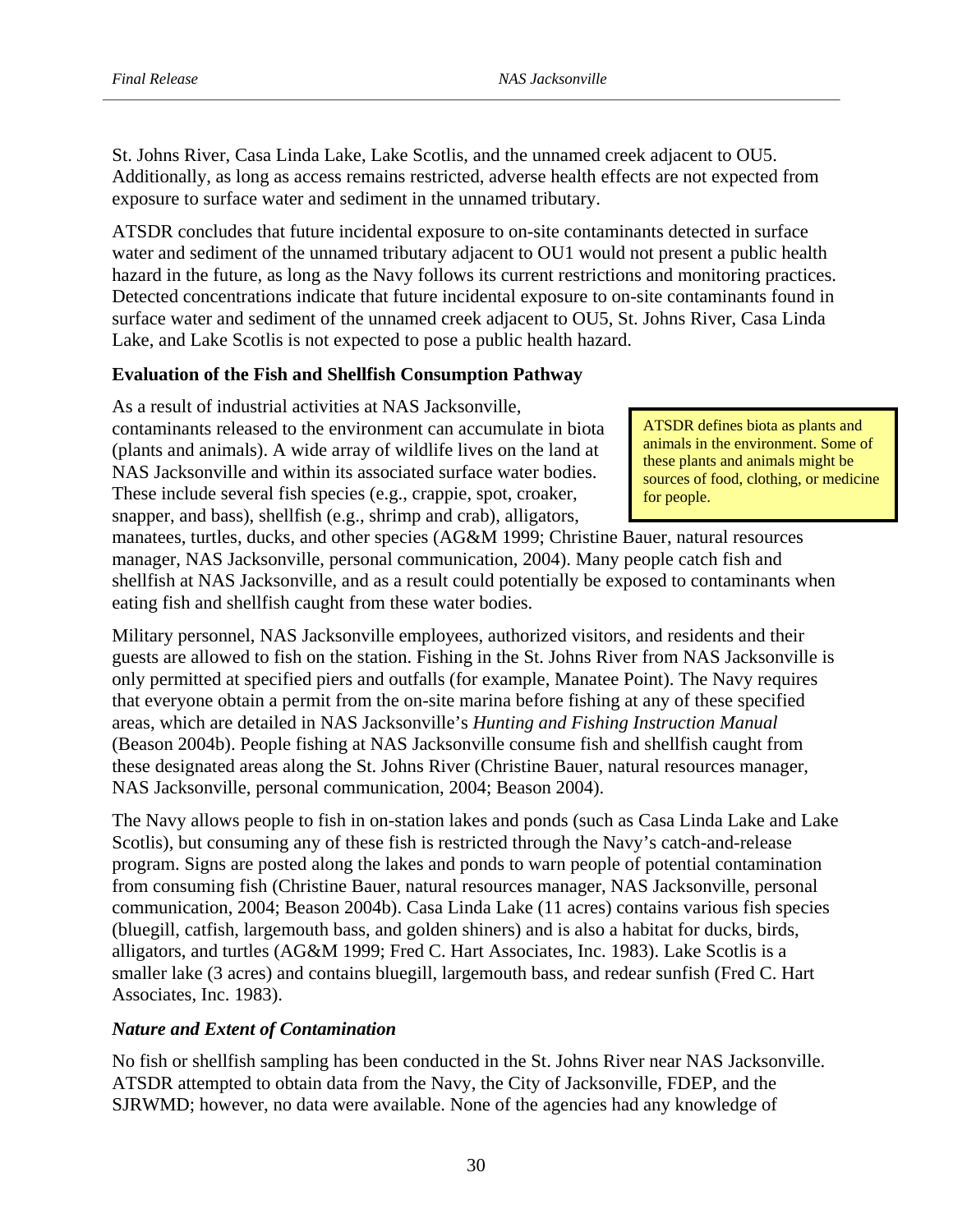St. Johns River, Casa Linda Lake, Lake Scotlis, and the unnamed creek adjacent to OU5. Additionally, as long as access remains restricted, adverse health effects are not expected from exposure to surface water and sediment in the unnamed tributary.

ATSDR concludes that future incidental exposure to on-site contaminants detected in surface water and sediment of the unnamed tributary adjacent to OU1 would not present a public health hazard in the future, as long as the Navy follows its current restrictions and monitoring practices. Detected concentrations indicate that future incidental exposure to on-site contaminants found in surface water and sediment of the unnamed creek adjacent to OU5, St. Johns River, Casa Linda Lake, and Lake Scotlis is not expected to pose a public health hazard.

**Evaluation of the Fish and Shellfish Consumption Pathway**

> ATSDR defines biota as plants and animals in the environment. Some of these plants and animals might be sources of food, clothing, or medicine for people.

As a result of industrial activities at NAS Jacksonville, contaminants released to the environment can accumulate in biota (plants and animals). A wide array of wildlife lives on the land at NAS Jacksonville and within its associated surface water bodies. These include several fish species (e.g., crappie, spot, croaker, snapper, and bass), shellfish (e.g., shrimp and crab), alligators, manatees, turtles, ducks, and other species (AG&M 1999; Christine Bauer, natural resources manager, NAS Jacksonville, personal communication, 2004). Many people catch fish and shellfish at NAS Jacksonville, and as a result could potentially be exposed to contaminants when eating fish and shellfish caught from these water bodies.

Military personnel, NAS Jacksonville employees, authorized visitors, and residents and their guests are allowed to fish on the station. Fishing in the St. Johns River from NAS Jacksonville is only permitted at specified piers and outfalls (for example, Manatee Point). The Navy requires that everyone obtain a permit from the on-site marina before fishing at any of these specified areas, which are detailed in NAS Jacksonville's *Hunting and Fishing Instruction Manual* (Beason 2004b). People fishing at NAS Jacksonville consume fish and shellfish caught from these designated areas along the St. Johns River (Christine Bauer, natural resources manager, NAS Jacksonville, personal communication, 2004; Beason 2004).

The Navy allows people to fish in on-station lakes and ponds (such as Casa Linda Lake and Lake Scotlis), but consuming any of these fish is restricted through the Navy's catch-and-release program. Signs are posted along the lakes and ponds to warn people of potential contamination from consuming fish (Christine Bauer, natural resources manager, NAS Jacksonville, personal communication, 2004; Beason 2004b). Casa Linda Lake (11 acres) contains various fish species (bluegill, catfish, largemouth bass, and golden shiners) and is also a habitat for ducks, birds, alligators, and turtles (AG&M 1999; Fred C. Hart Associates, Inc. 1983). Lake Scotlis is a smaller lake (3 acres) and contains bluegill, largemouth bass, and redear sunfish (Fred C. Hart Associates, Inc. 1983).

***Nature and Extent of Contamination***

No fish or shellfish sampling has been conducted in the St. Johns River near NAS Jacksonville. ATSDR attempted to obtain data from the Navy, the City of Jacksonville, FDEP, and the SJRWMD; however, no data were available. None of the agencies had any knowledge of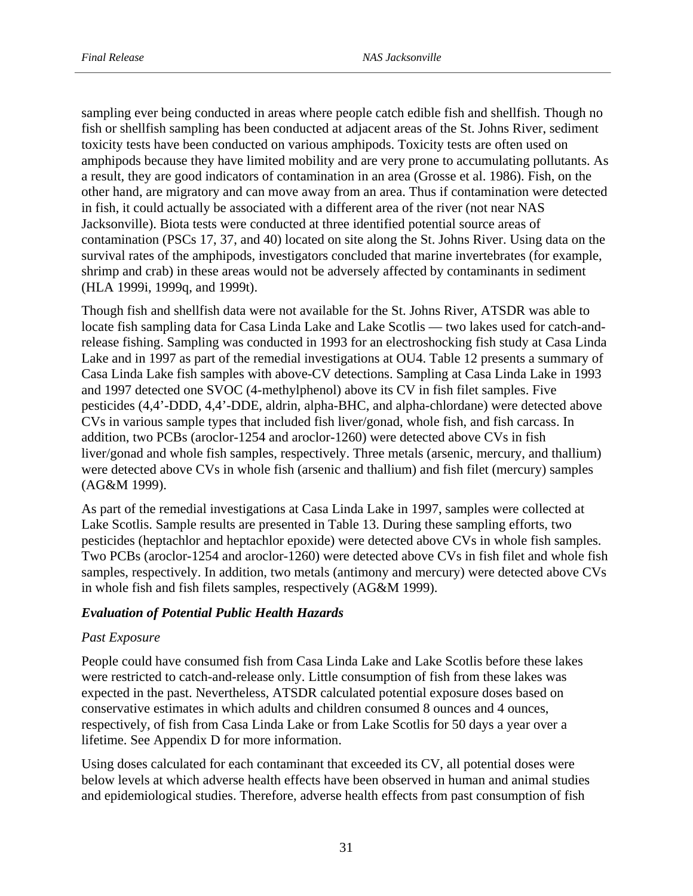sampling ever being conducted in areas where people catch edible fish and shellfish. Though no fish or shellfish sampling has been conducted at adjacent areas of the St. Johns River, sediment toxicity tests have been conducted on various amphipods. Toxicity tests are often used on amphipods because they have limited mobility and are very prone to accumulating pollutants. As a result, they are good indicators of contamination in an area (Grosse et al. 1986). Fish, on the other hand, are migratory and can move away from an area. Thus if contamination were detected in fish, it could actually be associated with a different area of the river (not near NAS Jacksonville). Biota tests were conducted at three identified potential source areas of contamination (PSCs 17, 37, and 40) located on site along the St. Johns River. Using data on the survival rates of the amphipods, investigators concluded that marine invertebrates (for example, shrimp and crab) in these areas would not be adversely affected by contaminants in sediment (HLA 1999i, 1999q, and 1999t).

Though fish and shellfish data were not available for the St. Johns River, ATSDR was able to locate fish sampling data for Casa Linda Lake and Lake Scotlis — two lakes used for catch-and-release fishing. Sampling was conducted in 1993 for an electroshocking fish study at Casa Linda Lake and in 1997 as part of the remedial investigations at OU4. Table 12 presents a summary of Casa Linda Lake fish samples with above-CV detections. Sampling at Casa Linda Lake in 1993 and 1997 detected one SVOC (4-methylphenol) above its CV in fish filet samples. Five pesticides (4,4'-DDD, 4,4'-DDE, aldrin, alpha-BHC, and alpha-chlordane) were detected above CVs in various sample types that included fish liver/gonad, whole fish, and fish carcass. In addition, two PCBs (aroclor-1254 and aroclor-1260) were detected above CVs in fish liver/gonad and whole fish samples, respectively. Three metals (arsenic, mercury, and thallium) were detected above CVs in whole fish (arsenic and thallium) and fish filet (mercury) samples (AG&M 1999).

As part of the remedial investigations at Casa Linda Lake in 1997, samples were collected at Lake Scotlis. Sample results are presented in Table 13. During these sampling efforts, two pesticides (heptachlor and heptachlor epoxide) were detected above CVs in whole fish samples. Two PCBs (aroclor-1254 and aroclor-1260) were detected above CVs in fish filet and whole fish samples, respectively. In addition, two metals (antimony and mercury) were detected above CVs in whole fish and fish filets samples, respectively (AG&M 1999).

### *Evaluation of Potential Public Health Hazards*

*Past Exposure*

People could have consumed fish from Casa Linda Lake and Lake Scotlis before these lakes were restricted to catch-and-release only. Little consumption of fish from these lakes was expected in the past. Nevertheless, ATSDR calculated potential exposure doses based on conservative estimates in which adults and children consumed 8 ounces and 4 ounces, respectively, of fish from Casa Linda Lake or from Lake Scotlis for 50 days a year over a lifetime. See Appendix D for more information.

Using doses calculated for each contaminant that exceeded its CV, all potential doses were below levels at which adverse health effects have been observed in human and animal studies and epidemiological studies. Therefore, adverse health effects from past consumption of fish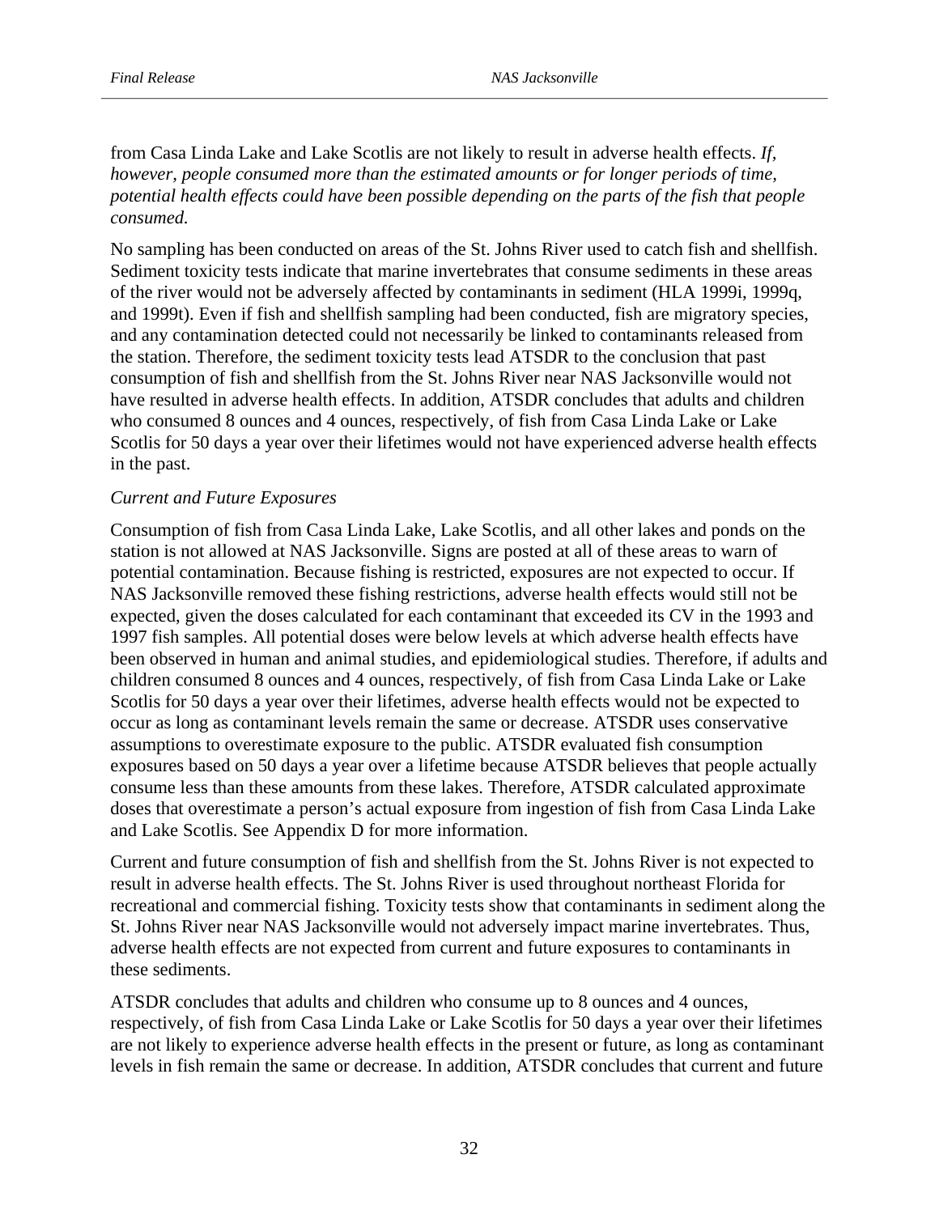from Casa Linda Lake and Lake Scotlis are not likely to result in adverse health effects. *If, however, people consumed more than the estimated amounts or for longer periods of time, potential health effects could have been possible depending on the parts of the fish that people consumed.*

No sampling has been conducted on areas of the St. Johns River used to catch fish and shellfish. Sediment toxicity tests indicate that marine invertebrates that consume sediments in these areas of the river would not be adversely affected by contaminants in sediment (HLA 1999i, 1999q, and 1999t). Even if fish and shellfish sampling had been conducted, fish are migratory species, and any contamination detected could not necessarily be linked to contaminants released from the station. Therefore, the sediment toxicity tests lead ATSDR to the conclusion that past consumption of fish and shellfish from the St. Johns River near NAS Jacksonville would not have resulted in adverse health effects. In addition, ATSDR concludes that adults and children who consumed 8 ounces and 4 ounces, respectively, of fish from Casa Linda Lake or Lake Scotlis for 50 days a year over their lifetimes would not have experienced adverse health effects in the past.

*Current and Future Exposures*

Consumption of fish from Casa Linda Lake, Lake Scotlis, and all other lakes and ponds on the station is not allowed at NAS Jacksonville. Signs are posted at all of these areas to warn of potential contamination. Because fishing is restricted, exposures are not expected to occur. If NAS Jacksonville removed these fishing restrictions, adverse health effects would still not be expected, given the doses calculated for each contaminant that exceeded its CV in the 1993 and 1997 fish samples. All potential doses were below levels at which adverse health effects have been observed in human and animal studies, and epidemiological studies. Therefore, if adults and children consumed 8 ounces and 4 ounces, respectively, of fish from Casa Linda Lake or Lake Scotlis for 50 days a year over their lifetimes, adverse health effects would not be expected to occur as long as contaminant levels remain the same or decrease. ATSDR uses conservative assumptions to overestimate exposure to the public. ATSDR evaluated fish consumption exposures based on 50 days a year over a lifetime because ATSDR believes that people actually consume less than these amounts from these lakes. Therefore, ATSDR calculated approximate doses that overestimate a person's actual exposure from ingestion of fish from Casa Linda Lake and Lake Scotlis. See Appendix D for more information.

Current and future consumption of fish and shellfish from the St. Johns River is not expected to result in adverse health effects. The St. Johns River is used throughout northeast Florida for recreational and commercial fishing. Toxicity tests show that contaminants in sediment along the St. Johns River near NAS Jacksonville would not adversely impact marine invertebrates. Thus, adverse health effects are not expected from current and future exposures to contaminants in these sediments.

ATSDR concludes that adults and children who consume up to 8 ounces and 4 ounces, respectively, of fish from Casa Linda Lake or Lake Scotlis for 50 days a year over their lifetimes are not likely to experience adverse health effects in the present or future, as long as contaminant levels in fish remain the same or decrease. In addition, ATSDR concludes that current and future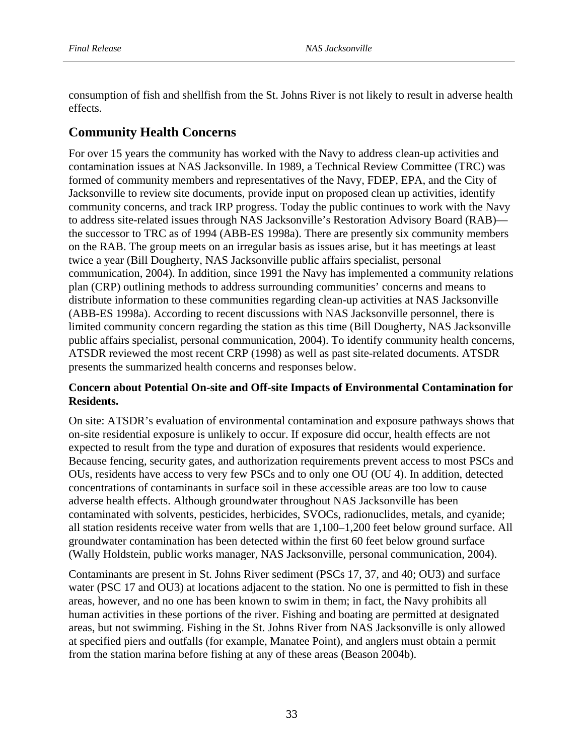consumption of fish and shellfish from the St. Johns River is not likely to result in adverse health effects.

## Community Health Concerns

For over 15 years the community has worked with the Navy to address clean-up activities and contamination issues at NAS Jacksonville. In 1989, a Technical Review Committee (TRC) was formed of community members and representatives of the Navy, FDEP, EPA, and the City of Jacksonville to review site documents, provide input on proposed clean up activities, identify community concerns, and track IRP progress. Today the public continues to work with the Navy to address site-related issues through NAS Jacksonville's Restoration Advisory Board (RAB)—the successor to TRC as of 1994 (ABB-ES 1998a). There are presently six community members on the RAB. The group meets on an irregular basis as issues arise, but it has meetings at least twice a year (Bill Dougherty, NAS Jacksonville public affairs specialist, personal communication, 2004). In addition, since 1991 the Navy has implemented a community relations plan (CRP) outlining methods to address surrounding communities' concerns and means to distribute information to these communities regarding clean-up activities at NAS Jacksonville (ABB-ES 1998a). According to recent discussions with NAS Jacksonville personnel, there is limited community concern regarding the station as this time (Bill Dougherty, NAS Jacksonville public affairs specialist, personal communication, 2004). To identify community health concerns, ATSDR reviewed the most recent CRP (1998) as well as past site-related documents. ATSDR presents the summarized health concerns and responses below.

**Concern about Potential On-site and Off-site Impacts of Environmental Contamination for Residents.**

On site: ATSDR's evaluation of environmental contamination and exposure pathways shows that on-site residential exposure is unlikely to occur. If exposure did occur, health effects are not expected to result from the type and duration of exposures that residents would experience. Because fencing, security gates, and authorization requirements prevent access to most PSCs and OUs, residents have access to very few PSCs and to only one OU (OU 4). In addition, detected concentrations of contaminants in surface soil in these accessible areas are too low to cause adverse health effects. Although groundwater throughout NAS Jacksonville has been contaminated with solvents, pesticides, herbicides, SVOCs, radionuclides, metals, and cyanide; all station residents receive water from wells that are 1,100–1,200 feet below ground surface. All groundwater contamination has been detected within the first 60 feet below ground surface (Wally Holdstein, public works manager, NAS Jacksonville, personal communication, 2004).

Contaminants are present in St. Johns River sediment (PSCs 17, 37, and 40; OU3) and surface water (PSC 17 and OU3) at locations adjacent to the station. No one is permitted to fish in these areas, however, and no one has been known to swim in them; in fact, the Navy prohibits all human activities in these portions of the river. Fishing and boating are permitted at designated areas, but not swimming. Fishing in the St. Johns River from NAS Jacksonville is only allowed at specified piers and outfalls (for example, Manatee Point), and anglers must obtain a permit from the station marina before fishing at any of these areas (Beason 2004b).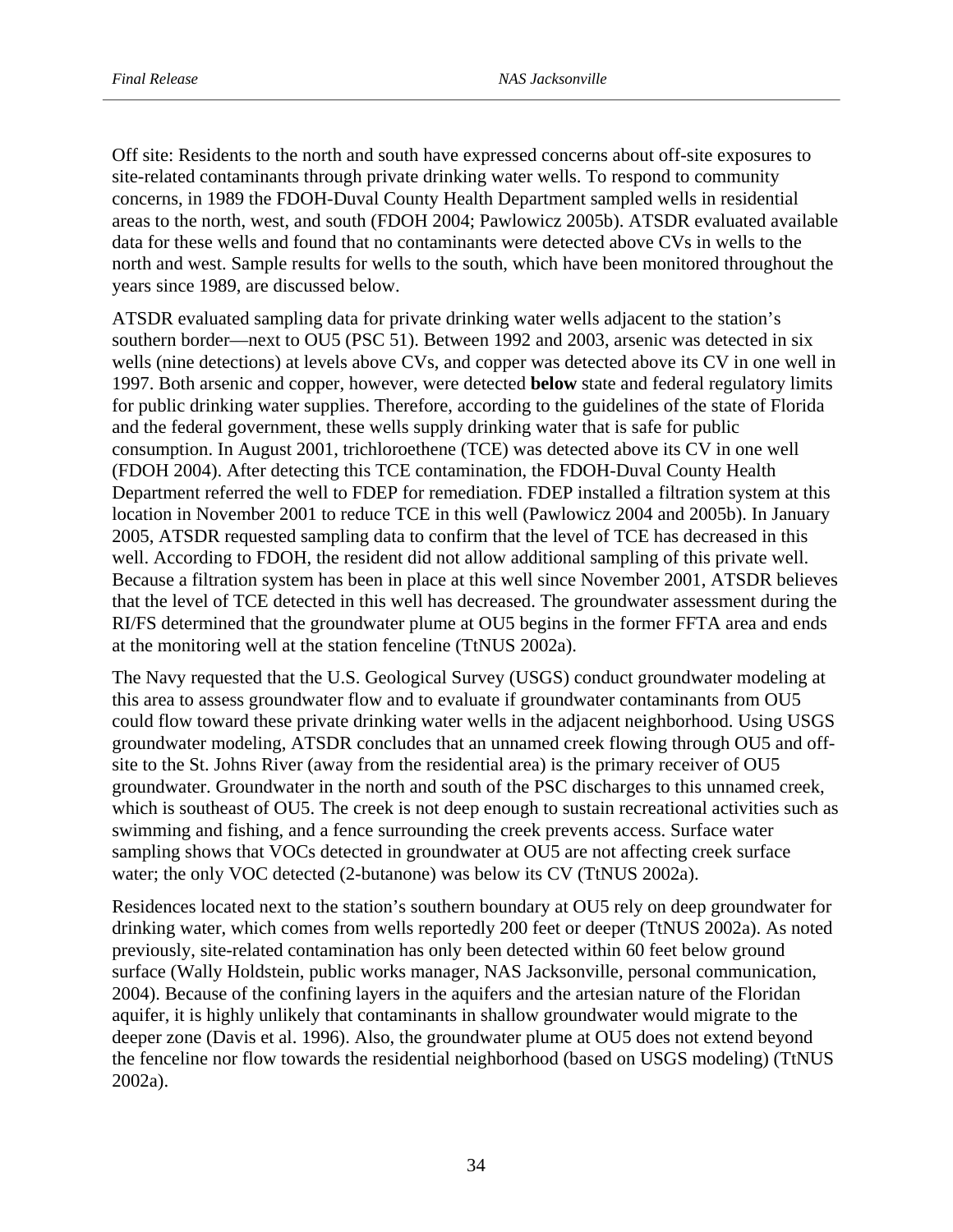Off site: Residents to the north and south have expressed concerns about off-site exposures to site-related contaminants through private drinking water wells. To respond to community concerns, in 1989 the FDOH-Duval County Health Department sampled wells in residential areas to the north, west, and south (FDOH 2004; Pawlowicz 2005b). ATSDR evaluated available data for these wells and found that no contaminants were detected above CVs in wells to the north and west. Sample results for wells to the south, which have been monitored throughout the years since 1989, are discussed below.

ATSDR evaluated sampling data for private drinking water wells adjacent to the station's southern border—next to OU5 (PSC 51). Between 1992 and 2003, arsenic was detected in six wells (nine detections) at levels above CVs, and copper was detected above its CV in one well in 1997. Both arsenic and copper, however, were detected **below** state and federal regulatory limits for public drinking water supplies. Therefore, according to the guidelines of the state of Florida and the federal government, these wells supply drinking water that is safe for public consumption. In August 2001, trichloroethene (TCE) was detected above its CV in one well (FDOH 2004). After detecting this TCE contamination, the FDOH-Duval County Health Department referred the well to FDEP for remediation. FDEP installed a filtration system at this location in November 2001 to reduce TCE in this well (Pawlowicz 2004 and 2005b). In January 2005, ATSDR requested sampling data to confirm that the level of TCE has decreased in this well. According to FDOH, the resident did not allow additional sampling of this private well. Because a filtration system has been in place at this well since November 2001, ATSDR believes that the level of TCE detected in this well has decreased. The groundwater assessment during the RI/FS determined that the groundwater plume at OU5 begins in the former FFTA area and ends at the monitoring well at the station fenceline (TtNUS 2002a).

The Navy requested that the U.S. Geological Survey (USGS) conduct groundwater modeling at this area to assess groundwater flow and to evaluate if groundwater contaminants from OU5 could flow toward these private drinking water wells in the adjacent neighborhood. Using USGS groundwater modeling, ATSDR concludes that an unnamed creek flowing through OU5 and off-site to the St. Johns River (away from the residential area) is the primary receiver of OU5 groundwater. Groundwater in the north and south of the PSC discharges to this unnamed creek, which is southeast of OU5. The creek is not deep enough to sustain recreational activities such as swimming and fishing, and a fence surrounding the creek prevents access. Surface water sampling shows that VOCs detected in groundwater at OU5 are not affecting creek surface water; the only VOC detected (2-butanone) was below its CV (TtNUS 2002a).

Residences located next to the station's southern boundary at OU5 rely on deep groundwater for drinking water, which comes from wells reportedly 200 feet or deeper (TtNUS 2002a). As noted previously, site-related contamination has only been detected within 60 feet below ground surface (Wally Holdstein, public works manager, NAS Jacksonville, personal communication, 2004). Because of the confining layers in the aquifers and the artesian nature of the Floridan aquifer, it is highly unlikely that contaminants in shallow groundwater would migrate to the deeper zone (Davis et al. 1996). Also, the groundwater plume at OU5 does not extend beyond the fenceline nor flow towards the residential neighborhood (based on USGS modeling) (TtNUS 2002a).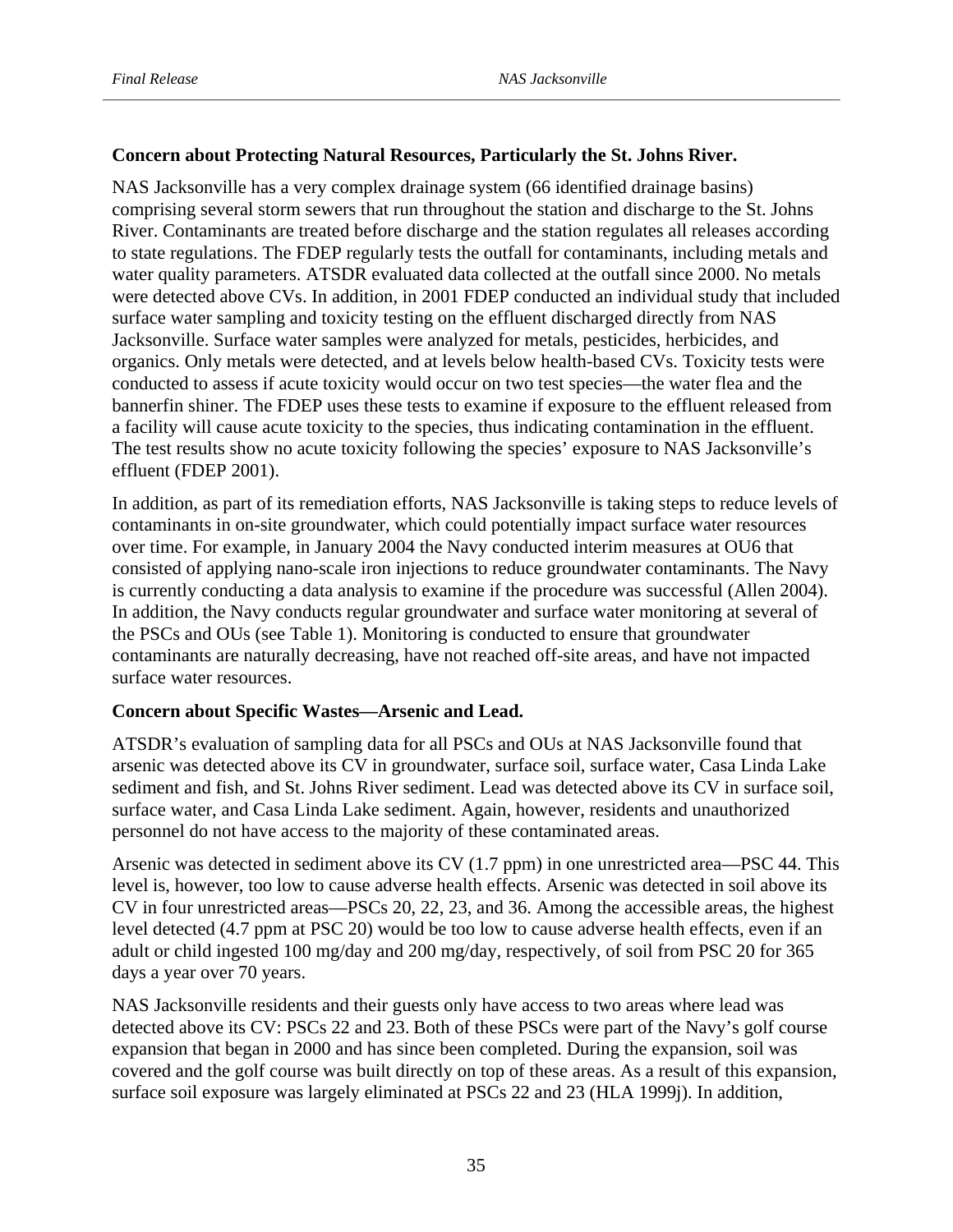**Concern about Protecting Natural Resources, Particularly the St. Johns River.**

NAS Jacksonville has a very complex drainage system (66 identified drainage basins) comprising several storm sewers that run throughout the station and discharge to the St. Johns River. Contaminants are treated before discharge and the station regulates all releases according to state regulations. The FDEP regularly tests the outfall for contaminants, including metals and water quality parameters. ATSDR evaluated data collected at the outfall since 2000. No metals were detected above CVs. In addition, in 2001 FDEP conducted an individual study that included surface water sampling and toxicity testing on the effluent discharged directly from NAS Jacksonville. Surface water samples were analyzed for metals, pesticides, herbicides, and organics. Only metals were detected, and at levels below health-based CVs. Toxicity tests were conducted to assess if acute toxicity would occur on two test species—the water flea and the bannerfin shiner. The FDEP uses these tests to examine if exposure to the effluent released from a facility will cause acute toxicity to the species, thus indicating contamination in the effluent. The test results show no acute toxicity following the species' exposure to NAS Jacksonville's effluent (FDEP 2001).

In addition, as part of its remediation efforts, NAS Jacksonville is taking steps to reduce levels of contaminants in on-site groundwater, which could potentially impact surface water resources over time. For example, in January 2004 the Navy conducted interim measures at OU6 that consisted of applying nano-scale iron injections to reduce groundwater contaminants. The Navy is currently conducting a data analysis to examine if the procedure was successful (Allen 2004). In addition, the Navy conducts regular groundwater and surface water monitoring at several of the PSCs and OUs (see Table 1). Monitoring is conducted to ensure that groundwater contaminants are naturally decreasing, have not reached off-site areas, and have not impacted surface water resources.

**Concern about Specific Wastes—Arsenic and Lead.**

ATSDR's evaluation of sampling data for all PSCs and OUs at NAS Jacksonville found that arsenic was detected above its CV in groundwater, surface soil, surface water, Casa Linda Lake sediment and fish, and St. Johns River sediment. Lead was detected above its CV in surface soil, surface water, and Casa Linda Lake sediment. Again, however, residents and unauthorized personnel do not have access to the majority of these contaminated areas.

Arsenic was detected in sediment above its CV (1.7 ppm) in one unrestricted area—PSC 44. This level is, however, too low to cause adverse health effects. Arsenic was detected in soil above its CV in four unrestricted areas—PSCs 20, 22, 23, and 36. Among the accessible areas, the highest level detected (4.7 ppm at PSC 20) would be too low to cause adverse health effects, even if an adult or child ingested 100 mg/day and 200 mg/day, respectively, of soil from PSC 20 for 365 days a year over 70 years.

NAS Jacksonville residents and their guests only have access to two areas where lead was detected above its CV: PSCs 22 and 23. Both of these PSCs were part of the Navy's golf course expansion that began in 2000 and has since been completed. During the expansion, soil was covered and the golf course was built directly on top of these areas. As a result of this expansion, surface soil exposure was largely eliminated at PSCs 22 and 23 (HLA 1999j). In addition,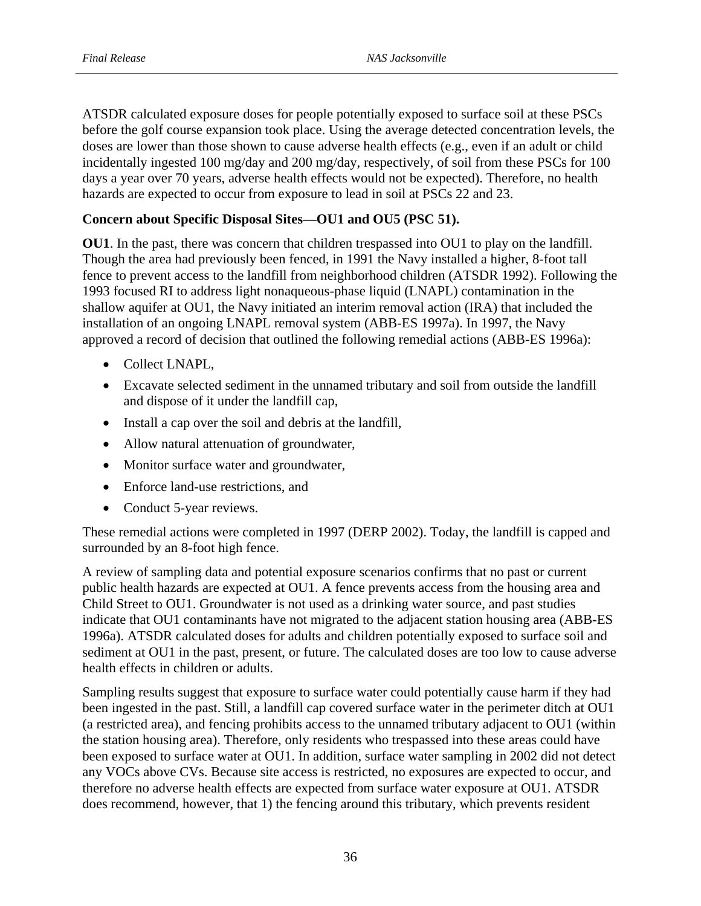ATSDR calculated exposure doses for people potentially exposed to surface soil at these PSCs before the golf course expansion took place. Using the average detected concentration levels, the doses are lower than those shown to cause adverse health effects (e.g., even if an adult or child incidentally ingested 100 mg/day and 200 mg/day, respectively, of soil from these PSCs for 100 days a year over 70 years, adverse health effects would not be expected). Therefore, no health hazards are expected to occur from exposure to lead in soil at PSCs 22 and 23.

**Concern about Specific Disposal Sites—OU1 and OU5 (PSC 51).**

**OU1**. In the past, there was concern that children trespassed into OU1 to play on the landfill. Though the area had previously been fenced, in 1991 the Navy installed a higher, 8-foot tall fence to prevent access to the landfill from neighborhood children (ATSDR 1992). Following the 1993 focused RI to address light nonaqueous-phase liquid (LNAPL) contamination in the shallow aquifer at OU1, the Navy initiated an interim removal action (IRA) that included the installation of an ongoing LNAPL removal system (ABB-ES 1997a). In 1997, the Navy approved a record of decision that outlined the following remedial actions (ABB-ES 1996a):

- Collect LNAPL,
- Excavate selected sediment in the unnamed tributary and soil from outside the landfill and dispose of it under the landfill cap,
- Install a cap over the soil and debris at the landfill,
- Allow natural attenuation of groundwater,
- Monitor surface water and groundwater,
- Enforce land-use restrictions, and
- Conduct 5-year reviews.

These remedial actions were completed in 1997 (DERP 2002). Today, the landfill is capped and surrounded by an 8-foot high fence.

A review of sampling data and potential exposure scenarios confirms that no past or current public health hazards are expected at OU1. A fence prevents access from the housing area and Child Street to OU1. Groundwater is not used as a drinking water source, and past studies indicate that OU1 contaminants have not migrated to the adjacent station housing area (ABB-ES 1996a). ATSDR calculated doses for adults and children potentially exposed to surface soil and sediment at OU1 in the past, present, or future. The calculated doses are too low to cause adverse health effects in children or adults.

Sampling results suggest that exposure to surface water could potentially cause harm if they had been ingested in the past. Still, a landfill cap covered surface water in the perimeter ditch at OU1 (a restricted area), and fencing prohibits access to the unnamed tributary adjacent to OU1 (within the station housing area). Therefore, only residents who trespassed into these areas could have been exposed to surface water at OU1. In addition, surface water sampling in 2002 did not detect any VOCs above CVs. Because site access is restricted, no exposures are expected to occur, and therefore no adverse health effects are expected from surface water exposure at OU1. ATSDR does recommend, however, that 1) the fencing around this tributary, which prevents resident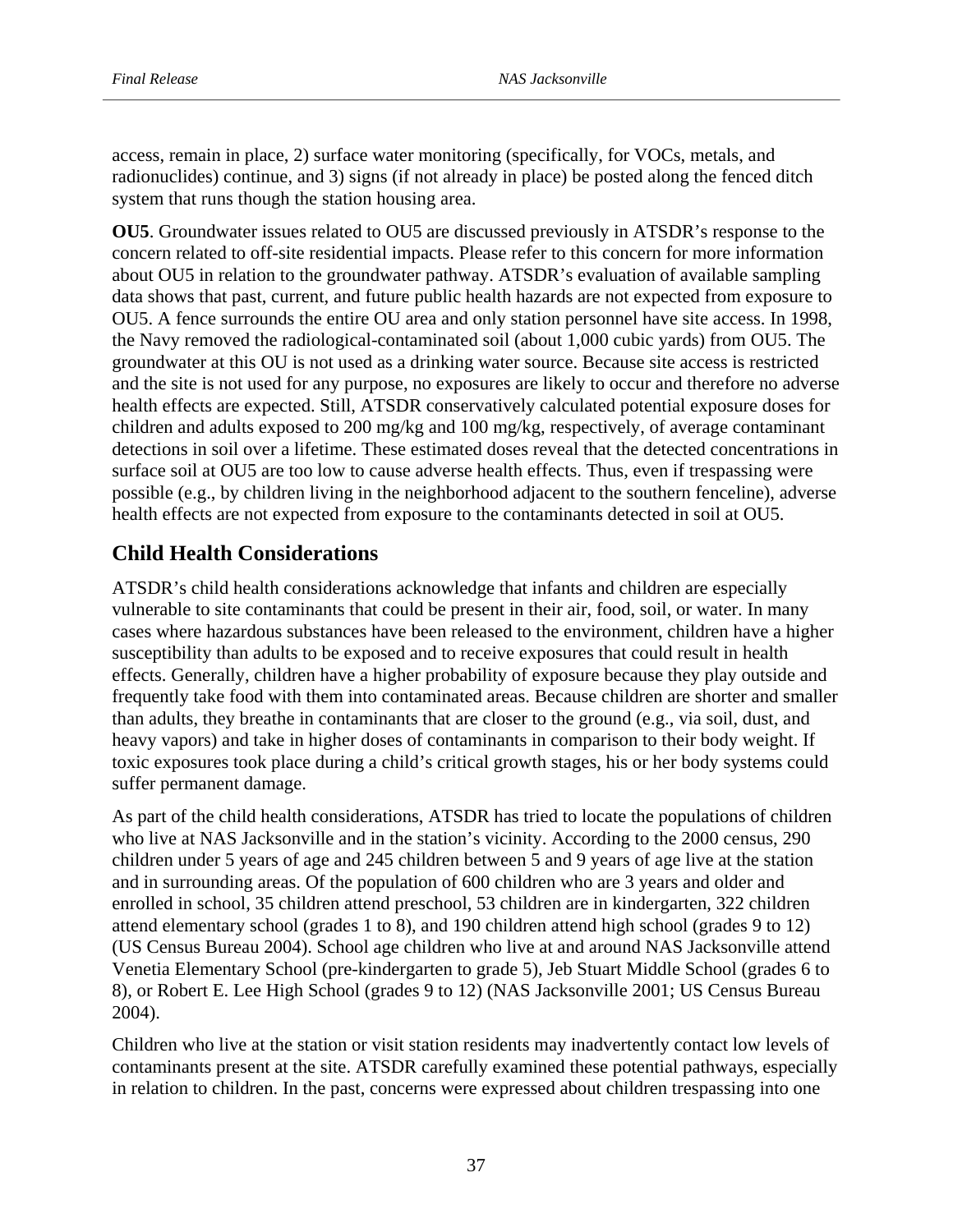access, remain in place, 2) surface water monitoring (specifically, for VOCs, metals, and radionuclides) continue, and 3) signs (if not already in place) be posted along the fenced ditch system that runs though the station housing area.

**OU5**. Groundwater issues related to OU5 are discussed previously in ATSDR's response to the concern related to off-site residential impacts. Please refer to this concern for more information about OU5 in relation to the groundwater pathway. ATSDR's evaluation of available sampling data shows that past, current, and future public health hazards are not expected from exposure to OU5. A fence surrounds the entire OU area and only station personnel have site access. In 1998, the Navy removed the radiological-contaminated soil (about 1,000 cubic yards) from OU5. The groundwater at this OU is not used as a drinking water source. Because site access is restricted and the site is not used for any purpose, no exposures are likely to occur and therefore no adverse health effects are expected. Still, ATSDR conservatively calculated potential exposure doses for children and adults exposed to 200 mg/kg and 100 mg/kg, respectively, of average contaminant detections in soil over a lifetime. These estimated doses reveal that the detected concentrations in surface soil at OU5 are too low to cause adverse health effects. Thus, even if trespassing were possible (e.g., by children living in the neighborhood adjacent to the southern fenceline), adverse health effects are not expected from exposure to the contaminants detected in soil at OU5.

## Child Health Considerations

ATSDR's child health considerations acknowledge that infants and children are especially vulnerable to site contaminants that could be present in their air, food, soil, or water. In many cases where hazardous substances have been released to the environment, children have a higher susceptibility than adults to be exposed and to receive exposures that could result in health effects. Generally, children have a higher probability of exposure because they play outside and frequently take food with them into contaminated areas. Because children are shorter and smaller than adults, they breathe in contaminants that are closer to the ground (e.g., via soil, dust, and heavy vapors) and take in higher doses of contaminants in comparison to their body weight. If toxic exposures took place during a child's critical growth stages, his or her body systems could suffer permanent damage.

As part of the child health considerations, ATSDR has tried to locate the populations of children who live at NAS Jacksonville and in the station's vicinity. According to the 2000 census, 290 children under 5 years of age and 245 children between 5 and 9 years of age live at the station and in surrounding areas. Of the population of 600 children who are 3 years and older and enrolled in school, 35 children attend preschool, 53 children are in kindergarten, 322 children attend elementary school (grades 1 to 8), and 190 children attend high school (grades 9 to 12) (US Census Bureau 2004). School age children who live at and around NAS Jacksonville attend Venetia Elementary School (pre-kindergarten to grade 5), Jeb Stuart Middle School (grades 6 to 8), or Robert E. Lee High School (grades 9 to 12) (NAS Jacksonville 2001; US Census Bureau 2004).

Children who live at the station or visit station residents may inadvertently contact low levels of contaminants present at the site. ATSDR carefully examined these potential pathways, especially in relation to children. In the past, concerns were expressed about children trespassing into one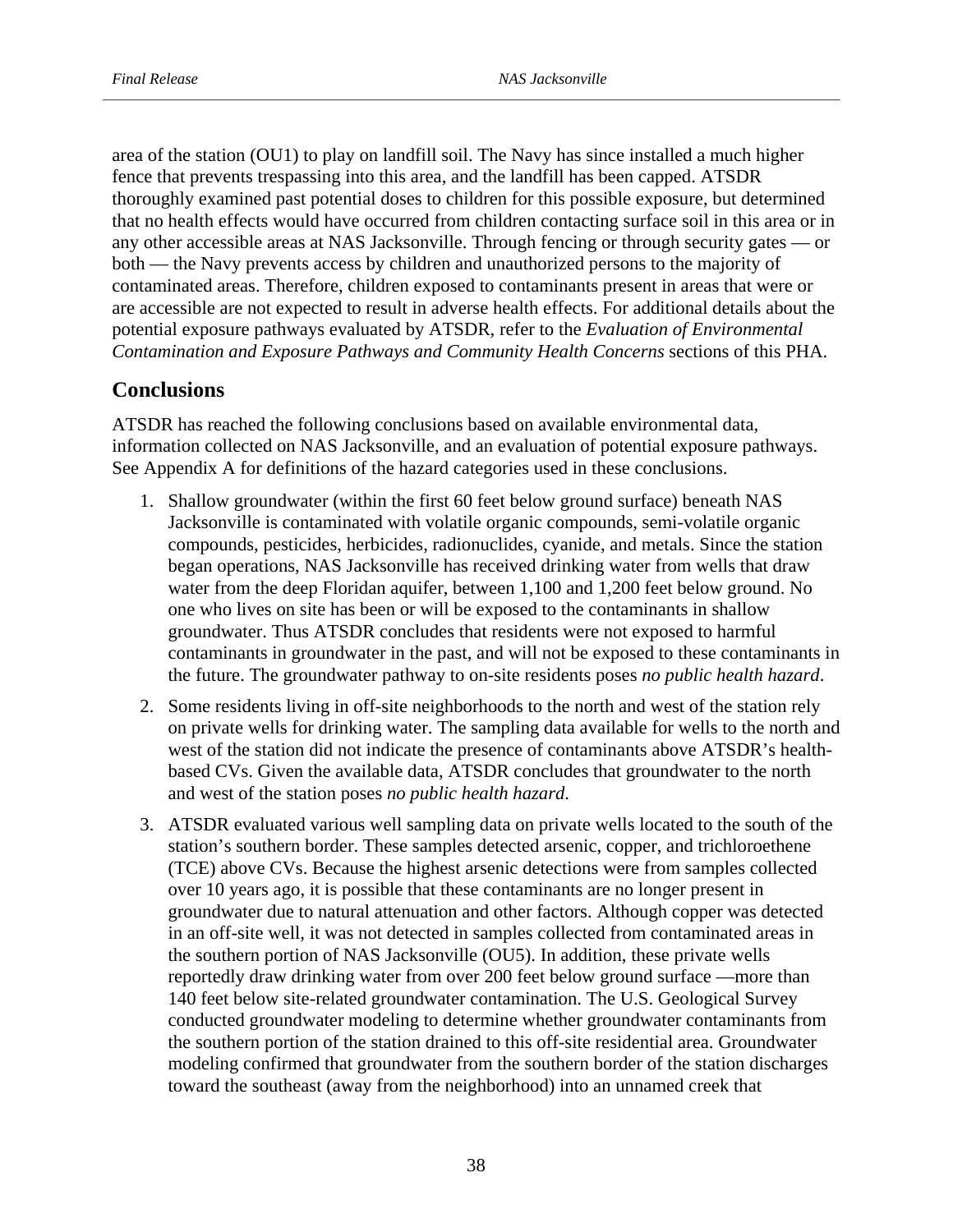area of the station (OU1) to play on landfill soil. The Navy has since installed a much higher fence that prevents trespassing into this area, and the landfill has been capped. ATSDR thoroughly examined past potential doses to children for this possible exposure, but determined that no health effects would have occurred from children contacting surface soil in this area or in any other accessible areas at NAS Jacksonville. Through fencing or through security gates — or both — the Navy prevents access by children and unauthorized persons to the majority of contaminated areas. Therefore, children exposed to contaminants present in areas that were or are accessible are not expected to result in adverse health effects. For additional details about the potential exposure pathways evaluated by ATSDR, refer to the *Evaluation of Environmental Contamination and Exposure Pathways and Community Health Concerns* sections of this PHA.

## Conclusions

ATSDR has reached the following conclusions based on available environmental data, information collected on NAS Jacksonville, and an evaluation of potential exposure pathways. See Appendix A for definitions of the hazard categories used in these conclusions.

1. Shallow groundwater (within the first 60 feet below ground surface) beneath NAS Jacksonville is contaminated with volatile organic compounds, semi-volatile organic compounds, pesticides, herbicides, radionuclides, cyanide, and metals. Since the station began operations, NAS Jacksonville has received drinking water from wells that draw water from the deep Floridan aquifer, between 1,100 and 1,200 feet below ground. No one who lives on site has been or will be exposed to the contaminants in shallow groundwater. Thus ATSDR concludes that residents were not exposed to harmful contaminants in groundwater in the past, and will not be exposed to these contaminants in the future. The groundwater pathway to on-site residents poses *no public health hazard*.

2. Some residents living in off-site neighborhoods to the north and west of the station rely on private wells for drinking water. The sampling data available for wells to the north and west of the station did not indicate the presence of contaminants above ATSDR's health-based CVs. Given the available data, ATSDR concludes that groundwater to the north and west of the station poses *no public health hazard*.

3. ATSDR evaluated various well sampling data on private wells located to the south of the station's southern border. These samples detected arsenic, copper, and trichloroethene (TCE) above CVs. Because the highest arsenic detections were from samples collected over 10 years ago, it is possible that these contaminants are no longer present in groundwater due to natural attenuation and other factors. Although copper was detected in an off-site well, it was not detected in samples collected from contaminated areas in the southern portion of NAS Jacksonville (OU5). In addition, these private wells reportedly draw drinking water from over 200 feet below ground surface —more than 140 feet below site-related groundwater contamination. The U.S. Geological Survey conducted groundwater modeling to determine whether groundwater contaminants from the southern portion of the station drained to this off-site residential area. Groundwater modeling confirmed that groundwater from the southern border of the station discharges toward the southeast (away from the neighborhood) into an unnamed creek that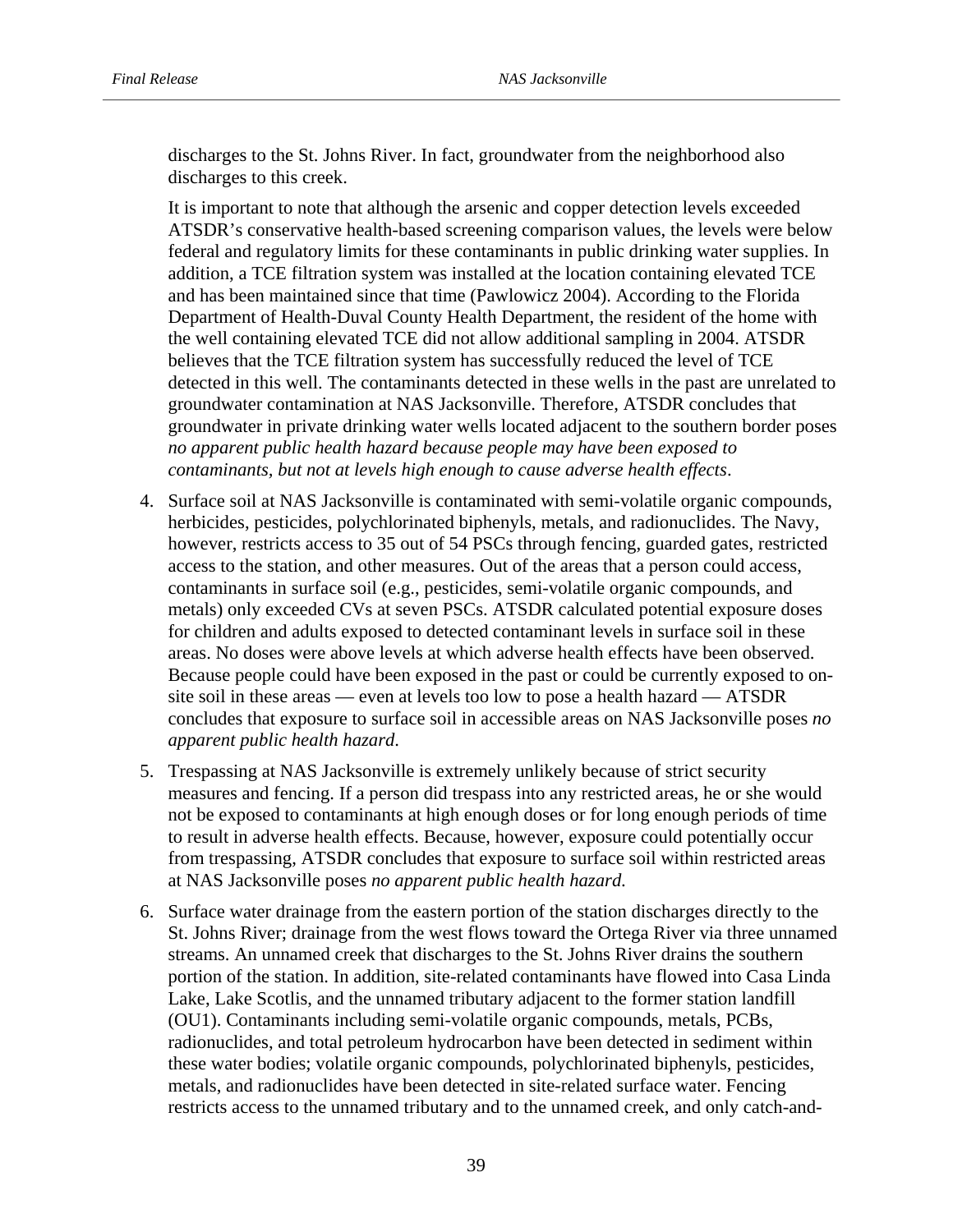discharges to the St. Johns River. In fact, groundwater from the neighborhood also discharges to this creek.

It is important to note that although the arsenic and copper detection levels exceeded ATSDR's conservative health-based screening comparison values, the levels were below federal and regulatory limits for these contaminants in public drinking water supplies. In addition, a TCE filtration system was installed at the location containing elevated TCE and has been maintained since that time (Pawlowicz 2004). According to the Florida Department of Health-Duval County Health Department, the resident of the home with the well containing elevated TCE did not allow additional sampling in 2004. ATSDR believes that the TCE filtration system has successfully reduced the level of TCE detected in this well. The contaminants detected in these wells in the past are unrelated to groundwater contamination at NAS Jacksonville. Therefore, ATSDR concludes that groundwater in private drinking water wells located adjacent to the southern border poses *no apparent public health hazard because people may have been exposed to contaminants, but not at levels high enough to cause adverse health effects*.

4. Surface soil at NAS Jacksonville is contaminated with semi-volatile organic compounds, herbicides, pesticides, polychlorinated biphenyls, metals, and radionuclides. The Navy, however, restricts access to 35 out of 54 PSCs through fencing, guarded gates, restricted access to the station, and other measures. Out of the areas that a person could access, contaminants in surface soil (e.g., pesticides, semi-volatile organic compounds, and metals) only exceeded CVs at seven PSCs. ATSDR calculated potential exposure doses for children and adults exposed to detected contaminant levels in surface soil in these areas. No doses were above levels at which adverse health effects have been observed. Because people could have been exposed in the past or could be currently exposed to on-site soil in these areas — even at levels too low to pose a health hazard — ATSDR concludes that exposure to surface soil in accessible areas on NAS Jacksonville poses *no apparent public health hazard*.

5. Trespassing at NAS Jacksonville is extremely unlikely because of strict security measures and fencing. If a person did trespass into any restricted areas, he or she would not be exposed to contaminants at high enough doses or for long enough periods of time to result in adverse health effects. Because, however, exposure could potentially occur from trespassing, ATSDR concludes that exposure to surface soil within restricted areas at NAS Jacksonville poses *no apparent public health hazard.*

6. Surface water drainage from the eastern portion of the station discharges directly to the St. Johns River; drainage from the west flows toward the Ortega River via three unnamed streams. An unnamed creek that discharges to the St. Johns River drains the southern portion of the station. In addition, site-related contaminants have flowed into Casa Linda Lake, Lake Scotlis, and the unnamed tributary adjacent to the former station landfill (OU1). Contaminants including semi-volatile organic compounds, metals, PCBs, radionuclides, and total petroleum hydrocarbon have been detected in sediment within these water bodies; volatile organic compounds, polychlorinated biphenyls, pesticides, metals, and radionuclides have been detected in site-related surface water. Fencing restricts access to the unnamed tributary and to the unnamed creek, and only catch-and-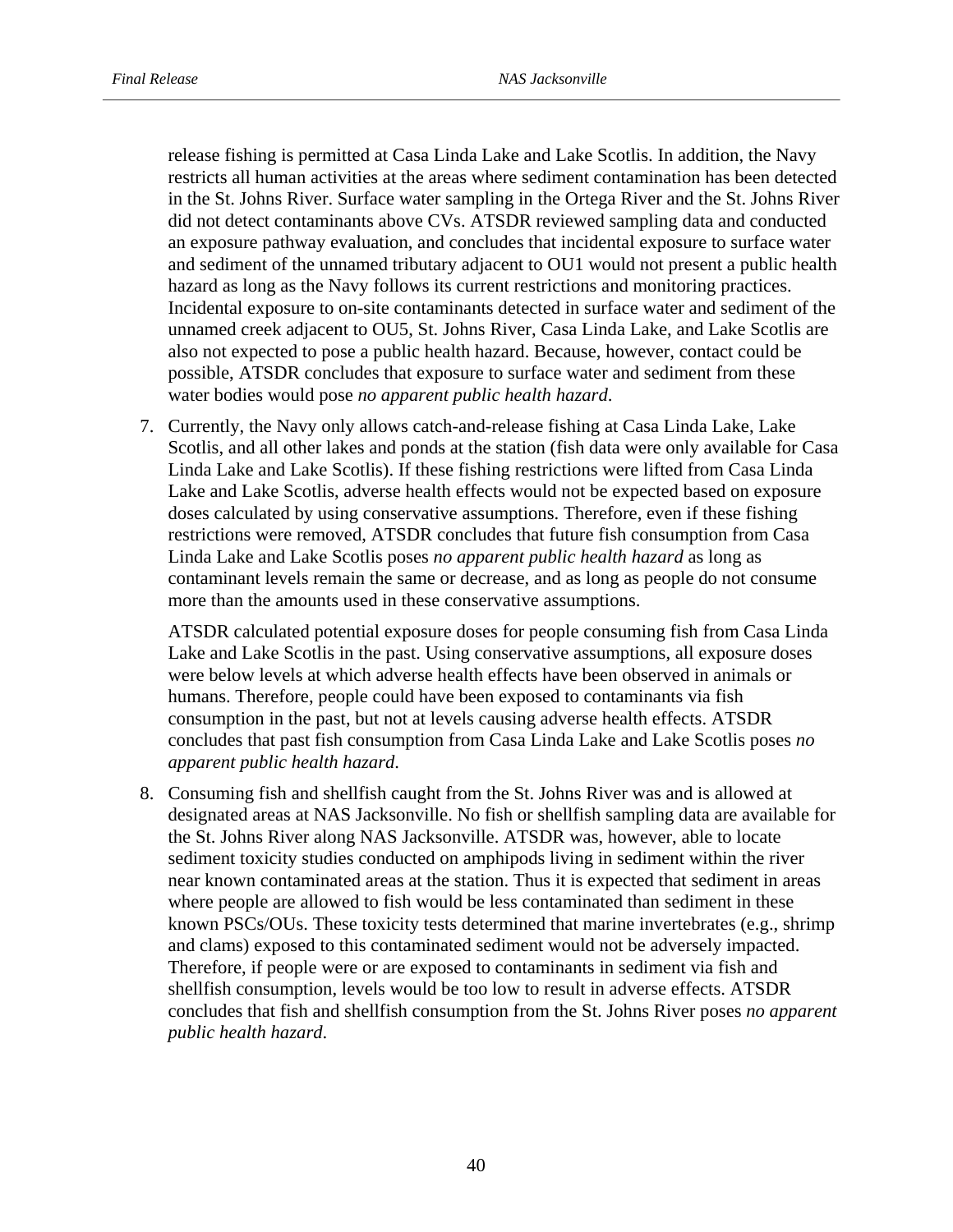release fishing is permitted at Casa Linda Lake and Lake Scotlis. In addition, the Navy restricts all human activities at the areas where sediment contamination has been detected in the St. Johns River. Surface water sampling in the Ortega River and the St. Johns River did not detect contaminants above CVs. ATSDR reviewed sampling data and conducted an exposure pathway evaluation, and concludes that incidental exposure to surface water and sediment of the unnamed tributary adjacent to OU1 would not present a public health hazard as long as the Navy follows its current restrictions and monitoring practices. Incidental exposure to on-site contaminants detected in surface water and sediment of the unnamed creek adjacent to OU5, St. Johns River, Casa Linda Lake, and Lake Scotlis are also not expected to pose a public health hazard. Because, however, contact could be possible, ATSDR concludes that exposure to surface water and sediment from these water bodies would pose *no apparent public health hazard*.

7. Currently, the Navy only allows catch-and-release fishing at Casa Linda Lake, Lake Scotlis, and all other lakes and ponds at the station (fish data were only available for Casa Linda Lake and Lake Scotlis). If these fishing restrictions were lifted from Casa Linda Lake and Lake Scotlis, adverse health effects would not be expected based on exposure doses calculated by using conservative assumptions. Therefore, even if these fishing restrictions were removed, ATSDR concludes that future fish consumption from Casa Linda Lake and Lake Scotlis poses *no apparent public health hazard* as long as contaminant levels remain the same or decrease, and as long as people do not consume more than the amounts used in these conservative assumptions.

   ATSDR calculated potential exposure doses for people consuming fish from Casa Linda Lake and Lake Scotlis in the past. Using conservative assumptions, all exposure doses were below levels at which adverse health effects have been observed in animals or humans. Therefore, people could have been exposed to contaminants via fish consumption in the past, but not at levels causing adverse health effects. ATSDR concludes that past fish consumption from Casa Linda Lake and Lake Scotlis poses *no apparent public health hazard*.

8. Consuming fish and shellfish caught from the St. Johns River was and is allowed at designated areas at NAS Jacksonville. No fish or shellfish sampling data are available for the St. Johns River along NAS Jacksonville. ATSDR was, however, able to locate sediment toxicity studies conducted on amphipods living in sediment within the river near known contaminated areas at the station. Thus it is expected that sediment in areas where people are allowed to fish would be less contaminated than sediment in these known PSCs/OUs. These toxicity tests determined that marine invertebrates (e.g., shrimp and clams) exposed to this contaminated sediment would not be adversely impacted. Therefore, if people were or are exposed to contaminants in sediment via fish and shellfish consumption, levels would be too low to result in adverse effects. ATSDR concludes that fish and shellfish consumption from the St. Johns River poses *no apparent public health hazard*.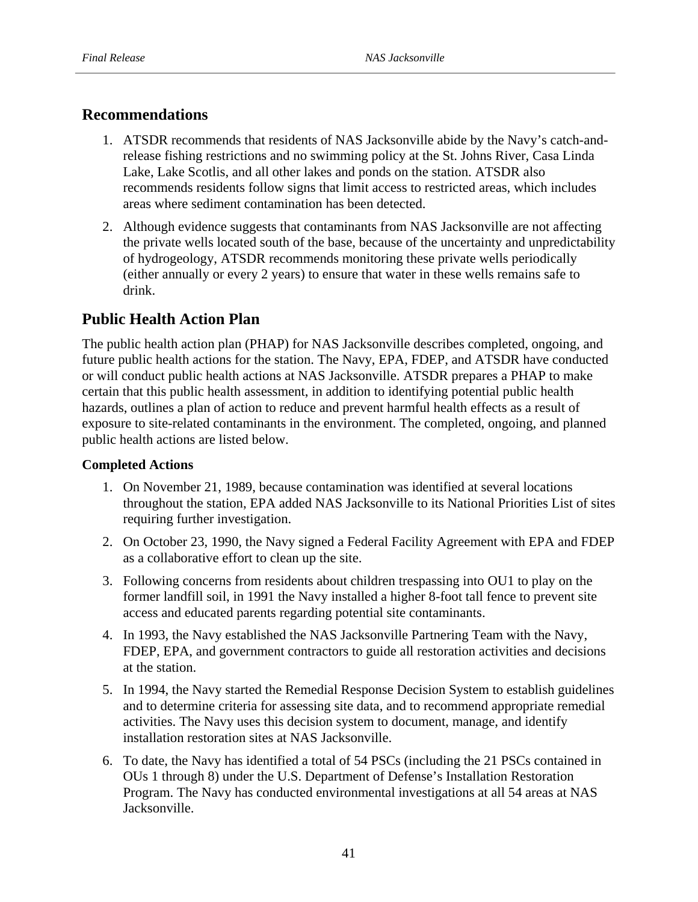## Recommendations

1. ATSDR recommends that residents of NAS Jacksonville abide by the Navy's catch-and-release fishing restrictions and no swimming policy at the St. Johns River, Casa Linda Lake, Lake Scotlis, and all other lakes and ponds on the station. ATSDR also recommends residents follow signs that limit access to restricted areas, which includes areas where sediment contamination has been detected.
2. Although evidence suggests that contaminants from NAS Jacksonville are not affecting the private wells located south of the base, because of the uncertainty and unpredictability of hydrogeology, ATSDR recommends monitoring these private wells periodically (either annually or every 2 years) to ensure that water in these wells remains safe to drink.

## Public Health Action Plan

The public health action plan (PHAP) for NAS Jacksonville describes completed, ongoing, and future public health actions for the station. The Navy, EPA, FDEP, and ATSDR have conducted or will conduct public health actions at NAS Jacksonville. ATSDR prepares a PHAP to make certain that this public health assessment, in addition to identifying potential public health hazards, outlines a plan of action to reduce and prevent harmful health effects as a result of exposure to site-related contaminants in the environment. The completed, ongoing, and planned public health actions are listed below.

**Completed Actions**

1. On November 21, 1989, because contamination was identified at several locations throughout the station, EPA added NAS Jacksonville to its National Priorities List of sites requiring further investigation.
2. On October 23, 1990, the Navy signed a Federal Facility Agreement with EPA and FDEP as a collaborative effort to clean up the site.
3. Following concerns from residents about children trespassing into OU1 to play on the former landfill soil, in 1991 the Navy installed a higher 8-foot tall fence to prevent site access and educated parents regarding potential site contaminants.
4. In 1993, the Navy established the NAS Jacksonville Partnering Team with the Navy, FDEP, EPA, and government contractors to guide all restoration activities and decisions at the station.
5. In 1994, the Navy started the Remedial Response Decision System to establish guidelines and to determine criteria for assessing site data, and to recommend appropriate remedial activities. The Navy uses this decision system to document, manage, and identify installation restoration sites at NAS Jacksonville.
6. To date, the Navy has identified a total of 54 PSCs (including the 21 PSCs contained in OUs 1 through 8) under the U.S. Department of Defense's Installation Restoration Program. The Navy has conducted environmental investigations at all 54 areas at NAS Jacksonville.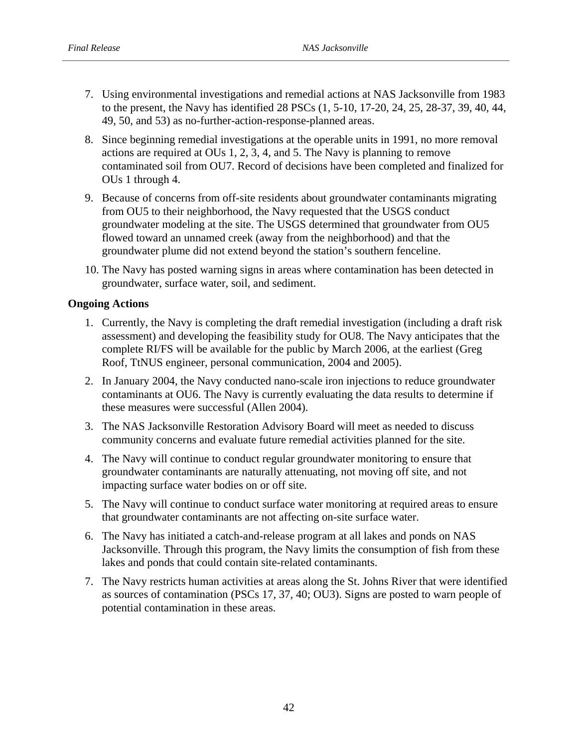7. Using environmental investigations and remedial actions at NAS Jacksonville from 1983 to the present, the Navy has identified 28 PSCs (1, 5-10, 17-20, 24, 25, 28-37, 39, 40, 44, 49, 50, and 53) as no-further-action-response-planned areas.

8. Since beginning remedial investigations at the operable units in 1991, no more removal actions are required at OUs 1, 2, 3, 4, and 5. The Navy is planning to remove contaminated soil from OU7. Record of decisions have been completed and finalized for OUs 1 through 4.

9. Because of concerns from off-site residents about groundwater contaminants migrating from OU5 to their neighborhood, the Navy requested that the USGS conduct groundwater modeling at the site. The USGS determined that groundwater from OU5 flowed toward an unnamed creek (away from the neighborhood) and that the groundwater plume did not extend beyond the station's southern fenceline.

10. The Navy has posted warning signs in areas where contamination has been detected in groundwater, surface water, soil, and sediment.

**Ongoing Actions**

1. Currently, the Navy is completing the draft remedial investigation (including a draft risk assessment) and developing the feasibility study for OU8. The Navy anticipates that the complete RI/FS will be available for the public by March 2006, at the earliest (Greg Roof, TtNUS engineer, personal communication, 2004 and 2005).

2. In January 2004, the Navy conducted nano-scale iron injections to reduce groundwater contaminants at OU6. The Navy is currently evaluating the data results to determine if these measures were successful (Allen 2004).

3. The NAS Jacksonville Restoration Advisory Board will meet as needed to discuss community concerns and evaluate future remedial activities planned for the site.

4. The Navy will continue to conduct regular groundwater monitoring to ensure that groundwater contaminants are naturally attenuating, not moving off site, and not impacting surface water bodies on or off site.

5. The Navy will continue to conduct surface water monitoring at required areas to ensure that groundwater contaminants are not affecting on-site surface water.

6. The Navy has initiated a catch-and-release program at all lakes and ponds on NAS Jacksonville. Through this program, the Navy limits the consumption of fish from these lakes and ponds that could contain site-related contaminants.

7. The Navy restricts human activities at areas along the St. Johns River that were identified as sources of contamination (PSCs 17, 37, 40; OU3). Signs are posted to warn people of potential contamination in these areas.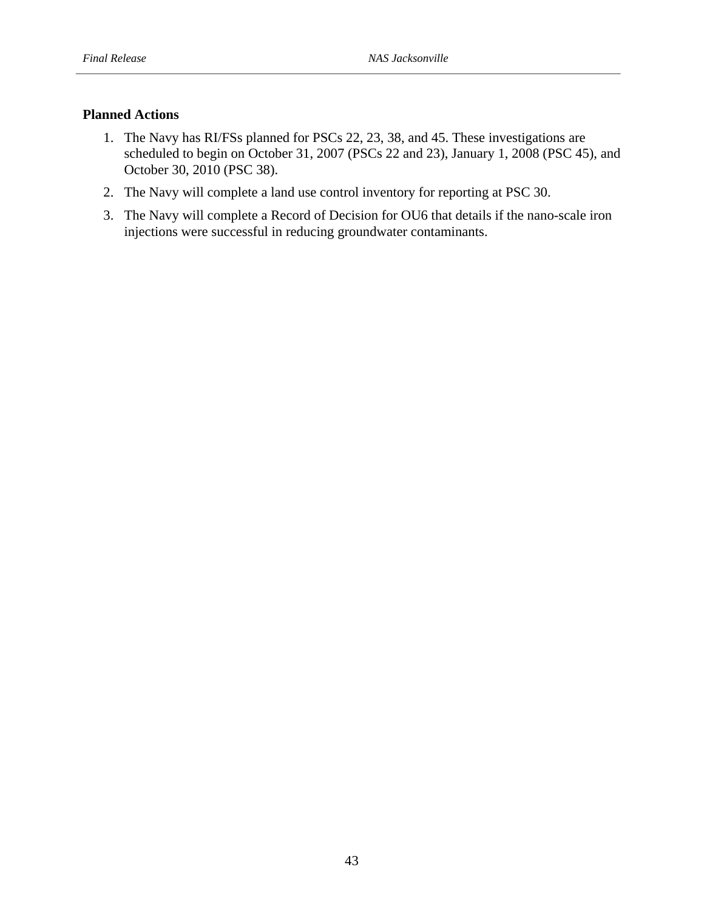**Planned Actions**

1. The Navy has RI/FSs planned for PSCs 22, 23, 38, and 45. These investigations are scheduled to begin on October 31, 2007 (PSCs 22 and 23), January 1, 2008 (PSC 45), and October 30, 2010 (PSC 38).
2. The Navy will complete a land use control inventory for reporting at PSC 30.
3. The Navy will complete a Record of Decision for OU6 that details if the nano-scale iron injections were successful in reducing groundwater contaminants.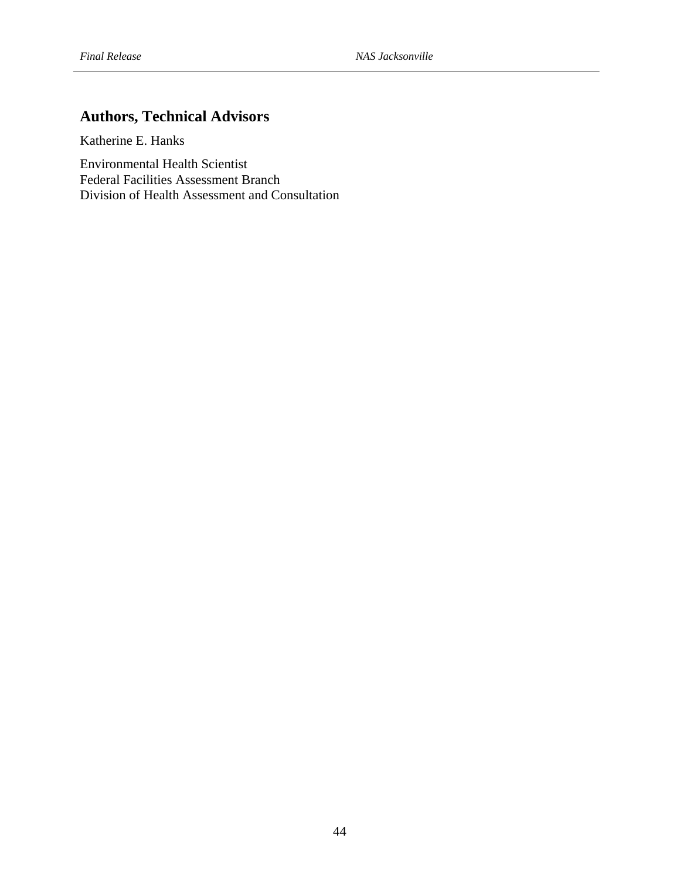## Authors, Technical Advisors

Katherine E. Hanks

Environmental Health Scientist  
Federal Facilities Assessment Branch  
Division of Health Assessment and Consultation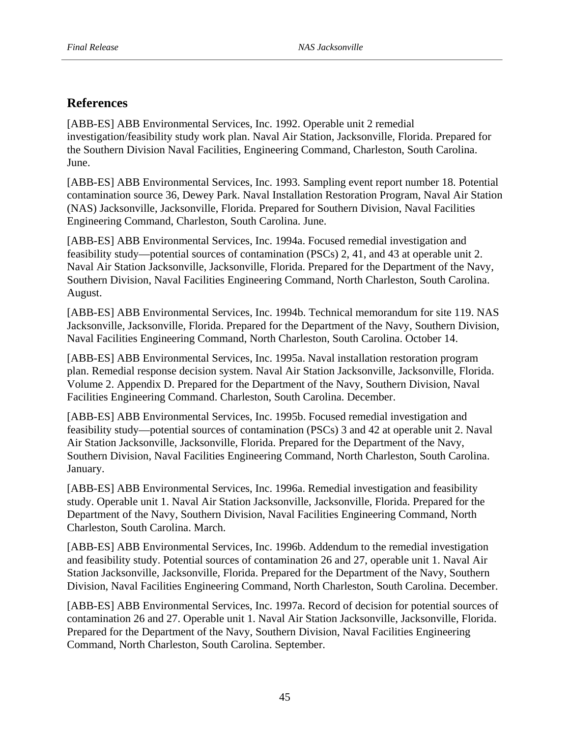## References

[ABB-ES] ABB Environmental Services, Inc. 1992. Operable unit 2 remedial investigation/feasibility study work plan. Naval Air Station, Jacksonville, Florida. Prepared for the Southern Division Naval Facilities, Engineering Command, Charleston, South Carolina. June.

[ABB-ES] ABB Environmental Services, Inc. 1993. Sampling event report number 18. Potential contamination source 36, Dewey Park. Naval Installation Restoration Program, Naval Air Station (NAS) Jacksonville, Jacksonville, Florida. Prepared for Southern Division, Naval Facilities Engineering Command, Charleston, South Carolina. June.

[ABB-ES] ABB Environmental Services, Inc. 1994a. Focused remedial investigation and feasibility study—potential sources of contamination (PSCs) 2, 41, and 43 at operable unit 2. Naval Air Station Jacksonville, Jacksonville, Florida. Prepared for the Department of the Navy, Southern Division, Naval Facilities Engineering Command, North Charleston, South Carolina. August.

[ABB-ES] ABB Environmental Services, Inc. 1994b. Technical memorandum for site 119. NAS Jacksonville, Jacksonville, Florida. Prepared for the Department of the Navy, Southern Division, Naval Facilities Engineering Command, North Charleston, South Carolina. October 14.

[ABB-ES] ABB Environmental Services, Inc. 1995a. Naval installation restoration program plan. Remedial response decision system. Naval Air Station Jacksonville, Jacksonville, Florida. Volume 2. Appendix D. Prepared for the Department of the Navy, Southern Division, Naval Facilities Engineering Command. Charleston, South Carolina. December.

[ABB-ES] ABB Environmental Services, Inc. 1995b. Focused remedial investigation and feasibility study—potential sources of contamination (PSCs) 3 and 42 at operable unit 2. Naval Air Station Jacksonville, Jacksonville, Florida. Prepared for the Department of the Navy, Southern Division, Naval Facilities Engineering Command, North Charleston, South Carolina. January.

[ABB-ES] ABB Environmental Services, Inc. 1996a. Remedial investigation and feasibility study. Operable unit 1. Naval Air Station Jacksonville, Jacksonville, Florida. Prepared for the Department of the Navy, Southern Division, Naval Facilities Engineering Command, North Charleston, South Carolina. March.

[ABB-ES] ABB Environmental Services, Inc. 1996b. Addendum to the remedial investigation and feasibility study. Potential sources of contamination 26 and 27, operable unit 1. Naval Air Station Jacksonville, Jacksonville, Florida. Prepared for the Department of the Navy, Southern Division, Naval Facilities Engineering Command, North Charleston, South Carolina. December.

[ABB-ES] ABB Environmental Services, Inc. 1997a. Record of decision for potential sources of contamination 26 and 27. Operable unit 1. Naval Air Station Jacksonville, Jacksonville, Florida. Prepared for the Department of the Navy, Southern Division, Naval Facilities Engineering Command, North Charleston, South Carolina. September.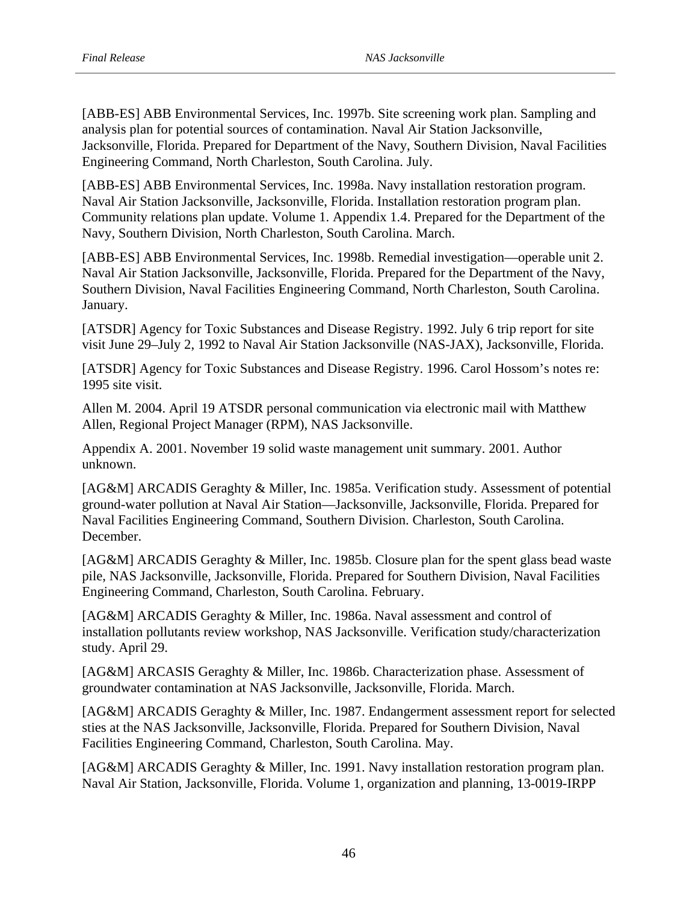[ABB-ES] ABB Environmental Services, Inc. 1997b. Site screening work plan. Sampling and analysis plan for potential sources of contamination. Naval Air Station Jacksonville, Jacksonville, Florida. Prepared for Department of the Navy, Southern Division, Naval Facilities Engineering Command, North Charleston, South Carolina. July.

[ABB-ES] ABB Environmental Services, Inc. 1998a. Navy installation restoration program. Naval Air Station Jacksonville, Jacksonville, Florida. Installation restoration program plan. Community relations plan update. Volume 1. Appendix 1.4. Prepared for the Department of the Navy, Southern Division, North Charleston, South Carolina. March.

[ABB-ES] ABB Environmental Services, Inc. 1998b. Remedial investigation—operable unit 2. Naval Air Station Jacksonville, Jacksonville, Florida. Prepared for the Department of the Navy, Southern Division, Naval Facilities Engineering Command, North Charleston, South Carolina. January.

[ATSDR] Agency for Toxic Substances and Disease Registry. 1992. July 6 trip report for site visit June 29–July 2, 1992 to Naval Air Station Jacksonville (NAS-JAX), Jacksonville, Florida.

[ATSDR] Agency for Toxic Substances and Disease Registry. 1996. Carol Hossom's notes re: 1995 site visit.

Allen M. 2004. April 19 ATSDR personal communication via electronic mail with Matthew Allen, Regional Project Manager (RPM), NAS Jacksonville.

Appendix A. 2001. November 19 solid waste management unit summary. 2001. Author unknown.

[AG&M] ARCADIS Geraghty & Miller, Inc. 1985a. Verification study. Assessment of potential ground-water pollution at Naval Air Station—Jacksonville, Jacksonville, Florida. Prepared for Naval Facilities Engineering Command, Southern Division. Charleston, South Carolina. December.

[AG&M] ARCADIS Geraghty & Miller, Inc. 1985b. Closure plan for the spent glass bead waste pile, NAS Jacksonville, Jacksonville, Florida. Prepared for Southern Division, Naval Facilities Engineering Command, Charleston, South Carolina. February.

[AG&M] ARCADIS Geraghty & Miller, Inc. 1986a. Naval assessment and control of installation pollutants review workshop, NAS Jacksonville. Verification study/characterization study. April 29.

[AG&M] ARCASIS Geraghty & Miller, Inc. 1986b. Characterization phase. Assessment of groundwater contamination at NAS Jacksonville, Jacksonville, Florida. March.

[AG&M] ARCADIS Geraghty & Miller, Inc. 1987. Endangerment assessment report for selected sties at the NAS Jacksonville, Jacksonville, Florida. Prepared for Southern Division, Naval Facilities Engineering Command, Charleston, South Carolina. May.

[AG&M] ARCADIS Geraghty & Miller, Inc. 1991. Navy installation restoration program plan. Naval Air Station, Jacksonville, Florida. Volume 1, organization and planning, 13-0019-IRPP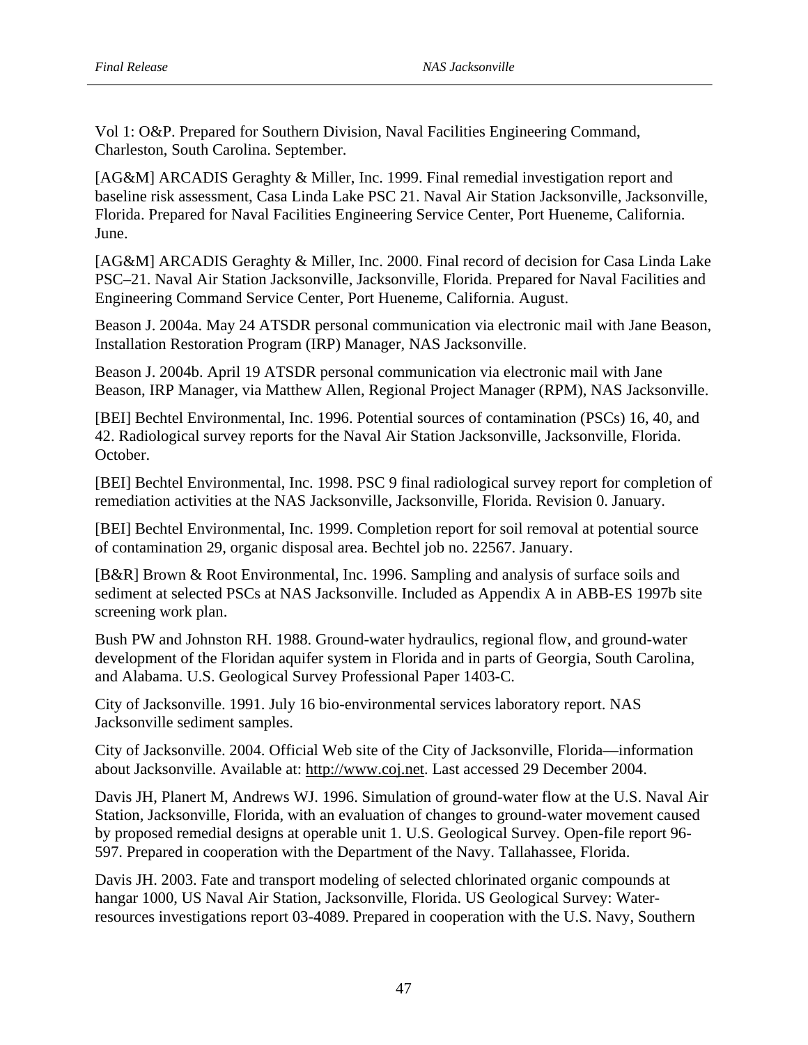Vol 1: O&P. Prepared for Southern Division, Naval Facilities Engineering Command, Charleston, South Carolina. September.

[AG&M] ARCADIS Geraghty & Miller, Inc. 1999. Final remedial investigation report and baseline risk assessment, Casa Linda Lake PSC 21. Naval Air Station Jacksonville, Jacksonville, Florida. Prepared for Naval Facilities Engineering Service Center, Port Hueneme, California. June.

[AG&M] ARCADIS Geraghty & Miller, Inc. 2000. Final record of decision for Casa Linda Lake PSC–21. Naval Air Station Jacksonville, Jacksonville, Florida. Prepared for Naval Facilities and Engineering Command Service Center, Port Hueneme, California. August.

Beason J. 2004a. May 24 ATSDR personal communication via electronic mail with Jane Beason, Installation Restoration Program (IRP) Manager, NAS Jacksonville.

Beason J. 2004b. April 19 ATSDR personal communication via electronic mail with Jane Beason, IRP Manager, via Matthew Allen, Regional Project Manager (RPM), NAS Jacksonville.

[BEI] Bechtel Environmental, Inc. 1996. Potential sources of contamination (PSCs) 16, 40, and 42. Radiological survey reports for the Naval Air Station Jacksonville, Jacksonville, Florida. October.

[BEI] Bechtel Environmental, Inc. 1998. PSC 9 final radiological survey report for completion of remediation activities at the NAS Jacksonville, Jacksonville, Florida. Revision 0. January.

[BEI] Bechtel Environmental, Inc. 1999. Completion report for soil removal at potential source of contamination 29, organic disposal area. Bechtel job no. 22567. January.

[B&R] Brown & Root Environmental, Inc. 1996. Sampling and analysis of surface soils and sediment at selected PSCs at NAS Jacksonville. Included as Appendix A in ABB-ES 1997b site screening work plan.

Bush PW and Johnston RH. 1988. Ground-water hydraulics, regional flow, and ground-water development of the Floridan aquifer system in Florida and in parts of Georgia, South Carolina, and Alabama. U.S. Geological Survey Professional Paper 1403-C.

City of Jacksonville. 1991. July 16 bio-environmental services laboratory report. NAS Jacksonville sediment samples.

City of Jacksonville. 2004. Official Web site of the City of Jacksonville, Florida—information about Jacksonville. Available at: http://www.coj.net. Last accessed 29 December 2004.

Davis JH, Planert M, Andrews WJ. 1996. Simulation of ground-water flow at the U.S. Naval Air Station, Jacksonville, Florida, with an evaluation of changes to ground-water movement caused by proposed remedial designs at operable unit 1. U.S. Geological Survey. Open-file report 96-597. Prepared in cooperation with the Department of the Navy. Tallahassee, Florida.

Davis JH. 2003. Fate and transport modeling of selected chlorinated organic compounds at hangar 1000, US Naval Air Station, Jacksonville, Florida. US Geological Survey: Water-resources investigations report 03-4089. Prepared in cooperation with the U.S. Navy, Southern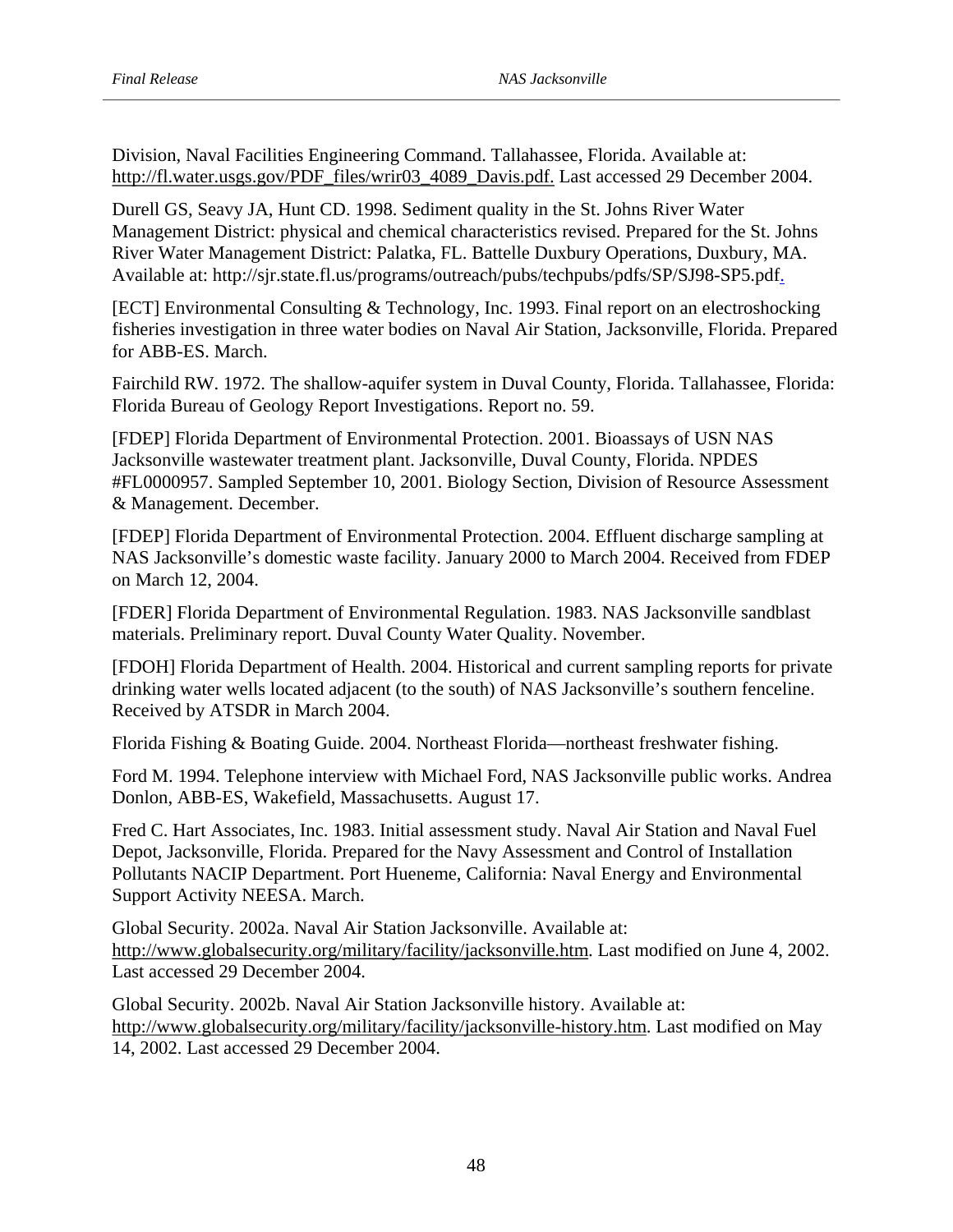Division, Naval Facilities Engineering Command. Tallahassee, Florida. Available at: http://fl.water.usgs.gov/PDF_files/wrir03_4089_Davis.pdf. Last accessed 29 December 2004.

Durell GS, Seavy JA, Hunt CD. 1998. Sediment quality in the St. Johns River Water Management District: physical and chemical characteristics revised. Prepared for the St. Johns River Water Management District: Palatka, FL. Battelle Duxbury Operations, Duxbury, MA. Available at: http://sjr.state.fl.us/programs/outreach/pubs/techpubs/pdfs/SP/SJ98-SP5.pdf.

[ECT] Environmental Consulting & Technology, Inc. 1993. Final report on an electroshocking fisheries investigation in three water bodies on Naval Air Station, Jacksonville, Florida. Prepared for ABB-ES. March.

Fairchild RW. 1972. The shallow-aquifer system in Duval County, Florida. Tallahassee, Florida: Florida Bureau of Geology Report Investigations. Report no. 59.

[FDEP] Florida Department of Environmental Protection. 2001. Bioassays of USN NAS Jacksonville wastewater treatment plant. Jacksonville, Duval County, Florida. NPDES #FL0000957. Sampled September 10, 2001. Biology Section, Division of Resource Assessment & Management. December.

[FDEP] Florida Department of Environmental Protection. 2004. Effluent discharge sampling at NAS Jacksonville's domestic waste facility. January 2000 to March 2004. Received from FDEP on March 12, 2004.

[FDER] Florida Department of Environmental Regulation. 1983. NAS Jacksonville sandblast materials. Preliminary report. Duval County Water Quality. November.

[FDOH] Florida Department of Health. 2004. Historical and current sampling reports for private drinking water wells located adjacent (to the south) of NAS Jacksonville's southern fenceline. Received by ATSDR in March 2004.

Florida Fishing & Boating Guide. 2004. Northeast Florida—northeast freshwater fishing.

Ford M. 1994. Telephone interview with Michael Ford, NAS Jacksonville public works. Andrea Donlon, ABB-ES, Wakefield, Massachusetts. August 17.

Fred C. Hart Associates, Inc. 1983. Initial assessment study. Naval Air Station and Naval Fuel Depot, Jacksonville, Florida. Prepared for the Navy Assessment and Control of Installation Pollutants NACIP Department. Port Hueneme, California: Naval Energy and Environmental Support Activity NEESA. March.

Global Security. 2002a. Naval Air Station Jacksonville. Available at: http://www.globalsecurity.org/military/facility/jacksonville.htm. Last modified on June 4, 2002. Last accessed 29 December 2004.

Global Security. 2002b. Naval Air Station Jacksonville history. Available at: http://www.globalsecurity.org/military/facility/jacksonville-history.htm. Last modified on May 14, 2002. Last accessed 29 December 2004.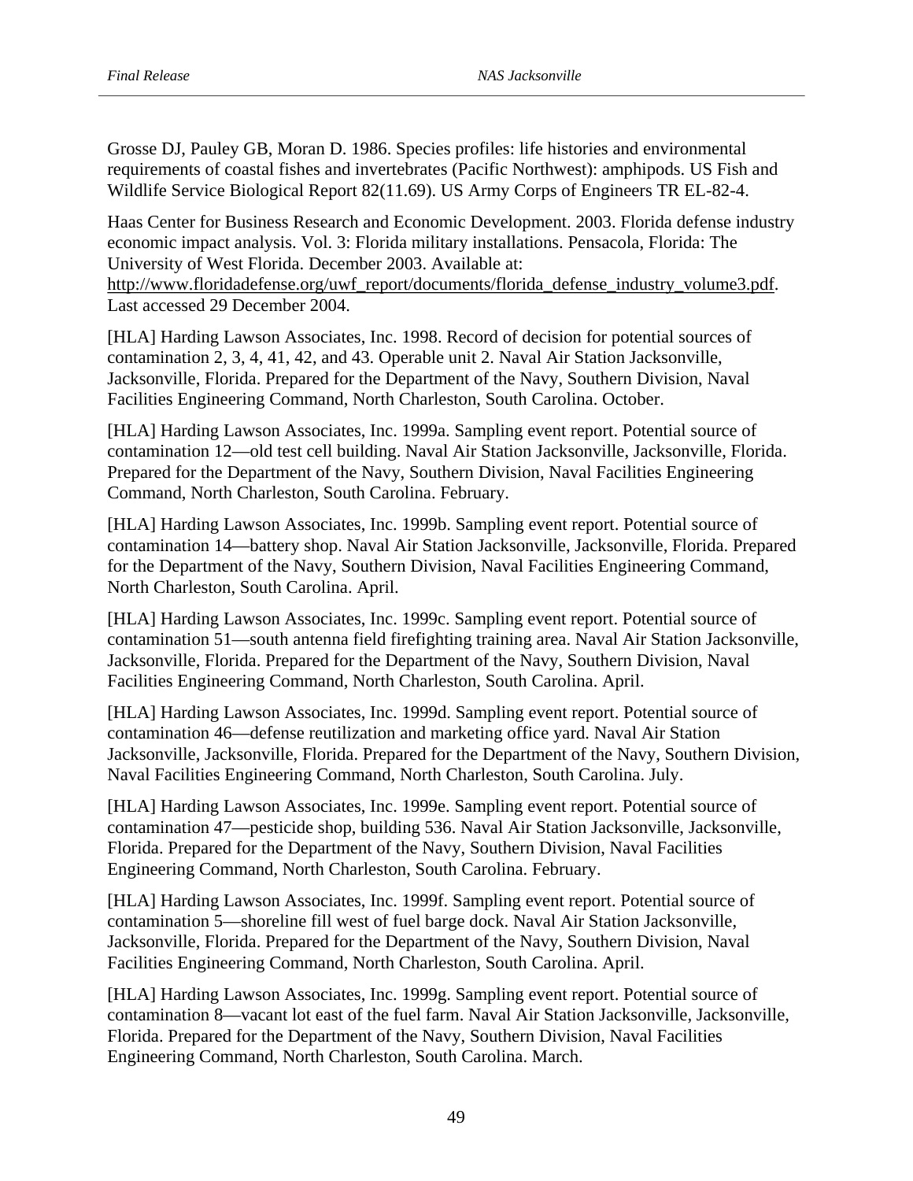Grosse DJ, Pauley GB, Moran D. 1986. Species profiles: life histories and environmental requirements of coastal fishes and invertebrates (Pacific Northwest): amphipods. US Fish and Wildlife Service Biological Report 82(11.69). US Army Corps of Engineers TR EL-82-4.

Haas Center for Business Research and Economic Development. 2003. Florida defense industry economic impact analysis. Vol. 3: Florida military installations. Pensacola, Florida: The University of West Florida. December 2003. Available at: http://www.floridadefense.org/uwf_report/documents/florida_defense_industry_volume3.pdf. Last accessed 29 December 2004.

[HLA] Harding Lawson Associates, Inc. 1998. Record of decision for potential sources of contamination 2, 3, 4, 41, 42, and 43. Operable unit 2. Naval Air Station Jacksonville, Jacksonville, Florida. Prepared for the Department of the Navy, Southern Division, Naval Facilities Engineering Command, North Charleston, South Carolina. October.

[HLA] Harding Lawson Associates, Inc. 1999a. Sampling event report. Potential source of contamination 12—old test cell building. Naval Air Station Jacksonville, Jacksonville, Florida. Prepared for the Department of the Navy, Southern Division, Naval Facilities Engineering Command, North Charleston, South Carolina. February.

[HLA] Harding Lawson Associates, Inc. 1999b. Sampling event report. Potential source of contamination 14—battery shop. Naval Air Station Jacksonville, Jacksonville, Florida. Prepared for the Department of the Navy, Southern Division, Naval Facilities Engineering Command, North Charleston, South Carolina. April.

[HLA] Harding Lawson Associates, Inc. 1999c. Sampling event report. Potential source of contamination 51—south antenna field firefighting training area. Naval Air Station Jacksonville, Jacksonville, Florida. Prepared for the Department of the Navy, Southern Division, Naval Facilities Engineering Command, North Charleston, South Carolina. April.

[HLA] Harding Lawson Associates, Inc. 1999d. Sampling event report. Potential source of contamination 46—defense reutilization and marketing office yard. Naval Air Station Jacksonville, Jacksonville, Florida. Prepared for the Department of the Navy, Southern Division, Naval Facilities Engineering Command, North Charleston, South Carolina. July.

[HLA] Harding Lawson Associates, Inc. 1999e. Sampling event report. Potential source of contamination 47—pesticide shop, building 536. Naval Air Station Jacksonville, Jacksonville, Florida. Prepared for the Department of the Navy, Southern Division, Naval Facilities Engineering Command, North Charleston, South Carolina. February.

[HLA] Harding Lawson Associates, Inc. 1999f. Sampling event report. Potential source of contamination 5—shoreline fill west of fuel barge dock. Naval Air Station Jacksonville, Jacksonville, Florida. Prepared for the Department of the Navy, Southern Division, Naval Facilities Engineering Command, North Charleston, South Carolina. April.

[HLA] Harding Lawson Associates, Inc. 1999g. Sampling event report. Potential source of contamination 8—vacant lot east of the fuel farm. Naval Air Station Jacksonville, Jacksonville, Florida. Prepared for the Department of the Navy, Southern Division, Naval Facilities Engineering Command, North Charleston, South Carolina. March.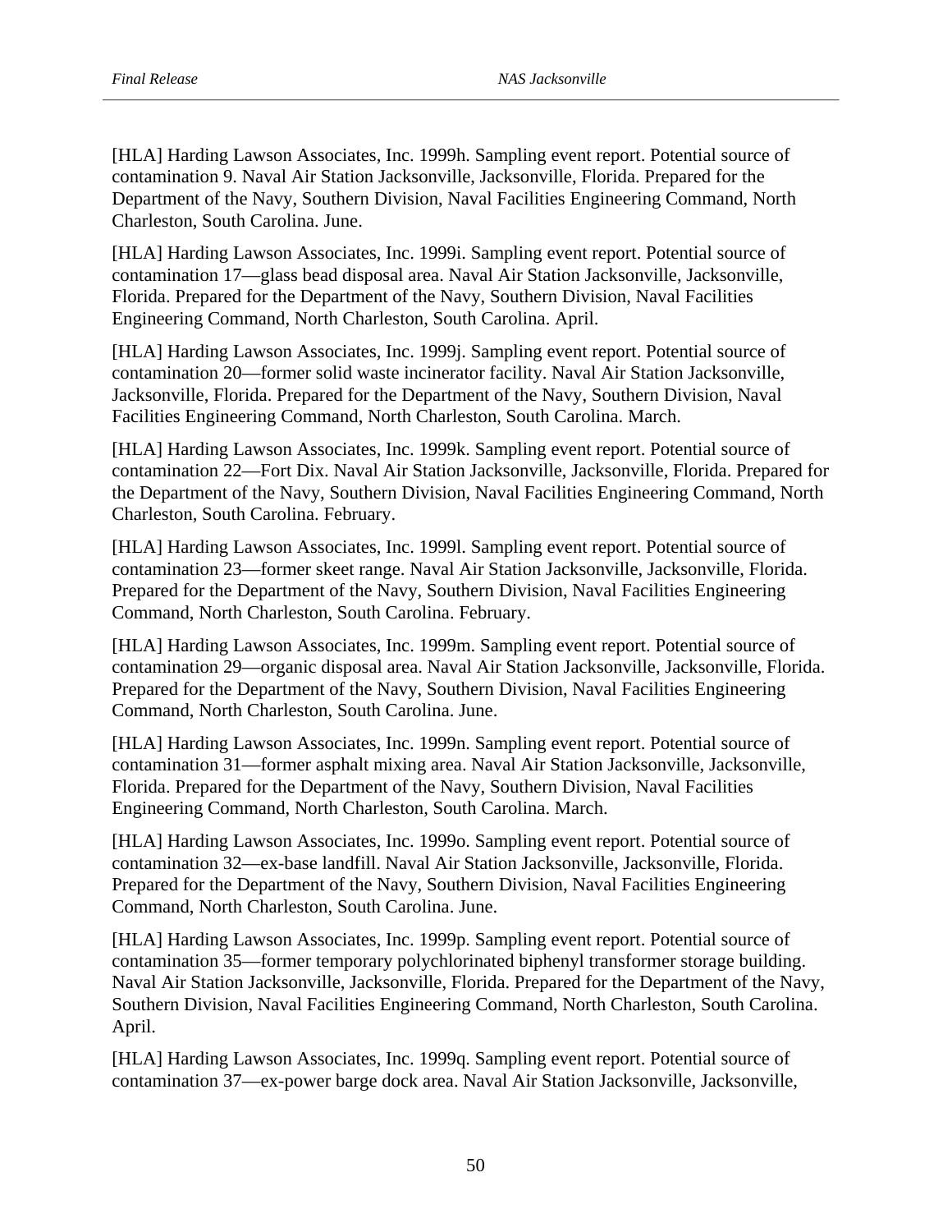[HLA] Harding Lawson Associates, Inc. 1999h. Sampling event report. Potential source of contamination 9. Naval Air Station Jacksonville, Jacksonville, Florida. Prepared for the Department of the Navy, Southern Division, Naval Facilities Engineering Command, North Charleston, South Carolina. June.

[HLA] Harding Lawson Associates, Inc. 1999i. Sampling event report. Potential source of contamination 17—glass bead disposal area. Naval Air Station Jacksonville, Jacksonville, Florida. Prepared for the Department of the Navy, Southern Division, Naval Facilities Engineering Command, North Charleston, South Carolina. April.

[HLA] Harding Lawson Associates, Inc. 1999j. Sampling event report. Potential source of contamination 20—former solid waste incinerator facility. Naval Air Station Jacksonville, Jacksonville, Florida. Prepared for the Department of the Navy, Southern Division, Naval Facilities Engineering Command, North Charleston, South Carolina. March.

[HLA] Harding Lawson Associates, Inc. 1999k. Sampling event report. Potential source of contamination 22—Fort Dix. Naval Air Station Jacksonville, Jacksonville, Florida. Prepared for the Department of the Navy, Southern Division, Naval Facilities Engineering Command, North Charleston, South Carolina. February.

[HLA] Harding Lawson Associates, Inc. 1999l. Sampling event report. Potential source of contamination 23—former skeet range. Naval Air Station Jacksonville, Jacksonville, Florida. Prepared for the Department of the Navy, Southern Division, Naval Facilities Engineering Command, North Charleston, South Carolina. February.

[HLA] Harding Lawson Associates, Inc. 1999m. Sampling event report. Potential source of contamination 29—organic disposal area. Naval Air Station Jacksonville, Jacksonville, Florida. Prepared for the Department of the Navy, Southern Division, Naval Facilities Engineering Command, North Charleston, South Carolina. June.

[HLA] Harding Lawson Associates, Inc. 1999n. Sampling event report. Potential source of contamination 31—former asphalt mixing area. Naval Air Station Jacksonville, Jacksonville, Florida. Prepared for the Department of the Navy, Southern Division, Naval Facilities Engineering Command, North Charleston, South Carolina. March.

[HLA] Harding Lawson Associates, Inc. 1999o. Sampling event report. Potential source of contamination 32—ex-base landfill. Naval Air Station Jacksonville, Jacksonville, Florida. Prepared for the Department of the Navy, Southern Division, Naval Facilities Engineering Command, North Charleston, South Carolina. June.

[HLA] Harding Lawson Associates, Inc. 1999p. Sampling event report. Potential source of contamination 35—former temporary polychlorinated biphenyl transformer storage building. Naval Air Station Jacksonville, Jacksonville, Florida. Prepared for the Department of the Navy, Southern Division, Naval Facilities Engineering Command, North Charleston, South Carolina. April.

[HLA] Harding Lawson Associates, Inc. 1999q. Sampling event report. Potential source of contamination 37—ex-power barge dock area. Naval Air Station Jacksonville, Jacksonville,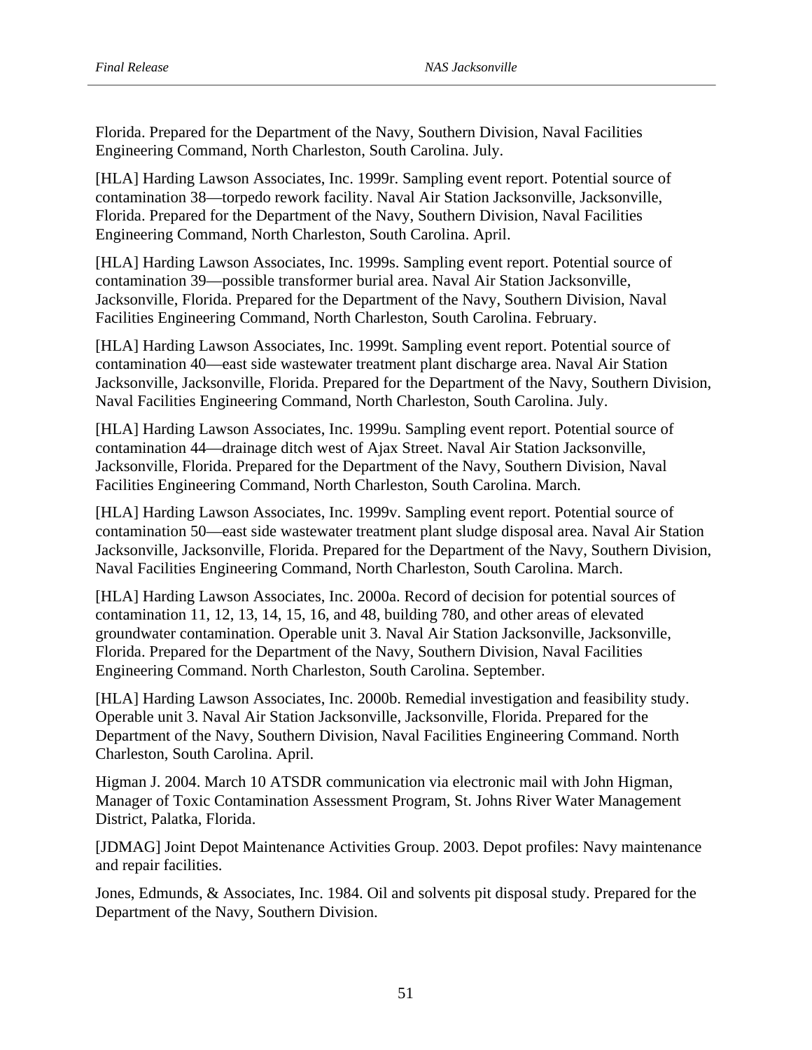Florida. Prepared for the Department of the Navy, Southern Division, Naval Facilities Engineering Command, North Charleston, South Carolina. July.

[HLA] Harding Lawson Associates, Inc. 1999r. Sampling event report. Potential source of contamination 38—torpedo rework facility. Naval Air Station Jacksonville, Jacksonville, Florida. Prepared for the Department of the Navy, Southern Division, Naval Facilities Engineering Command, North Charleston, South Carolina. April.

[HLA] Harding Lawson Associates, Inc. 1999s. Sampling event report. Potential source of contamination 39—possible transformer burial area. Naval Air Station Jacksonville, Jacksonville, Florida. Prepared for the Department of the Navy, Southern Division, Naval Facilities Engineering Command, North Charleston, South Carolina. February.

[HLA] Harding Lawson Associates, Inc. 1999t. Sampling event report. Potential source of contamination 40—east side wastewater treatment plant discharge area. Naval Air Station Jacksonville, Jacksonville, Florida. Prepared for the Department of the Navy, Southern Division, Naval Facilities Engineering Command, North Charleston, South Carolina. July.

[HLA] Harding Lawson Associates, Inc. 1999u. Sampling event report. Potential source of contamination 44—drainage ditch west of Ajax Street. Naval Air Station Jacksonville, Jacksonville, Florida. Prepared for the Department of the Navy, Southern Division, Naval Facilities Engineering Command, North Charleston, South Carolina. March.

[HLA] Harding Lawson Associates, Inc. 1999v. Sampling event report. Potential source of contamination 50—east side wastewater treatment plant sludge disposal area. Naval Air Station Jacksonville, Jacksonville, Florida. Prepared for the Department of the Navy, Southern Division, Naval Facilities Engineering Command, North Charleston, South Carolina. March.

[HLA] Harding Lawson Associates, Inc. 2000a. Record of decision for potential sources of contamination 11, 12, 13, 14, 15, 16, and 48, building 780, and other areas of elevated groundwater contamination. Operable unit 3. Naval Air Station Jacksonville, Jacksonville, Florida. Prepared for the Department of the Navy, Southern Division, Naval Facilities Engineering Command. North Charleston, South Carolina. September.

[HLA] Harding Lawson Associates, Inc. 2000b. Remedial investigation and feasibility study. Operable unit 3. Naval Air Station Jacksonville, Jacksonville, Florida. Prepared for the Department of the Navy, Southern Division, Naval Facilities Engineering Command. North Charleston, South Carolina. April.

Higman J. 2004. March 10 ATSDR communication via electronic mail with John Higman, Manager of Toxic Contamination Assessment Program, St. Johns River Water Management District, Palatka, Florida.

[JDMAG] Joint Depot Maintenance Activities Group. 2003. Depot profiles: Navy maintenance and repair facilities.

Jones, Edmunds, & Associates, Inc. 1984. Oil and solvents pit disposal study. Prepared for the Department of the Navy, Southern Division.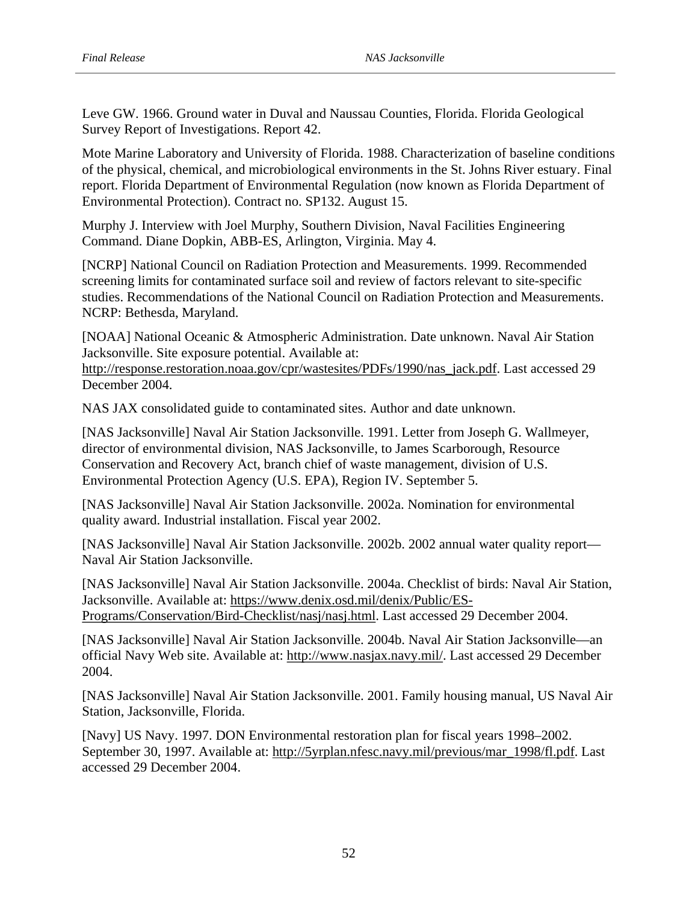Leve GW. 1966. Ground water in Duval and Naussau Counties, Florida. Florida Geological Survey Report of Investigations. Report 42.

Mote Marine Laboratory and University of Florida. 1988. Characterization of baseline conditions of the physical, chemical, and microbiological environments in the St. Johns River estuary. Final report. Florida Department of Environmental Regulation (now known as Florida Department of Environmental Protection). Contract no. SP132. August 15.

Murphy J. Interview with Joel Murphy, Southern Division, Naval Facilities Engineering Command. Diane Dopkin, ABB-ES, Arlington, Virginia. May 4.

[NCRP] National Council on Radiation Protection and Measurements. 1999. Recommended screening limits for contaminated surface soil and review of factors relevant to site-specific studies. Recommendations of the National Council on Radiation Protection and Measurements. NCRP: Bethesda, Maryland.

[NOAA] National Oceanic & Atmospheric Administration. Date unknown. Naval Air Station Jacksonville. Site exposure potential. Available at: http://response.restoration.noaa.gov/cpr/wastesites/PDFs/1990/nas_jack.pdf. Last accessed 29 December 2004.

NAS JAX consolidated guide to contaminated sites. Author and date unknown.

[NAS Jacksonville] Naval Air Station Jacksonville. 1991. Letter from Joseph G. Wallmeyer, director of environmental division, NAS Jacksonville, to James Scarborough, Resource Conservation and Recovery Act, branch chief of waste management, division of U.S. Environmental Protection Agency (U.S. EPA), Region IV. September 5.

[NAS Jacksonville] Naval Air Station Jacksonville. 2002a. Nomination for environmental quality award. Industrial installation. Fiscal year 2002.

[NAS Jacksonville] Naval Air Station Jacksonville. 2002b. 2002 annual water quality report—Naval Air Station Jacksonville.

[NAS Jacksonville] Naval Air Station Jacksonville. 2004a. Checklist of birds: Naval Air Station, Jacksonville. Available at: https://www.denix.osd.mil/denix/Public/ES-Programs/Conservation/Bird-Checklist/nasj/nasj.html. Last accessed 29 December 2004.

[NAS Jacksonville] Naval Air Station Jacksonville. 2004b. Naval Air Station Jacksonville—an official Navy Web site. Available at: http://www.nasjax.navy.mil/. Last accessed 29 December 2004.

[NAS Jacksonville] Naval Air Station Jacksonville. 2001. Family housing manual, US Naval Air Station, Jacksonville, Florida.

[Navy] US Navy. 1997. DON Environmental restoration plan for fiscal years 1998–2002. September 30, 1997. Available at: http://5yrplan.nfesc.navy.mil/previous/mar_1998/fl.pdf. Last accessed 29 December 2004.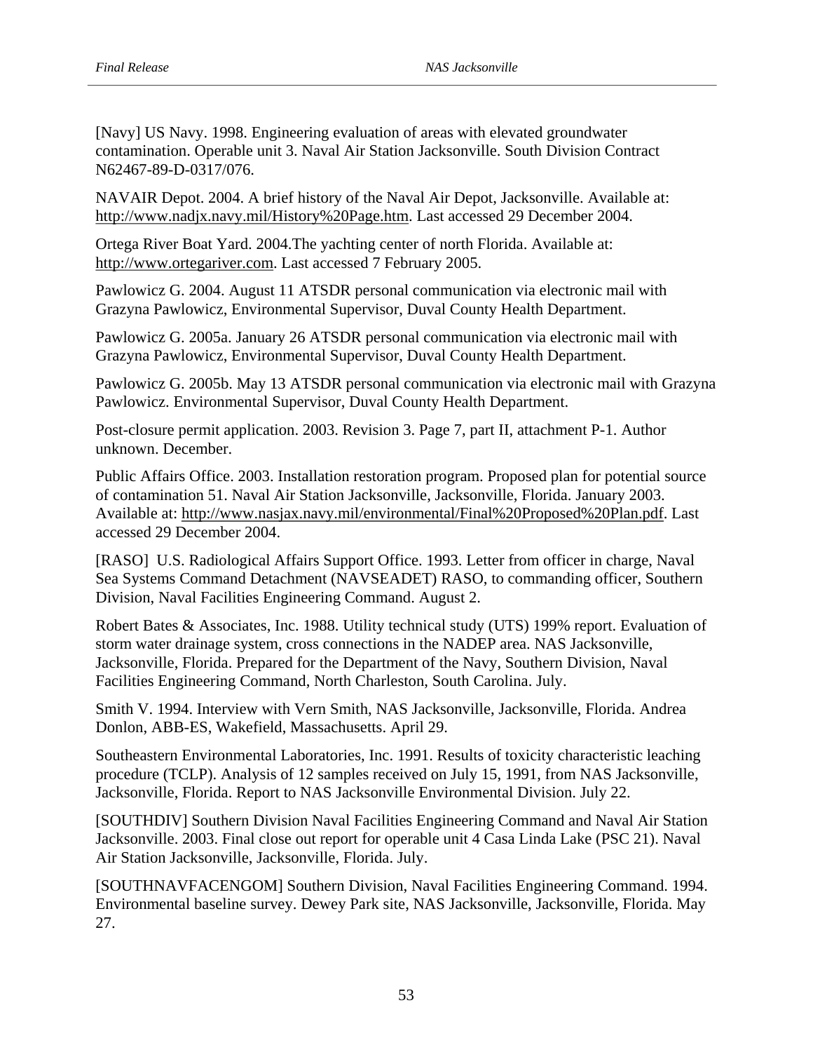[Navy] US Navy. 1998. Engineering evaluation of areas with elevated groundwater contamination. Operable unit 3. Naval Air Station Jacksonville. South Division Contract N62467-89-D-0317/076.

NAVAIR Depot. 2004. A brief history of the Naval Air Depot, Jacksonville. Available at: http://www.nadjx.navy.mil/History%20Page.htm. Last accessed 29 December 2004.

Ortega River Boat Yard. 2004.The yachting center of north Florida. Available at: http://www.ortegariver.com. Last accessed 7 February 2005.

Pawlowicz G. 2004. August 11 ATSDR personal communication via electronic mail with Grazyna Pawlowicz, Environmental Supervisor, Duval County Health Department.

Pawlowicz G. 2005a. January 26 ATSDR personal communication via electronic mail with Grazyna Pawlowicz, Environmental Supervisor, Duval County Health Department.

Pawlowicz G. 2005b. May 13 ATSDR personal communication via electronic mail with Grazyna Pawlowicz. Environmental Supervisor, Duval County Health Department.

Post-closure permit application. 2003. Revision 3. Page 7, part II, attachment P-1. Author unknown. December.

Public Affairs Office. 2003. Installation restoration program. Proposed plan for potential source of contamination 51. Naval Air Station Jacksonville, Jacksonville, Florida. January 2003. Available at: http://www.nasjax.navy.mil/environmental/Final%20Proposed%20Plan.pdf. Last accessed 29 December 2004.

[RASO] U.S. Radiological Affairs Support Office. 1993. Letter from officer in charge, Naval Sea Systems Command Detachment (NAVSEADET) RASO, to commanding officer, Southern Division, Naval Facilities Engineering Command. August 2.

Robert Bates & Associates, Inc. 1988. Utility technical study (UTS) 199% report. Evaluation of storm water drainage system, cross connections in the NADEP area. NAS Jacksonville, Jacksonville, Florida. Prepared for the Department of the Navy, Southern Division, Naval Facilities Engineering Command, North Charleston, South Carolina. July.

Smith V. 1994. Interview with Vern Smith, NAS Jacksonville, Jacksonville, Florida. Andrea Donlon, ABB-ES, Wakefield, Massachusetts. April 29.

Southeastern Environmental Laboratories, Inc. 1991. Results of toxicity characteristic leaching procedure (TCLP). Analysis of 12 samples received on July 15, 1991, from NAS Jacksonville, Jacksonville, Florida. Report to NAS Jacksonville Environmental Division. July 22.

[SOUTHDIV] Southern Division Naval Facilities Engineering Command and Naval Air Station Jacksonville. 2003. Final close out report for operable unit 4 Casa Linda Lake (PSC 21). Naval Air Station Jacksonville, Jacksonville, Florida. July.

[SOUTHNAVFACENGOM] Southern Division, Naval Facilities Engineering Command. 1994. Environmental baseline survey. Dewey Park site, NAS Jacksonville, Jacksonville, Florida. May 27.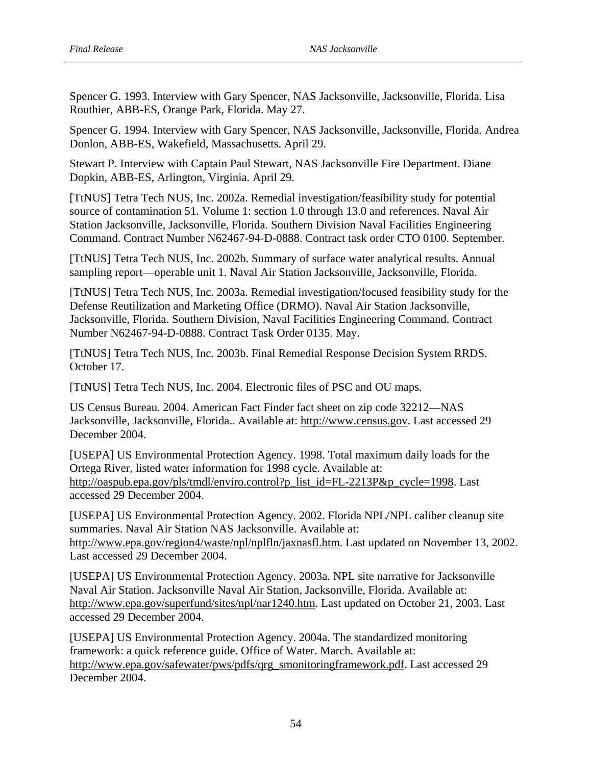Spencer G. 1993. Interview with Gary Spencer, NAS Jacksonville, Jacksonville, Florida. Lisa Routhier, ABB-ES, Orange Park, Florida. May 27.

Spencer G. 1994. Interview with Gary Spencer, NAS Jacksonville, Jacksonville, Florida. Andrea Donlon, ABB-ES, Wakefield, Massachusetts. April 29.

Stewart P. Interview with Captain Paul Stewart, NAS Jacksonville Fire Department. Diane Dopkin, ABB-ES, Arlington, Virginia. April 29.

[TtNUS] Tetra Tech NUS, Inc. 2002a. Remedial investigation/feasibility study for potential source of contamination 51. Volume 1: section 1.0 through 13.0 and references. Naval Air Station Jacksonville, Jacksonville, Florida. Southern Division Naval Facilities Engineering Command. Contract Number N62467-94-D-0888. Contract task order CTO 0100. September.

[TtNUS] Tetra Tech NUS, Inc. 2002b. Summary of surface water analytical results. Annual sampling report—operable unit 1. Naval Air Station Jacksonville, Jacksonville, Florida.

[TtNUS] Tetra Tech NUS, Inc. 2003a. Remedial investigation/focused feasibility study for the Defense Reutilization and Marketing Office (DRMO). Naval Air Station Jacksonville, Jacksonville, Florida. Southern Division, Naval Facilities Engineering Command. Contract Number N62467-94-D-0888. Contract Task Order 0135. May.

[TtNUS] Tetra Tech NUS, Inc. 2003b. Final Remedial Response Decision System RRDS. October 17.

[TtNUS] Tetra Tech NUS, Inc. 2004. Electronic files of PSC and OU maps.

US Census Bureau. 2004. American Fact Finder fact sheet on zip code 32212—NAS Jacksonville, Jacksonville, Florida.. Available at: http://www.census.gov. Last accessed 29 December 2004.

[USEPA] US Environmental Protection Agency. 1998. Total maximum daily loads for the Ortega River, listed water information for 1998 cycle. Available at: http://oaspub.epa.gov/pls/tmdl/enviro.control?p_list_id=FL-2213P&p_cycle=1998. Last accessed 29 December 2004.

[USEPA] US Environmental Protection Agency. 2002. Florida NPL/NPL caliber cleanup site summaries. Naval Air Station NAS Jacksonville. Available at: http://www.epa.gov/region4/waste/npl/nplfln/jaxnasfl.htm. Last updated on November 13, 2002. Last accessed 29 December 2004.

[USEPA] US Environmental Protection Agency. 2003a. NPL site narrative for Jacksonville Naval Air Station. Jacksonville Naval Air Station, Jacksonville, Florida. Available at: http://www.epa.gov/superfund/sites/npl/nar1240.htm. Last updated on October 21, 2003. Last accessed 29 December 2004.

[USEPA] US Environmental Protection Agency. 2004a. The standardized monitoring framework: a quick reference guide. Office of Water. March. Available at: http://www.epa.gov/safewater/pws/pdfs/qrg_smonitoringframework.pdf. Last accessed 29 December 2004.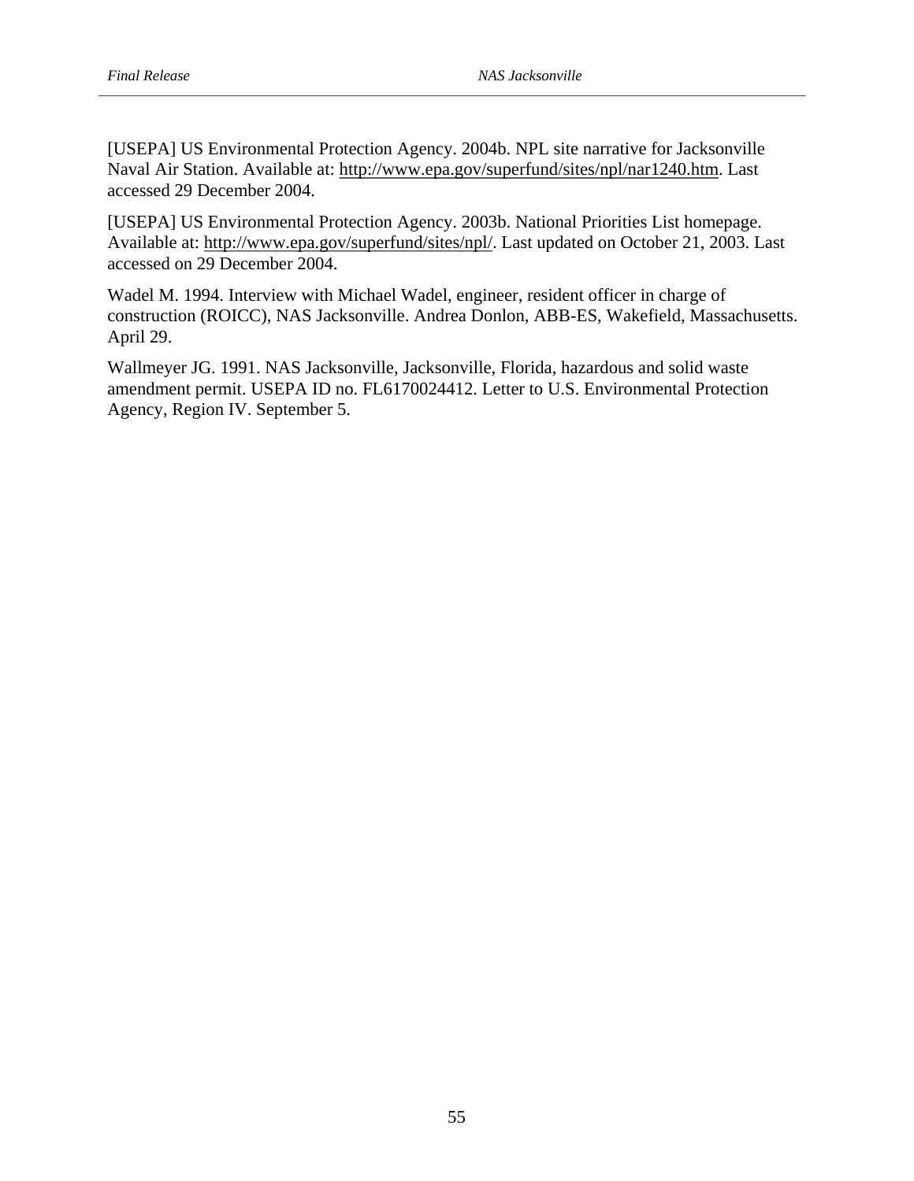[USEPA] US Environmental Protection Agency. 2004b. NPL site narrative for Jacksonville Naval Air Station. Available at: http://www.epa.gov/superfund/sites/npl/nar1240.htm. Last accessed 29 December 2004.

[USEPA] US Environmental Protection Agency. 2003b. National Priorities List homepage. Available at: http://www.epa.gov/superfund/sites/npl/. Last updated on October 21, 2003. Last accessed on 29 December 2004.

Wadel M. 1994. Interview with Michael Wadel, engineer, resident officer in charge of construction (ROICC), NAS Jacksonville. Andrea Donlon, ABB-ES, Wakefield, Massachusetts. April 29.

Wallmeyer JG. 1991. NAS Jacksonville, Jacksonville, Florida, hazardous and solid waste amendment permit. USEPA ID no. FL6170024412. Letter to U.S. Environmental Protection Agency, Region IV. September 5.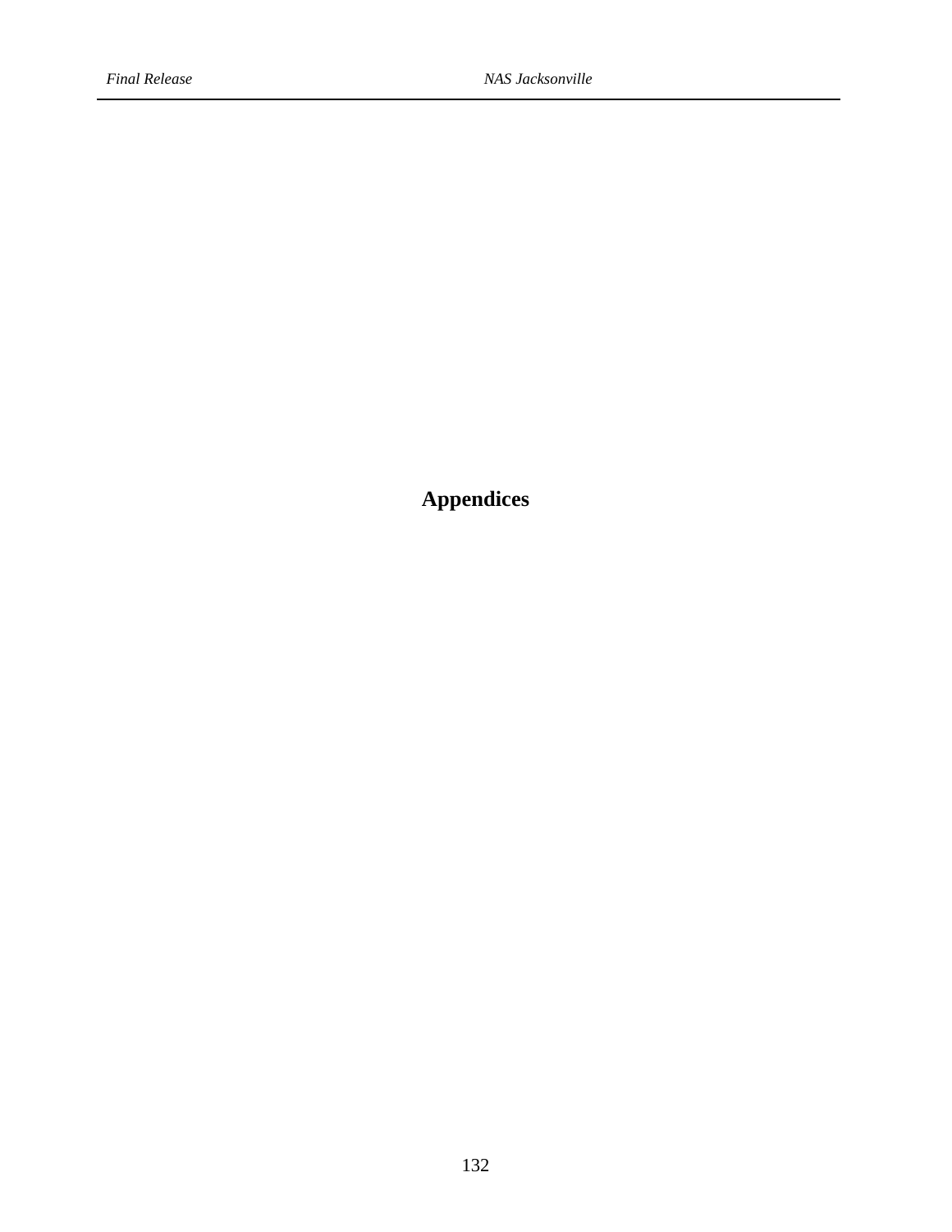# Appendices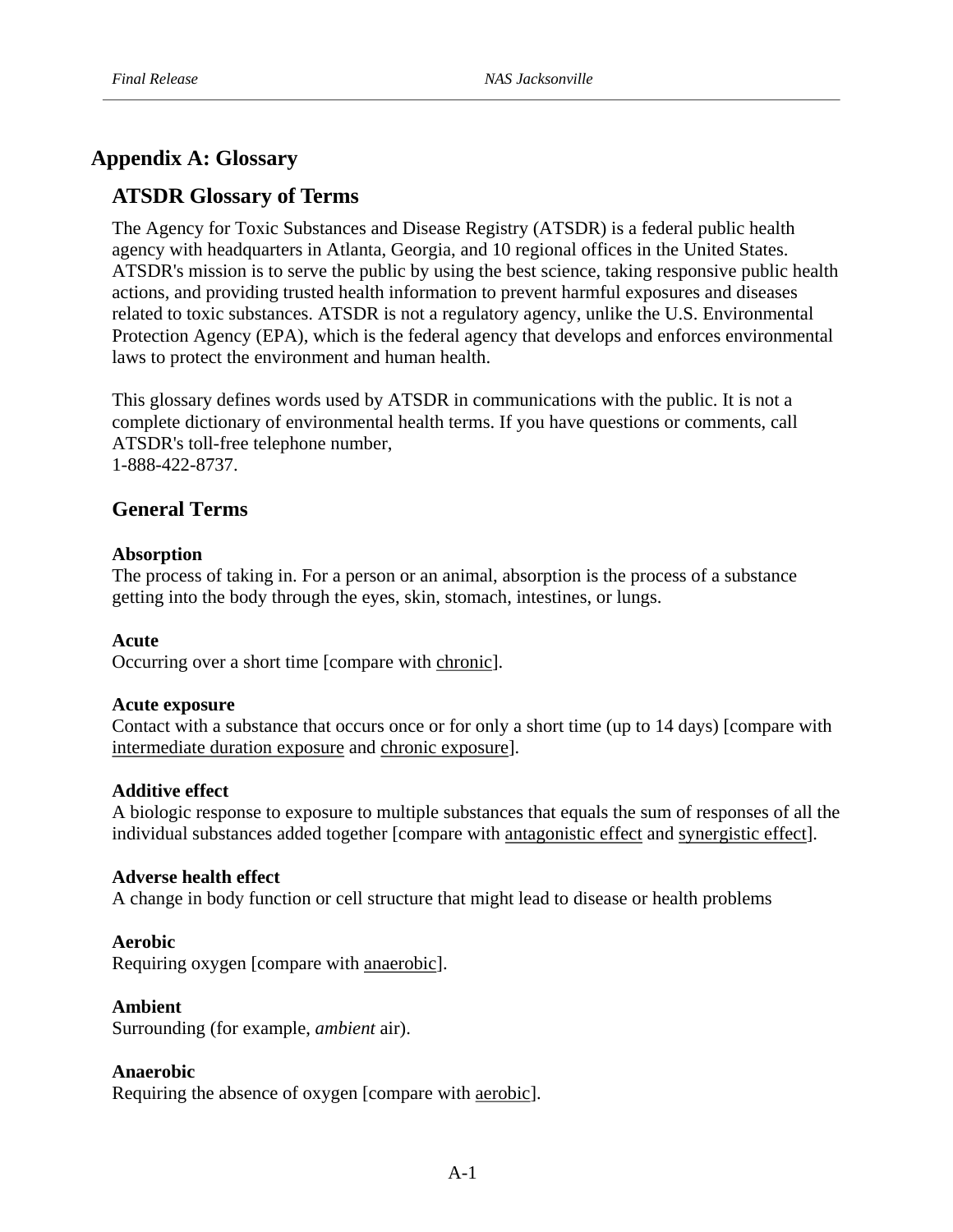# Appendix A: Glossary

## ATSDR Glossary of Terms

The Agency for Toxic Substances and Disease Registry (ATSDR) is a federal public health agency with headquarters in Atlanta, Georgia, and 10 regional offices in the United States. ATSDR's mission is to serve the public by using the best science, taking responsive public health actions, and providing trusted health information to prevent harmful exposures and diseases related to toxic substances. ATSDR is not a regulatory agency, unlike the U.S. Environmental Protection Agency (EPA), which is the federal agency that develops and enforces environmental laws to protect the environment and human health.

This glossary defines words used by ATSDR in communications with the public. It is not a complete dictionary of environmental health terms. If you have questions or comments, call ATSDR's toll-free telephone number,
1-888-422-8737.

## General Terms

**Absorption**
The process of taking in. For a person or an animal, absorption is the process of a substance getting into the body through the eyes, skin, stomach, intestines, or lungs.

**Acute**
Occurring over a short time [compare with chronic].

**Acute exposure**
Contact with a substance that occurs once or for only a short time (up to 14 days) [compare with intermediate duration exposure and chronic exposure].

**Additive effect**
A biologic response to exposure to multiple substances that equals the sum of responses of all the individual substances added together [compare with antagonistic effect and synergistic effect].

**Adverse health effect**
A change in body function or cell structure that might lead to disease or health problems

**Aerobic**
Requiring oxygen [compare with anaerobic].

**Ambient**
Surrounding (for example, *ambient* air).

**Anaerobic**
Requiring the absence of oxygen [compare with aerobic].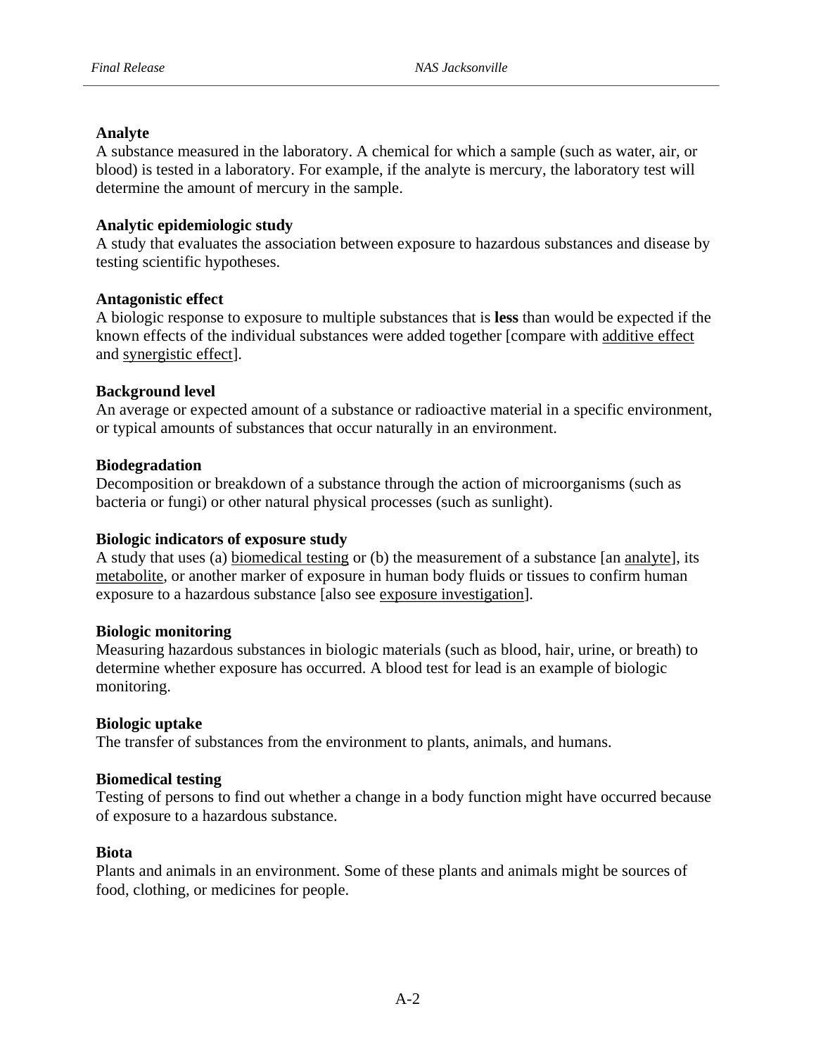**Analyte**
A substance measured in the laboratory. A chemical for which a sample (such as water, air, or blood) is tested in a laboratory. For example, if the analyte is mercury, the laboratory test will determine the amount of mercury in the sample.

**Analytic epidemiologic study**
A study that evaluates the association between exposure to hazardous substances and disease by testing scientific hypotheses.

**Antagonistic effect**
A biologic response to exposure to multiple substances that is **less** than would be expected if the known effects of the individual substances were added together [compare with additive effect and synergistic effect].

**Background level**
An average or expected amount of a substance or radioactive material in a specific environment, or typical amounts of substances that occur naturally in an environment.

**Biodegradation**
Decomposition or breakdown of a substance through the action of microorganisms (such as bacteria or fungi) or other natural physical processes (such as sunlight).

**Biologic indicators of exposure study**
A study that uses (a) biomedical testing or (b) the measurement of a substance [an analyte], its metabolite, or another marker of exposure in human body fluids or tissues to confirm human exposure to a hazardous substance [also see exposure investigation].

**Biologic monitoring**
Measuring hazardous substances in biologic materials (such as blood, hair, urine, or breath) to determine whether exposure has occurred. A blood test for lead is an example of biologic monitoring.

**Biologic uptake**
The transfer of substances from the environment to plants, animals, and humans.

**Biomedical testing**
Testing of persons to find out whether a change in a body function might have occurred because of exposure to a hazardous substance.

**Biota**
Plants and animals in an environment. Some of these plants and animals might be sources of food, clothing, or medicines for people.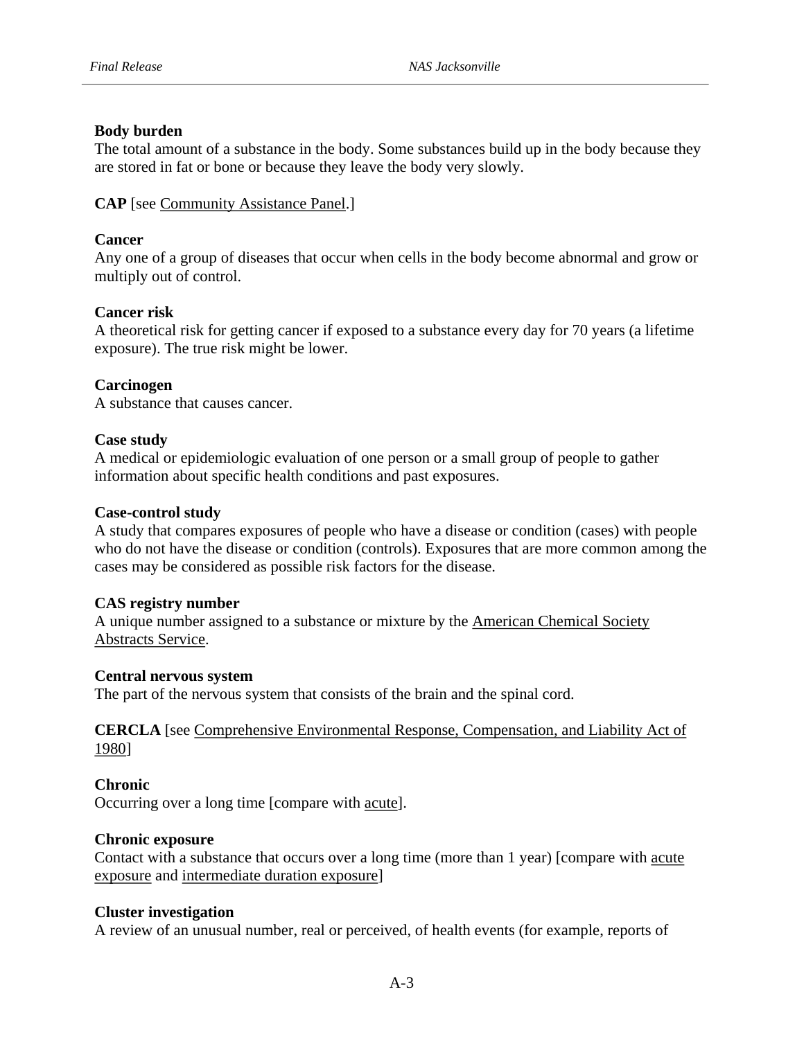**Body burden**
The total amount of a substance in the body. Some substances build up in the body because they are stored in fat or bone or because they leave the body very slowly.

**CAP** [see Community Assistance Panel.]

**Cancer**
Any one of a group of diseases that occur when cells in the body become abnormal and grow or multiply out of control.

**Cancer risk**
A theoretical risk for getting cancer if exposed to a substance every day for 70 years (a lifetime exposure). The true risk might be lower.

**Carcinogen**
A substance that causes cancer.

**Case study**
A medical or epidemiologic evaluation of one person or a small group of people to gather information about specific health conditions and past exposures.

**Case-control study**
A study that compares exposures of people who have a disease or condition (cases) with people who do not have the disease or condition (controls). Exposures that are more common among the cases may be considered as possible risk factors for the disease.

**CAS registry number**
A unique number assigned to a substance or mixture by the American Chemical Society Abstracts Service.

**Central nervous system**
The part of the nervous system that consists of the brain and the spinal cord.

**CERCLA** [see Comprehensive Environmental Response, Compensation, and Liability Act of 1980]

**Chronic**
Occurring over a long time [compare with acute].

**Chronic exposure**
Contact with a substance that occurs over a long time (more than 1 year) [compare with acute exposure and intermediate duration exposure]

**Cluster investigation**
A review of an unusual number, real or perceived, of health events (for example, reports of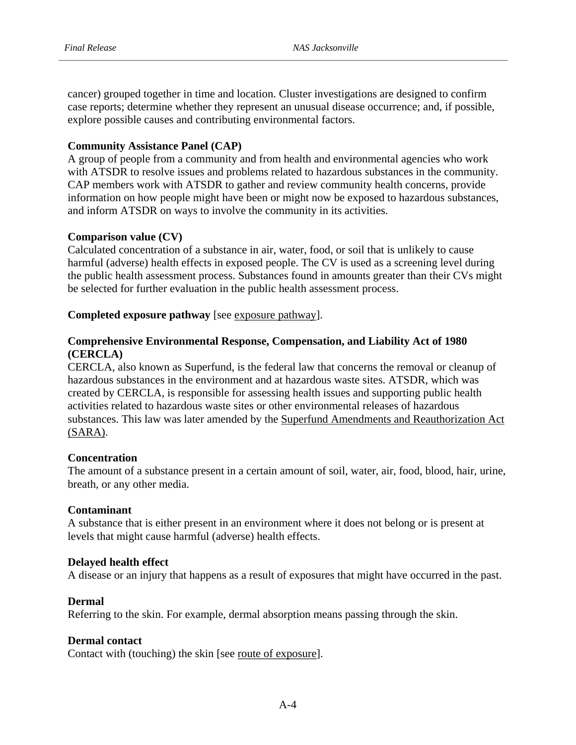cancer) grouped together in time and location. Cluster investigations are designed to confirm case reports; determine whether they represent an unusual disease occurrence; and, if possible, explore possible causes and contributing environmental factors.

**Community Assistance Panel (CAP)**
A group of people from a community and from health and environmental agencies who work with ATSDR to resolve issues and problems related to hazardous substances in the community. CAP members work with ATSDR to gather and review community health concerns, provide information on how people might have been or might now be exposed to hazardous substances, and inform ATSDR on ways to involve the community in its activities.

**Comparison value (CV)**
Calculated concentration of a substance in air, water, food, or soil that is unlikely to cause harmful (adverse) health effects in exposed people. The CV is used as a screening level during the public health assessment process. Substances found in amounts greater than their CVs might be selected for further evaluation in the public health assessment process.

**Completed exposure pathway** [see exposure pathway].

**Comprehensive Environmental Response, Compensation, and Liability Act of 1980 (CERCLA)**
CERCLA, also known as Superfund, is the federal law that concerns the removal or cleanup of hazardous substances in the environment and at hazardous waste sites. ATSDR, which was created by CERCLA, is responsible for assessing health issues and supporting public health activities related to hazardous waste sites or other environmental releases of hazardous substances. This law was later amended by the Superfund Amendments and Reauthorization Act (SARA).

**Concentration**
The amount of a substance present in a certain amount of soil, water, air, food, blood, hair, urine, breath, or any other media.

**Contaminant**
A substance that is either present in an environment where it does not belong or is present at levels that might cause harmful (adverse) health effects.

**Delayed health effect**
A disease or an injury that happens as a result of exposures that might have occurred in the past.

**Dermal**
Referring to the skin. For example, dermal absorption means passing through the skin.

**Dermal contact**
Contact with (touching) the skin [see route of exposure].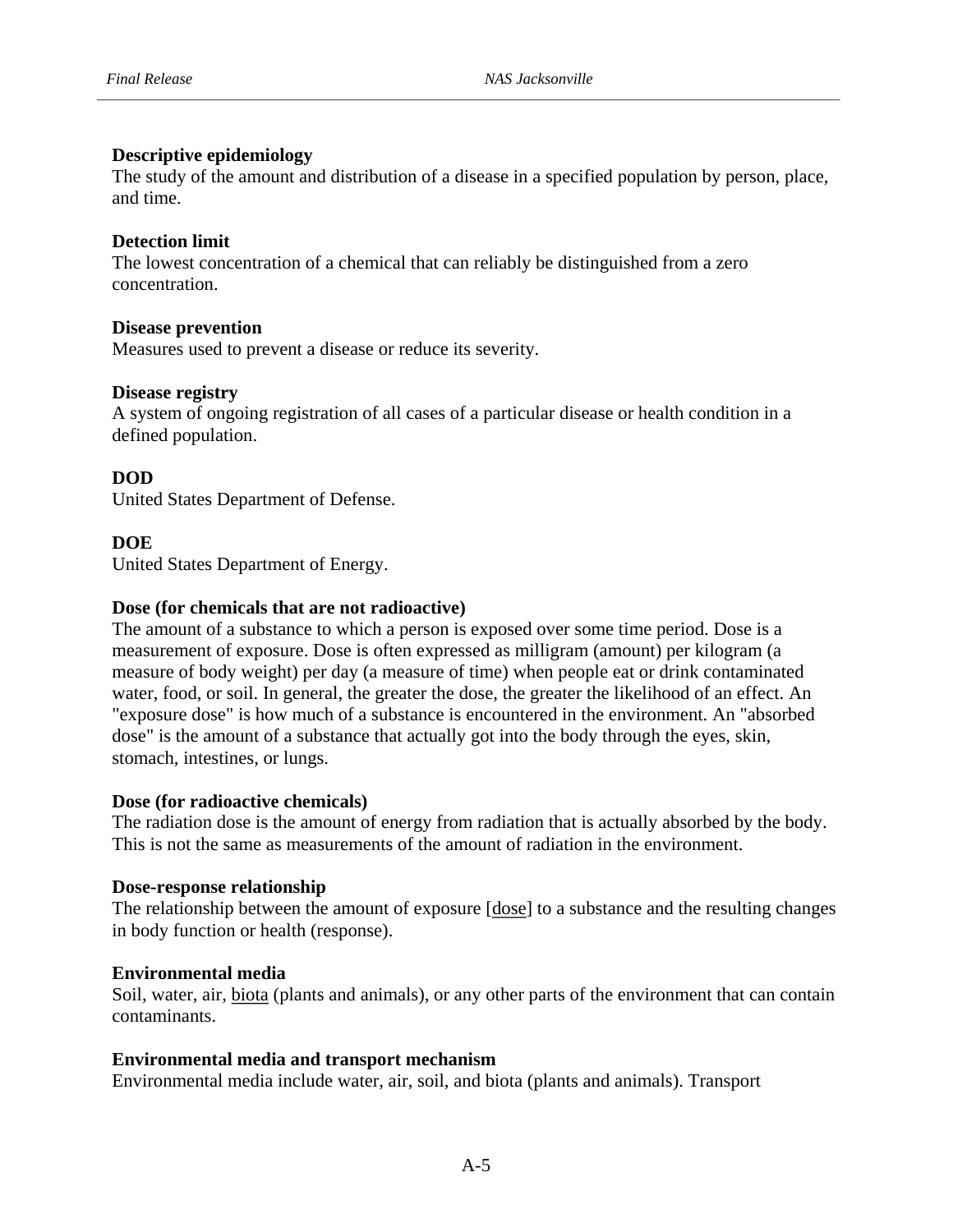**Descriptive epidemiology**
The study of the amount and distribution of a disease in a specified population by person, place, and time.

**Detection limit**
The lowest concentration of a chemical that can reliably be distinguished from a zero concentration.

**Disease prevention**
Measures used to prevent a disease or reduce its severity.

**Disease registry**
A system of ongoing registration of all cases of a particular disease or health condition in a defined population.

**DOD**
United States Department of Defense.

**DOE**
United States Department of Energy.

**Dose (for chemicals that are not radioactive)**
The amount of a substance to which a person is exposed over some time period. Dose is a measurement of exposure. Dose is often expressed as milligram (amount) per kilogram (a measure of body weight) per day (a measure of time) when people eat or drink contaminated water, food, or soil. In general, the greater the dose, the greater the likelihood of an effect. An "exposure dose" is how much of a substance is encountered in the environment. An "absorbed dose" is the amount of a substance that actually got into the body through the eyes, skin, stomach, intestines, or lungs.

**Dose (for radioactive chemicals)**
The radiation dose is the amount of energy from radiation that is actually absorbed by the body. This is not the same as measurements of the amount of radiation in the environment.

**Dose-response relationship**
The relationship between the amount of exposure [dose] to a substance and the resulting changes in body function or health (response).

**Environmental media**
Soil, water, air, biota (plants and animals), or any other parts of the environment that can contain contaminants.

**Environmental media and transport mechanism**
Environmental media include water, air, soil, and biota (plants and animals). Transport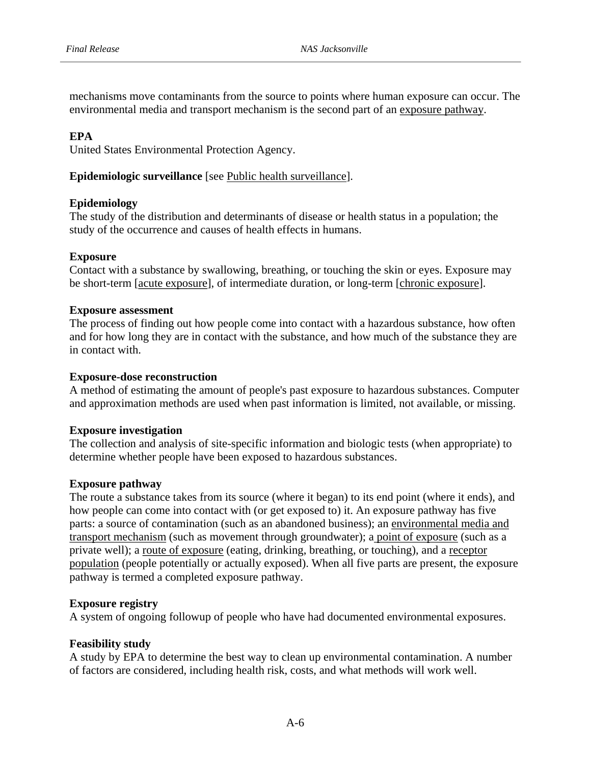mechanisms move contaminants from the source to points where human exposure can occur. The environmental media and transport mechanism is the second part of an exposure pathway.

**EPA**
United States Environmental Protection Agency.

**Epidemiologic surveillance** [see Public health surveillance].

**Epidemiology**
The study of the distribution and determinants of disease or health status in a population; the study of the occurrence and causes of health effects in humans.

**Exposure**
Contact with a substance by swallowing, breathing, or touching the skin or eyes. Exposure may be short-term [acute exposure], of intermediate duration, or long-term [chronic exposure].

**Exposure assessment**
The process of finding out how people come into contact with a hazardous substance, how often and for how long they are in contact with the substance, and how much of the substance they are in contact with.

**Exposure-dose reconstruction**
A method of estimating the amount of people's past exposure to hazardous substances. Computer and approximation methods are used when past information is limited, not available, or missing.

**Exposure investigation**
The collection and analysis of site-specific information and biologic tests (when appropriate) to determine whether people have been exposed to hazardous substances.

**Exposure pathway**
The route a substance takes from its source (where it began) to its end point (where it ends), and how people can come into contact with (or get exposed to) it. An exposure pathway has five parts: a source of contamination (such as an abandoned business); an environmental media and transport mechanism (such as movement through groundwater); a point of exposure (such as a private well); a route of exposure (eating, drinking, breathing, or touching), and a receptor population (people potentially or actually exposed). When all five parts are present, the exposure pathway is termed a completed exposure pathway.

**Exposure registry**
A system of ongoing followup of people who have had documented environmental exposures.

**Feasibility study**
A study by EPA to determine the best way to clean up environmental contamination. A number of factors are considered, including health risk, costs, and what methods will work well.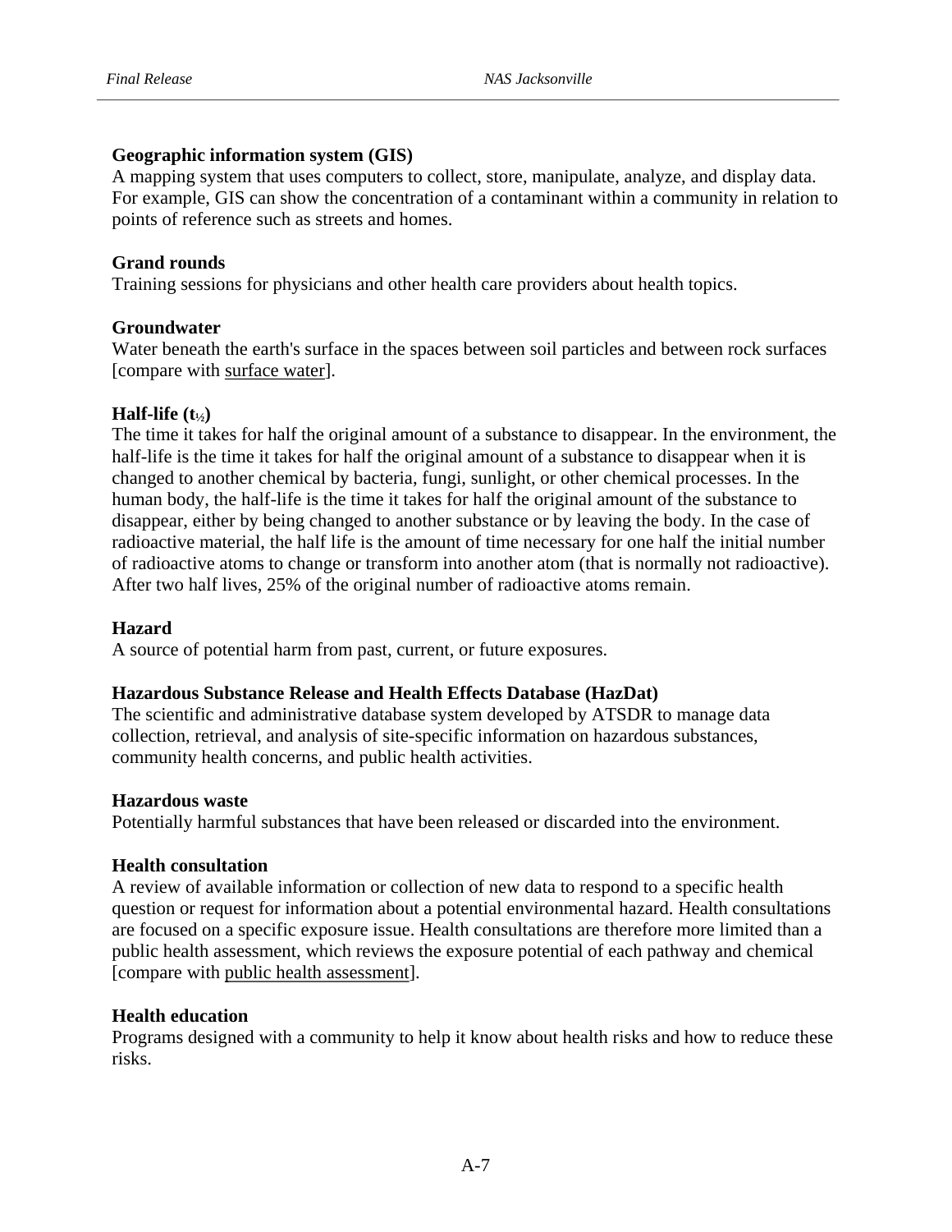**Geographic information system (GIS)**
A mapping system that uses computers to collect, store, manipulate, analyze, and display data. For example, GIS can show the concentration of a contaminant within a community in relation to points of reference such as streets and homes.

**Grand rounds**
Training sessions for physicians and other health care providers about health topics.

**Groundwater**
Water beneath the earth's surface in the spaces between soil particles and between rock surfaces [compare with surface water].

**Half-life ($t_{½}$)**
The time it takes for half the original amount of a substance to disappear. In the environment, the half-life is the time it takes for half the original amount of a substance to disappear when it is changed to another chemical by bacteria, fungi, sunlight, or other chemical processes. In the human body, the half-life is the time it takes for half the original amount of the substance to disappear, either by being changed to another substance or by leaving the body. In the case of radioactive material, the half life is the amount of time necessary for one half the initial number of radioactive atoms to change or transform into another atom (that is normally not radioactive). After two half lives, 25% of the original number of radioactive atoms remain.

**Hazard**
A source of potential harm from past, current, or future exposures.

**Hazardous Substance Release and Health Effects Database (HazDat)**
The scientific and administrative database system developed by ATSDR to manage data collection, retrieval, and analysis of site-specific information on hazardous substances, community health concerns, and public health activities.

**Hazardous waste**
Potentially harmful substances that have been released or discarded into the environment.

**Health consultation**
A review of available information or collection of new data to respond to a specific health question or request for information about a potential environmental hazard. Health consultations are focused on a specific exposure issue. Health consultations are therefore more limited than a public health assessment, which reviews the exposure potential of each pathway and chemical [compare with public health assessment].

**Health education**
Programs designed with a community to help it know about health risks and how to reduce these risks.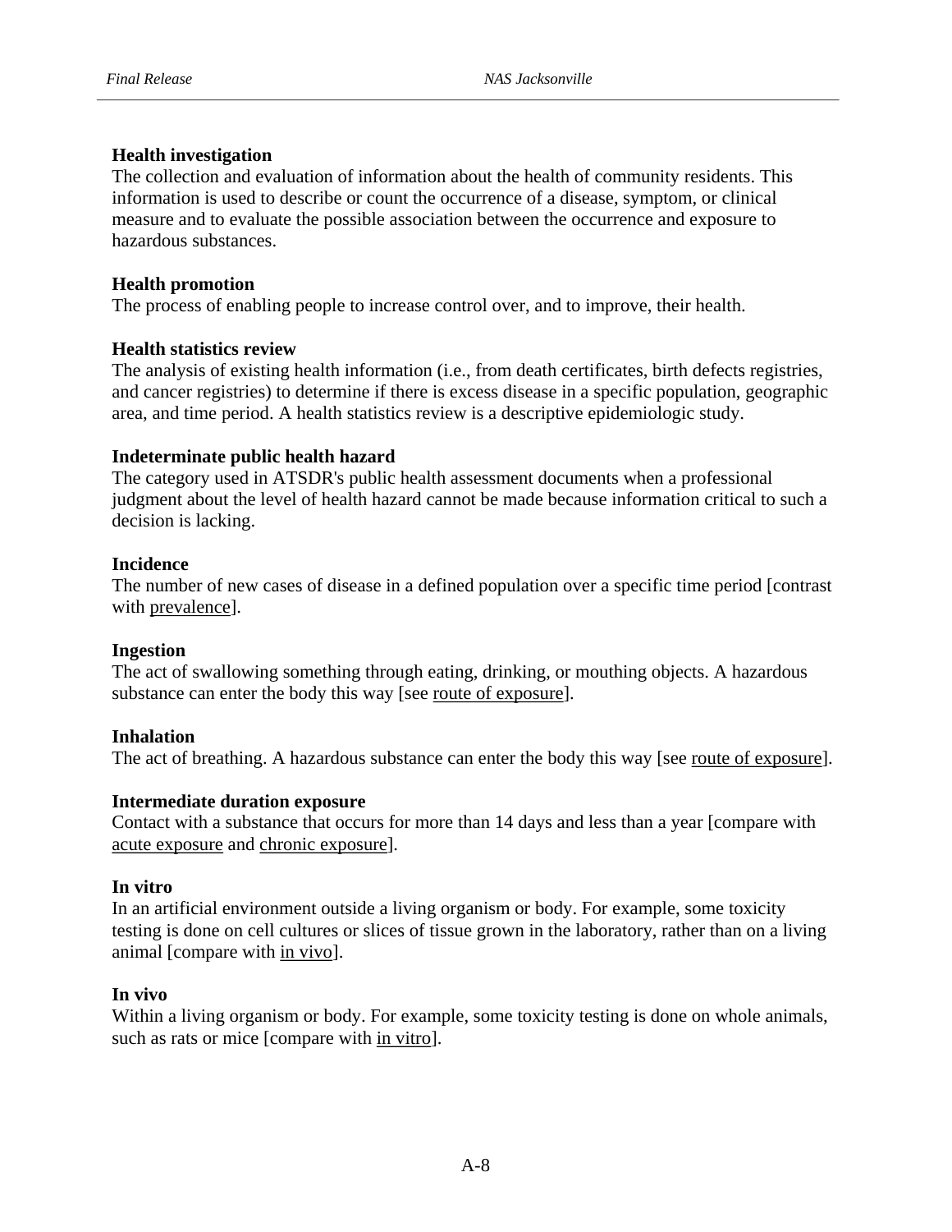**Health investigation**
The collection and evaluation of information about the health of community residents. This information is used to describe or count the occurrence of a disease, symptom, or clinical measure and to evaluate the possible association between the occurrence and exposure to hazardous substances.

**Health promotion**
The process of enabling people to increase control over, and to improve, their health.

**Health statistics review**
The analysis of existing health information (i.e., from death certificates, birth defects registries, and cancer registries) to determine if there is excess disease in a specific population, geographic area, and time period. A health statistics review is a descriptive epidemiologic study.

**Indeterminate public health hazard**
The category used in ATSDR's public health assessment documents when a professional judgment about the level of health hazard cannot be made because information critical to such a decision is lacking.

**Incidence**
The number of new cases of disease in a defined population over a specific time period [contrast with prevalence].

**Ingestion**
The act of swallowing something through eating, drinking, or mouthing objects. A hazardous substance can enter the body this way [see route of exposure].

**Inhalation**
The act of breathing. A hazardous substance can enter the body this way [see route of exposure].

**Intermediate duration exposure**
Contact with a substance that occurs for more than 14 days and less than a year [compare with acute exposure and chronic exposure].

**In vitro**
In an artificial environment outside a living organism or body. For example, some toxicity testing is done on cell cultures or slices of tissue grown in the laboratory, rather than on a living animal [compare with in vivo].

**In vivo**
Within a living organism or body. For example, some toxicity testing is done on whole animals, such as rats or mice [compare with in vitro].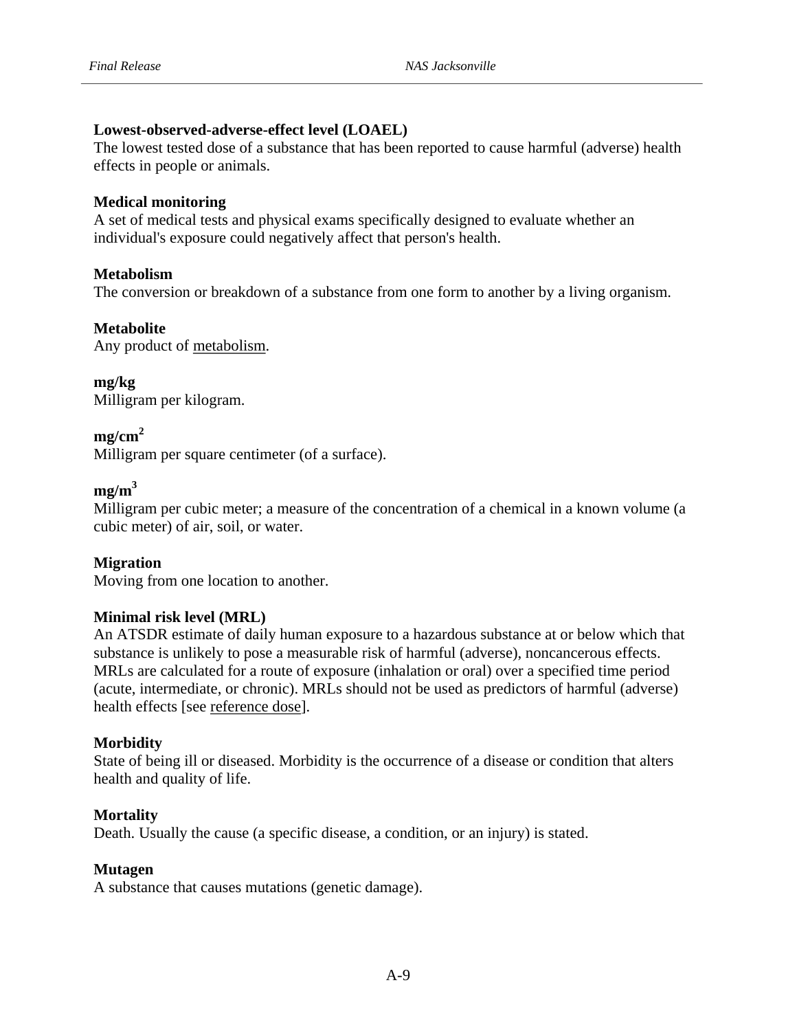**Lowest-observed-adverse-effect level (LOAEL)**
The lowest tested dose of a substance that has been reported to cause harmful (adverse) health effects in people or animals.

**Medical monitoring**
A set of medical tests and physical exams specifically designed to evaluate whether an individual's exposure could negatively affect that person's health.

**Metabolism**
The conversion or breakdown of a substance from one form to another by a living organism.

**Metabolite**
Any product of metabolism.

**mg/kg**
Milligram per kilogram.

**$mg/cm^2$**
Milligram per square centimeter (of a surface).

**$mg/m^3$**
Milligram per cubic meter; a measure of the concentration of a chemical in a known volume (a cubic meter) of air, soil, or water.

**Migration**
Moving from one location to another.

**Minimal risk level (MRL)**
An ATSDR estimate of daily human exposure to a hazardous substance at or below which that substance is unlikely to pose a measurable risk of harmful (adverse), noncancerous effects. MRLs are calculated for a route of exposure (inhalation or oral) over a specified time period (acute, intermediate, or chronic). MRLs should not be used as predictors of harmful (adverse) health effects [see reference dose].

**Morbidity**
State of being ill or diseased. Morbidity is the occurrence of a disease or condition that alters health and quality of life.

**Mortality**
Death. Usually the cause (a specific disease, a condition, or an injury) is stated.

**Mutagen**
A substance that causes mutations (genetic damage).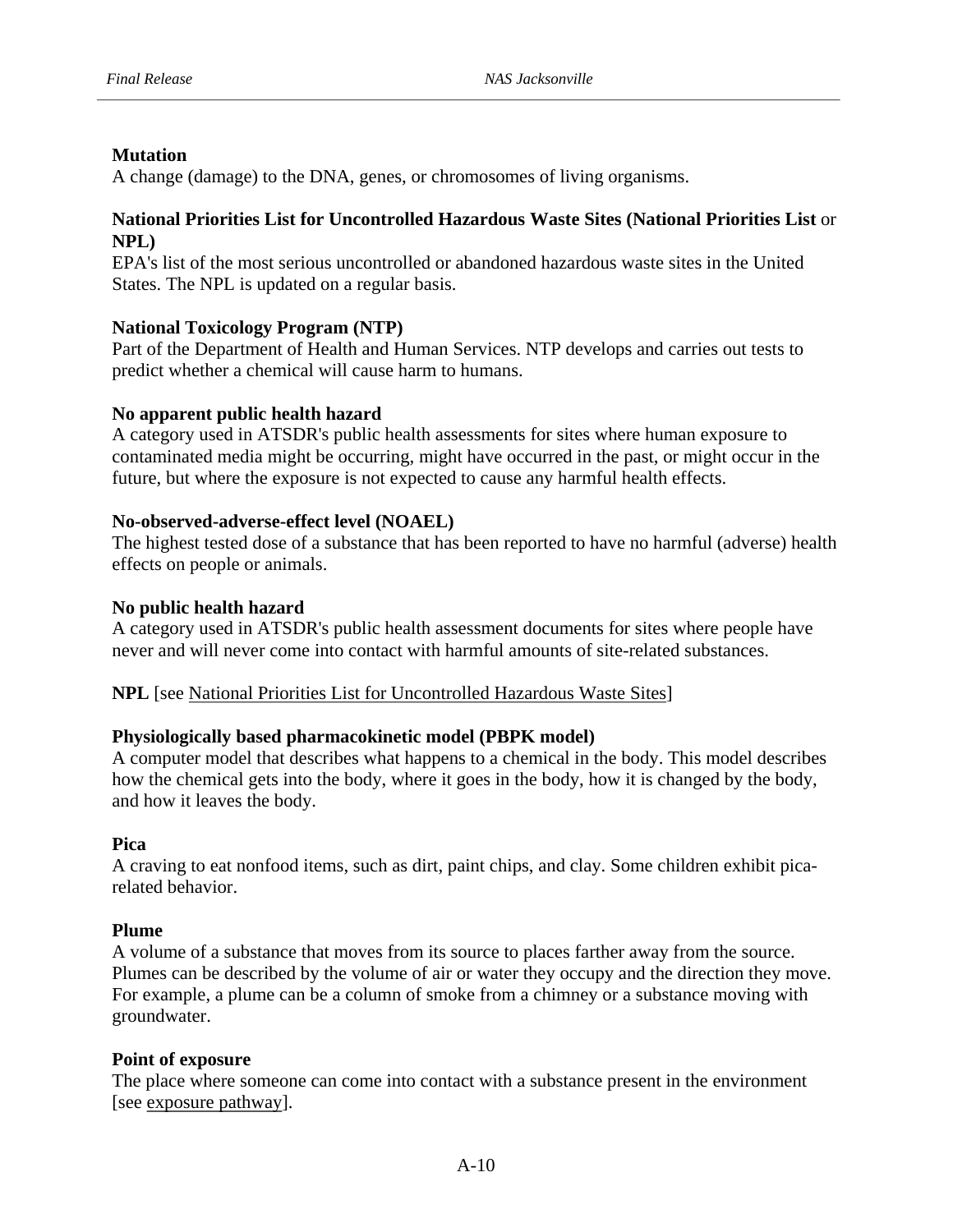**Mutation**
A change (damage) to the DNA, genes, or chromosomes of living organisms.

**National Priorities List for Uncontrolled Hazardous Waste Sites (National Priorities List** or **NPL)**
EPA's list of the most serious uncontrolled or abandoned hazardous waste sites in the United States. The NPL is updated on a regular basis.

**National Toxicology Program (NTP)**
Part of the Department of Health and Human Services. NTP develops and carries out tests to predict whether a chemical will cause harm to humans.

**No apparent public health hazard**
A category used in ATSDR's public health assessments for sites where human exposure to contaminated media might be occurring, might have occurred in the past, or might occur in the future, but where the exposure is not expected to cause any harmful health effects.

**No-observed-adverse-effect level (NOAEL)**
The highest tested dose of a substance that has been reported to have no harmful (adverse) health effects on people or animals.

**No public health hazard**
A category used in ATSDR's public health assessment documents for sites where people have never and will never come into contact with harmful amounts of site-related substances.

**NPL** [see National Priorities List for Uncontrolled Hazardous Waste Sites]

**Physiologically based pharmacokinetic model (PBPK model)**
A computer model that describes what happens to a chemical in the body. This model describes how the chemical gets into the body, where it goes in the body, how it is changed by the body, and how it leaves the body.

**Pica**
A craving to eat nonfood items, such as dirt, paint chips, and clay. Some children exhibit pica-related behavior.

**Plume**
A volume of a substance that moves from its source to places farther away from the source. Plumes can be described by the volume of air or water they occupy and the direction they move. For example, a plume can be a column of smoke from a chimney or a substance moving with groundwater.

**Point of exposure**
The place where someone can come into contact with a substance present in the environment [see exposure pathway].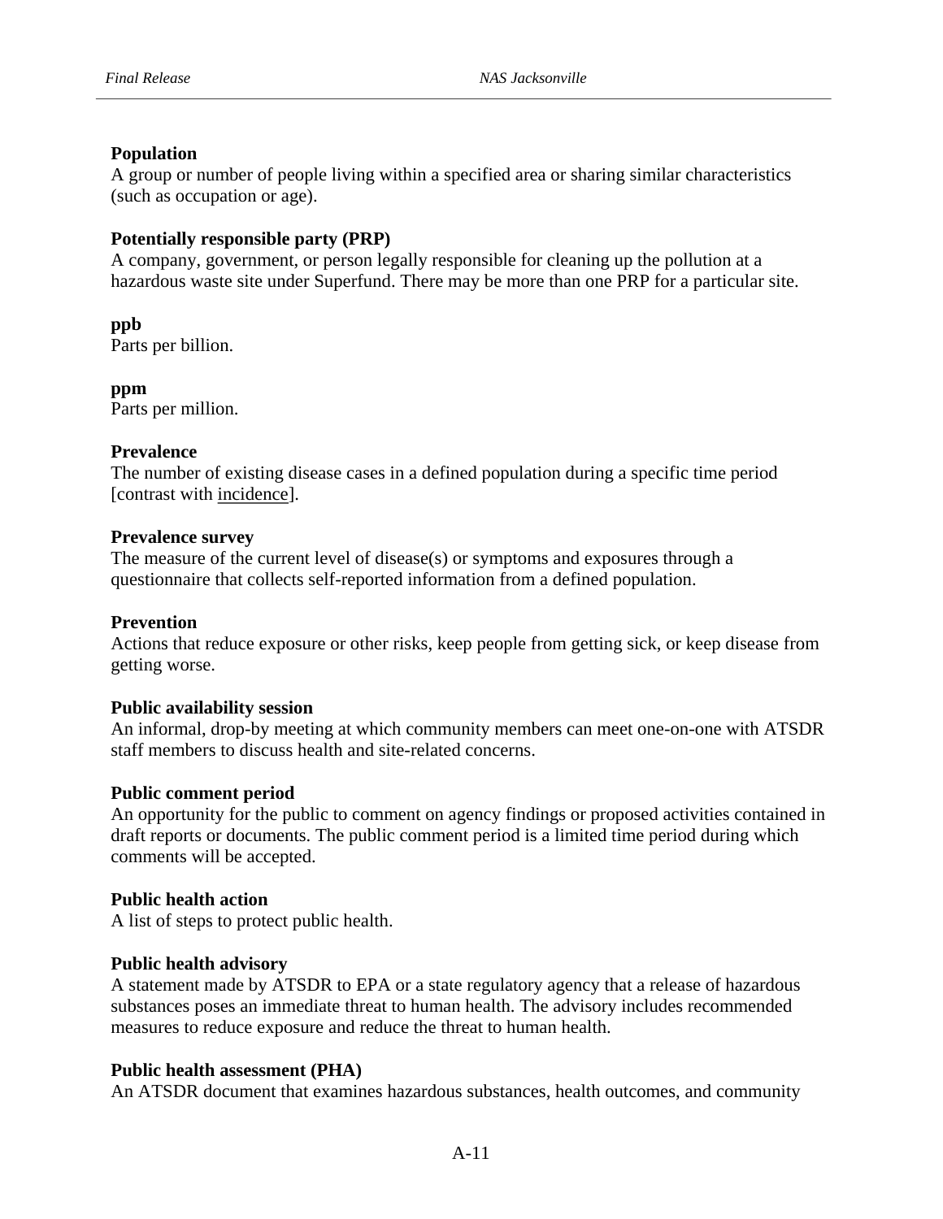**Population**
A group or number of people living within a specified area or sharing similar characteristics (such as occupation or age).

**Potentially responsible party (PRP)**
A company, government, or person legally responsible for cleaning up the pollution at a hazardous waste site under Superfund. There may be more than one PRP for a particular site.

**ppb**
Parts per billion.

**ppm**
Parts per million.

**Prevalence**
The number of existing disease cases in a defined population during a specific time period [contrast with incidence].

**Prevalence survey**
The measure of the current level of disease(s) or symptoms and exposures through a questionnaire that collects self-reported information from a defined population.

**Prevention**
Actions that reduce exposure or other risks, keep people from getting sick, or keep disease from getting worse.

**Public availability session**
An informal, drop-by meeting at which community members can meet one-on-one with ATSDR staff members to discuss health and site-related concerns.

**Public comment period**
An opportunity for the public to comment on agency findings or proposed activities contained in draft reports or documents. The public comment period is a limited time period during which comments will be accepted.

**Public health action**
A list of steps to protect public health.

**Public health advisory**
A statement made by ATSDR to EPA or a state regulatory agency that a release of hazardous substances poses an immediate threat to human health. The advisory includes recommended measures to reduce exposure and reduce the threat to human health.

**Public health assessment (PHA)**
An ATSDR document that examines hazardous substances, health outcomes, and community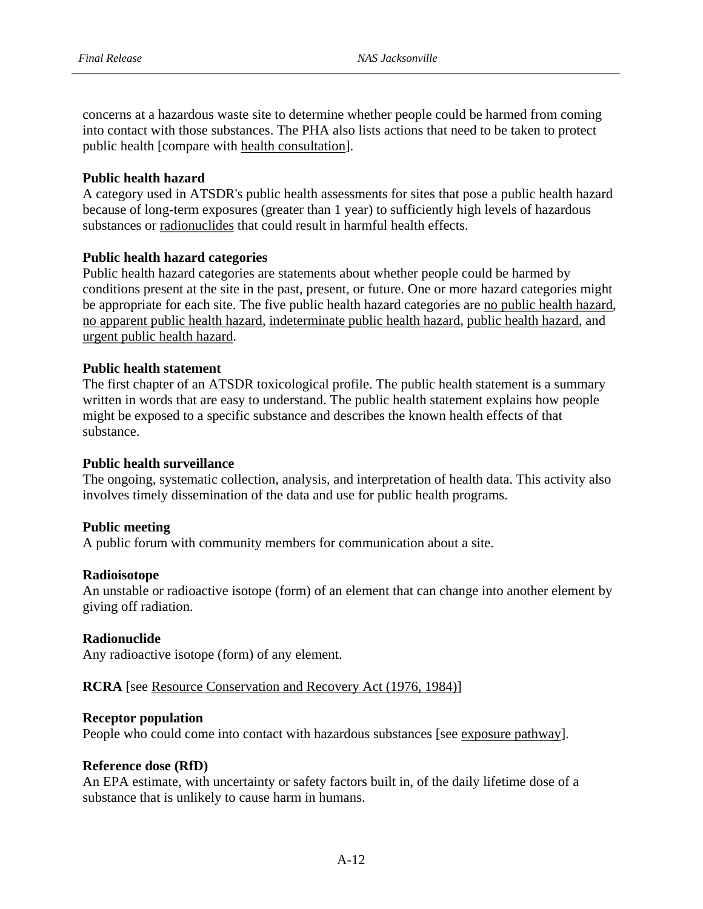concerns at a hazardous waste site to determine whether people could be harmed from coming into contact with those substances. The PHA also lists actions that need to be taken to protect public health [compare with health consultation].

**Public health hazard**
A category used in ATSDR's public health assessments for sites that pose a public health hazard because of long-term exposures (greater than 1 year) to sufficiently high levels of hazardous substances or radionuclides that could result in harmful health effects.

**Public health hazard categories**
Public health hazard categories are statements about whether people could be harmed by conditions present at the site in the past, present, or future. One or more hazard categories might be appropriate for each site. The five public health hazard categories are no public health hazard, no apparent public health hazard, indeterminate public health hazard, public health hazard, and urgent public health hazard.

**Public health statement**
The first chapter of an ATSDR toxicological profile. The public health statement is a summary written in words that are easy to understand. The public health statement explains how people might be exposed to a specific substance and describes the known health effects of that substance.

**Public health surveillance**
The ongoing, systematic collection, analysis, and interpretation of health data. This activity also involves timely dissemination of the data and use for public health programs.

**Public meeting**
A public forum with community members for communication about a site.

**Radioisotope**
An unstable or radioactive isotope (form) of an element that can change into another element by giving off radiation.

**Radionuclide**
Any radioactive isotope (form) of any element.

**RCRA** [see Resource Conservation and Recovery Act (1976, 1984)]

**Receptor population**
People who could come into contact with hazardous substances [see exposure pathway].

**Reference dose (RfD)**
An EPA estimate, with uncertainty or safety factors built in, of the daily lifetime dose of a substance that is unlikely to cause harm in humans.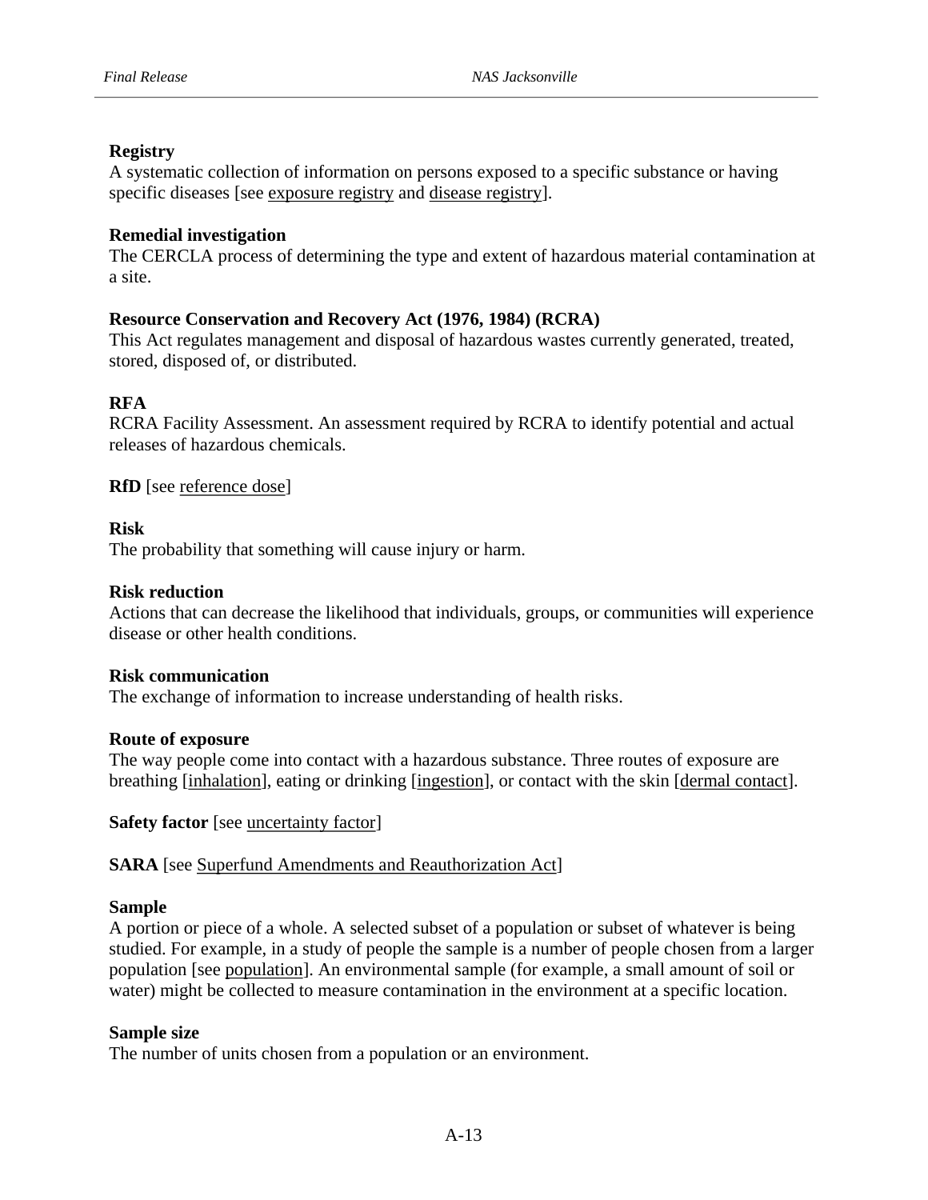**Registry**
A systematic collection of information on persons exposed to a specific substance or having specific diseases [see exposure registry and disease registry].

**Remedial investigation**
The CERCLA process of determining the type and extent of hazardous material contamination at a site.

**Resource Conservation and Recovery Act (1976, 1984) (RCRA)**
This Act regulates management and disposal of hazardous wastes currently generated, treated, stored, disposed of, or distributed.

**RFA**
RCRA Facility Assessment. An assessment required by RCRA to identify potential and actual releases of hazardous chemicals.

**RfD** [see reference dose]

**Risk**
The probability that something will cause injury or harm.

**Risk reduction**
Actions that can decrease the likelihood that individuals, groups, or communities will experience disease or other health conditions.

**Risk communication**
The exchange of information to increase understanding of health risks.

**Route of exposure**
The way people come into contact with a hazardous substance. Three routes of exposure are breathing [inhalation], eating or drinking [ingestion], or contact with the skin [dermal contact].

**Safety factor** [see uncertainty factor]

**SARA** [see Superfund Amendments and Reauthorization Act]

**Sample**
A portion or piece of a whole. A selected subset of a population or subset of whatever is being studied. For example, in a study of people the sample is a number of people chosen from a larger population [see population]. An environmental sample (for example, a small amount of soil or water) might be collected to measure contamination in the environment at a specific location.

**Sample size**
The number of units chosen from a population or an environment.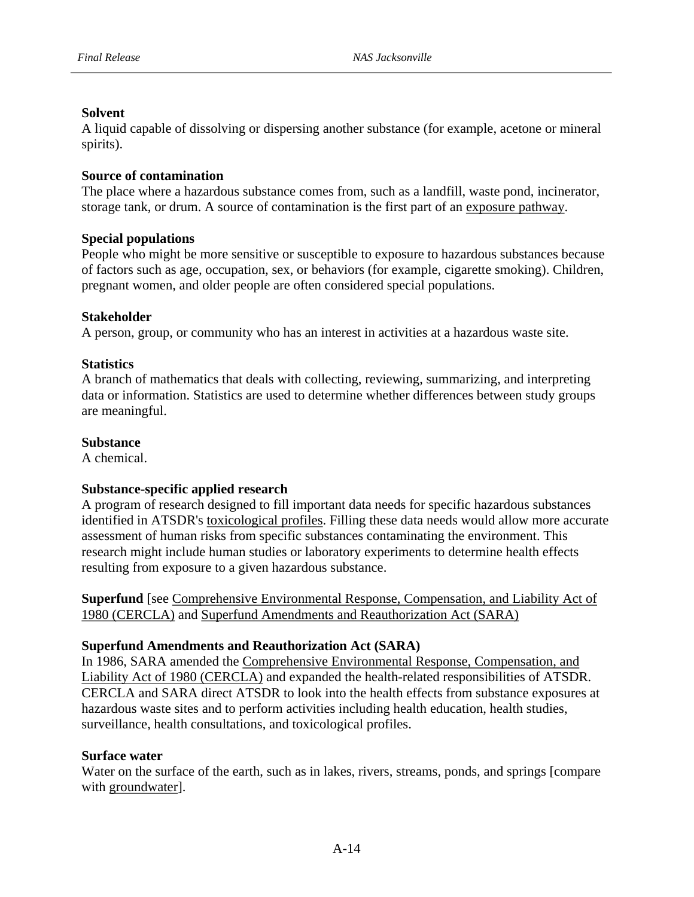**Solvent**
A liquid capable of dissolving or dispersing another substance (for example, acetone or mineral spirits).

**Source of contamination**
The place where a hazardous substance comes from, such as a landfill, waste pond, incinerator, storage tank, or drum. A source of contamination is the first part of an exposure pathway.

**Special populations**
People who might be more sensitive or susceptible to exposure to hazardous substances because of factors such as age, occupation, sex, or behaviors (for example, cigarette smoking). Children, pregnant women, and older people are often considered special populations.

**Stakeholder**
A person, group, or community who has an interest in activities at a hazardous waste site.

**Statistics**
A branch of mathematics that deals with collecting, reviewing, summarizing, and interpreting data or information. Statistics are used to determine whether differences between study groups are meaningful.

**Substance**
A chemical.

**Substance-specific applied research**
A program of research designed to fill important data needs for specific hazardous substances identified in ATSDR's toxicological profiles. Filling these data needs would allow more accurate assessment of human risks from specific substances contaminating the environment. This research might include human studies or laboratory experiments to determine health effects resulting from exposure to a given hazardous substance.

**Superfund** [see Comprehensive Environmental Response, Compensation, and Liability Act of 1980 (CERCLA) and Superfund Amendments and Reauthorization Act (SARA)

**Superfund Amendments and Reauthorization Act (SARA)**
In 1986, SARA amended the Comprehensive Environmental Response, Compensation, and Liability Act of 1980 (CERCLA) and expanded the health-related responsibilities of ATSDR. CERCLA and SARA direct ATSDR to look into the health effects from substance exposures at hazardous waste sites and to perform activities including health education, health studies, surveillance, health consultations, and toxicological profiles.

**Surface water**
Water on the surface of the earth, such as in lakes, rivers, streams, ponds, and springs [compare with groundwater].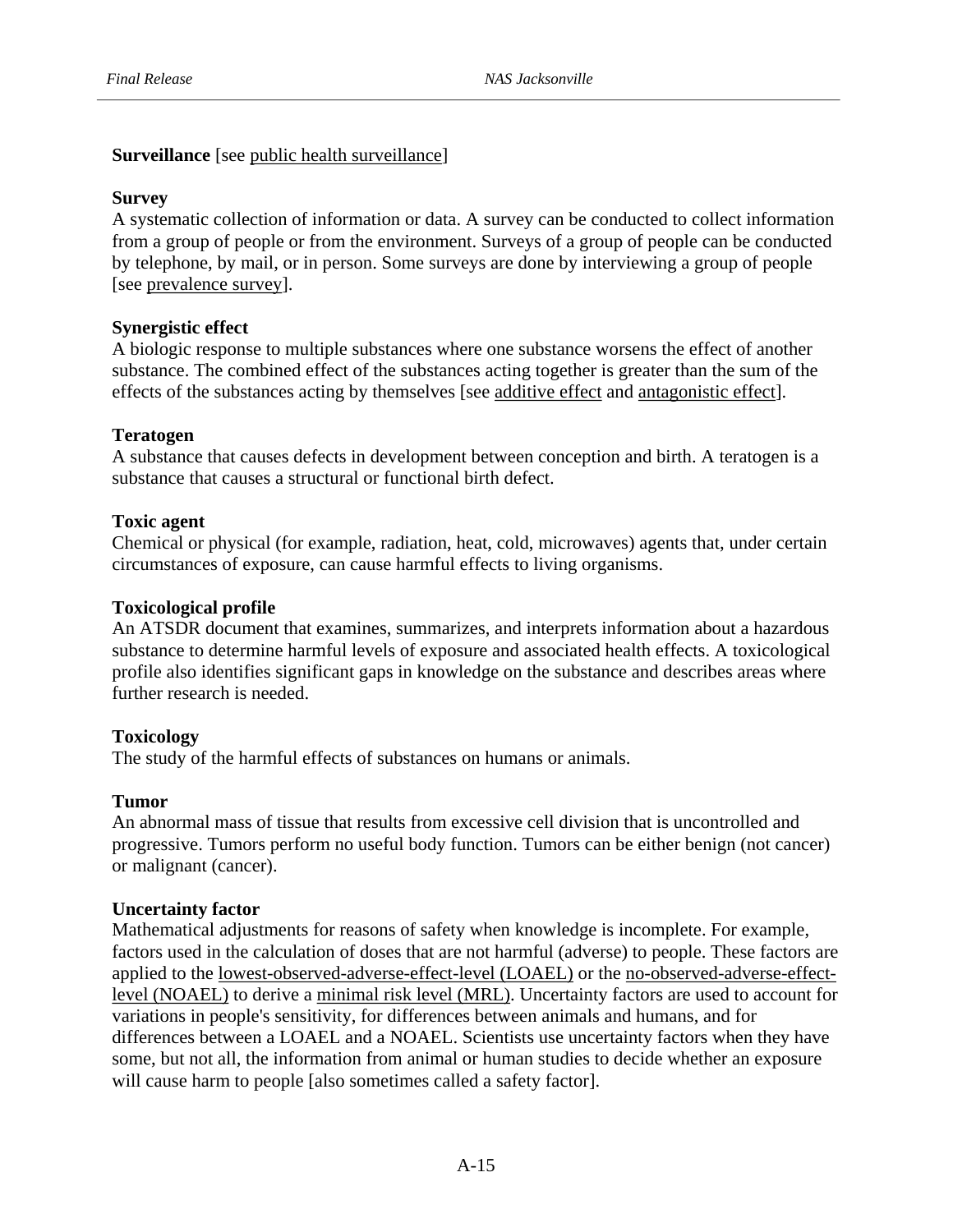**Surveillance** [see public health surveillance]

**Survey**
A systematic collection of information or data. A survey can be conducted to collect information from a group of people or from the environment. Surveys of a group of people can be conducted by telephone, by mail, or in person. Some surveys are done by interviewing a group of people [see prevalence survey].

**Synergistic effect**
A biologic response to multiple substances where one substance worsens the effect of another substance. The combined effect of the substances acting together is greater than the sum of the effects of the substances acting by themselves [see additive effect and antagonistic effect].

**Teratogen**
A substance that causes defects in development between conception and birth. A teratogen is a substance that causes a structural or functional birth defect.

**Toxic agent**
Chemical or physical (for example, radiation, heat, cold, microwaves) agents that, under certain circumstances of exposure, can cause harmful effects to living organisms.

**Toxicological profile**
An ATSDR document that examines, summarizes, and interprets information about a hazardous substance to determine harmful levels of exposure and associated health effects. A toxicological profile also identifies significant gaps in knowledge on the substance and describes areas where further research is needed.

**Toxicology**
The study of the harmful effects of substances on humans or animals.

**Tumor**
An abnormal mass of tissue that results from excessive cell division that is uncontrolled and progressive. Tumors perform no useful body function. Tumors can be either benign (not cancer) or malignant (cancer).

**Uncertainty factor**
Mathematical adjustments for reasons of safety when knowledge is incomplete. For example, factors used in the calculation of doses that are not harmful (adverse) to people. These factors are applied to the lowest-observed-adverse-effect-level (LOAEL) or the no-observed-adverse-effect-level (NOAEL) to derive a minimal risk level (MRL). Uncertainty factors are used to account for variations in people's sensitivity, for differences between animals and humans, and for differences between a LOAEL and a NOAEL. Scientists use uncertainty factors when they have some, but not all, the information from animal or human studies to decide whether an exposure will cause harm to people [also sometimes called a safety factor].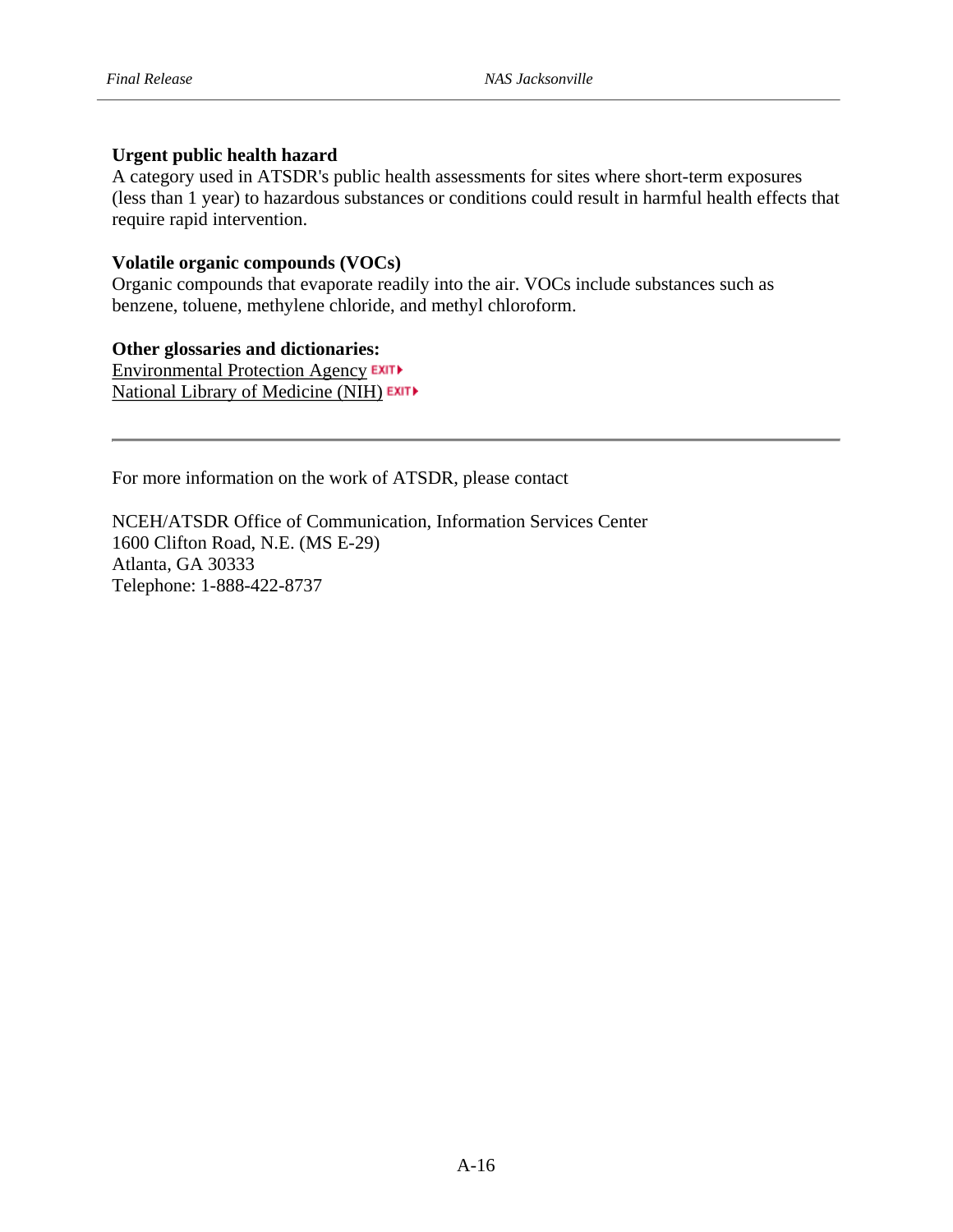**Urgent public health hazard**
A category used in ATSDR's public health assessments for sites where short-term exposures (less than 1 year) to hazardous substances or conditions could result in harmful health effects that require rapid intervention.

**Volatile organic compounds (VOCs)**
Organic compounds that evaporate readily into the air. VOCs include substances such as benzene, toluene, methylene chloride, and methyl chloroform.

**Other glossaries and dictionaries:**
Environmental Protection Agency EXIT
National Library of Medicine (NIH) EXIT

---

For more information on the work of ATSDR, please contact

NCEH/ATSDR Office of Communication, Information Services Center
1600 Clifton Road, N.E. (MS E-29)
Atlanta, GA 30333
Telephone: 1-888-422-8737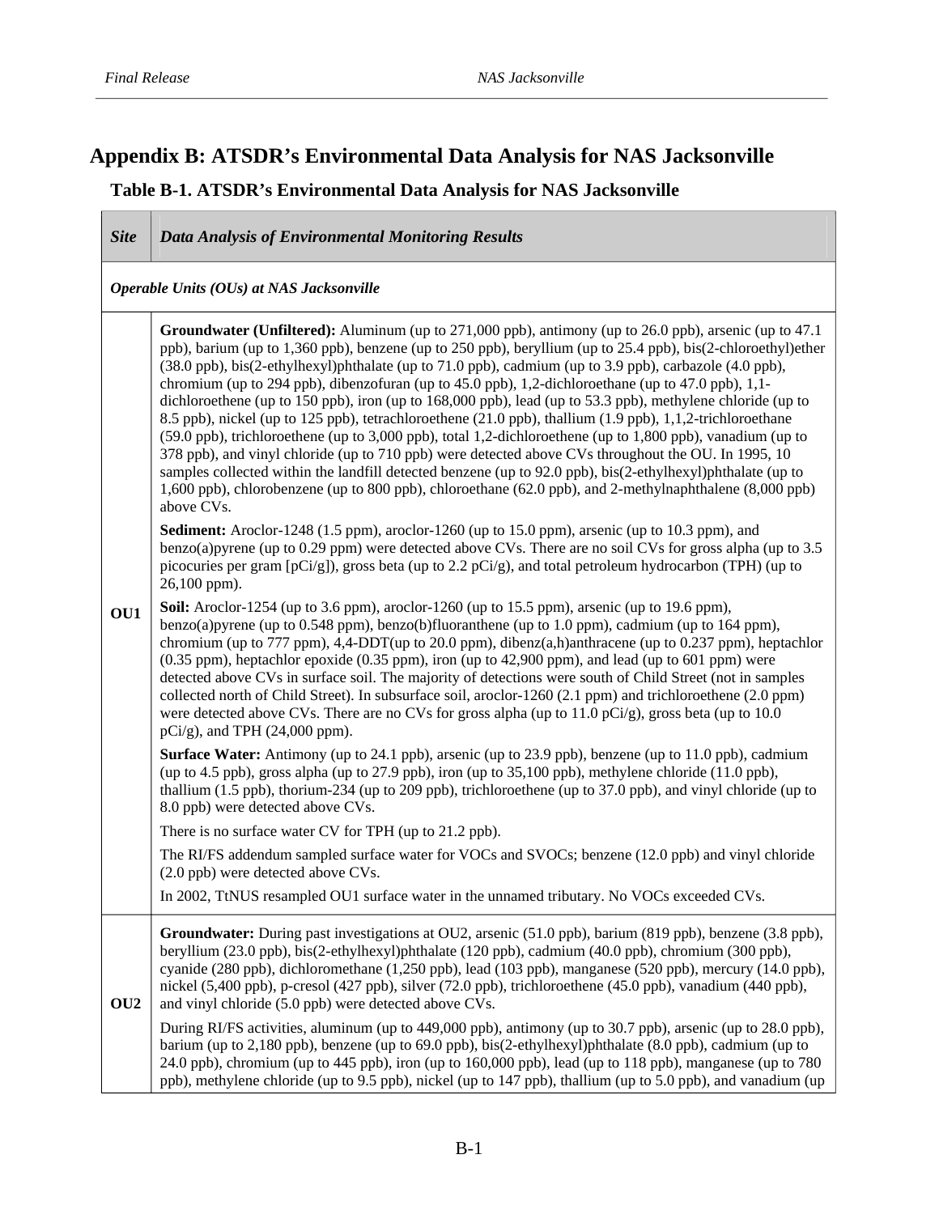# Appendix B: ATSDR's Environmental Data Analysis for NAS Jacksonville

## Table B-1. ATSDR's Environmental Data Analysis for NAS Jacksonville

| *Site* | *Data Analysis of Environmental Monitoring Results* |
|---|---|
| ***Operable Units (OUs) at NAS Jacksonville*** | |
| **OU1** | **Groundwater (Unfiltered):** Aluminum (up to 271,000 ppb), antimony (up to 26.0 ppb), arsenic (up to 47.1 ppb), barium (up to 1,360 ppb), benzene (up to 250 ppb), beryllium (up to 25.4 ppb), bis(2-chloroethyl)ether (38.0 ppb), bis(2-ethylhexyl)phthalate (up to 71.0 ppb), cadmium (up to 3.9 ppb), carbazole (4.0 ppb), chromium (up to 294 ppb), dibenzofuran (up to 45.0 ppb), 1,2-dichloroethane (up to 47.0 ppb), 1,1-dichloroethene (up to 150 ppb), iron (up to 168,000 ppb), lead (up to 53.3 ppb), methylene chloride (up to 8.5 ppb), nickel (up to 125 ppb), tetrachloroethene (21.0 ppb), thallium (1.9 ppb), 1,1,2-trichloroethane (59.0 ppb), trichloroethene (up to 3,000 ppb), total 1,2-dichloroethene (up to 1,800 ppb), vanadium (up to 378 ppb), and vinyl chloride (up to 710 ppb) were detected above CVs throughout the OU. In 1995, 10 samples collected within the landfill detected benzene (up to 92.0 ppb), bis(2-ethylhexyl)phthalate (up to 1,600 ppb), chlorobenzene (up to 800 ppb), chloroethane (62.0 ppb), and 2-methylnaphthalene (8,000 ppb) above CVs.<br><br>**Sediment:** Aroclor-1248 (1.5 ppm), aroclor-1260 (up to 15.0 ppm), arsenic (up to 10.3 ppm), and benzo(a)pyrene (up to 0.29 ppm) were detected above CVs. There are no soil CVs for gross alpha (up to 3.5 picocuries per gram [pCi/g]), gross beta (up to 2.2 pCi/g), and total petroleum hydrocarbon (TPH) (up to 26,100 ppm).<br><br>**Soil:** Aroclor-1254 (up to 3.6 ppm), aroclor-1260 (up to 15.5 ppm), arsenic (up to 19.6 ppm), benzo(a)pyrene (up to 0.548 ppm), benzo(b)fluoranthene (up to 1.0 ppm), cadmium (up to 164 ppm), chromium (up to 777 ppm), 4,4-DDT(up to 20.0 ppm), dibenz(a,h)anthracene (up to 0.237 ppm), heptachlor (0.35 ppm), heptachlor epoxide (0.35 ppm), iron (up to 42,900 ppm), and lead (up to 601 ppm) were detected above CVs in surface soil. The majority of detections were south of Child Street (not in samples collected north of Child Street). In subsurface soil, aroclor-1260 (2.1 ppm) and trichloroethene (2.0 ppm) were detected above CVs. There are no CVs for gross alpha (up to 11.0 pCi/g), gross beta (up to 10.0 pCi/g), and TPH (24,000 ppm).<br><br>**Surface Water:** Antimony (up to 24.1 ppb), arsenic (up to 23.9 ppb), benzene (up to 11.0 ppb), cadmium (up to 4.5 ppb), gross alpha (up to 27.9 ppb), iron (up to 35,100 ppb), methylene chloride (11.0 ppb), thallium (1.5 ppb), thorium-234 (up to 209 ppb), trichloroethene (up to 37.0 ppb), and vinyl chloride (up to 8.0 ppb) were detected above CVs.<br><br>There is no surface water CV for TPH (up to 21.2 ppb).<br><br>The RI/FS addendum sampled surface water for VOCs and SVOCs; benzene (12.0 ppb) and vinyl chloride (2.0 ppb) were detected above CVs.<br><br>In 2002, TtNUS resampled OU1 surface water in the unnamed tributary. No VOCs exceeded CVs. |
| **OU2** | **Groundwater:** During past investigations at OU2, arsenic (51.0 ppb), barium (819 ppb), benzene (3.8 ppb), beryllium (23.0 ppb), bis(2-ethylhexyl)phthalate (120 ppb), cadmium (40.0 ppb), chromium (300 ppb), cyanide (280 ppb), dichloromethane (1,250 ppb), lead (103 ppb), manganese (520 ppb), mercury (14.0 ppb), nickel (5,400 ppb), p-cresol (427 ppb), silver (72.0 ppb), trichloroethene (45.0 ppb), vanadium (440 ppb), and vinyl chloride (5.0 ppb) were detected above CVs.<br><br>During RI/FS activities, aluminum (up to 449,000 ppb), antimony (up to 30.7 ppb), arsenic (up to 28.0 ppb), barium (up to 2,180 ppb), benzene (up to 69.0 ppb), bis(2-ethylhexyl)phthalate (8.0 ppb), cadmium (up to 24.0 ppb), chromium (up to 445 ppb), iron (up to 160,000 ppb), lead (up to 118 ppb), manganese (up to 780 ppb), methylene chloride (up to 9.5 ppb), nickel (up to 147 ppb), thallium (up to 5.0 ppb), and vanadium (up |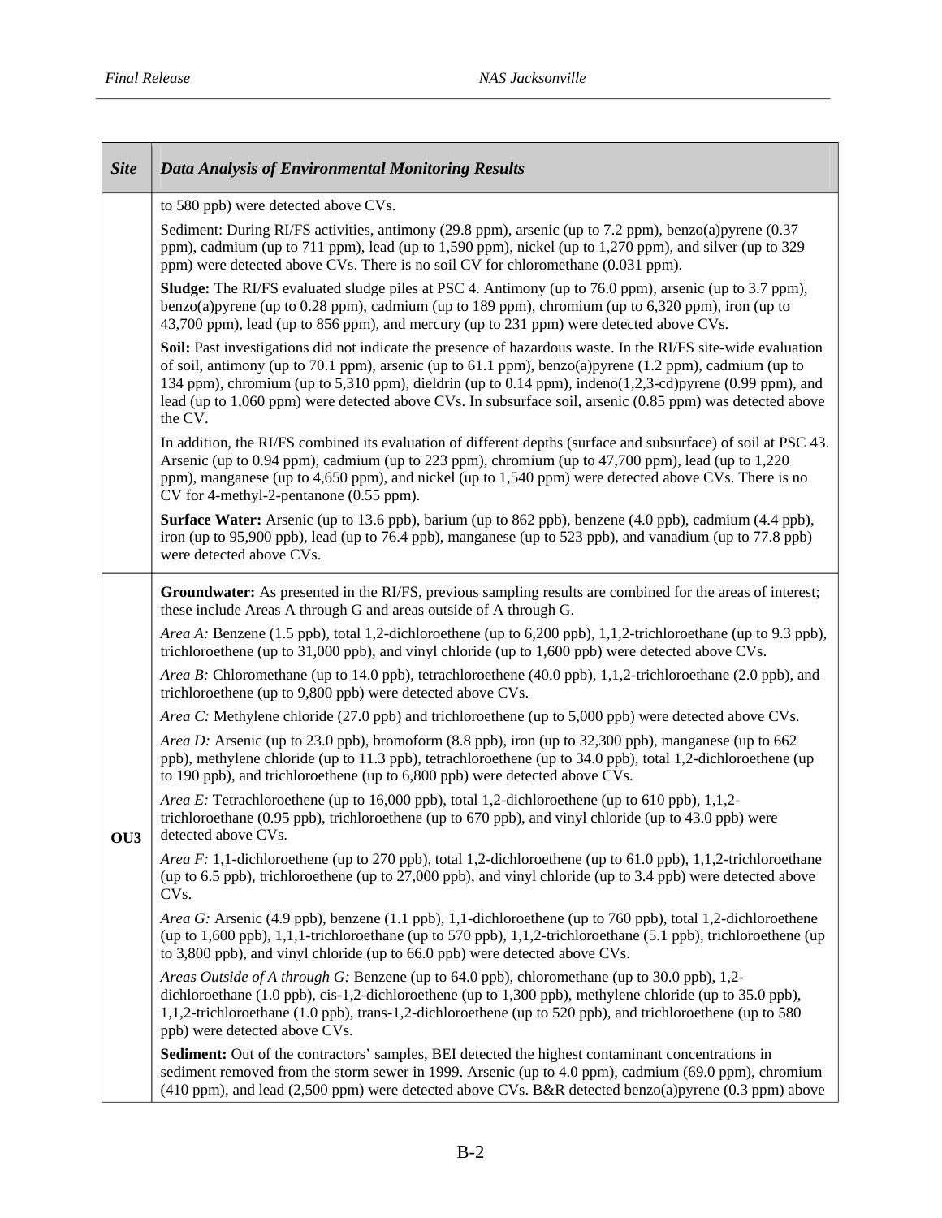| Site | Data Analysis of Environmental Monitoring Results |
|---|---|
| | to 580 ppb) were detected above CVs.<br><br>Sediment: During RI/FS activities, antimony (29.8 ppm), arsenic (up to 7.2 ppm), benzo(a)pyrene (0.37 ppm), cadmium (up to 711 ppm), lead (up to 1,590 ppm), nickel (up to 1,270 ppm), and silver (up to 329 ppm) were detected above CVs. There is no soil CV for chloromethane (0.031 ppm).<br><br>**Sludge:** The RI/FS evaluated sludge piles at PSC 4. Antimony (up to 76.0 ppm), arsenic (up to 3.7 ppm), benzo(a)pyrene (up to 0.28 ppm), cadmium (up to 189 ppm), chromium (up to 6,320 ppm), iron (up to 43,700 ppm), lead (up to 856 ppm), and mercury (up to 231 ppm) were detected above CVs.<br><br>**Soil:** Past investigations did not indicate the presence of hazardous waste. In the RI/FS site-wide evaluation of soil, antimony (up to 70.1 ppm), arsenic (up to 61.1 ppm), benzo(a)pyrene (1.2 ppm), cadmium (up to 134 ppm), chromium (up to 5,310 ppm), dieldrin (up to 0.14 ppm), indeno(1,2,3-cd)pyrene (0.99 ppm), and lead (up to 1,060 ppm) were detected above CVs. In subsurface soil, arsenic (0.85 ppm) was detected above the CV.<br><br>In addition, the RI/FS combined its evaluation of different depths (surface and subsurface) of soil at PSC 43. Arsenic (up to 0.94 ppm), cadmium (up to 223 ppm), chromium (up to 47,700 ppm), lead (up to 1,220 ppm), manganese (up to 4,650 ppm), and nickel (up to 1,540 ppm) were detected above CVs. There is no CV for 4-methyl-2-pentanone (0.55 ppm).<br><br>**Surface Water:** Arsenic (up to 13.6 ppb), barium (up to 862 ppb), benzene (4.0 ppb), cadmium (4.4 ppb), iron (up to 95,900 ppb), lead (up to 76.4 ppb), manganese (up to 523 ppb), and vanadium (up to 77.8 ppb) were detected above CVs. |
| **OU3** | **Groundwater:** As presented in the RI/FS, previous sampling results are combined for the areas of interest; these include Areas A through G and areas outside of A through G.<br><br>*Area A:* Benzene (1.5 ppb), total 1,2-dichloroethene (up to 6,200 ppb), 1,1,2-trichloroethane (up to 9.3 ppb), trichloroethene (up to 31,000 ppb), and vinyl chloride (up to 1,600 ppb) were detected above CVs.<br><br>*Area B:* Chloromethane (up to 14.0 ppb), tetrachloroethene (40.0 ppb), 1,1,2-trichloroethane (2.0 ppb), and trichloroethene (up to 9,800 ppb) were detected above CVs.<br><br>*Area C:* Methylene chloride (27.0 ppb) and trichloroethene (up to 5,000 ppb) were detected above CVs.<br><br>*Area D:* Arsenic (up to 23.0 ppb), bromoform (8.8 ppb), iron (up to 32,300 ppb), manganese (up to 662 ppb), methylene chloride (up to 11.3 ppb), tetrachloroethene (up to 34.0 ppb), total 1,2-dichloroethene (up to 190 ppb), and trichloroethene (up to 6,800 ppb) were detected above CVs.<br><br>*Area E:* Tetrachloroethene (up to 16,000 ppb), total 1,2-dichloroethene (up to 610 ppb), 1,1,2-trichloroethane (0.95 ppb), trichloroethene (up to 670 ppb), and vinyl chloride (up to 43.0 ppb) were detected above CVs.<br><br>*Area F:* 1,1-dichloroethene (up to 270 ppb), total 1,2-dichloroethene (up to 61.0 ppb), 1,1,2-trichloroethane (up to 6.5 ppb), trichloroethene (up to 27,000 ppb), and vinyl chloride (up to 3.4 ppb) were detected above CVs.<br><br>*Area G:* Arsenic (4.9 ppb), benzene (1.1 ppb), 1,1-dichloroethene (up to 760 ppb), total 1,2-dichloroethene (up to 1,600 ppb), 1,1,1-trichloroethane (up to 570 ppb), 1,1,2-trichloroethane (5.1 ppb), trichloroethene (up to 3,800 ppb), and vinyl chloride (up to 66.0 ppb) were detected above CVs.<br><br>*Areas Outside of A through G:* Benzene (up to 64.0 ppb), chloromethane (up to 30.0 ppb), 1,2-dichloroethane (1.0 ppb), cis-1,2-dichloroethene (up to 1,300 ppb), methylene chloride (up to 35.0 ppb), 1,1,2-trichloroethane (1.0 ppb), trans-1,2-dichloroethene (up to 520 ppb), and trichloroethene (up to 580 ppb) were detected above CVs.<br><br>**Sediment:** Out of the contractors' samples, BEI detected the highest contaminant concentrations in sediment removed from the storm sewer in 1999. Arsenic (up to 4.0 ppm), cadmium (69.0 ppm), chromium (410 ppm), and lead (2,500 ppm) were detected above CVs. B&R detected benzo(a)pyrene (0.3 ppm) above |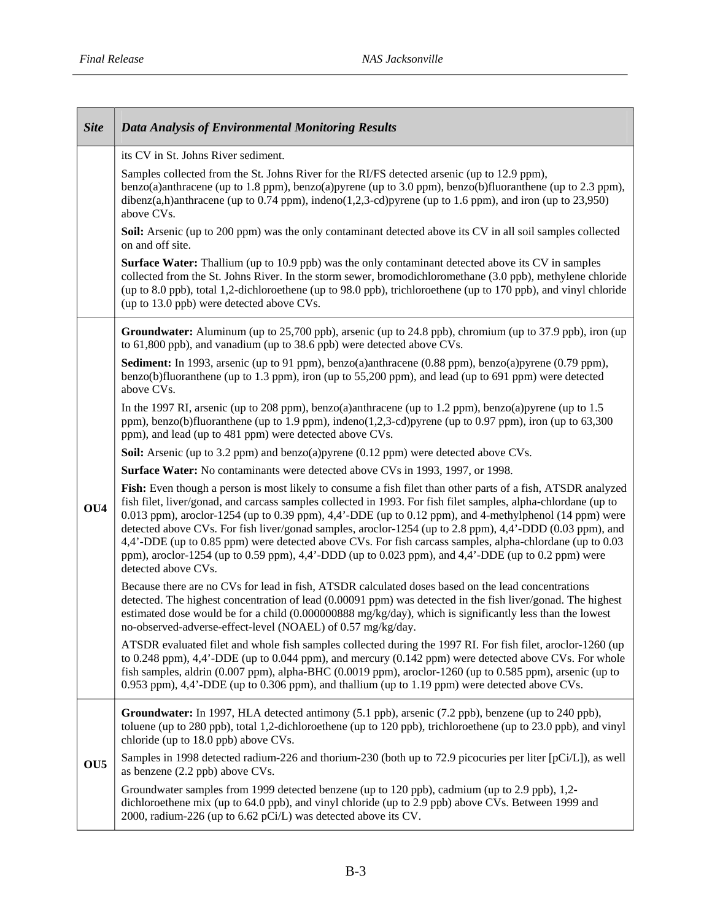| Site | Data Analysis of Environmental Monitoring Results |
|---|---|
| | its CV in St. Johns River sediment.<br><br>Samples collected from the St. Johns River for the RI/FS detected arsenic (up to 12.9 ppm), benzo(a)anthracene (up to 1.8 ppm), benzo(a)pyrene (up to 3.0 ppm), benzo(b)fluoranthene (up to 2.3 ppm), dibenz(a,h)anthracene (up to 0.74 ppm), indeno(1,2,3-cd)pyrene (up to 1.6 ppm), and iron (up to 23,950) above CVs.<br><br>**Soil:** Arsenic (up to 200 ppm) was the only contaminant detected above its CV in all soil samples collected on and off site.<br><br>**Surface Water:** Thallium (up to 10.9 ppb) was the only contaminant detected above its CV in samples collected from the St. Johns River. In the storm sewer, bromodichloromethane (3.0 ppb), methylene chloride (up to 8.0 ppb), total 1,2-dichloroethene (up to 98.0 ppb), trichloroethene (up to 170 ppb), and vinyl chloride (up to 13.0 ppb) were detected above CVs. |
| **OU4** | **Groundwater:** Aluminum (up to 25,700 ppb), arsenic (up to 24.8 ppb), chromium (up to 37.9 ppb), iron (up to 61,800 ppb), and vanadium (up to 38.6 ppb) were detected above CVs.<br><br>**Sediment:** In 1993, arsenic (up to 91 ppm), benzo(a)anthracene (0.88 ppm), benzo(a)pyrene (0.79 ppm), benzo(b)fluoranthene (up to 1.3 ppm), iron (up to 55,200 ppm), and lead (up to 691 ppm) were detected above CVs.<br><br>In the 1997 RI, arsenic (up to 208 ppm), benzo(a)anthracene (up to 1.2 ppm), benzo(a)pyrene (up to 1.5 ppm), benzo(b)fluoranthene (up to 1.9 ppm), indeno(1,2,3-cd)pyrene (up to 0.97 ppm), iron (up to 63,300 ppm), and lead (up to 481 ppm) were detected above CVs.<br><br>**Soil:** Arsenic (up to 3.2 ppm) and benzo(a)pyrene (0.12 ppm) were detected above CVs.<br><br>**Surface Water:** No contaminants were detected above CVs in 1993, 1997, or 1998.<br><br>**Fish:** Even though a person is most likely to consume a fish filet than other parts of a fish, ATSDR analyzed fish filet, liver/gonad, and carcass samples collected in 1993. For fish filet samples, alpha-chlordane (up to 0.013 ppm), aroclor-1254 (up to 0.39 ppm), 4,4'-DDE (up to 0.12 ppm), and 4-methylphenol (14 ppm) were detected above CVs. For fish liver/gonad samples, aroclor-1254 (up to 2.8 ppm), 4,4'-DDD (0.03 ppm), and 4,4'-DDE (up to 0.85 ppm) were detected above CVs. For fish carcass samples, alpha-chlordane (up to 0.03 ppm), aroclor-1254 (up to 0.59 ppm), 4,4'-DDD (up to 0.023 ppm), and 4,4'-DDE (up to 0.2 ppm) were detected above CVs.<br><br>Because there are no CVs for lead in fish, ATSDR calculated doses based on the lead concentrations detected. The highest concentration of lead (0.00091 ppm) was detected in the fish liver/gonad. The highest estimated dose would be for a child (0.000000888 mg/kg/day), which is significantly less than the lowest no-observed-adverse-effect-level (NOAEL) of 0.57 mg/kg/day.<br><br>ATSDR evaluated filet and whole fish samples collected during the 1997 RI. For fish filet, aroclor-1260 (up to 0.248 ppm), 4,4'-DDE (up to 0.044 ppm), and mercury (0.142 ppm) were detected above CVs. For whole fish samples, aldrin (0.007 ppm), alpha-BHC (0.0019 ppm), aroclor-1260 (up to 0.585 ppm), arsenic (up to 0.953 ppm), 4,4'-DDE (up to 0.306 ppm), and thallium (up to 1.19 ppm) were detected above CVs. |
| **OU5** | **Groundwater:** In 1997, HLA detected antimony (5.1 ppb), arsenic (7.2 ppb), benzene (up to 240 ppb), toluene (up to 280 ppb), total 1,2-dichloroethene (up to 120 ppb), trichloroethene (up to 23.0 ppb), and vinyl chloride (up to 18.0 ppb) above CVs.<br><br>Samples in 1998 detected radium-226 and thorium-230 (both up to 72.9 picocuries per liter [pCi/L]), as well as benzene (2.2 ppb) above CVs.<br><br>Groundwater samples from 1999 detected benzene (up to 120 ppb), cadmium (up to 2.9 ppb), 1,2-dichloroethene mix (up to 64.0 ppb), and vinyl chloride (up to 2.9 ppb) above CVs. Between 1999 and 2000, radium-226 (up to 6.62 pCi/L) was detected above its CV. |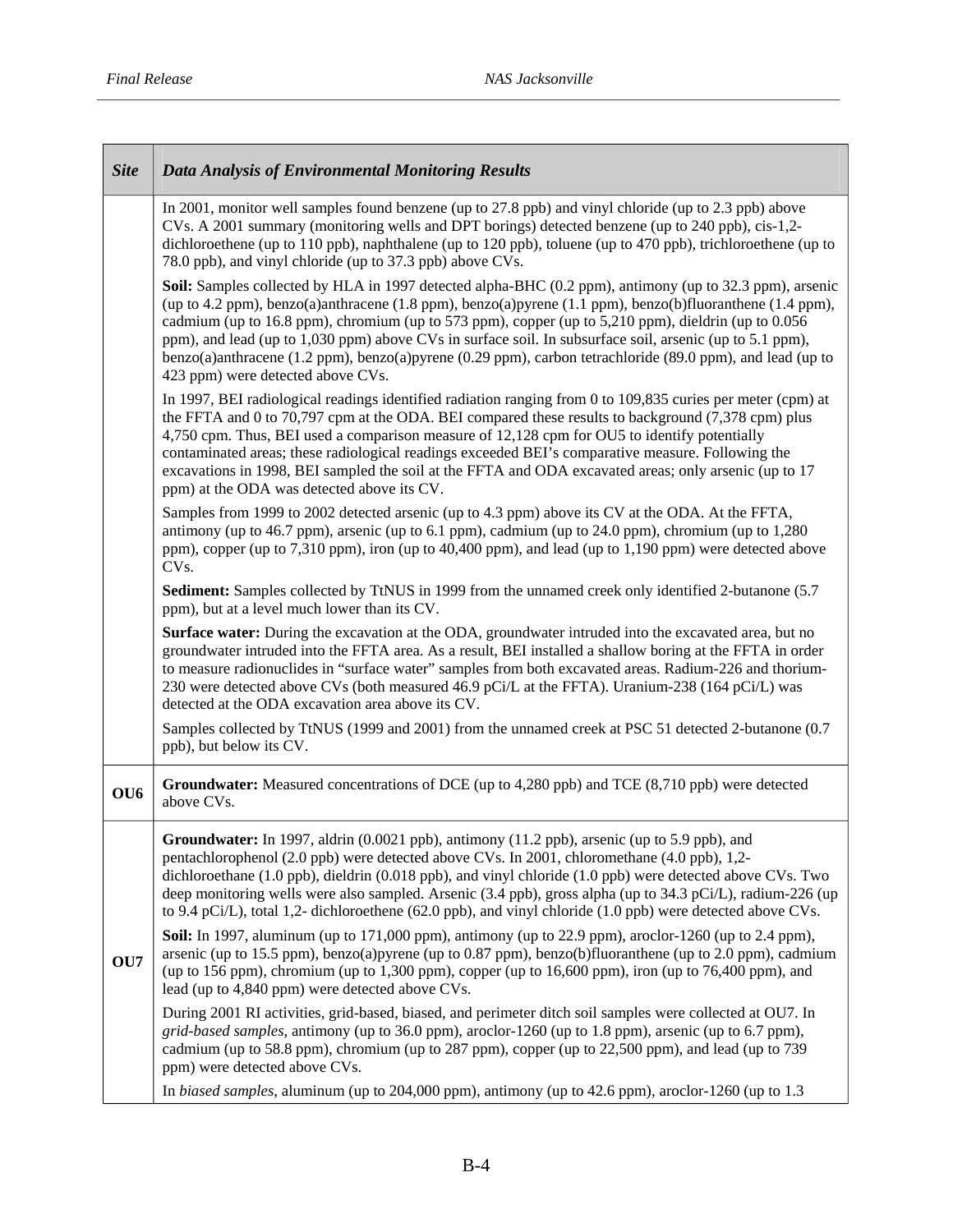| Site | Data Analysis of Environmental Monitoring Results |
|---|---|
| | In 2001, monitor well samples found benzene (up to 27.8 ppb) and vinyl chloride (up to 2.3 ppb) above CVs. A 2001 summary (monitoring wells and DPT borings) detected benzene (up to 240 ppb), cis-1,2-dichloroethene (up to 110 ppb), naphthalene (up to 120 ppb), toluene (up to 470 ppb), trichloroethene (up to 78.0 ppb), and vinyl chloride (up to 37.3 ppb) above CVs.<br><br>**Soil:** Samples collected by HLA in 1997 detected alpha-BHC (0.2 ppm), antimony (up to 32.3 ppm), arsenic (up to 4.2 ppm), benzo(a)anthracene (1.8 ppm), benzo(a)pyrene (1.1 ppm), benzo(b)fluoranthene (1.4 ppm), cadmium (up to 16.8 ppm), chromium (up to 573 ppm), copper (up to 5,210 ppm), dieldrin (up to 0.056 ppm), and lead (up to 1,030 ppm) above CVs in surface soil. In subsurface soil, arsenic (up to 5.1 ppm), benzo(a)anthracene (1.2 ppm), benzo(a)pyrene (0.29 ppm), carbon tetrachloride (89.0 ppm), and lead (up to 423 ppm) were detected above CVs.<br><br>In 1997, BEI radiological readings identified radiation ranging from 0 to 109,835 curies per meter (cpm) at the FFTA and 0 to 70,797 cpm at the ODA. BEI compared these results to background (7,378 cpm) plus 4,750 cpm. Thus, BEI used a comparison measure of 12,128 cpm for OU5 to identify potentially contaminated areas; these radiological readings exceeded BEI's comparative measure. Following the excavations in 1998, BEI sampled the soil at the FFTA and ODA excavated areas; only arsenic (up to 17 ppm) at the ODA was detected above its CV.<br><br>Samples from 1999 to 2002 detected arsenic (up to 4.3 ppm) above its CV at the ODA. At the FFTA, antimony (up to 46.7 ppm), arsenic (up to 6.1 ppm), cadmium (up to 24.0 ppm), chromium (up to 1,280 ppm), copper (up to 7,310 ppm), iron (up to 40,400 ppm), and lead (up to 1,190 ppm) were detected above CVs.<br><br>**Sediment:** Samples collected by TtNUS in 1999 from the unnamed creek only identified 2-butanone (5.7 ppm), but at a level much lower than its CV.<br><br>**Surface water:** During the excavation at the ODA, groundwater intruded into the excavated area, but no groundwater intruded into the FFTA area. As a result, BEI installed a shallow boring at the FFTA in order to measure radionuclides in "surface water" samples from both excavated areas. Radium-226 and thorium-230 were detected above CVs (both measured 46.9 pCi/L at the FFTA). Uranium-238 (164 pCi/L) was detected at the ODA excavation area above its CV.<br><br>Samples collected by TtNUS (1999 and 2001) from the unnamed creek at PSC 51 detected 2-butanone (0.7 ppb), but below its CV. |
| **OU6** | **Groundwater:** Measured concentrations of DCE (up to 4,280 ppb) and TCE (8,710 ppb) were detected above CVs. |
| **OU7** | **Groundwater:** In 1997, aldrin (0.0021 ppb), antimony (11.2 ppb), arsenic (up to 5.9 ppb), and pentachlorophenol (2.0 ppb) were detected above CVs. In 2001, chloromethane (4.0 ppb), 1,2-dichloroethane (1.0 ppb), dieldrin (0.018 ppb), and vinyl chloride (1.0 ppb) were detected above CVs. Two deep monitoring wells were also sampled. Arsenic (3.4 ppb), gross alpha (up to 34.3 pCi/L), radium-226 (up to 9.4 pCi/L), total 1,2- dichloroethene (62.0 ppb), and vinyl chloride (1.0 ppb) were detected above CVs.<br><br>**Soil:** In 1997, aluminum (up to 171,000 ppm), antimony (up to 22.9 ppm), aroclor-1260 (up to 2.4 ppm), arsenic (up to 15.5 ppm), benzo(a)pyrene (up to 0.87 ppm), benzo(b)fluoranthene (up to 2.0 ppm), cadmium (up to 156 ppm), chromium (up to 1,300 ppm), copper (up to 16,600 ppm), iron (up to 76,400 ppm), and lead (up to 4,840 ppm) were detected above CVs.<br><br>During 2001 RI activities, grid-based, biased, and perimeter ditch soil samples were collected at OU7. In *grid-based samples*, antimony (up to 36.0 ppm), aroclor-1260 (up to 1.8 ppm), arsenic (up to 6.7 ppm), cadmium (up to 58.8 ppm), chromium (up to 287 ppm), copper (up to 22,500 ppm), and lead (up to 739 ppm) were detected above CVs.<br><br>In *biased samples*, aluminum (up to 204,000 ppm), antimony (up to 42.6 ppm), aroclor-1260 (up to 1.3 |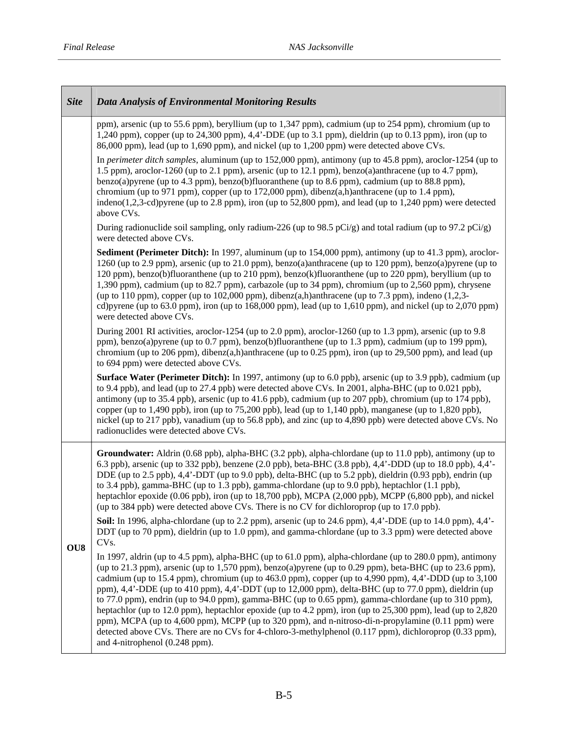| Site | Data Analysis of Environmental Monitoring Results |
|---|---|
| | ppm), arsenic (up to 55.6 ppm), beryllium (up to 1,347 ppm), cadmium (up to 254 ppm), chromium (up to 1,240 ppm), copper (up to 24,300 ppm), 4,4'-DDE (up to 3.1 ppm), dieldrin (up to 0.13 ppm), iron (up to 86,000 ppm), lead (up to 1,690 ppm), and nickel (up to 1,200 ppm) were detected above CVs.<br><br>In *perimeter ditch samples*, aluminum (up to 152,000 ppm), antimony (up to 45.8 ppm), aroclor-1254 (up to 1.5 ppm), aroclor-1260 (up to 2.1 ppm), arsenic (up to 12.1 ppm), benzo(a)anthracene (up to 4.7 ppm), benzo(a)pyrene (up to 4.3 ppm), benzo(b)fluoranthene (up to 8.6 ppm), cadmium (up to 88.8 ppm), chromium (up to 971 ppm), copper (up to 172,000 ppm), dibenz(a,h)anthracene (up to 1.4 ppm), indeno(1,2,3-cd)pyrene (up to 2.8 ppm), iron (up to 52,800 ppm), and lead (up to 1,240 ppm) were detected above CVs.<br><br>During radionuclide soil sampling, only radium-226 (up to 98.5 pCi/g) and total radium (up to 97.2 pCi/g) were detected above CVs.<br><br>**Sediment (Perimeter Ditch):** In 1997, aluminum (up to 154,000 ppm), antimony (up to 41.3 ppm), aroclor-1260 (up to 2.9 ppm), arsenic (up to 21.0 ppm), benzo(a)anthracene (up to 120 ppm), benzo(a)pyrene (up to 120 ppm), benzo(b)fluoranthene (up to 210 ppm), benzo(k)fluoranthene (up to 220 ppm), beryllium (up to 1,390 ppm), cadmium (up to 82.7 ppm), carbazole (up to 34 ppm), chromium (up to 2,560 ppm), chrysene (up to 110 ppm), copper (up to 102,000 ppm), dibenz(a,h)anthracene (up to 7.3 ppm), indeno (1,2,3-cd)pyrene (up to 63.0 ppm), iron (up to 168,000 ppm), lead (up to 1,610 ppm), and nickel (up to 2,070 ppm) were detected above CVs.<br><br>During 2001 RI activities, aroclor-1254 (up to 2.0 ppm), aroclor-1260 (up to 1.3 ppm), arsenic (up to 9.8 ppm), benzo(a)pyrene (up to 0.7 ppm), benzo(b)fluoranthene (up to 1.3 ppm), cadmium (up to 199 ppm), chromium (up to 206 ppm), dibenz(a,h)anthracene (up to 0.25 ppm), iron (up to 29,500 ppm), and lead (up to 694 ppm) were detected above CVs.<br><br>**Surface Water (Perimeter Ditch):** In 1997, antimony (up to 6.0 ppb), arsenic (up to 3.9 ppb), cadmium (up to 9.4 ppb), and lead (up to 27.4 ppb) were detected above CVs. In 2001, alpha-BHC (up to 0.021 ppb), antimony (up to 35.4 ppb), arsenic (up to 41.6 ppb), cadmium (up to 207 ppb), chromium (up to 174 ppb), copper (up to 1,490 ppb), iron (up to 75,200 ppb), lead (up to 1,140 ppb), manganese (up to 1,820 ppb), nickel (up to 217 ppb), vanadium (up to 56.8 ppb), and zinc (up to 4,890 ppb) were detected above CVs. No radionuclides were detected above CVs. |
| **OU8** | **Groundwater:** Aldrin (0.68 ppb), alpha-BHC (3.2 ppb), alpha-chlordane (up to 11.0 ppb), antimony (up to 6.3 ppb), arsenic (up to 332 ppb), benzene (2.0 ppb), beta-BHC (3.8 ppb), 4,4'-DDD (up to 18.0 ppb), 4,4'-DDE (up to 2.5 ppb), 4,4'-DDT (up to 9.0 ppb), delta-BHC (up to 5.2 ppb), dieldrin (0.93 ppb), endrin (up to 3.4 ppb), gamma-BHC (up to 1.3 ppb), gamma-chlordane (up to 9.0 ppb), heptachlor (1.1 ppb), heptachlor epoxide (0.06 ppb), iron (up to 18,700 ppb), MCPA (2,000 ppb), MCPP (6,800 ppb), and nickel (up to 384 ppb) were detected above CVs. There is no CV for dichloroprop (up to 17.0 ppb).<br><br>**Soil:** In 1996, alpha-chlordane (up to 2.2 ppm), arsenic (up to 24.6 ppm), 4,4'-DDE (up to 14.0 ppm), 4,4'-DDT (up to 70 ppm), dieldrin (up to 1.0 ppm), and gamma-chlordane (up to 3.3 ppm) were detected above CVs.<br><br>In 1997, aldrin (up to 4.5 ppm), alpha-BHC (up to 61.0 ppm), alpha-chlordane (up to 280.0 ppm), antimony (up to 21.3 ppm), arsenic (up to 1,570 ppm), benzo(a)pyrene (up to 0.29 ppm), beta-BHC (up to 23.6 ppm), cadmium (up to 15.4 ppm), chromium (up to 463.0 ppm), copper (up to 4,990 ppm), 4,4'-DDD (up to 3,100 ppm), 4,4'-DDE (up to 410 ppm), 4,4'-DDT (up to 12,000 ppm), delta-BHC (up to 77.0 ppm), dieldrin (up to 77.0 ppm), endrin (up to 94.0 ppm), gamma-BHC (up to 0.65 ppm), gamma-chlordane (up to 310 ppm), heptachlor (up to 12.0 ppm), heptachlor epoxide (up to 4.2 ppm), iron (up to 25,300 ppm), lead (up to 2,820 ppm), MCPA (up to 4,600 ppm), MCPP (up to 320 ppm), and n-nitroso-di-n-propylamine (0.11 ppm) were detected above CVs. There are no CVs for 4-chloro-3-methylphenol (0.117 ppm), dichloroprop (0.33 ppm), and 4-nitrophenol (0.248 ppm). |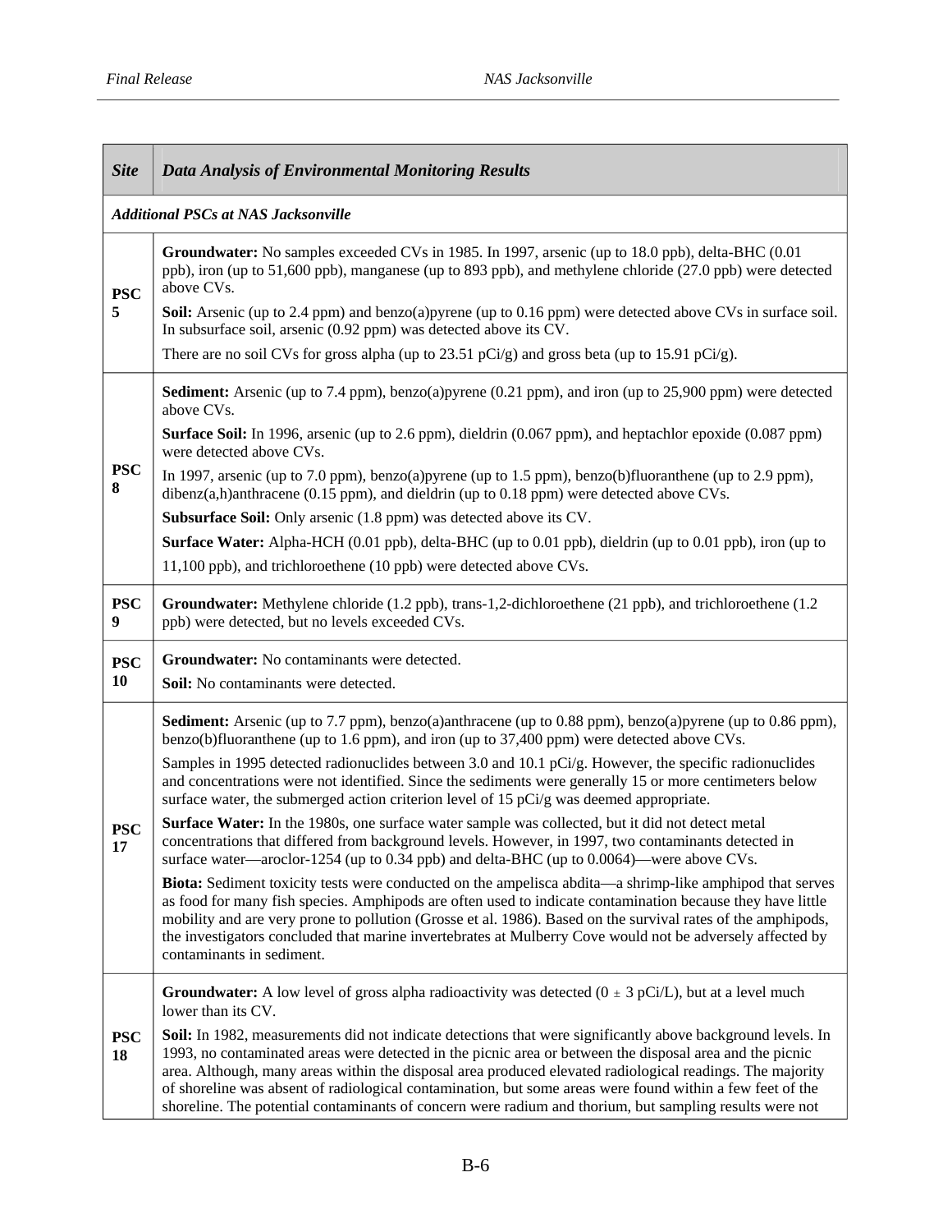| *Site* | *Data Analysis of Environmental Monitoring Results* |
|---|---|
| ***Additional PSCs at NAS Jacksonville*** | |
| **PSC 5** | **Groundwater:** No samples exceeded CVs in 1985. In 1997, arsenic (up to 18.0 ppb), delta-BHC (0.01 ppb), iron (up to 51,600 ppb), manganese (up to 893 ppb), and methylene chloride (27.0 ppb) were detected above CVs.<br><br>**Soil:** Arsenic (up to 2.4 ppm) and benzo(a)pyrene (up to 0.16 ppm) were detected above CVs in surface soil. In subsurface soil, arsenic (0.92 ppm) was detected above its CV.<br><br>There are no soil CVs for gross alpha (up to 23.51 pCi/g) and gross beta (up to 15.91 pCi/g). |
| **PSC 8** | **Sediment:** Arsenic (up to 7.4 ppm), benzo(a)pyrene (0.21 ppm), and iron (up to 25,900 ppm) were detected above CVs.<br><br>**Surface Soil:** In 1996, arsenic (up to 2.6 ppm), dieldrin (0.067 ppm), and heptachlor epoxide (0.087 ppm) were detected above CVs.<br><br>In 1997, arsenic (up to 7.0 ppm), benzo(a)pyrene (up to 1.5 ppm), benzo(b)fluoranthene (up to 2.9 ppm), dibenz(a,h)anthracene (0.15 ppm), and dieldrin (up to 0.18 ppm) were detected above CVs.<br><br>**Subsurface Soil:** Only arsenic (1.8 ppm) was detected above its CV.<br><br>**Surface Water:** Alpha-HCH (0.01 ppb), delta-BHC (up to 0.01 ppb), dieldrin (up to 0.01 ppb), iron (up to 11,100 ppb), and trichloroethene (10 ppb) were detected above CVs. |
| **PSC 9** | **Groundwater:** Methylene chloride (1.2 ppb), trans-1,2-dichloroethene (21 ppb), and trichloroethene (1.2 ppb) were detected, but no levels exceeded CVs. |
| **PSC 10** | **Groundwater:** No contaminants were detected.<br><br>**Soil:** No contaminants were detected. |
| **PSC 17** | **Sediment:** Arsenic (up to 7.7 ppm), benzo(a)anthracene (up to 0.88 ppm), benzo(a)pyrene (up to 0.86 ppm), benzo(b)fluoranthene (up to 1.6 ppm), and iron (up to 37,400 ppm) were detected above CVs.<br><br>Samples in 1995 detected radionuclides between 3.0 and 10.1 pCi/g. However, the specific radionuclides and concentrations were not identified. Since the sediments were generally 15 or more centimeters below surface water, the submerged action criterion level of 15 pCi/g was deemed appropriate.<br><br>**Surface Water:** In the 1980s, one surface water sample was collected, but it did not detect metal concentrations that differed from background levels. However, in 1997, two contaminants detected in surface water—aroclor-1254 (up to 0.34 ppb) and delta-BHC (up to 0.0064)—were above CVs.<br><br>**Biota:** Sediment toxicity tests were conducted on the ampelisca abdita—a shrimp-like amphipod that serves as food for many fish species. Amphipods are often used to indicate contamination because they have little mobility and are very prone to pollution (Grosse et al. 1986). Based on the survival rates of the amphipods, the investigators concluded that marine invertebrates at Mulberry Cove would not be adversely affected by contaminants in sediment. |
| **PSC 18** | **Groundwater:** A low level of gross alpha radioactivity was detected ($0 \pm 3$ pCi/L), but at a level much lower than its CV.<br><br>**Soil:** In 1982, measurements did not indicate detections that were significantly above background levels. In 1993, no contaminated areas were detected in the picnic area or between the disposal area and the picnic area. Although, many areas within the disposal area produced elevated radiological readings. The majority of shoreline was absent of radiological contamination, but some areas were found within a few feet of the shoreline. The potential contaminants of concern were radium and thorium, but sampling results were not |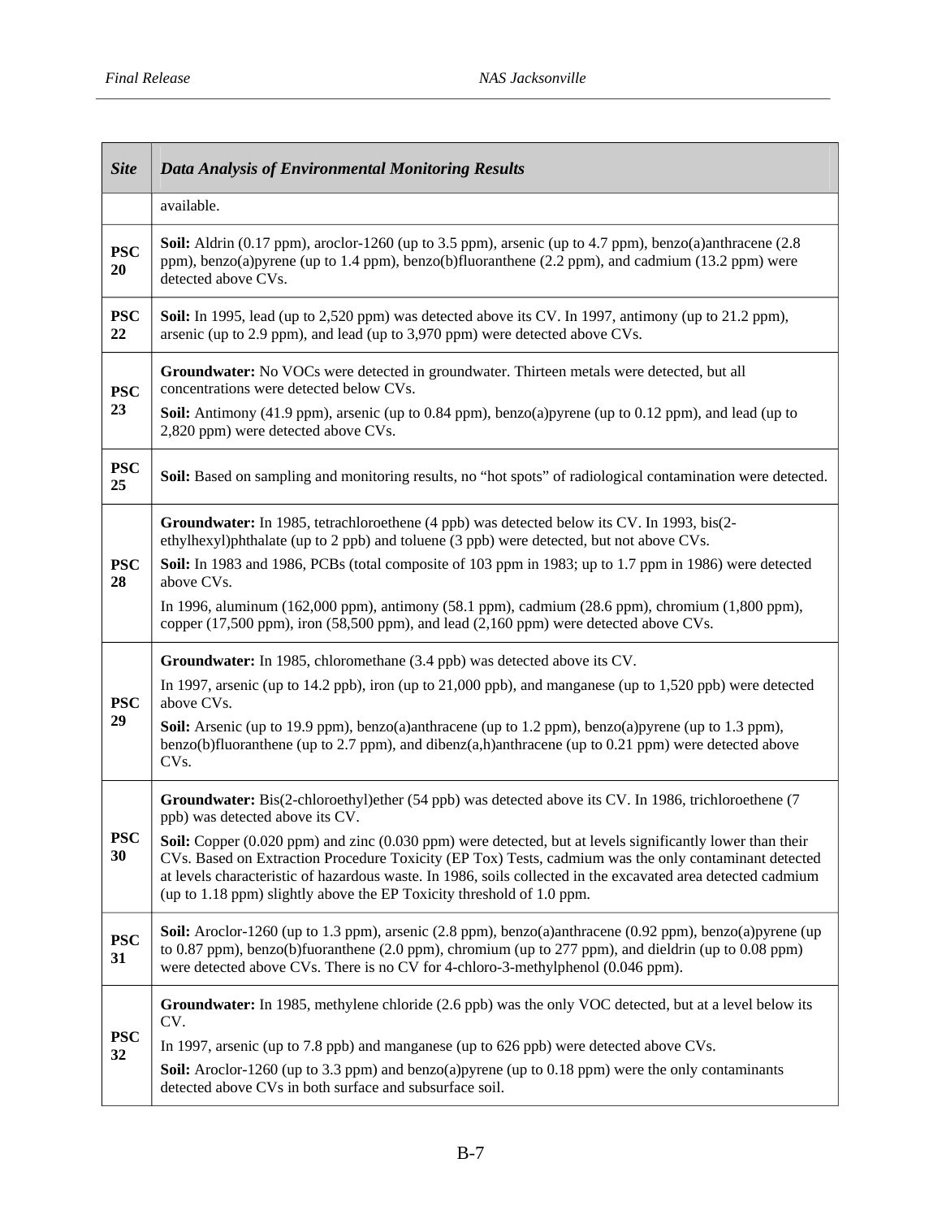| Site | Data Analysis of Environmental Monitoring Results |
| --- | --- |
| | available. |
| **PSC 20** | **Soil:** Aldrin (0.17 ppm), aroclor-1260 (up to 3.5 ppm), arsenic (up to 4.7 ppm), benzo(a)anthracene (2.8 ppm), benzo(a)pyrene (up to 1.4 ppm), benzo(b)fluoranthene (2.2 ppm), and cadmium (13.2 ppm) were detected above CVs. |
| **PSC 22** | **Soil:** In 1995, lead (up to 2,520 ppm) was detected above its CV. In 1997, antimony (up to 21.2 ppm), arsenic (up to 2.9 ppm), and lead (up to 3,970 ppm) were detected above CVs. |
| **PSC 23** | **Groundwater:** No VOCs were detected in groundwater. Thirteen metals were detected, but all concentrations were detected below CVs.<br><br>**Soil:** Antimony (41.9 ppm), arsenic (up to 0.84 ppm), benzo(a)pyrene (up to 0.12 ppm), and lead (up to 2,820 ppm) were detected above CVs. |
| **PSC 25** | **Soil:** Based on sampling and monitoring results, no "hot spots" of radiological contamination were detected. |
| **PSC 28** | **Groundwater:** In 1985, tetrachloroethene (4 ppb) was detected below its CV. In 1993, bis(2-ethylhexyl)phthalate (up to 2 ppb) and toluene (3 ppb) were detected, but not above CVs.<br><br>**Soil:** In 1983 and 1986, PCBs (total composite of 103 ppm in 1983; up to 1.7 ppm in 1986) were detected above CVs.<br><br>In 1996, aluminum (162,000 ppm), antimony (58.1 ppm), cadmium (28.6 ppm), chromium (1,800 ppm), copper (17,500 ppm), iron (58,500 ppm), and lead (2,160 ppm) were detected above CVs. |
| **PSC 29** | **Groundwater:** In 1985, chloromethane (3.4 ppb) was detected above its CV.<br><br>In 1997, arsenic (up to 14.2 ppb), iron (up to 21,000 ppb), and manganese (up to 1,520 ppb) were detected above CVs.<br><br>**Soil:** Arsenic (up to 19.9 ppm), benzo(a)anthracene (up to 1.2 ppm), benzo(a)pyrene (up to 1.3 ppm), benzo(b)fluoranthene (up to 2.7 ppm), and dibenz(a,h)anthracene (up to 0.21 ppm) were detected above CVs. |
| **PSC 30** | **Groundwater:** Bis(2-chloroethyl)ether (54 ppb) was detected above its CV. In 1986, trichloroethene (7 ppb) was detected above its CV.<br><br>**Soil:** Copper (0.020 ppm) and zinc (0.030 ppm) were detected, but at levels significantly lower than their CVs. Based on Extraction Procedure Toxicity (EP Tox) Tests, cadmium was the only contaminant detected at levels characteristic of hazardous waste. In 1986, soils collected in the excavated area detected cadmium (up to 1.18 ppm) slightly above the EP Toxicity threshold of 1.0 ppm. |
| **PSC 31** | **Soil:** Aroclor-1260 (up to 1.3 ppm), arsenic (2.8 ppm), benzo(a)anthracene (0.92 ppm), benzo(a)pyrene (up to 0.87 ppm), benzo(b)fuoranthene (2.0 ppm), chromium (up to 277 ppm), and dieldrin (up to 0.08 ppm) were detected above CVs. There is no CV for 4-chloro-3-methylphenol (0.046 ppm). |
| **PSC 32** | **Groundwater:** In 1985, methylene chloride (2.6 ppb) was the only VOC detected, but at a level below its CV.<br><br>In 1997, arsenic (up to 7.8 ppb) and manganese (up to 626 ppb) were detected above CVs.<br><br>**Soil:** Aroclor-1260 (up to 3.3 ppm) and benzo(a)pyrene (up to 0.18 ppm) were the only contaminants detected above CVs in both surface and subsurface soil. |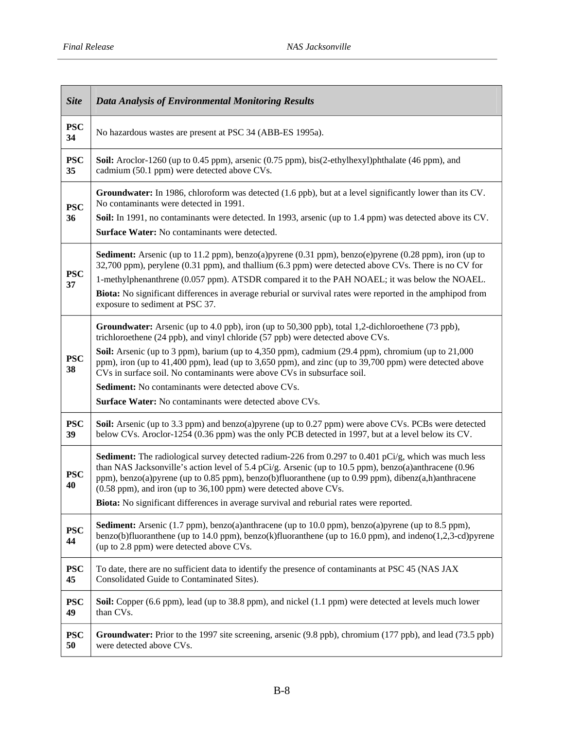| *Site* | *Data Analysis of Environmental Monitoring Results* |
|---|---|
| **PSC 34** | No hazardous wastes are present at PSC 34 (ABB-ES 1995a). |
| **PSC 35** | **Soil:** Aroclor-1260 (up to 0.45 ppm), arsenic (0.75 ppm), bis(2-ethylhexyl)phthalate (46 ppm), and cadmium (50.1 ppm) were detected above CVs. |
| **PSC 36** | **Groundwater:** In 1986, chloroform was detected (1.6 ppb), but at a level significantly lower than its CV. No contaminants were detected in 1991.<br>**Soil:** In 1991, no contaminants were detected. In 1993, arsenic (up to 1.4 ppm) was detected above its CV.<br>**Surface Water:** No contaminants were detected. |
| **PSC 37** | **Sediment:** Arsenic (up to 11.2 ppm), benzo(a)pyrene (0.31 ppm), benzo(e)pyrene (0.28 ppm), iron (up to 32,700 ppm), perylene (0.31 ppm), and thallium (6.3 ppm) were detected above CVs. There is no CV for 1-methylphenanthrene (0.057 ppm). ATSDR compared it to the PAH NOAEL; it was below the NOAEL.<br>**Biota:** No significant differences in average reburial or survival rates were reported in the amphipod from exposure to sediment at PSC 37. |
| **PSC 38** | **Groundwater:** Arsenic (up to 4.0 ppb), iron (up to 50,300 ppb), total 1,2-dichloroethene (73 ppb), trichloroethene (24 ppb), and vinyl chloride (57 ppb) were detected above CVs.<br>**Soil:** Arsenic (up to 3 ppm), barium (up to 4,350 ppm), cadmium (29.4 ppm), chromium (up to 21,000 ppm), iron (up to 41,400 ppm), lead (up to 3,650 ppm), and zinc (up to 39,700 ppm) were detected above CVs in surface soil. No contaminants were above CVs in subsurface soil.<br>**Sediment:** No contaminants were detected above CVs.<br>**Surface Water:** No contaminants were detected above CVs. |
| **PSC 39** | **Soil:** Arsenic (up to 3.3 ppm) and benzo(a)pyrene (up to 0.27 ppm) were above CVs. PCBs were detected below CVs. Aroclor-1254 (0.36 ppm) was the only PCB detected in 1997, but at a level below its CV. |
| **PSC 40** | **Sediment:** The radiological survey detected radium-226 from 0.297 to 0.401 pCi/g, which was much less than NAS Jacksonville's action level of 5.4 pCi/g. Arsenic (up to 10.5 ppm), benzo(a)anthracene (0.96 ppm), benzo(a)pyrene (up to 0.85 ppm), benzo(b)fluoranthene (up to 0.99 ppm), dibenz(a,h)anthracene (0.58 ppm), and iron (up to 36,100 ppm) were detected above CVs.<br>**Biota:** No significant differences in average survival and reburial rates were reported. |
| **PSC 44** | **Sediment:** Arsenic (1.7 ppm), benzo(a)anthracene (up to 10.0 ppm), benzo(a)pyrene (up to 8.5 ppm), benzo(b)fluoranthene (up to 14.0 ppm), benzo(k)fluoranthene (up to 16.0 ppm), and indeno(1,2,3-cd)pyrene (up to 2.8 ppm) were detected above CVs. |
| **PSC 45** | To date, there are no sufficient data to identify the presence of contaminants at PSC 45 (NAS JAX Consolidated Guide to Contaminated Sites). |
| **PSC 49** | **Soil:** Copper (6.6 ppm), lead (up to 38.8 ppm), and nickel (1.1 ppm) were detected at levels much lower than CVs. |
| **PSC 50** | **Groundwater:** Prior to the 1997 site screening, arsenic (9.8 ppb), chromium (177 ppb), and lead (73.5 ppb) were detected above CVs. |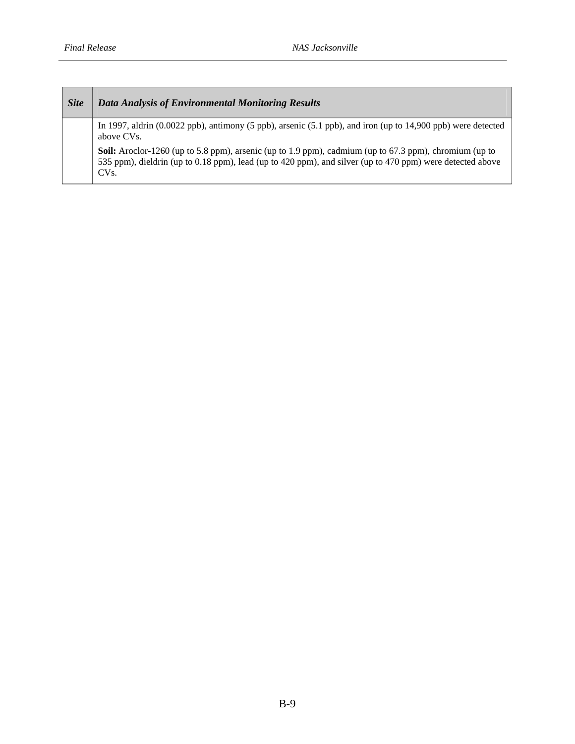| *Site* | *Data Analysis of Environmental Monitoring Results* |
|---|---|
| | In 1997, aldrin (0.0022 ppb), antimony (5 ppb), arsenic (5.1 ppb), and iron (up to 14,900 ppb) were detected above CVs.<br><br>**Soil:** Aroclor-1260 (up to 5.8 ppm), arsenic (up to 1.9 ppm), cadmium (up to 67.3 ppm), chromium (up to 535 ppm), dieldrin (up to 0.18 ppm), lead (up to 420 ppm), and silver (up to 470 ppm) were detected above CVs. |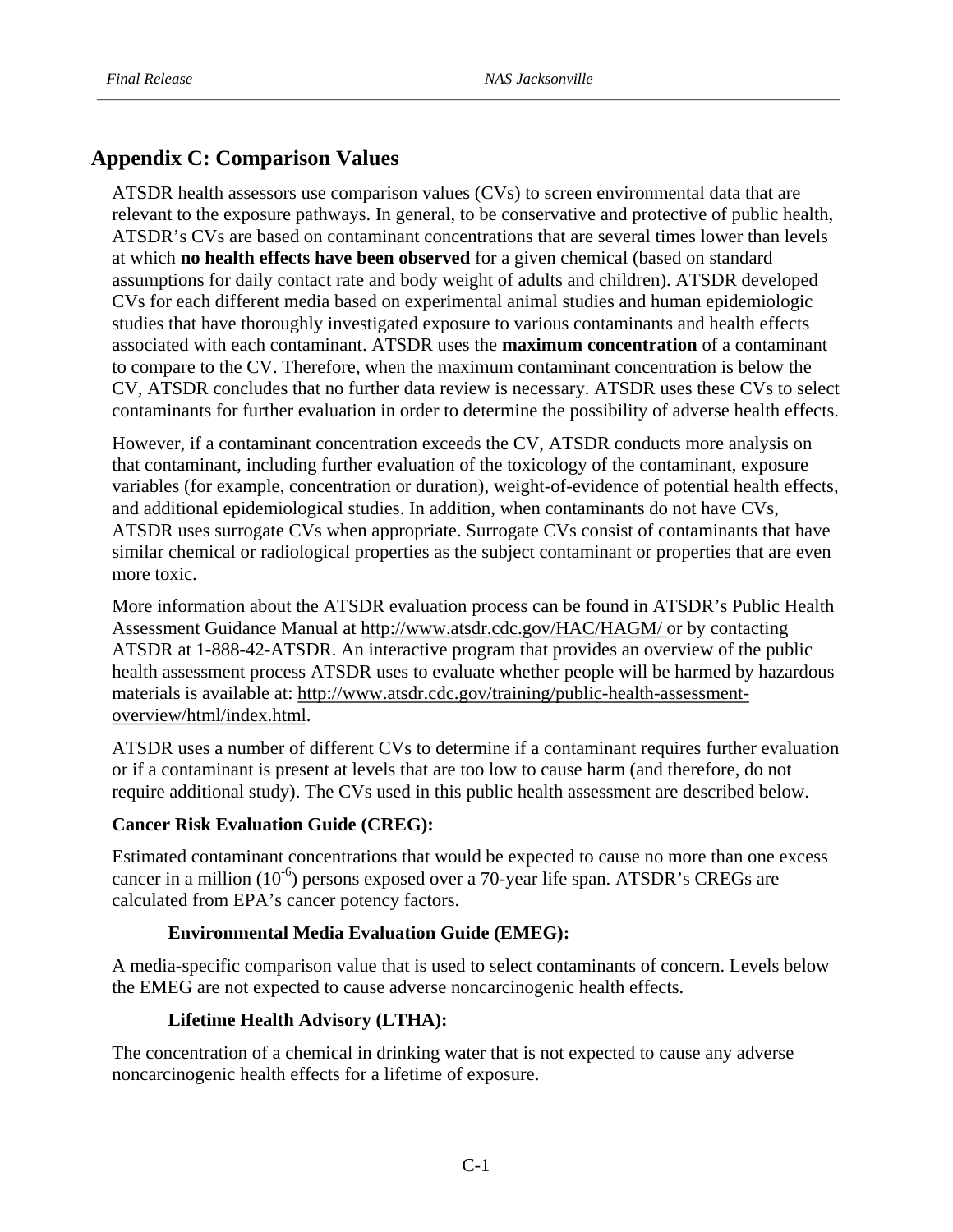## Appendix C: Comparison Values

ATSDR health assessors use comparison values (CVs) to screen environmental data that are relevant to the exposure pathways. In general, to be conservative and protective of public health, ATSDR's CVs are based on contaminant concentrations that are several times lower than levels at which **no health effects have been observed** for a given chemical (based on standard assumptions for daily contact rate and body weight of adults and children). ATSDR developed CVs for each different media based on experimental animal studies and human epidemiologic studies that have thoroughly investigated exposure to various contaminants and health effects associated with each contaminant. ATSDR uses the **maximum concentration** of a contaminant to compare to the CV. Therefore, when the maximum contaminant concentration is below the CV, ATSDR concludes that no further data review is necessary. ATSDR uses these CVs to select contaminants for further evaluation in order to determine the possibility of adverse health effects.

However, if a contaminant concentration exceeds the CV, ATSDR conducts more analysis on that contaminant, including further evaluation of the toxicology of the contaminant, exposure variables (for example, concentration or duration), weight-of-evidence of potential health effects, and additional epidemiological studies. In addition, when contaminants do not have CVs, ATSDR uses surrogate CVs when appropriate. Surrogate CVs consist of contaminants that have similar chemical or radiological properties as the subject contaminant or properties that are even more toxic.

More information about the ATSDR evaluation process can be found in ATSDR's Public Health Assessment Guidance Manual at http://www.atsdr.cdc.gov/HAC/HAGM/ or by contacting ATSDR at 1-888-42-ATSDR. An interactive program that provides an overview of the public health assessment process ATSDR uses to evaluate whether people will be harmed by hazardous materials is available at: http://www.atsdr.cdc.gov/training/public-health-assessment-overview/html/index.html.

ATSDR uses a number of different CVs to determine if a contaminant requires further evaluation or if a contaminant is present at levels that are too low to cause harm (and therefore, do not require additional study). The CVs used in this public health assessment are described below.

**Cancer Risk Evaluation Guide (CREG):**

Estimated contaminant concentrations that would be expected to cause no more than one excess cancer in a million ($10^{-6}$) persons exposed over a 70-year life span. ATSDR's CREGs are calculated from EPA's cancer potency factors.

**Environmental Media Evaluation Guide (EMEG):**

A media-specific comparison value that is used to select contaminants of concern. Levels below the EMEG are not expected to cause adverse noncarcinogenic health effects.

**Lifetime Health Advisory (LTHA):**

The concentration of a chemical in drinking water that is not expected to cause any adverse noncarcinogenic health effects for a lifetime of exposure.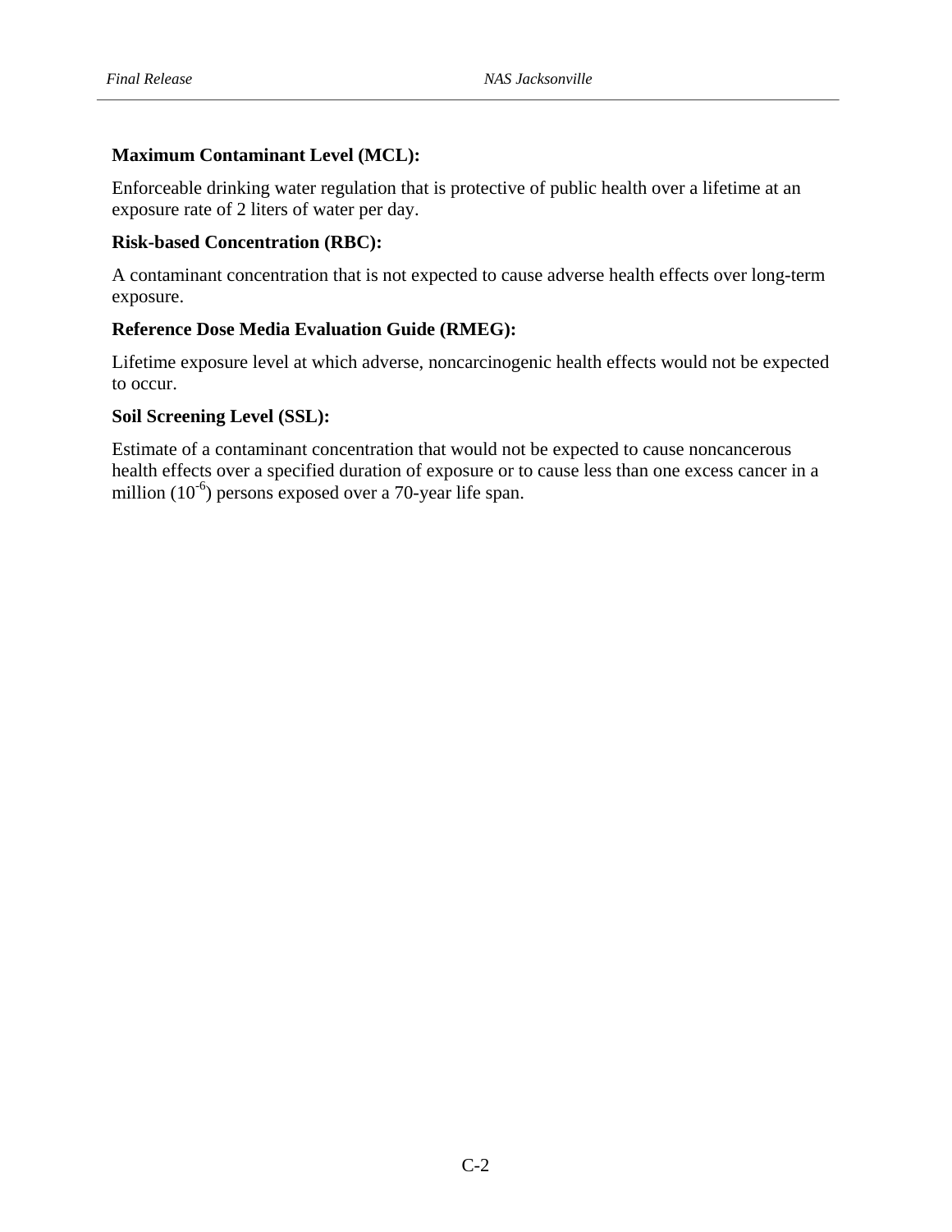**Maximum Contaminant Level (MCL):**

Enforceable drinking water regulation that is protective of public health over a lifetime at an exposure rate of 2 liters of water per day.

**Risk-based Concentration (RBC):**

A contaminant concentration that is not expected to cause adverse health effects over long-term exposure.

**Reference Dose Media Evaluation Guide (RMEG):**

Lifetime exposure level at which adverse, noncarcinogenic health effects would not be expected to occur.

**Soil Screening Level (SSL):**

Estimate of a contaminant concentration that would not be expected to cause noncancerous health effects over a specified duration of exposure or to cause less than one excess cancer in a million ($10^{-6}$) persons exposed over a 70-year life span.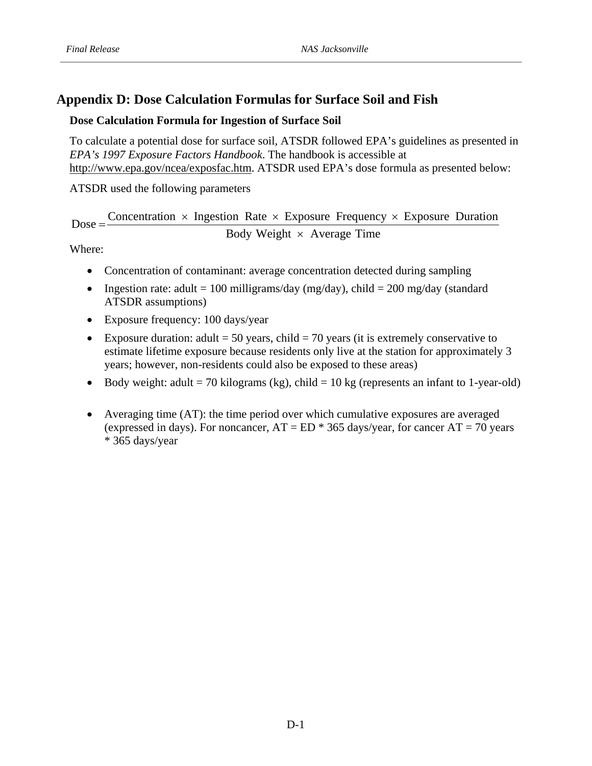# Appendix D: Dose Calculation Formulas for Surface Soil and Fish

### Dose Calculation Formula for Ingestion of Surface Soil

To calculate a potential dose for surface soil, ATSDR followed EPA's guidelines as presented in *EPA's 1997 Exposure Factors Handbook*. The handbook is accessible at http://www.epa.gov/ncea/exposfac.htm. ATSDR used EPA's dose formula as presented below:

ATSDR used the following parameters

$$\text{Dose} = \frac{\text{Concentration} \times \text{Ingestion Rate} \times \text{Exposure Frequency} \times \text{Exposure Duration}}{\text{Body Weight} \times \text{Average Time}}$$

Where:

- Concentration of contaminant: average concentration detected during sampling
- Ingestion rate: adult = 100 milligrams/day (mg/day), child = 200 mg/day (standard ATSDR assumptions)
- Exposure frequency: 100 days/year
- Exposure duration: adult = 50 years, child = 70 years (it is extremely conservative to estimate lifetime exposure because residents only live at the station for approximately 3 years; however, non-residents could also be exposed to these areas)
- Body weight: adult = 70 kilograms (kg), child = 10 kg (represents an infant to 1-year-old)
- Averaging time (AT): the time period over which cumulative exposures are averaged (expressed in days). For noncancer, AT = ED * 365 days/year, for cancer AT = 70 years * 365 days/year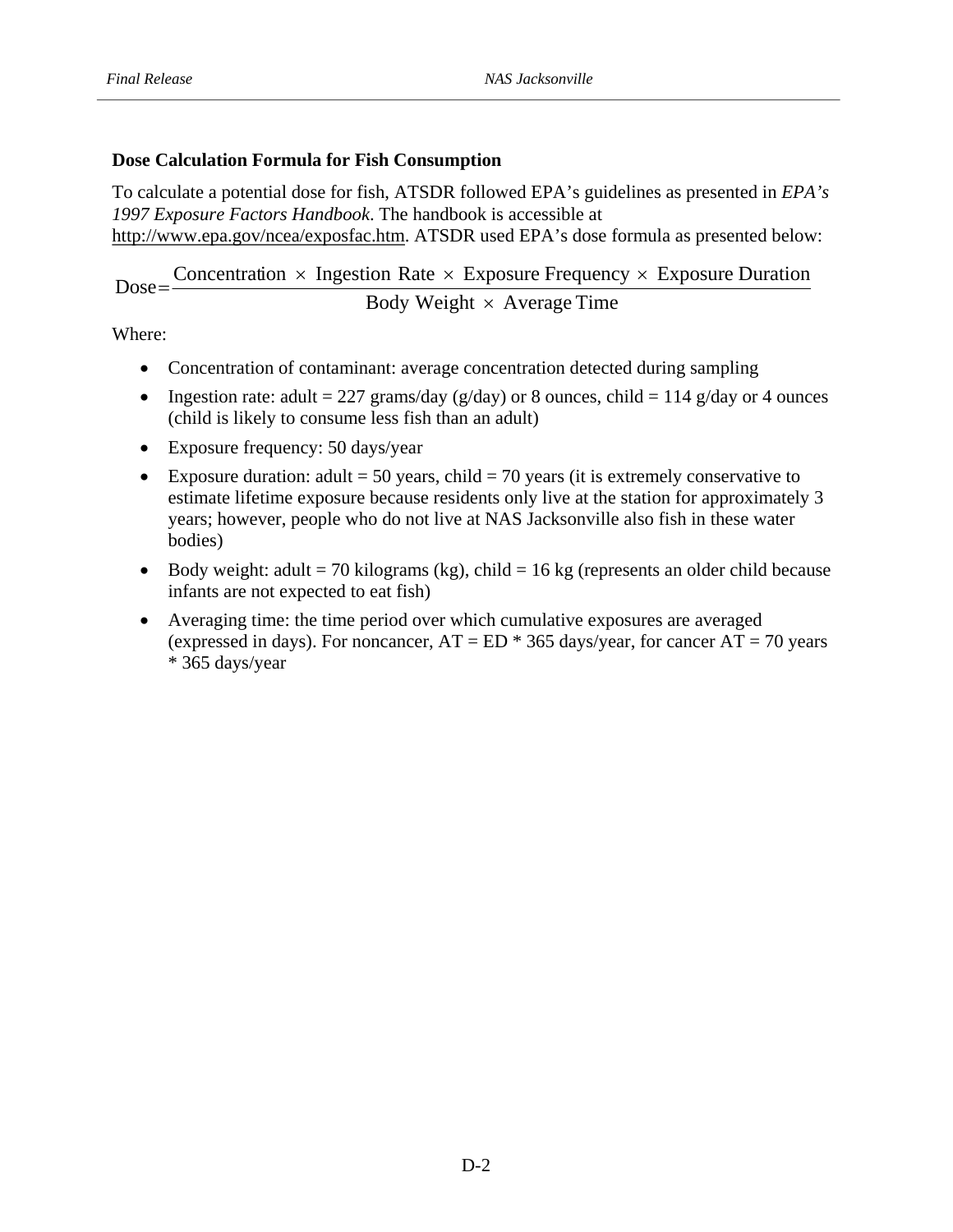### Dose Calculation Formula for Fish Consumption

To calculate a potential dose for fish, ATSDR followed EPA's guidelines as presented in *EPA's 1997 Exposure Factors Handbook*. The handbook is accessible at http://www.epa.gov/ncea/exposfac.htm. ATSDR used EPA's dose formula as presented below:

$$\text{Dose} = \frac{\text{Concentration} \times \text{Ingestion Rate} \times \text{Exposure Frequency} \times \text{Exposure Duration}}{\text{Body Weight} \times \text{Average Time}}$$

Where:

- Concentration of contaminant: average concentration detected during sampling
- Ingestion rate: adult = 227 grams/day (g/day) or 8 ounces, child = 114 g/day or 4 ounces (child is likely to consume less fish than an adult)
- Exposure frequency: 50 days/year
- Exposure duration: adult = 50 years, child = 70 years (it is extremely conservative to estimate lifetime exposure because residents only live at the station for approximately 3 years; however, people who do not live at NAS Jacksonville also fish in these water bodies)
- Body weight: adult = 70 kilograms (kg), child = 16 kg (represents an older child because infants are not expected to eat fish)
- Averaging time: the time period over which cumulative exposures are averaged (expressed in days). For noncancer, AT = ED * 365 days/year, for cancer AT = 70 years * 365 days/year